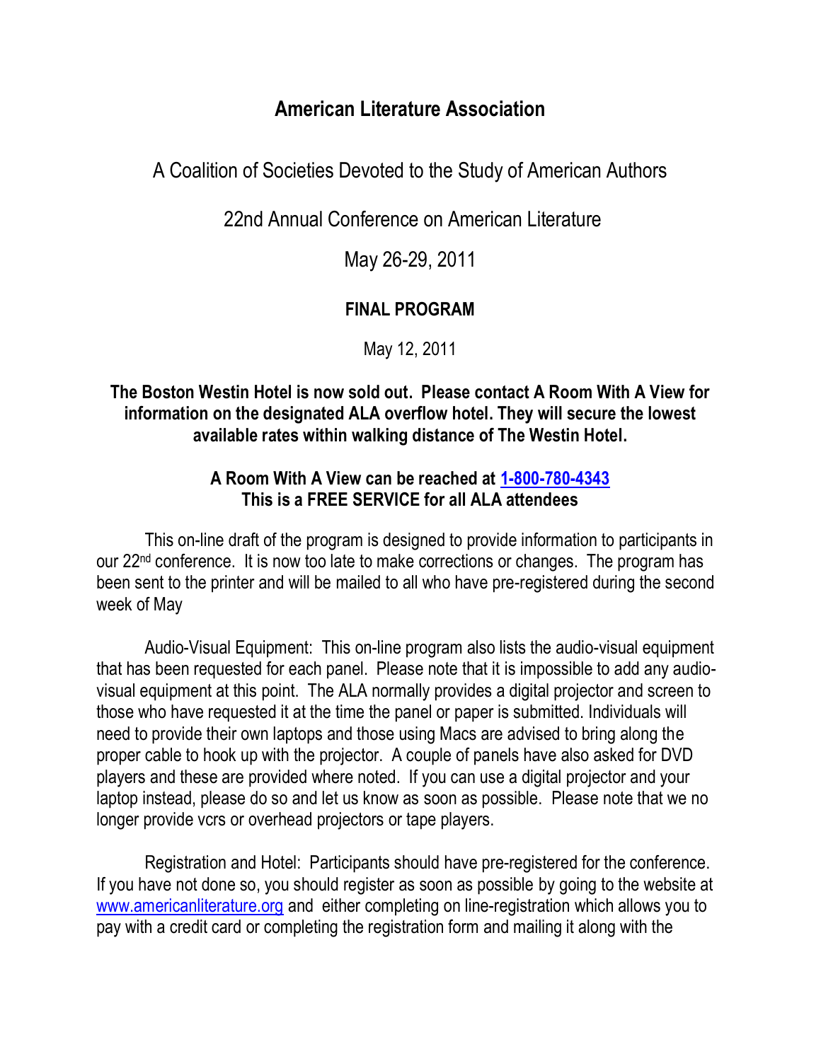# American Literature Association

## A Coalition of Societies Devoted to the Study of American Authors

## 22nd Annual Conference on American Literature

## May 26-29, 2011

### FINAL PROGRAM

May 12, 2011

**The Boston Westin Hotel is now sold out. Please contact A Room With A View for information on the designated ALA overflow hotel. They will secure the lowest available rates within walking distance of The Westin Hotel.**

**A Room With A View can be reached at [1-800-780-4343](1-800-780-4343)**
**This is a FREE SERVICE for all ALA attendees**

This on-line draft of the program is designed to provide information to participants in our 22nd conference. It is now too late to make corrections or changes. The program has been sent to the printer and will be mailed to all who have pre-registered during the second week of May

Audio-Visual Equipment: This on-line program also lists the audio-visual equipment that has been requested for each panel. Please note that it is impossible to add any audio-visual equipment at this point. The ALA normally provides a digital projector and screen to those who have requested it at the time the panel or paper is submitted. Individuals will need to provide their own laptops and those using Macs are advised to bring along the proper cable to hook up with the projector. A couple of panels have also asked for DVD players and these are provided where noted. If you can use a digital projector and your laptop instead, please do so and let us know as soon as possible. Please note that we no longer provide vcrs or overhead projectors or tape players.

Registration and Hotel: Participants should have pre-registered for the conference. If you have not done so, you should register as soon as possible by going to the website at [www.americanliterature.org](www.americanliterature.org) and either completing on line-registration which allows you to pay with a credit card or completing the registration form and mailing it along with the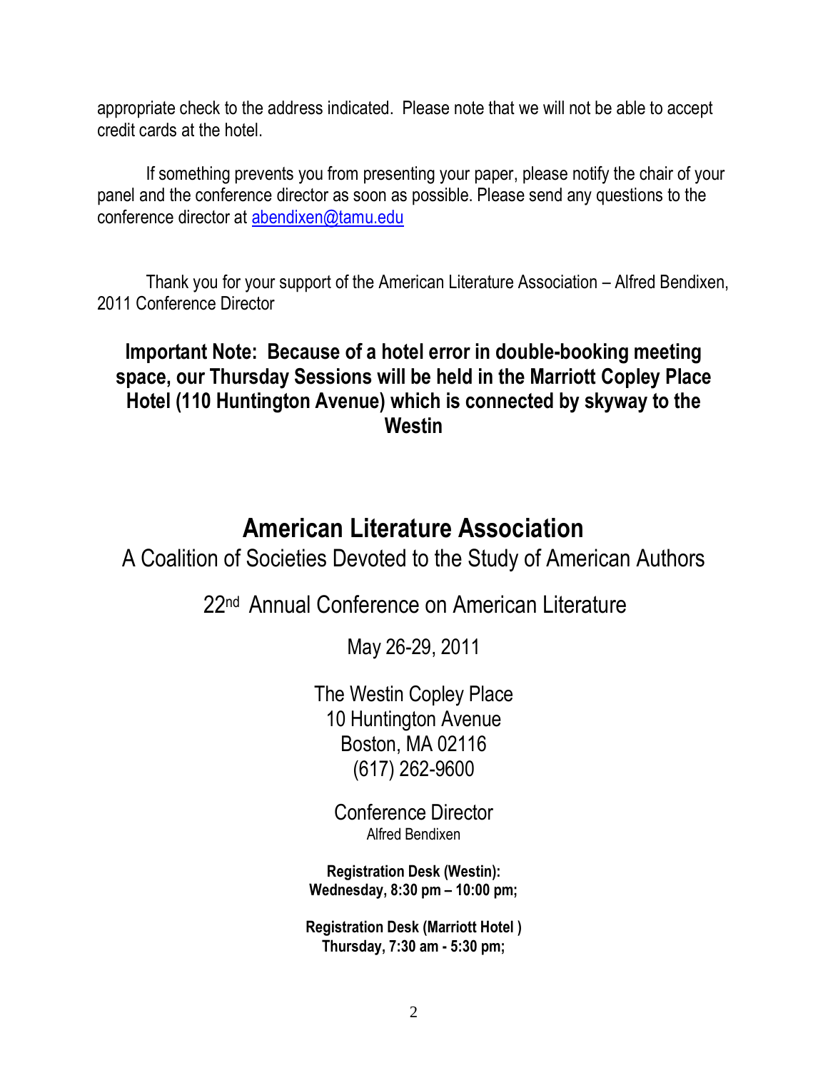appropriate check to the address indicated. Please note that we will not be able to accept credit cards at the hotel.

If something prevents you from presenting your paper, please notify the chair of your panel and the conference director as soon as possible. Please send any questions to the conference director at abendixen@tamu.edu

Thank you for your support of the American Literature Association – Alfred Bendixen, 2011 Conference Director

**Important Note: Because of a hotel error in double-booking meeting space, our Thursday Sessions will be held in the Marriott Copley Place Hotel (110 Huntington Avenue) which is connected by skyway to the Westin**

# American Literature Association

A Coalition of Societies Devoted to the Study of American Authors

22nd Annual Conference on American Literature

May 26-29, 2011

The Westin Copley Place
10 Huntington Avenue
Boston, MA 02116
(617) 262-9600

Conference Director
Alfred Bendixen

**Registration Desk (Westin):**
**Wednesday, 8:30 pm – 10:00 pm;**

**Registration Desk (Marriott Hotel )**
**Thursday, 7:30 am - 5:30 pm;**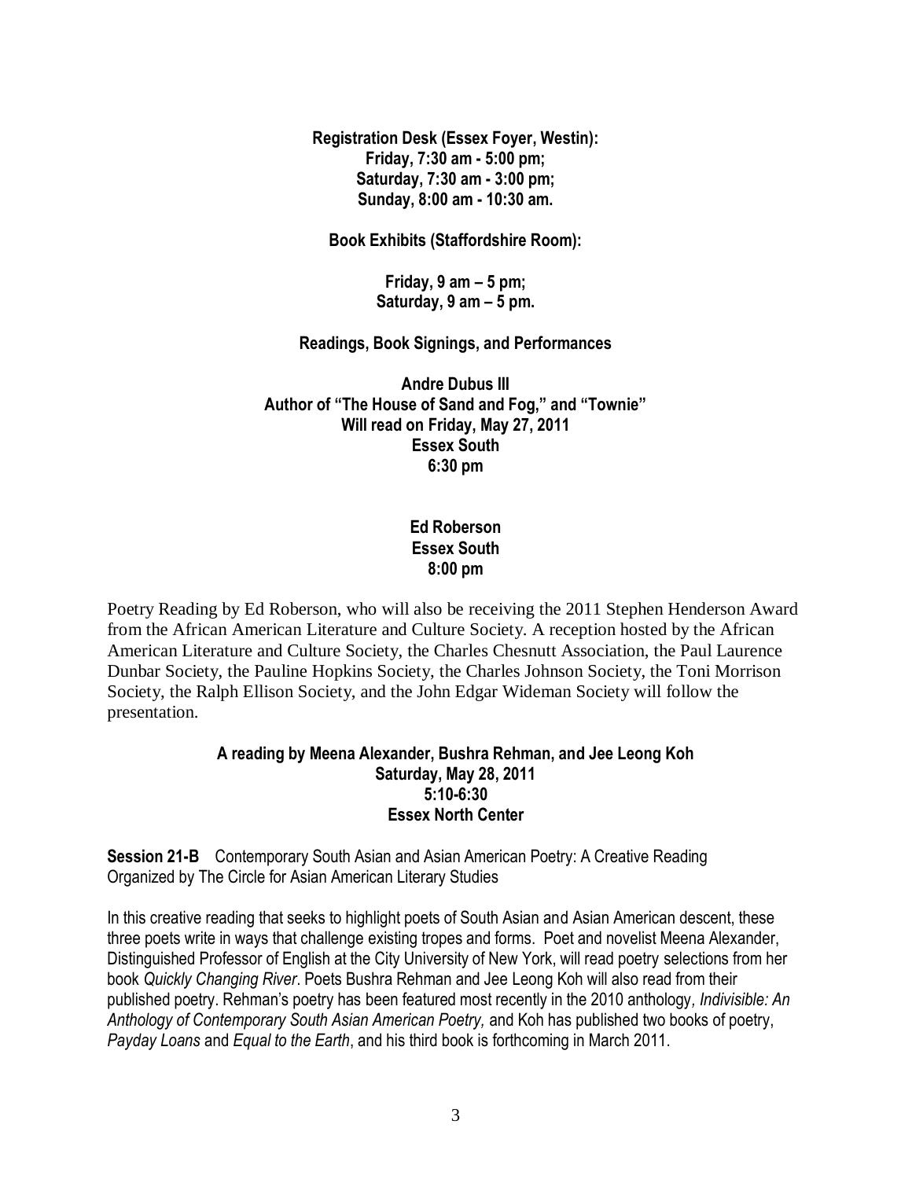**Registration Desk (Essex Foyer, Westin):**
**Friday, 7:30 am - 5:00 pm;**
**Saturday, 7:30 am - 3:00 pm;**
**Sunday, 8:00 am - 10:30 am.**

**Book Exhibits (Staffordshire Room):**

**Friday, 9 am – 5 pm;**
**Saturday, 9 am – 5 pm.**

## Readings, Book Signings, and Performances

**Andre Dubus III**
**Author of "The House of Sand and Fog," and "Townie"**
**Will read on Friday, May 27, 2011**
**Essex South**
**6:30 pm**

**Ed Roberson**
**Essex South**
**8:00 pm**

Poetry Reading by Ed Roberson, who will also be receiving the 2011 Stephen Henderson Award from the African American Literature and Culture Society. A reception hosted by the African American Literature and Culture Society, the Charles Chesnutt Association, the Paul Laurence Dunbar Society, the Pauline Hopkins Society, the Charles Johnson Society, the Toni Morrison Society, the Ralph Ellison Society, and the John Edgar Wideman Society will follow the presentation.

**A reading by Meena Alexander, Bushra Rehman, and Jee Leong Koh**
**Saturday, May 28, 2011**
**5:10-6:30**
**Essex North Center**

**Session 21-B** Contemporary South Asian and Asian American Poetry: A Creative Reading
Organized by The Circle for Asian American Literary Studies

In this creative reading that seeks to highlight poets of South Asian and Asian American descent, these three poets write in ways that challenge existing tropes and forms. Poet and novelist Meena Alexander, Distinguished Professor of English at the City University of New York, will read poetry selections from her book *Quickly Changing River*. Poets Bushra Rehman and Jee Leong Koh will also read from their published poetry. Rehman's poetry has been featured most recently in the 2010 anthology*, Indivisible: An Anthology of Contemporary South Asian American Poetry,* and Koh has published two books of poetry, *Payday Loans* and *Equal to the Earth*, and his third book is forthcoming in March 2011.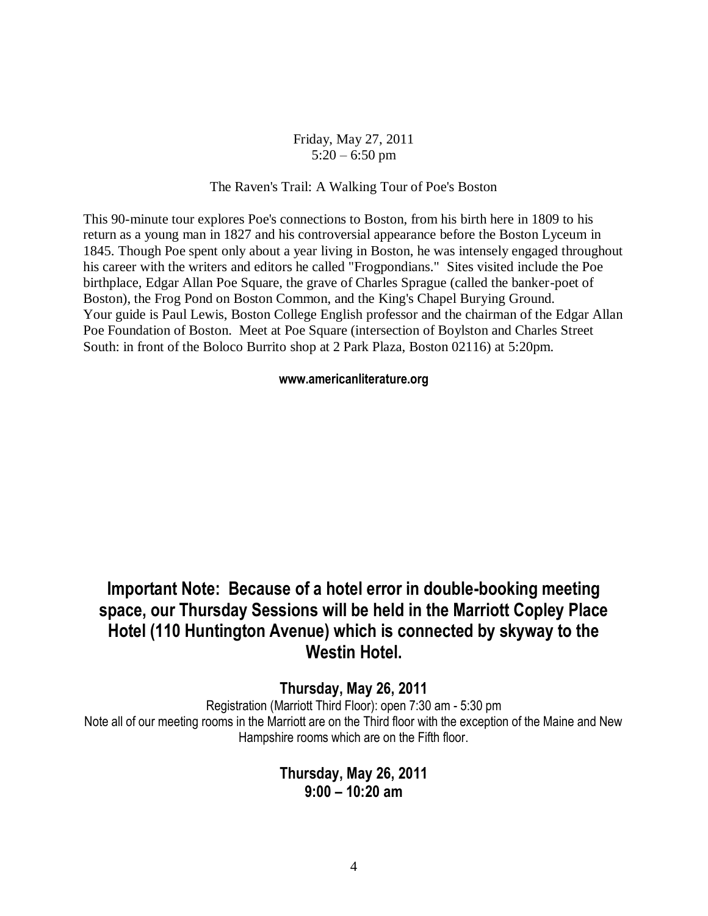Friday, May 27, 2011
5:20 – 6:50 pm

The Raven's Trail: A Walking Tour of Poe's Boston

This 90-minute tour explores Poe's connections to Boston, from his birth here in 1809 to his return as a young man in 1827 and his controversial appearance before the Boston Lyceum in 1845. Though Poe spent only about a year living in Boston, he was intensely engaged throughout his career with the writers and editors he called "Frogpondians." Sites visited include the Poe birthplace, Edgar Allan Poe Square, the grave of Charles Sprague (called the banker-poet of Boston), the Frog Pond on Boston Common, and the King's Chapel Burying Ground. Your guide is Paul Lewis, Boston College English professor and the chairman of the Edgar Allan Poe Foundation of Boston. Meet at Poe Square (intersection of Boylston and Charles Street South: in front of the Boloco Burrito shop at 2 Park Plaza, Boston 02116) at 5:20pm.

**www.americanliterature.org**

## Important Note: Because of a hotel error in double-booking meeting space, our Thursday Sessions will be held in the Marriott Copley Place Hotel (110 Huntington Avenue) which is connected by skyway to the Westin Hotel.

### Thursday, May 26, 2011

Registration (Marriott Third Floor): open 7:30 am - 5:30 pm

Note all of our meeting rooms in the Marriott are on the Third floor with the exception of the Maine and New Hampshire rooms which are on the Fifth floor.

### Thursday, May 26, 2011
### 9:00 – 10:20 am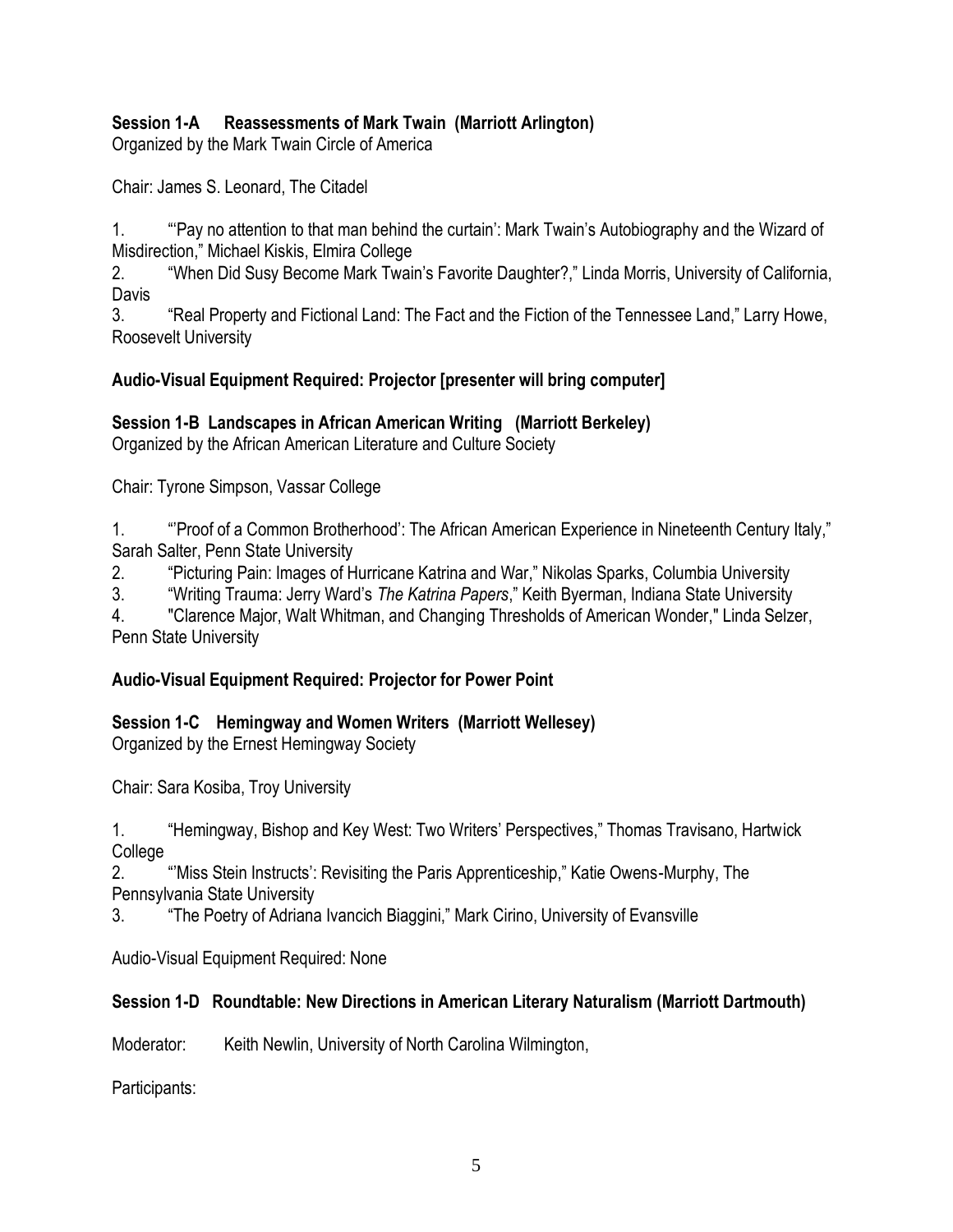**Session 1-A Reassessments of Mark Twain (Marriott Arlington)**
Organized by the Mark Twain Circle of America

Chair: James S. Leonard, The Citadel

1. "'Pay no attention to that man behind the curtain': Mark Twain's Autobiography and the Wizard of Misdirection," Michael Kiskis, Elmira College
2. "When Did Susy Become Mark Twain's Favorite Daughter?," Linda Morris, University of California, Davis
3. "Real Property and Fictional Land: The Fact and the Fiction of the Tennessee Land," Larry Howe, Roosevelt University

**Audio-Visual Equipment Required: Projector [presenter will bring computer]**

**Session 1-B Landscapes in African American Writing (Marriott Berkeley)**
Organized by the African American Literature and Culture Society

Chair: Tyrone Simpson, Vassar College

1. "'Proof of a Common Brotherhood': The African American Experience in Nineteenth Century Italy," Sarah Salter, Penn State University
2. "Picturing Pain: Images of Hurricane Katrina and War," Nikolas Sparks, Columbia University
3. "Writing Trauma: Jerry Ward's *The Katrina Papers*," Keith Byerman, Indiana State University
4. "Clarence Major, Walt Whitman, and Changing Thresholds of American Wonder," Linda Selzer, Penn State University

**Audio-Visual Equipment Required: Projector for Power Point**

**Session 1-C Hemingway and Women Writers (Marriott Wellesey)**
Organized by the Ernest Hemingway Society

Chair: Sara Kosiba, Troy University

1. "Hemingway, Bishop and Key West: Two Writers' Perspectives," Thomas Travisano, Hartwick College
2. "'Miss Stein Instructs': Revisiting the Paris Apprenticeship," Katie Owens-Murphy, The Pennsylvania State University
3. "The Poetry of Adriana Ivancich Biaggini," Mark Cirino, University of Evansville

Audio-Visual Equipment Required: None

**Session 1-D Roundtable: New Directions in American Literary Naturalism (Marriott Dartmouth)**

Moderator: Keith Newlin, University of North Carolina Wilmington,

Participants: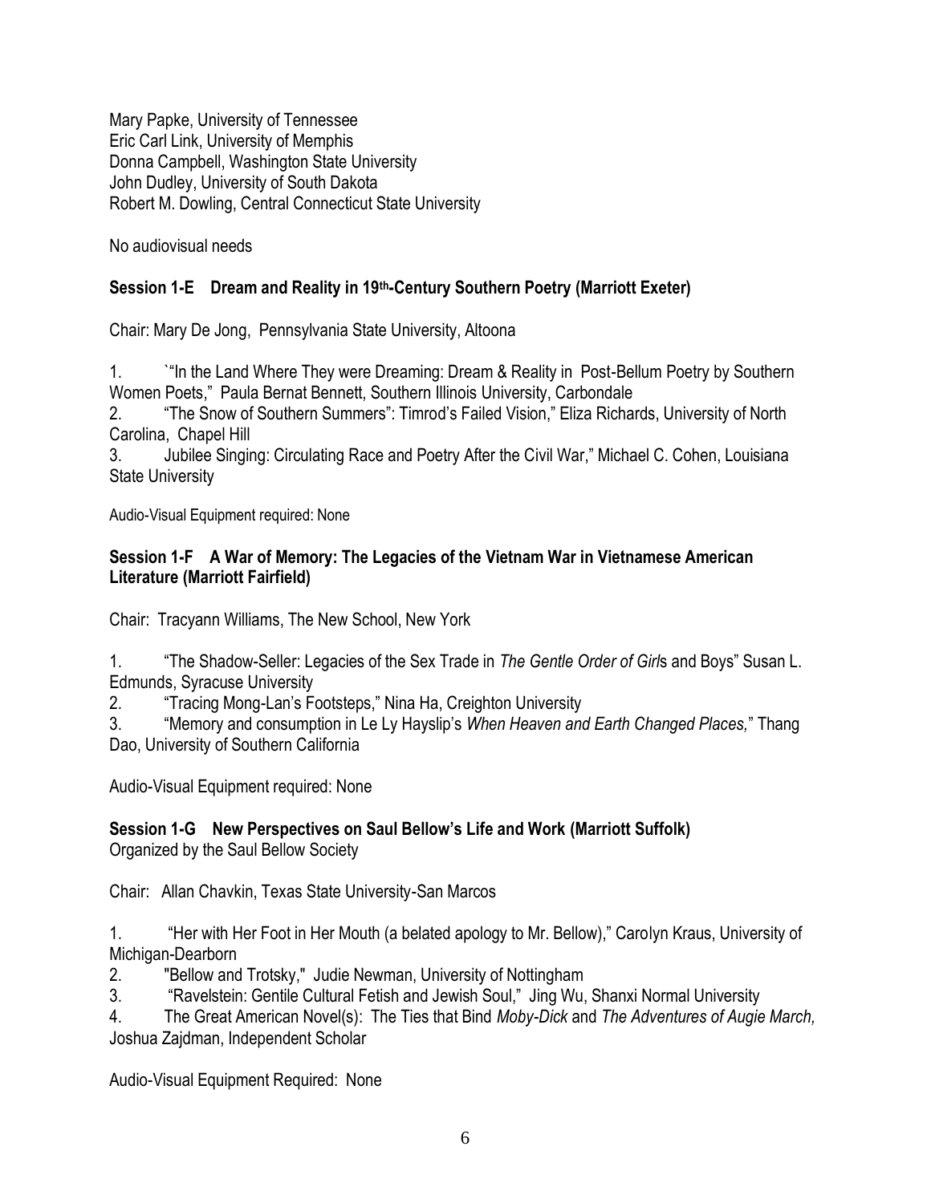Mary Papke, University of Tennessee
Eric Carl Link, University of Memphis
Donna Campbell, Washington State University
John Dudley, University of South Dakota
Robert M. Dowling, Central Connecticut State University

No audiovisual needs

**Session 1-E Dream and Reality in 19th-Century Southern Poetry (Marriott Exeter)**

Chair: Mary De Jong, Pennsylvania State University, Altoona

1. `"In the Land Where They were Dreaming: Dream & Reality in Post-Bellum Poetry by Southern Women Poets," Paula Bernat Bennett, Southern Illinois University, Carbondale
2. "The Snow of Southern Summers": Timrod's Failed Vision," Eliza Richards, University of North Carolina, Chapel Hill
3. Jubilee Singing: Circulating Race and Poetry After the Civil War," Michael C. Cohen, Louisiana State University

Audio-Visual Equipment required: None

**Session 1-F A War of Memory: The Legacies of the Vietnam War in Vietnamese American Literature (Marriott Fairfield)**

Chair: Tracyann Williams, The New School, New York

1. "The Shadow-Seller: Legacies of the Sex Trade in *The Gentle Order of Girl*s and Boys" Susan L. Edmunds, Syracuse University
2. "Tracing Mong-Lan's Footsteps," Nina Ha, Creighton University
3. "Memory and consumption in Le Ly Hayslip's *When Heaven and Earth Changed Places,*" Thang Dao, University of Southern California

Audio-Visual Equipment required: None

**Session 1-G New Perspectives on Saul Bellow's Life and Work (Marriott Suffolk)**
Organized by the Saul Bellow Society

Chair: Allan Chavkin, Texas State University-San Marcos

1. "Her with Her Foot in Her Mouth (a belated apology to Mr. Bellow)," Carolyn Kraus, University of Michigan-Dearborn
2. "Bellow and Trotsky," Judie Newman, University of Nottingham
3. "Ravelstein: Gentile Cultural Fetish and Jewish Soul," Jing Wu, Shanxi Normal University
4. The Great American Novel(s): The Ties that Bind *Moby-Dick* and *The Adventures of Augie March,* Joshua Zajdman, Independent Scholar

Audio-Visual Equipment Required: None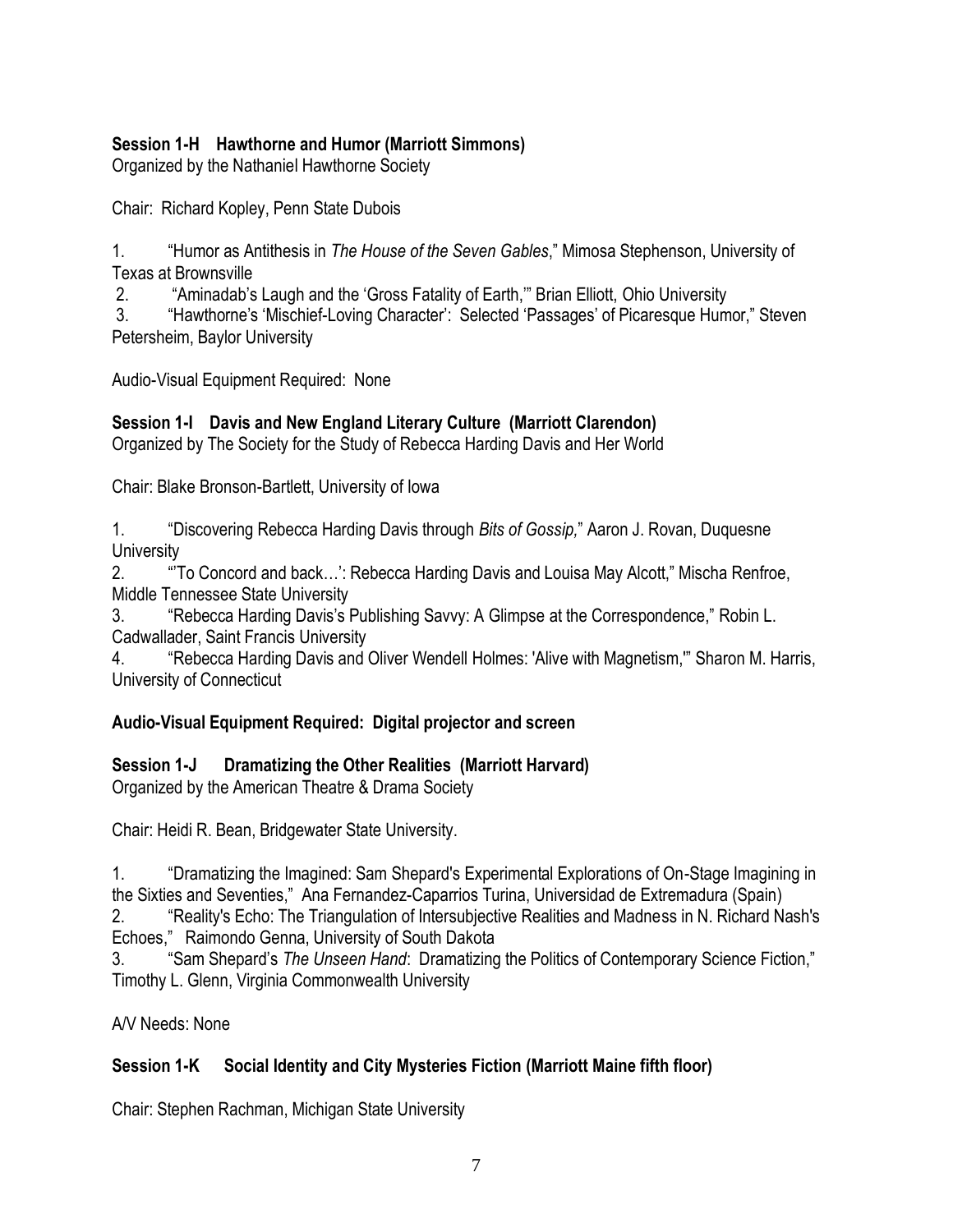**Session 1-H Hawthorne and Humor (Marriott Simmons)**
Organized by the Nathaniel Hawthorne Society

Chair: Richard Kopley, Penn State Dubois

1. "Humor as Antithesis in *The House of the Seven Gables*," Mimosa Stephenson, University of Texas at Brownsville
2. "Aminadab's Laugh and the 'Gross Fatality of Earth,'" Brian Elliott, Ohio University
3. "Hawthorne's 'Mischief-Loving Character': Selected 'Passages' of Picaresque Humor," Steven Petersheim, Baylor University

Audio-Visual Equipment Required: None

**Session 1-I Davis and New England Literary Culture (Marriott Clarendon)**
Organized by The Society for the Study of Rebecca Harding Davis and Her World

Chair: Blake Bronson-Bartlett, University of Iowa

1. "Discovering Rebecca Harding Davis through *Bits of Gossip,*" Aaron J. Rovan, Duquesne University
2. "'To Concord and back…': Rebecca Harding Davis and Louisa May Alcott," Mischa Renfroe, Middle Tennessee State University
3. "Rebecca Harding Davis's Publishing Savvy: A Glimpse at the Correspondence," Robin L. Cadwallader, Saint Francis University
4. "Rebecca Harding Davis and Oliver Wendell Holmes: 'Alive with Magnetism,'" Sharon M. Harris, University of Connecticut

**Audio-Visual Equipment Required: Digital projector and screen**

**Session 1-J Dramatizing the Other Realities (Marriott Harvard)**
Organized by the American Theatre & Drama Society

Chair: Heidi R. Bean, Bridgewater State University.

1. "Dramatizing the Imagined: Sam Shepard's Experimental Explorations of On-Stage Imagining in the Sixties and Seventies," Ana Fernandez-Caparrios Turina, Universidad de Extremadura (Spain)
2. "Reality's Echo: The Triangulation of Intersubjective Realities and Madness in N. Richard Nash's Echoes," Raimondo Genna, University of South Dakota
3. "Sam Shepard's *The Unseen Hand*: Dramatizing the Politics of Contemporary Science Fiction," Timothy L. Glenn, Virginia Commonwealth University

A/V Needs: None

**Session 1-K Social Identity and City Mysteries Fiction (Marriott Maine fifth floor)**

Chair: Stephen Rachman, Michigan State University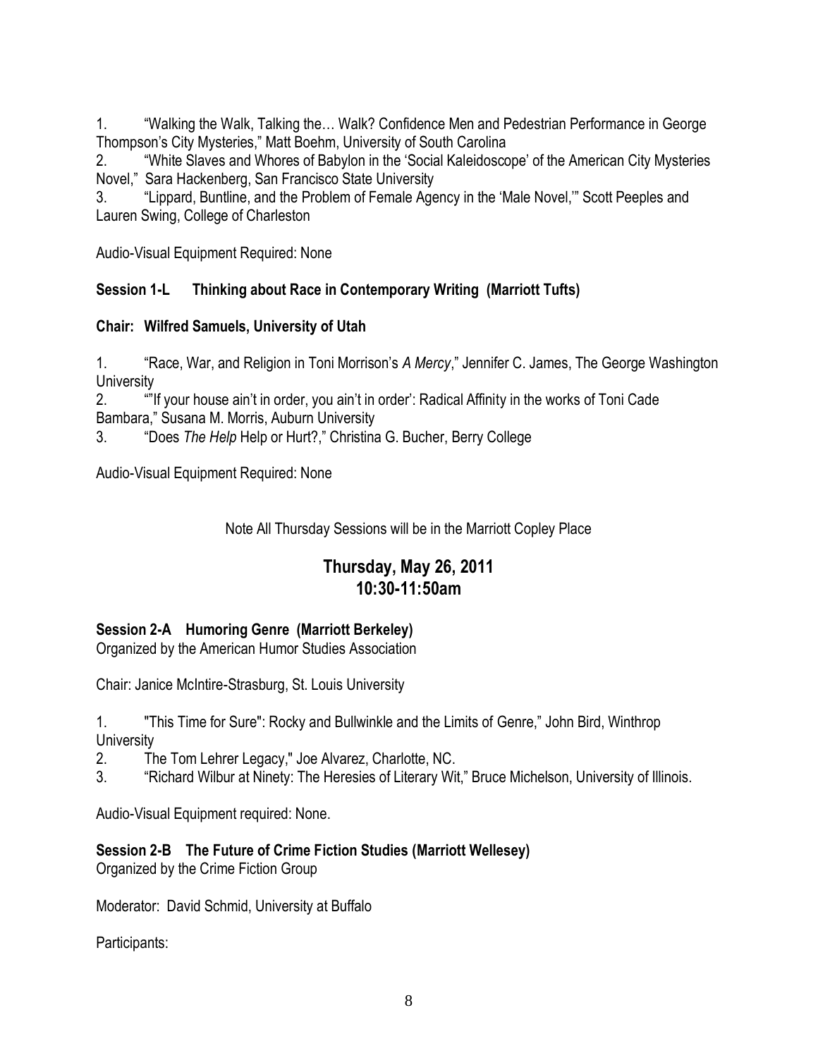1. "Walking the Walk, Talking the… Walk? Confidence Men and Pedestrian Performance in George Thompson's City Mysteries," Matt Boehm, University of South Carolina
2. "White Slaves and Whores of Babylon in the 'Social Kaleidoscope' of the American City Mysteries Novel," Sara Hackenberg, San Francisco State University
3. "Lippard, Buntline, and the Problem of Female Agency in the 'Male Novel,'" Scott Peeples and Lauren Swing, College of Charleston

Audio-Visual Equipment Required: None

**Session 1-L Thinking about Race in Contemporary Writing (Marriott Tufts)**

**Chair: Wilfred Samuels, University of Utah**

1. "Race, War, and Religion in Toni Morrison's *A Mercy*," Jennifer C. James, The George Washington University
2. ""If your house ain't in order, you ain't in order': Radical Affinity in the works of Toni Cade Bambara," Susana M. Morris, Auburn University
3. "Does *The Help* Help or Hurt?," Christina G. Bucher, Berry College

Audio-Visual Equipment Required: None

Note All Thursday Sessions will be in the Marriott Copley Place

## Thursday, May 26, 2011
## 10:30-11:50am

**Session 2-A Humoring Genre (Marriott Berkeley)**
Organized by the American Humor Studies Association

Chair: Janice McIntire-Strasburg, St. Louis University

1. "This Time for Sure": Rocky and Bullwinkle and the Limits of Genre," John Bird, Winthrop University
2. The Tom Lehrer Legacy," Joe Alvarez, Charlotte, NC.
3. "Richard Wilbur at Ninety: The Heresies of Literary Wit," Bruce Michelson, University of Illinois.

Audio-Visual Equipment required: None.

**Session 2-B The Future of Crime Fiction Studies (Marriott Wellesey)**
Organized by the Crime Fiction Group

Moderator: David Schmid, University at Buffalo

Participants: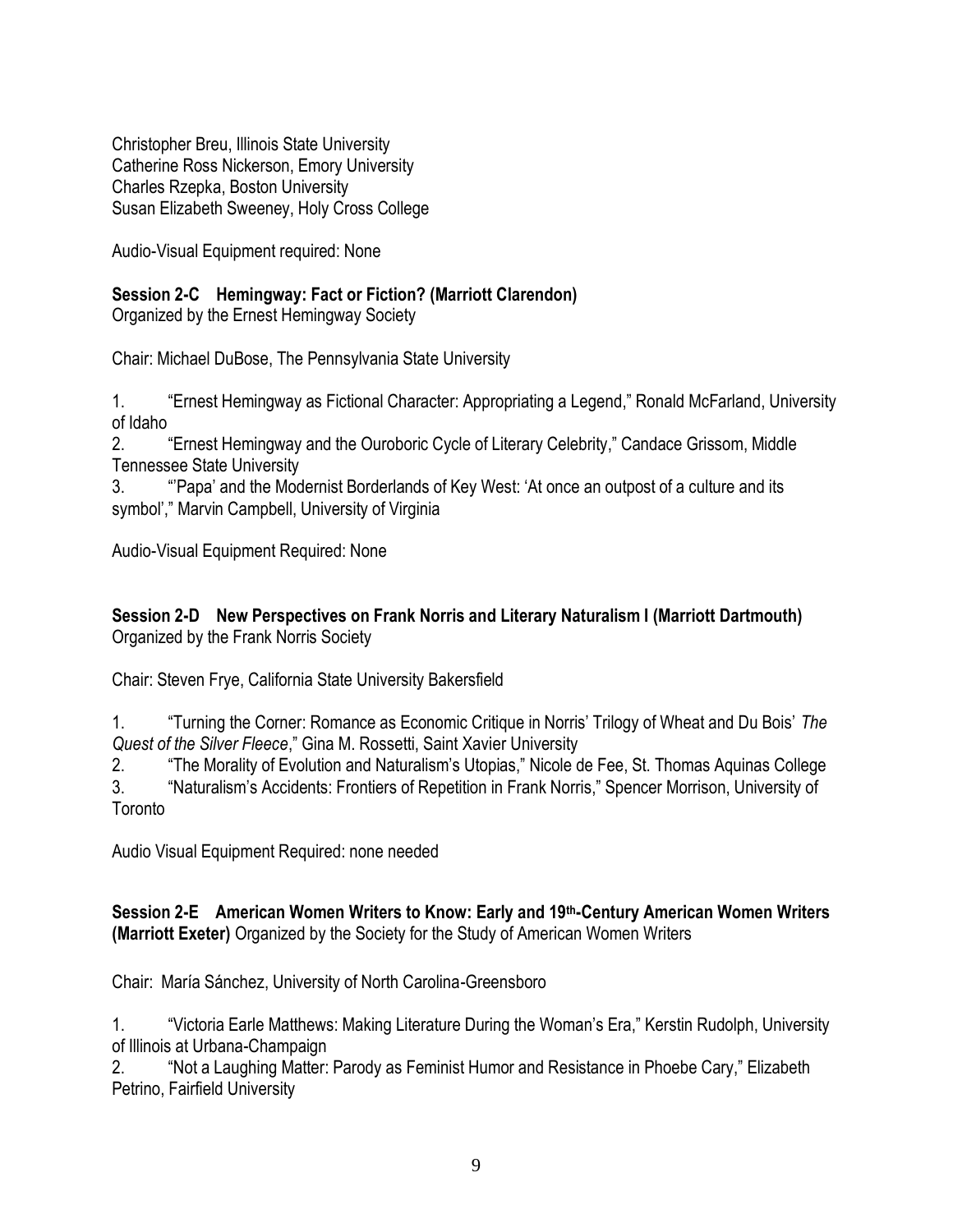Christopher Breu, Illinois State University
Catherine Ross Nickerson, Emory University
Charles Rzepka, Boston University
Susan Elizabeth Sweeney, Holy Cross College

Audio-Visual Equipment required: None

**Session 2-C Hemingway: Fact or Fiction? (Marriott Clarendon)**
Organized by the Ernest Hemingway Society

Chair: Michael DuBose, The Pennsylvania State University

1. "Ernest Hemingway as Fictional Character: Appropriating a Legend," Ronald McFarland, University of Idaho
2. "Ernest Hemingway and the Ouroboric Cycle of Literary Celebrity," Candace Grissom, Middle Tennessee State University
3. "'Papa' and the Modernist Borderlands of Key West: 'At once an outpost of a culture and its symbol'," Marvin Campbell, University of Virginia

Audio-Visual Equipment Required: None

**Session 2-D New Perspectives on Frank Norris and Literary Naturalism I (Marriott Dartmouth)**
Organized by the Frank Norris Society

Chair: Steven Frye, California State University Bakersfield

1. "Turning the Corner: Romance as Economic Critique in Norris' Trilogy of Wheat and Du Bois' *The Quest of the Silver Fleece*," Gina M. Rossetti, Saint Xavier University
2. "The Morality of Evolution and Naturalism's Utopias," Nicole de Fee, St. Thomas Aquinas College
3. "Naturalism's Accidents: Frontiers of Repetition in Frank Norris," Spencer Morrison, University of Toronto

Audio Visual Equipment Required: none needed

**Session 2-E American Women Writers to Know: Early and 19th-Century American Women Writers (Marriott Exeter)** Organized by the Society for the Study of American Women Writers

Chair: María Sánchez, University of North Carolina-Greensboro

1. "Victoria Earle Matthews: Making Literature During the Woman's Era," Kerstin Rudolph, University of Illinois at Urbana-Champaign
2. "Not a Laughing Matter: Parody as Feminist Humor and Resistance in Phoebe Cary," Elizabeth Petrino, Fairfield University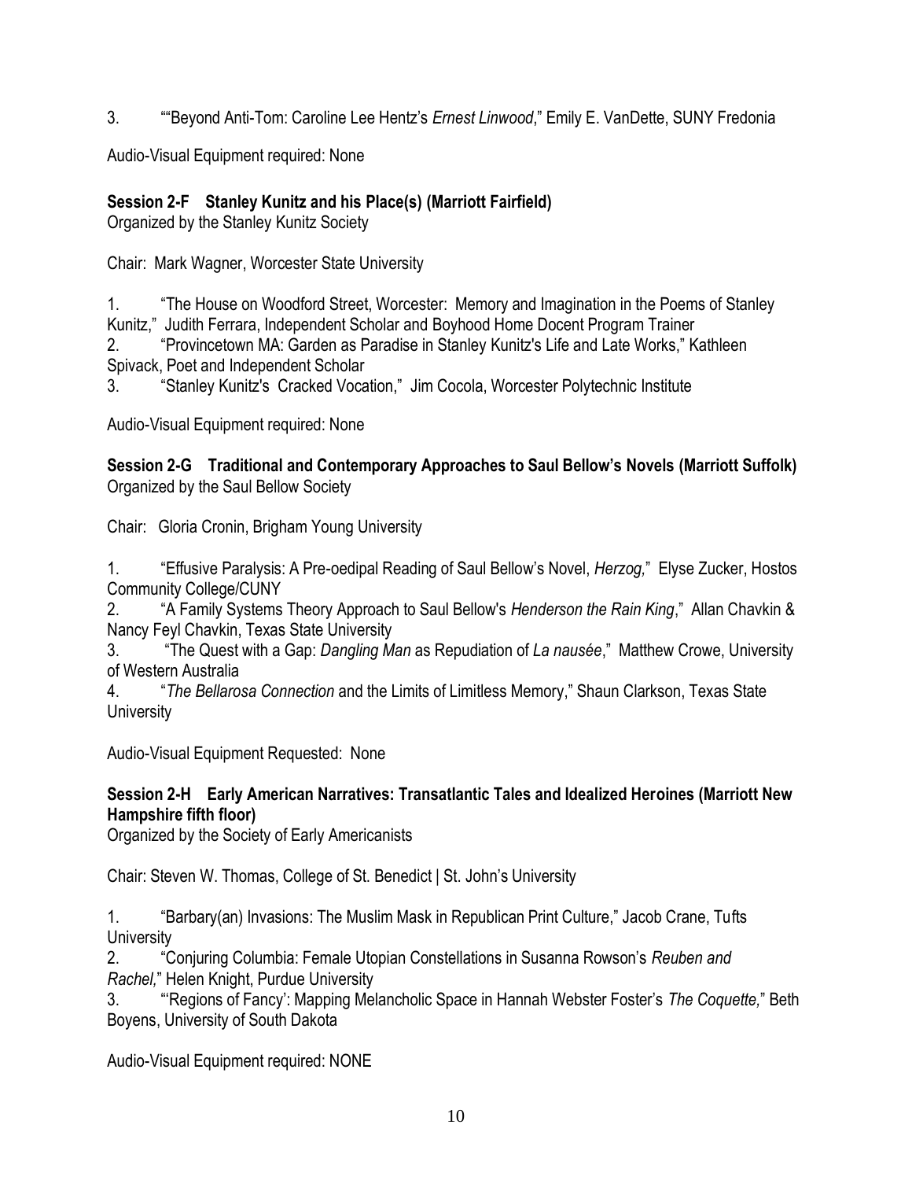3. ""Beyond Anti-Tom: Caroline Lee Hentz's *Ernest Linwood*," Emily E. VanDette, SUNY Fredonia

Audio-Visual Equipment required: None

**Session 2-F Stanley Kunitz and his Place(s) (Marriott Fairfield)**
Organized by the Stanley Kunitz Society

Chair: Mark Wagner, Worcester State University

1. "The House on Woodford Street, Worcester: Memory and Imagination in the Poems of Stanley Kunitz," Judith Ferrara, Independent Scholar and Boyhood Home Docent Program Trainer
2. "Provincetown MA: Garden as Paradise in Stanley Kunitz's Life and Late Works," Kathleen Spivack, Poet and Independent Scholar
3. "Stanley Kunitz's Cracked Vocation," Jim Cocola, Worcester Polytechnic Institute

Audio-Visual Equipment required: None

**Session 2-G Traditional and Contemporary Approaches to Saul Bellow's Novels (Marriott Suffolk)**
Organized by the Saul Bellow Society

Chair: Gloria Cronin, Brigham Young University

1. "Effusive Paralysis: A Pre-oedipal Reading of Saul Bellow's Novel, *Herzog,*" Elyse Zucker, Hostos Community College/CUNY
2. "A Family Systems Theory Approach to Saul Bellow's *Henderson the Rain King*," Allan Chavkin & Nancy Feyl Chavkin, Texas State University
3. "The Quest with a Gap: *Dangling Man* as Repudiation of *La nausée*," Matthew Crowe, University of Western Australia
4. "*The Bellarosa Connection* and the Limits of Limitless Memory," Shaun Clarkson, Texas State University

Audio-Visual Equipment Requested: None

**Session 2-H Early American Narratives: Transatlantic Tales and Idealized Heroines (Marriott New Hampshire fifth floor)**
Organized by the Society of Early Americanists

Chair: Steven W. Thomas, College of St. Benedict | St. John's University

1. "Barbary(an) Invasions: The Muslim Mask in Republican Print Culture," Jacob Crane, Tufts University
2. "Conjuring Columbia: Female Utopian Constellations in Susanna Rowson's *Reuben and Rachel,*" Helen Knight, Purdue University
3. "'Regions of Fancy': Mapping Melancholic Space in Hannah Webster Foster's *The Coquette,*" Beth Boyens, University of South Dakota

Audio-Visual Equipment required: NONE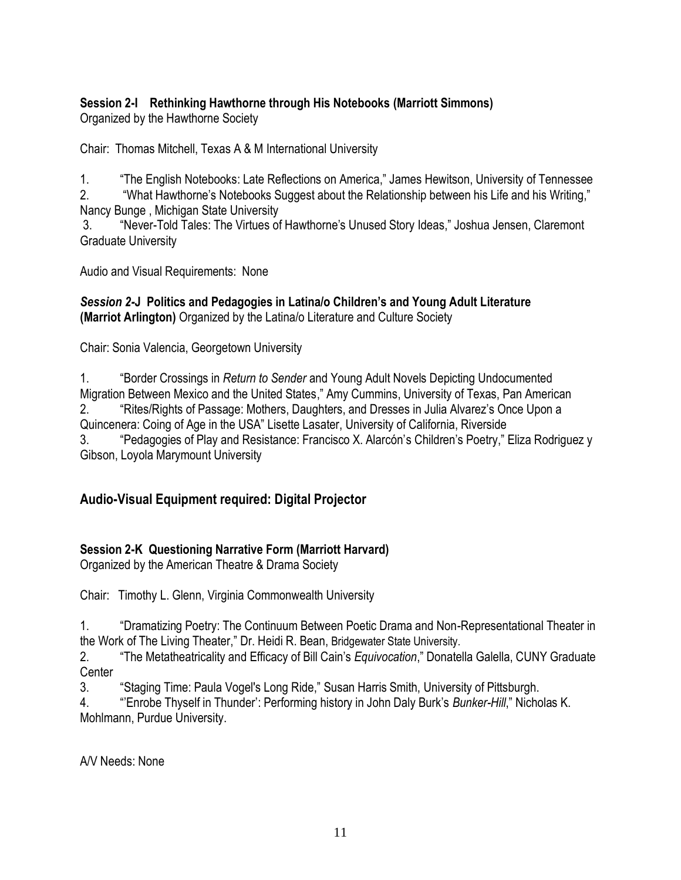**Session 2-I Rethinking Hawthorne through His Notebooks (Marriott Simmons)**
Organized by the Hawthorne Society

Chair: Thomas Mitchell, Texas A & M International University

1. "The English Notebooks: Late Reflections on America," James Hewitson, University of Tennessee
2. "What Hawthorne's Notebooks Suggest about the Relationship between his Life and his Writing," Nancy Bunge , Michigan State University
3. "Never-Told Tales: The Virtues of Hawthorne's Unused Story Ideas," Joshua Jensen, Claremont Graduate University

Audio and Visual Requirements: None

***Session 2*-J Politics and Pedagogies in Latina/o Children's and Young Adult Literature (Marriot Arlington)** Organized by the Latina/o Literature and Culture Society

Chair: Sonia Valencia, Georgetown University

1. "Border Crossings in *Return to Sender* and Young Adult Novels Depicting Undocumented Migration Between Mexico and the United States," Amy Cummins, University of Texas, Pan American
2. "Rites/Rights of Passage: Mothers, Daughters, and Dresses in Julia Alvarez's Once Upon a Quincenera: Coing of Age in the USA" Lisette Lasater, University of California, Riverside
3. "Pedagogies of Play and Resistance: Francisco X. Alarcón's Children's Poetry," Eliza Rodriguez y Gibson, Loyola Marymount University

## Audio-Visual Equipment required: Digital Projector

**Session 2-K Questioning Narrative Form (Marriott Harvard)**
Organized by the American Theatre & Drama Society

Chair: Timothy L. Glenn, Virginia Commonwealth University

1. "Dramatizing Poetry: The Continuum Between Poetic Drama and Non-Representational Theater in the Work of The Living Theater," Dr. Heidi R. Bean, Bridgewater State University.
2. "The Metatheatricality and Efficacy of Bill Cain's *Equivocation*," Donatella Galella, CUNY Graduate Center
3. "Staging Time: Paula Vogel's Long Ride," Susan Harris Smith, University of Pittsburgh.
4. "'Enrobe Thyself in Thunder': Performing history in John Daly Burk's *Bunker-Hill*," Nicholas K. Mohlmann, Purdue University.

A/V Needs: None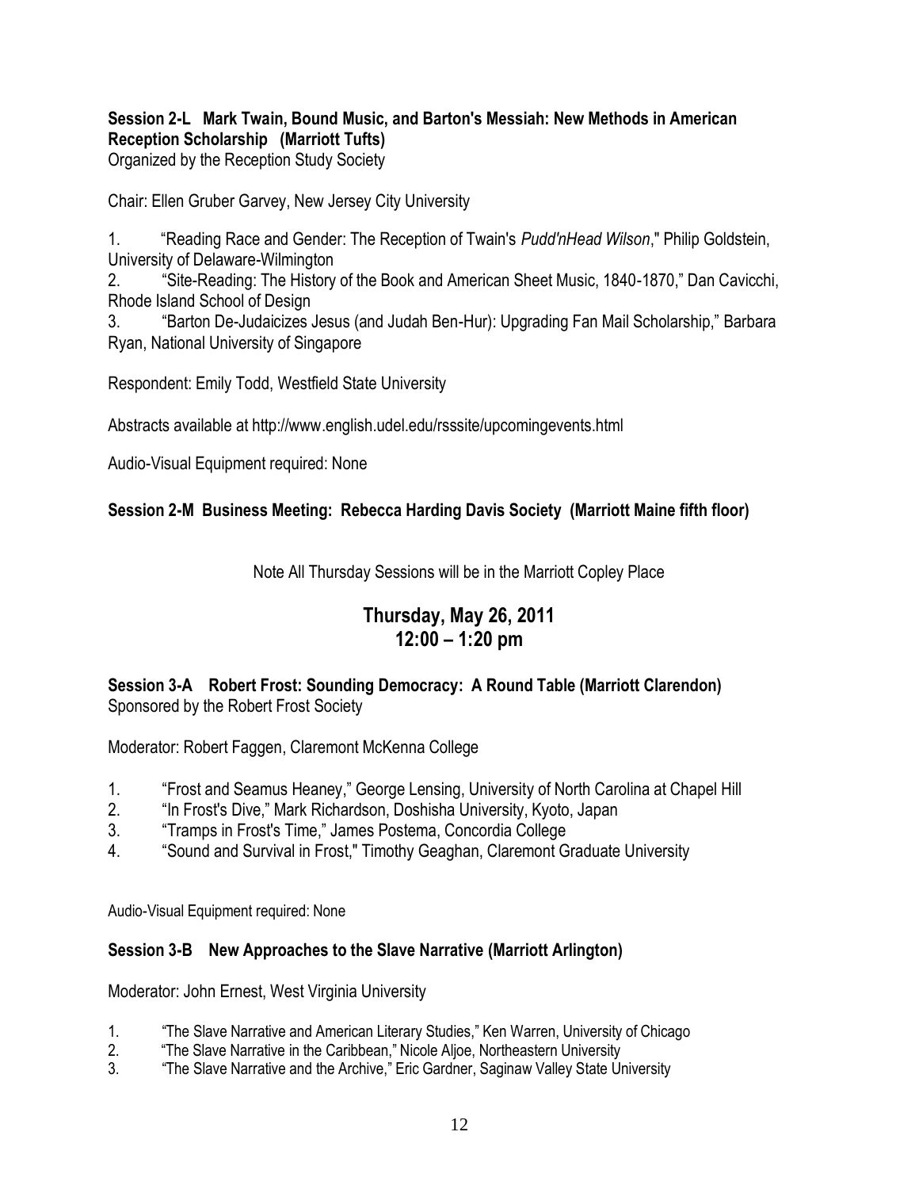### Session 2-L Mark Twain, Bound Music, and Barton's Messiah: New Methods in American Reception Scholarship (Marriott Tufts)

Organized by the Reception Study Society

Chair: Ellen Gruber Garvey, New Jersey City University

1. "Reading Race and Gender: The Reception of Twain's *Pudd'nHead Wilson*," Philip Goldstein, University of Delaware-Wilmington
2. "Site-Reading: The History of the Book and American Sheet Music, 1840-1870," Dan Cavicchi, Rhode Island School of Design
3. "Barton De-Judaicizes Jesus (and Judah Ben-Hur): Upgrading Fan Mail Scholarship," Barbara Ryan, National University of Singapore

Respondent: Emily Todd, Westfield State University

Abstracts available at http://www.english.udel.edu/rsssite/upcomingevents.html

Audio-Visual Equipment required: None

### Session 2-M Business Meeting: Rebecca Harding Davis Society (Marriott Maine fifth floor)

Note All Thursday Sessions will be in the Marriott Copley Place

## Thursday, May 26, 2011
## 12:00 – 1:20 pm

### Session 3-A Robert Frost: Sounding Democracy: A Round Table (Marriott Clarendon)

Sponsored by the Robert Frost Society

Moderator: Robert Faggen, Claremont McKenna College

1. "Frost and Seamus Heaney," George Lensing, University of North Carolina at Chapel Hill
2. "In Frost's Dive," Mark Richardson, Doshisha University, Kyoto, Japan
3. "Tramps in Frost's Time," James Postema, Concordia College
4. "Sound and Survival in Frost," Timothy Geaghan, Claremont Graduate University

Audio-Visual Equipment required: None

### Session 3-B New Approaches to the Slave Narrative (Marriott Arlington)

Moderator: John Ernest, West Virginia University

1. "The Slave Narrative and American Literary Studies," Ken Warren, University of Chicago
2. "The Slave Narrative in the Caribbean," Nicole Aljoe, Northeastern University
3. "The Slave Narrative and the Archive," Eric Gardner, Saginaw Valley State University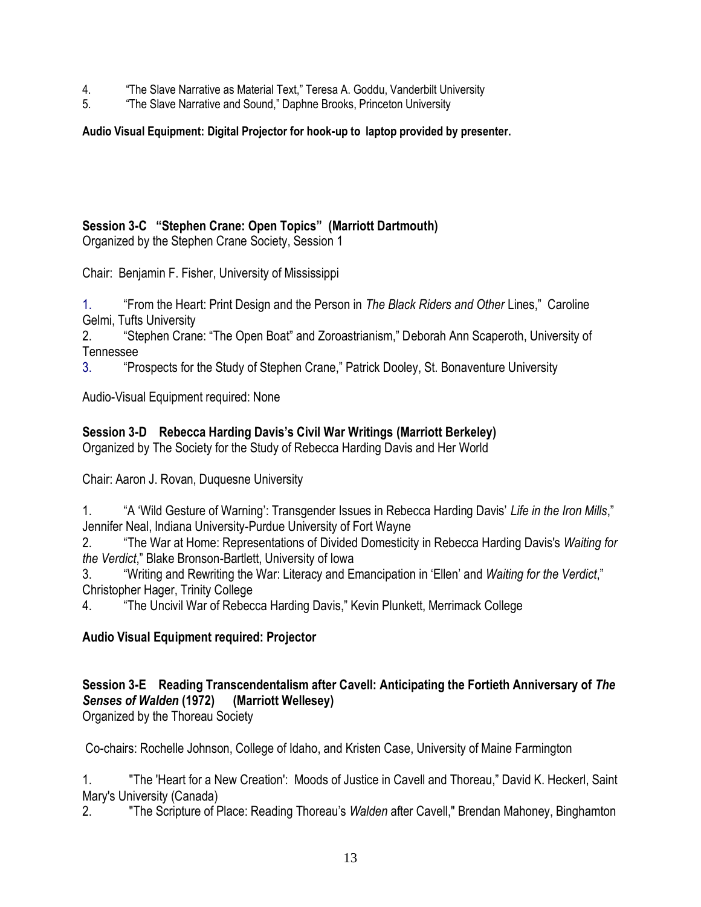4. "The Slave Narrative as Material Text," Teresa A. Goddu, Vanderbilt University
5. "The Slave Narrative and Sound," Daphne Brooks, Princeton University

**Audio Visual Equipment: Digital Projector for hook-up to laptop provided by presenter.**

**Session 3-C "Stephen Crane: Open Topics" (Marriott Dartmouth)**
Organized by the Stephen Crane Society, Session 1

Chair: Benjamin F. Fisher, University of Mississippi

1. "From the Heart: Print Design and the Person in *The Black Riders and Other* Lines," Caroline Gelmi, Tufts University
2. "Stephen Crane: "The Open Boat" and Zoroastrianism," Deborah Ann Scaperoth, University of Tennessee
3. "Prospects for the Study of Stephen Crane," Patrick Dooley, St. Bonaventure University

Audio-Visual Equipment required: None

**Session 3-D Rebecca Harding Davis's Civil War Writings (Marriott Berkeley)**
Organized by The Society for the Study of Rebecca Harding Davis and Her World

Chair: Aaron J. Rovan, Duquesne University

1. "A 'Wild Gesture of Warning': Transgender Issues in Rebecca Harding Davis' *Life in the Iron Mills*," Jennifer Neal, Indiana University-Purdue University of Fort Wayne
2. "The War at Home: Representations of Divided Domesticity in Rebecca Harding Davis's *Waiting for the Verdict*," Blake Bronson-Bartlett, University of Iowa
3. "Writing and Rewriting the War: Literacy and Emancipation in 'Ellen' and *Waiting for the Verdict*," Christopher Hager, Trinity College
4. "The Uncivil War of Rebecca Harding Davis," Kevin Plunkett, Merrimack College

**Audio Visual Equipment required: Projector**

**Session 3-E Reading Transcendentalism after Cavell: Anticipating the Fortieth Anniversary of *The Senses of Walden* (1972) (Marriott Wellesey)**
Organized by the Thoreau Society

Co-chairs: Rochelle Johnson, College of Idaho, and Kristen Case, University of Maine Farmington

1. "The 'Heart for a New Creation': Moods of Justice in Cavell and Thoreau," David K. Heckerl, Saint Mary's University (Canada)
2. "The Scripture of Place: Reading Thoreau's *Walden* after Cavell," Brendan Mahoney, Binghamton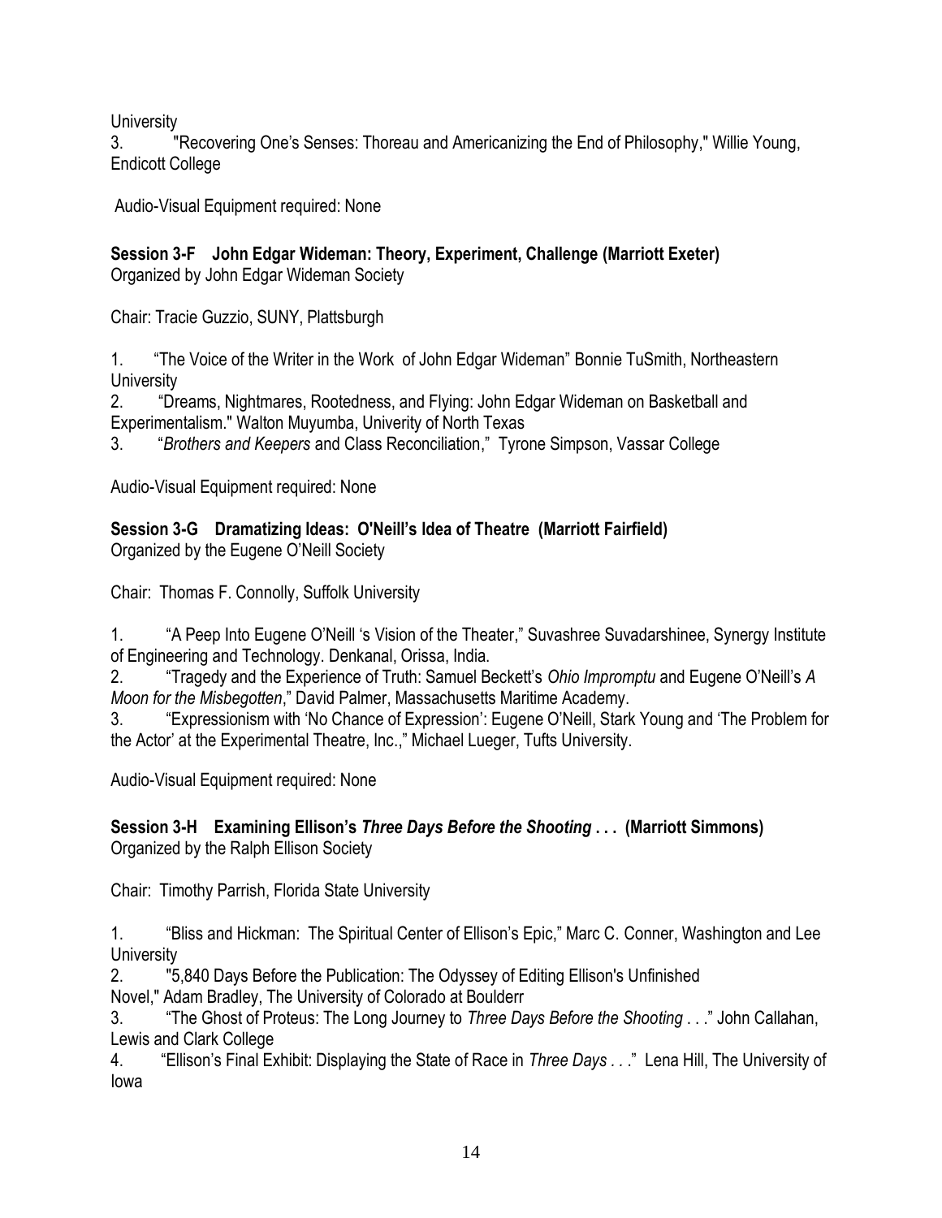University

3. "Recovering One's Senses: Thoreau and Americanizing the End of Philosophy," Willie Young, Endicott College

Audio-Visual Equipment required: None

**Session 3-F John Edgar Wideman: Theory, Experiment, Challenge (Marriott Exeter)**
Organized by John Edgar Wideman Society

Chair: Tracie Guzzio, SUNY, Plattsburgh

1. "The Voice of the Writer in the Work of John Edgar Wideman" Bonnie TuSmith, Northeastern University
2. "Dreams, Nightmares, Rootedness, and Flying: John Edgar Wideman on Basketball and Experimentalism." Walton Muyumba, Univerity of North Texas
3. "*Brothers and Keepers* and Class Reconciliation," Tyrone Simpson, Vassar College

Audio-Visual Equipment required: None

**Session 3-G Dramatizing Ideas: O'Neill's Idea of Theatre (Marriott Fairfield)**
Organized by the Eugene O'Neill Society

Chair: Thomas F. Connolly, Suffolk University

1. "A Peep Into Eugene O'Neill 's Vision of the Theater," Suvashree Suvadarshinee, Synergy Institute of Engineering and Technology. Denkanal, Orissa, India.
2. "Tragedy and the Experience of Truth: Samuel Beckett's *Ohio Impromptu* and Eugene O'Neill's *A Moon for the Misbegotten*," David Palmer, Massachusetts Maritime Academy.
3. "Expressionism with 'No Chance of Expression': Eugene O'Neill, Stark Young and 'The Problem for the Actor' at the Experimental Theatre, Inc.," Michael Lueger, Tufts University.

Audio-Visual Equipment required: None

**Session 3-H Examining Ellison's *Three Days Before the Shooting* . . . (Marriott Simmons)**
Organized by the Ralph Ellison Society

Chair: Timothy Parrish, Florida State University

1. "Bliss and Hickman: The Spiritual Center of Ellison's Epic," Marc C. Conner, Washington and Lee University
2. "5,840 Days Before the Publication: The Odyssey of Editing Ellison's Unfinished Novel," Adam Bradley, The University of Colorado at Boulderr
3. "The Ghost of Proteus: The Long Journey to *Three Days Before the Shooting* . . ." John Callahan, Lewis and Clark College
4. "Ellison's Final Exhibit: Displaying the State of Race in *Three Days . . .*" Lena Hill, The University of Iowa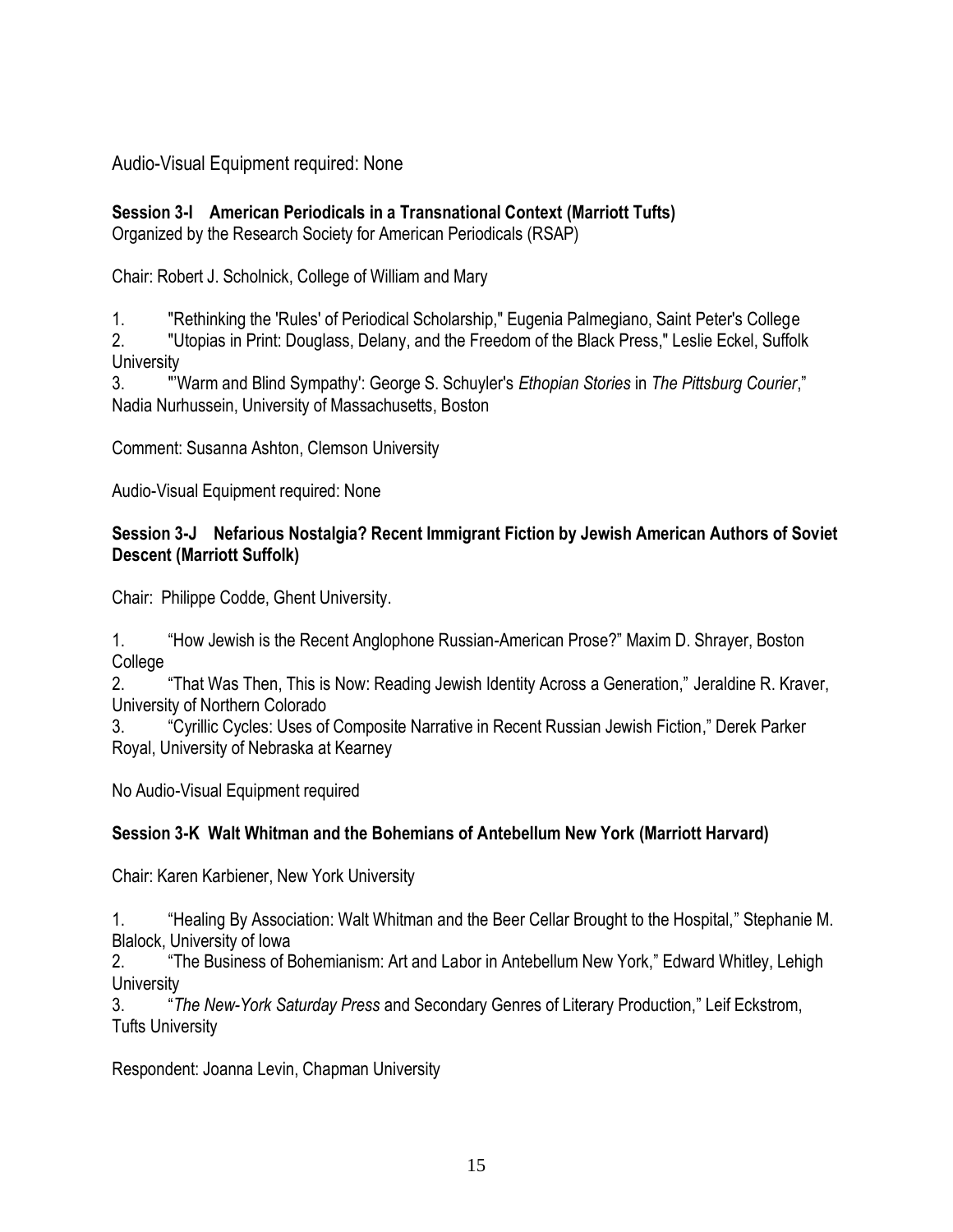Audio-Visual Equipment required: None

**Session 3-I American Periodicals in a Transnational Context (Marriott Tufts)**

Organized by the Research Society for American Periodicals (RSAP)

Chair: Robert J. Scholnick, College of William and Mary

1. "Rethinking the 'Rules' of Periodical Scholarship," Eugenia Palmegiano, Saint Peter's College
2. "Utopias in Print: Douglass, Delany, and the Freedom of the Black Press," Leslie Eckel, Suffolk University
3. "'Warm and Blind Sympathy': George S. Schuyler's *Ethopian Stories* in *The Pittsburg Courier*," Nadia Nurhussein, University of Massachusetts, Boston

Comment: Susanna Ashton, Clemson University

Audio-Visual Equipment required: None

**Session 3-J Nefarious Nostalgia? Recent Immigrant Fiction by Jewish American Authors of Soviet Descent (Marriott Suffolk)**

Chair: Philippe Codde, Ghent University.

1. "How Jewish is the Recent Anglophone Russian-American Prose?" Maxim D. Shrayer, Boston College
2. "That Was Then, This is Now: Reading Jewish Identity Across a Generation," Jeraldine R. Kraver, University of Northern Colorado
3. "Cyrillic Cycles: Uses of Composite Narrative in Recent Russian Jewish Fiction," Derek Parker Royal, University of Nebraska at Kearney

No Audio-Visual Equipment required

**Session 3-K Walt Whitman and the Bohemians of Antebellum New York (Marriott Harvard)**

Chair: Karen Karbiener, New York University

1. "Healing By Association: Walt Whitman and the Beer Cellar Brought to the Hospital," Stephanie M. Blalock, University of Iowa
2. "The Business of Bohemianism: Art and Labor in Antebellum New York," Edward Whitley, Lehigh University
3. "*The New-York Saturday Press* and Secondary Genres of Literary Production," Leif Eckstrom, Tufts University

Respondent: Joanna Levin, Chapman University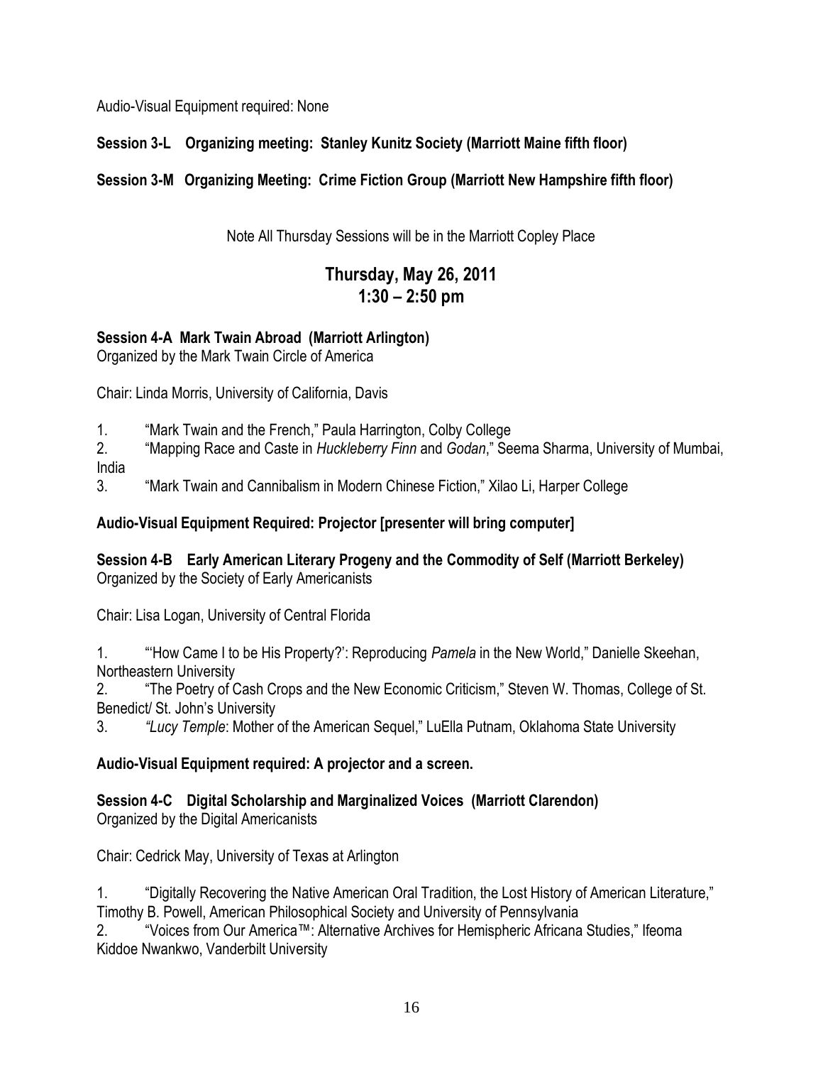Audio-Visual Equipment required: None

**Session 3-L Organizing meeting: Stanley Kunitz Society (Marriott Maine fifth floor)**

**Session 3-M Organizing Meeting: Crime Fiction Group (Marriott New Hampshire fifth floor)**

Note All Thursday Sessions will be in the Marriott Copley Place

## Thursday, May 26, 2011
## 1:30 – 2:50 pm

**Session 4-A Mark Twain Abroad (Marriott Arlington)**
Organized by the Mark Twain Circle of America

Chair: Linda Morris, University of California, Davis

1. "Mark Twain and the French," Paula Harrington, Colby College
2. "Mapping Race and Caste in *Huckleberry Finn* and *Godan*," Seema Sharma, University of Mumbai, India
3. "Mark Twain and Cannibalism in Modern Chinese Fiction," Xilao Li, Harper College

**Audio-Visual Equipment Required: Projector [presenter will bring computer]**

**Session 4-B Early American Literary Progeny and the Commodity of Self (Marriott Berkeley)**
Organized by the Society of Early Americanists

Chair: Lisa Logan, University of Central Florida

1. "'How Came I to be His Property?': Reproducing *Pamela* in the New World," Danielle Skeehan, Northeastern University
2. "The Poetry of Cash Crops and the New Economic Criticism," Steven W. Thomas, College of St. Benedict/ St. John's University
3. *"Lucy Temple*: Mother of the American Sequel," LuElla Putnam, Oklahoma State University

**Audio-Visual Equipment required: A projector and a screen.**

**Session 4-C Digital Scholarship and Marginalized Voices (Marriott Clarendon)**
Organized by the Digital Americanists

Chair: Cedrick May, University of Texas at Arlington

1. "Digitally Recovering the Native American Oral Tradition, the Lost History of American Literature," Timothy B. Powell, American Philosophical Society and University of Pennsylvania
2. "Voices from Our America™: Alternative Archives for Hemispheric Africana Studies," Ifeoma Kiddoe Nwankwo, Vanderbilt University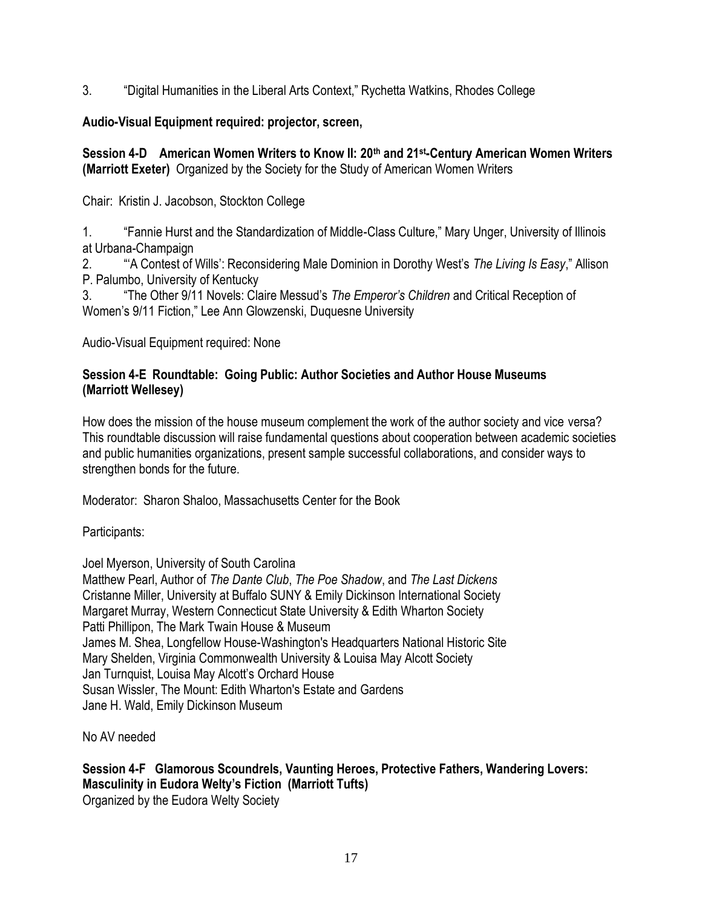3. "Digital Humanities in the Liberal Arts Context," Rychetta Watkins, Rhodes College

**Audio-Visual Equipment required: projector, screen,**

**Session 4-D American Women Writers to Know II: 20th and 21st-Century American Women Writers (Marriott Exeter)** Organized by the Society for the Study of American Women Writers

Chair: Kristin J. Jacobson, Stockton College

1. "Fannie Hurst and the Standardization of Middle-Class Culture," Mary Unger, University of Illinois at Urbana-Champaign
2. "'A Contest of Wills': Reconsidering Male Dominion in Dorothy West's *The Living Is Easy*," Allison P. Palumbo, University of Kentucky
3. "The Other 9/11 Novels: Claire Messud's *The Emperor's Children* and Critical Reception of Women's 9/11 Fiction," Lee Ann Glowzenski, Duquesne University

Audio-Visual Equipment required: None

**Session 4-E Roundtable: Going Public: Author Societies and Author House Museums (Marriott Wellesey)**

How does the mission of the house museum complement the work of the author society and vice versa? This roundtable discussion will raise fundamental questions about cooperation between academic societies and public humanities organizations, present sample successful collaborations, and consider ways to strengthen bonds for the future.

Moderator: Sharon Shaloo, Massachusetts Center for the Book

Participants:

Joel Myerson, University of South Carolina
Matthew Pearl, Author of *The Dante Club*, *The Poe Shadow*, and *The Last Dickens*
Cristanne Miller, University at Buffalo SUNY & Emily Dickinson International Society
Margaret Murray, Western Connecticut State University & Edith Wharton Society
Patti Phillipon, The Mark Twain House & Museum
James M. Shea, Longfellow House-Washington's Headquarters National Historic Site
Mary Shelden, Virginia Commonwealth University & Louisa May Alcott Society
Jan Turnquist, Louisa May Alcott's Orchard House
Susan Wissler, The Mount: Edith Wharton's Estate and Gardens
Jane H. Wald, Emily Dickinson Museum

No AV needed

**Session 4-F Glamorous Scoundrels, Vaunting Heroes, Protective Fathers, Wandering Lovers: Masculinity in Eudora Welty's Fiction (Marriott Tufts)**
Organized by the Eudora Welty Society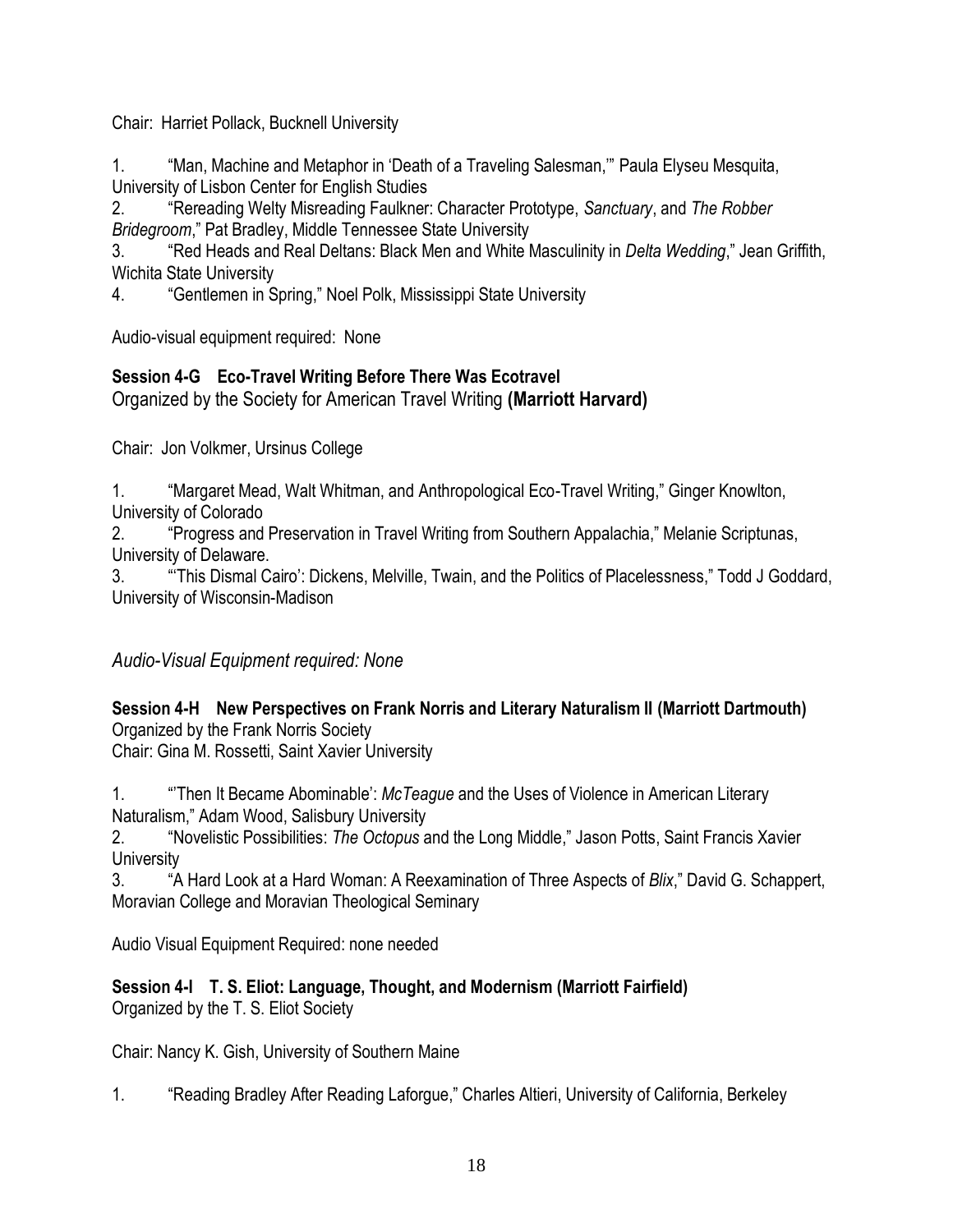Chair: Harriet Pollack, Bucknell University

1. "Man, Machine and Metaphor in 'Death of a Traveling Salesman,'" Paula Elyseu Mesquita, University of Lisbon Center for English Studies
2. "Rereading Welty Misreading Faulkner: Character Prototype, *Sanctuary*, and *The Robber Bridegroom*," Pat Bradley, Middle Tennessee State University
3. "Red Heads and Real Deltans: Black Men and White Masculinity in *Delta Wedding*," Jean Griffith, Wichita State University
4. "Gentlemen in Spring," Noel Polk, Mississippi State University

Audio-visual equipment required: None

**Session 4-G Eco-Travel Writing Before There Was Ecotravel**
Organized by the Society for American Travel Writing **(Marriott Harvard)**

Chair: Jon Volkmer, Ursinus College

1. "Margaret Mead, Walt Whitman, and Anthropological Eco-Travel Writing," Ginger Knowlton, University of Colorado
2. "Progress and Preservation in Travel Writing from Southern Appalachia," Melanie Scriptunas, University of Delaware.
3. "'This Dismal Cairo': Dickens, Melville, Twain, and the Politics of Placelessness," Todd J Goddard, University of Wisconsin-Madison

*Audio-Visual Equipment required: None*

**Session 4-H New Perspectives on Frank Norris and Literary Naturalism II (Marriott Dartmouth)**
Organized by the Frank Norris Society
Chair: Gina M. Rossetti, Saint Xavier University

1. "'Then It Became Abominable': *McTeague* and the Uses of Violence in American Literary Naturalism," Adam Wood, Salisbury University
2. "Novelistic Possibilities: *The Octopus* and the Long Middle," Jason Potts, Saint Francis Xavier University
3. "A Hard Look at a Hard Woman: A Reexamination of Three Aspects of *Blix*," David G. Schappert, Moravian College and Moravian Theological Seminary

Audio Visual Equipment Required: none needed

**Session 4-I T. S. Eliot: Language, Thought, and Modernism (Marriott Fairfield)**
Organized by the T. S. Eliot Society

Chair: Nancy K. Gish, University of Southern Maine

1. "Reading Bradley After Reading Laforgue," Charles Altieri, University of California, Berkeley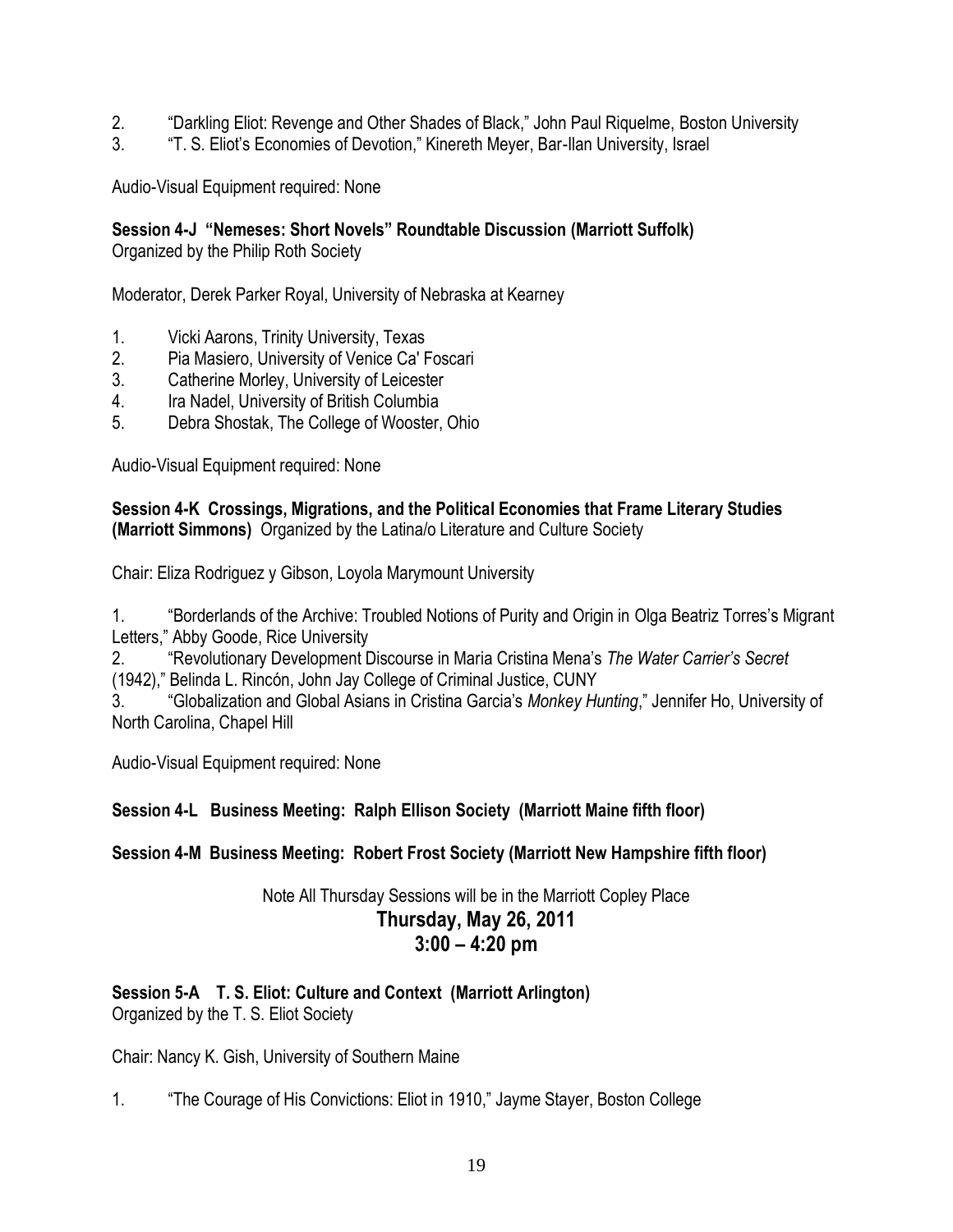2. "Darkling Eliot: Revenge and Other Shades of Black," John Paul Riquelme, Boston University
3. "T. S. Eliot's Economies of Devotion," Kinereth Meyer, Bar-Ilan University, Israel

Audio-Visual Equipment required: None

**Session 4-J "Nemeses: Short Novels" Roundtable Discussion (Marriott Suffolk)**
Organized by the Philip Roth Society

Moderator, Derek Parker Royal, University of Nebraska at Kearney

1. Vicki Aarons, Trinity University, Texas
2. Pia Masiero, University of Venice Ca' Foscari
3. Catherine Morley, University of Leicester
4. Ira Nadel, University of British Columbia
5. Debra Shostak, The College of Wooster, Ohio

Audio-Visual Equipment required: None

**Session 4-K Crossings, Migrations, and the Political Economies that Frame Literary Studies (Marriott Simmons)** Organized by the Latina/o Literature and Culture Society

Chair: Eliza Rodriguez y Gibson, Loyola Marymount University

1. "Borderlands of the Archive: Troubled Notions of Purity and Origin in Olga Beatriz Torres's Migrant Letters," Abby Goode, Rice University
2. "Revolutionary Development Discourse in Maria Cristina Mena's *The Water Carrier's Secret* (1942)," Belinda L. Rincón, John Jay College of Criminal Justice, CUNY
3. "Globalization and Global Asians in Cristina Garcia's *Monkey Hunting*," Jennifer Ho, University of North Carolina, Chapel Hill

Audio-Visual Equipment required: None

**Session 4-L Business Meeting: Ralph Ellison Society (Marriott Maine fifth floor)**

**Session 4-M Business Meeting: Robert Frost Society (Marriott New Hampshire fifth floor)**

Note All Thursday Sessions will be in the Marriott Copley Place

## Thursday, May 26, 2011
## 3:00 – 4:20 pm

**Session 5-A T. S. Eliot: Culture and Context (Marriott Arlington)**
Organized by the T. S. Eliot Society

Chair: Nancy K. Gish, University of Southern Maine

1. "The Courage of His Convictions: Eliot in 1910," Jayme Stayer, Boston College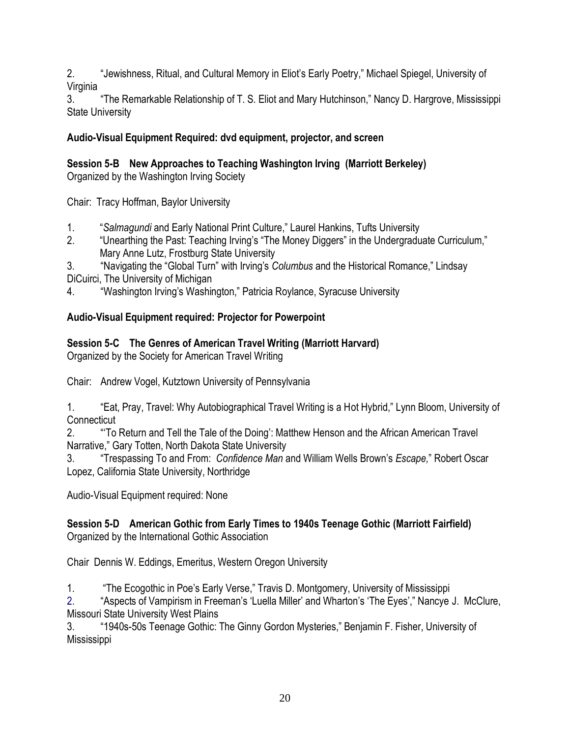2. "Jewishness, Ritual, and Cultural Memory in Eliot's Early Poetry," Michael Spiegel, University of Virginia
3. "The Remarkable Relationship of T. S. Eliot and Mary Hutchinson," Nancy D. Hargrove, Mississippi State University

**Audio-Visual Equipment Required: dvd equipment, projector, and screen**

**Session 5-B New Approaches to Teaching Washington Irving (Marriott Berkeley)**
Organized by the Washington Irving Society

Chair: Tracy Hoffman, Baylor University

1. "*Salmagundi* and Early National Print Culture," Laurel Hankins, Tufts University
2. "Unearthing the Past: Teaching Irving's "The Money Diggers" in the Undergraduate Curriculum," Mary Anne Lutz, Frostburg State University
3. "Navigating the "Global Turn" with Irving's *Columbus* and the Historical Romance," Lindsay DiCuirci, The University of Michigan
4. "Washington Irving's Washington," Patricia Roylance, Syracuse University

**Audio-Visual Equipment required: Projector for Powerpoint**

**Session 5-C The Genres of American Travel Writing (Marriott Harvard)**
Organized by the Society for American Travel Writing

Chair: Andrew Vogel, Kutztown University of Pennsylvania

1. "Eat, Pray, Travel: Why Autobiographical Travel Writing is a Hot Hybrid," Lynn Bloom, University of Connecticut
2. "'To Return and Tell the Tale of the Doing': Matthew Henson and the African American Travel Narrative," Gary Totten, North Dakota State University
3. "Trespassing To and From: *Confidence Man* and William Wells Brown's *Escape,*" Robert Oscar Lopez, California State University, Northridge

Audio-Visual Equipment required: None

**Session 5-D American Gothic from Early Times to 1940s Teenage Gothic (Marriott Fairfield)**
Organized by the International Gothic Association

Chair Dennis W. Eddings, Emeritus, Western Oregon University

1. "The Ecogothic in Poe's Early Verse," Travis D. Montgomery, University of Mississippi
2. "Aspects of Vampirism in Freeman's 'Luella Miller' and Wharton's 'The Eyes'," Nancye J. McClure, Missouri State University West Plains
3. "1940s-50s Teenage Gothic: The Ginny Gordon Mysteries," Benjamin F. Fisher, University of Mississippi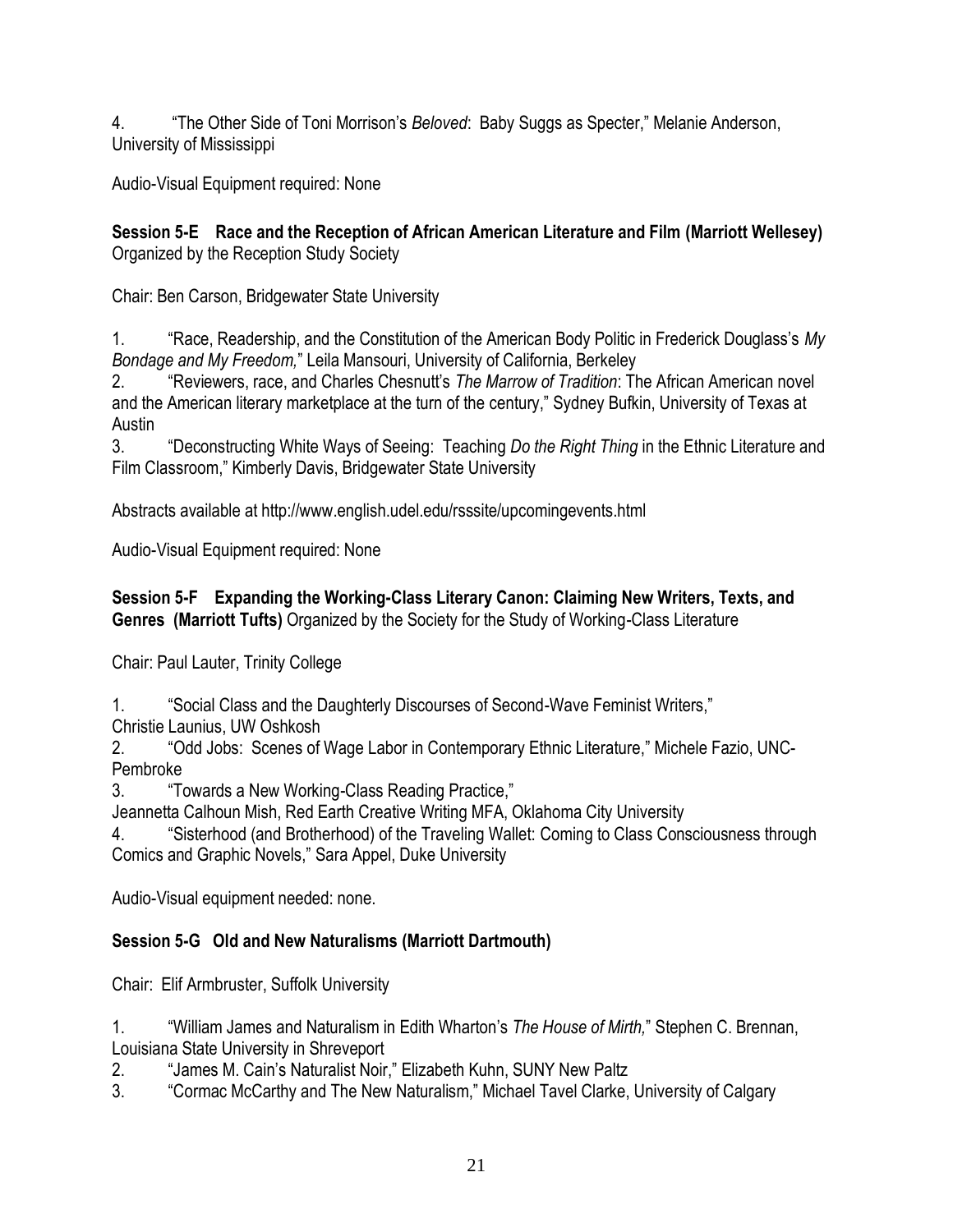4. "The Other Side of Toni Morrison's *Beloved*: Baby Suggs as Specter," Melanie Anderson, University of Mississippi

Audio-Visual Equipment required: None

**Session 5-E Race and the Reception of African American Literature and Film (Marriott Wellesey)** Organized by the Reception Study Society

Chair: Ben Carson, Bridgewater State University

1. "Race, Readership, and the Constitution of the American Body Politic in Frederick Douglass's *My Bondage and My Freedom,*" Leila Mansouri, University of California, Berkeley
2. "Reviewers, race, and Charles Chesnutt's *The Marrow of Tradition*: The African American novel and the American literary marketplace at the turn of the century," Sydney Bufkin, University of Texas at Austin
3. "Deconstructing White Ways of Seeing: Teaching *Do the Right Thing* in the Ethnic Literature and Film Classroom," Kimberly Davis, Bridgewater State University

Abstracts available at http://www.english.udel.edu/rsssite/upcomingevents.html

Audio-Visual Equipment required: None

**Session 5-F Expanding the Working-Class Literary Canon: Claiming New Writers, Texts, and Genres (Marriott Tufts)** Organized by the Society for the Study of Working-Class Literature

Chair: Paul Lauter, Trinity College

1. "Social Class and the Daughterly Discourses of Second-Wave Feminist Writers," Christie Launius, UW Oshkosh
2. "Odd Jobs: Scenes of Wage Labor in Contemporary Ethnic Literature," Michele Fazio, UNC-Pembroke
3. "Towards a New Working-Class Reading Practice," Jeannetta Calhoun Mish, Red Earth Creative Writing MFA, Oklahoma City University
4. "Sisterhood (and Brotherhood) of the Traveling Wallet: Coming to Class Consciousness through Comics and Graphic Novels," Sara Appel, Duke University

Audio-Visual equipment needed: none.

**Session 5-G Old and New Naturalisms (Marriott Dartmouth)**

Chair: Elif Armbruster, Suffolk University

1. "William James and Naturalism in Edith Wharton's *The House of Mirth,*" Stephen C. Brennan, Louisiana State University in Shreveport
2. "James M. Cain's Naturalist Noir," Elizabeth Kuhn, SUNY New Paltz
3. "Cormac McCarthy and The New Naturalism," Michael Tavel Clarke, University of Calgary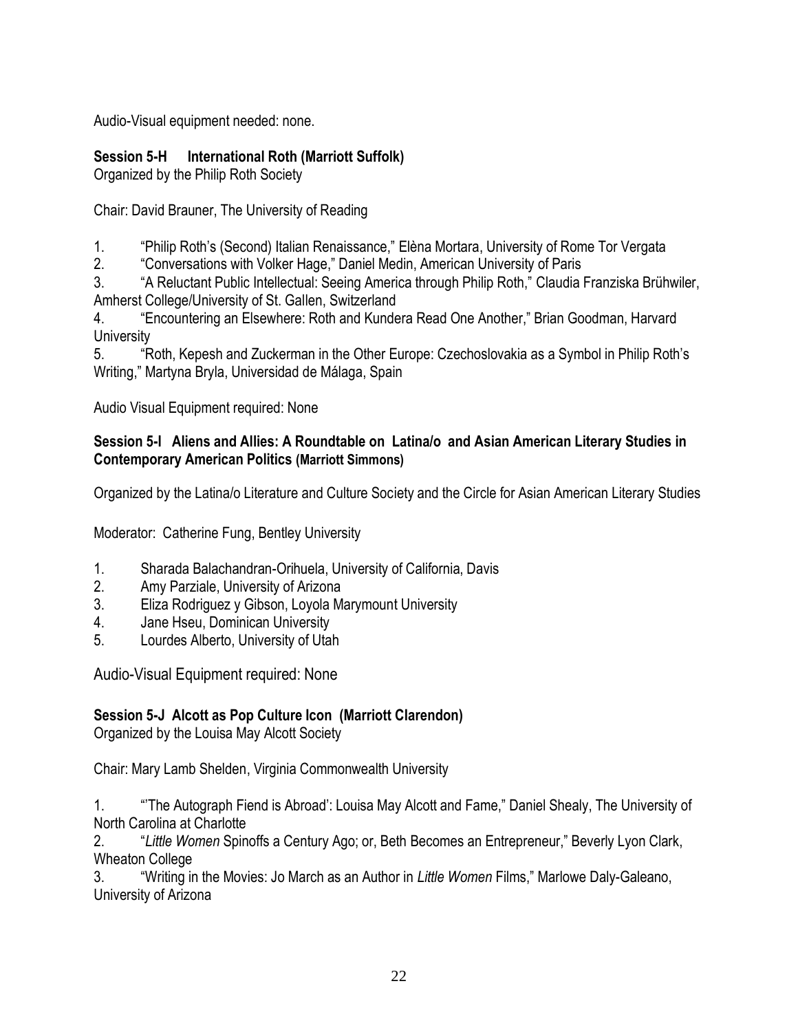Audio-Visual equipment needed: none.

**Session 5-H International Roth (Marriott Suffolk)**

Organized by the Philip Roth Society

Chair: David Brauner, The University of Reading

1. "Philip Roth's (Second) Italian Renaissance," Elèna Mortara, University of Rome Tor Vergata
2. "Conversations with Volker Hage," Daniel Medin, American University of Paris
3. "A Reluctant Public Intellectual: Seeing America through Philip Roth," Claudia Franziska Brühwiler, Amherst College/University of St. Gallen, Switzerland
4. "Encountering an Elsewhere: Roth and Kundera Read One Another," Brian Goodman, Harvard University
5. "Roth, Kepesh and Zuckerman in the Other Europe: Czechoslovakia as a Symbol in Philip Roth's Writing," Martyna Bryla, Universidad de Málaga, Spain

Audio Visual Equipment required: None

**Session 5-I Aliens and Allies: A Roundtable on Latina/o and Asian American Literary Studies in Contemporary American Politics (Marriott Simmons)**

Organized by the Latina/o Literature and Culture Society and the Circle for Asian American Literary Studies

Moderator: Catherine Fung, Bentley University

1. Sharada Balachandran-Orihuela, University of California, Davis
2. Amy Parziale, University of Arizona
3. Eliza Rodriguez y Gibson, Loyola Marymount University
4. Jane Hseu, Dominican University
5. Lourdes Alberto, University of Utah

Audio-Visual Equipment required: None

**Session 5-J Alcott as Pop Culture Icon (Marriott Clarendon)**

Organized by the Louisa May Alcott Society

Chair: Mary Lamb Shelden, Virginia Commonwealth University

1. "'The Autograph Fiend is Abroad': Louisa May Alcott and Fame," Daniel Shealy, The University of North Carolina at Charlotte
2. "*Little Women* Spinoffs a Century Ago; or, Beth Becomes an Entrepreneur," Beverly Lyon Clark, Wheaton College
3. "Writing in the Movies: Jo March as an Author in *Little Women* Films," Marlowe Daly-Galeano, University of Arizona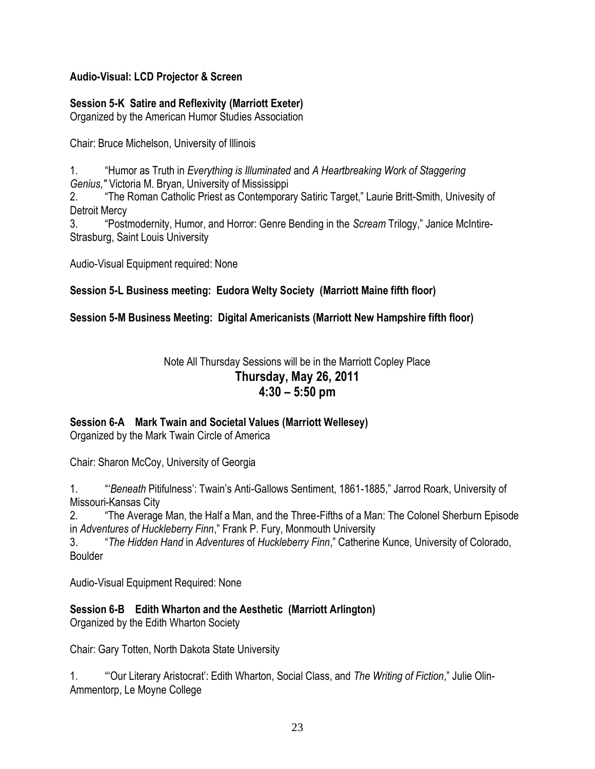**Audio-Visual: LCD Projector & Screen**

**Session 5-K Satire and Reflexivity (Marriott Exeter)**
Organized by the American Humor Studies Association

Chair: Bruce Michelson, University of Illinois

1. "Humor as Truth in *Everything is Illuminated* and *A Heartbreaking Work of Staggering Genius,"* Victoria M. Bryan, University of Mississippi
2. "The Roman Catholic Priest as Contemporary Satiric Target," Laurie Britt-Smith, Univesity of Detroit Mercy
3. "Postmodernity, Humor, and Horror: Genre Bending in the *Scream* Trilogy," Janice McIntire-Strasburg, Saint Louis University

Audio-Visual Equipment required: None

**Session 5-L Business meeting: Eudora Welty Society (Marriott Maine fifth floor)**

**Session 5-M Business Meeting: Digital Americanists (Marriott New Hampshire fifth floor)**

Note All Thursday Sessions will be in the Marriott Copley Place

## Thursday, May 26, 2011
## 4:30 – 5:50 pm

**Session 6-A Mark Twain and Societal Values (Marriott Wellesey)**
Organized by the Mark Twain Circle of America

Chair: Sharon McCoy, University of Georgia

1. "'*Beneath* Pitifulness': Twain's Anti-Gallows Sentiment, 1861-1885," Jarrod Roark, University of Missouri-Kansas City
2. "The Average Man, the Half a Man, and the Three-Fifths of a Man: The Colonel Sherburn Episode in *Adventures of Huckleberry Finn*," Frank P. Fury, Monmouth University
3. "*The Hidden Hand* in *Adventures* of *Huckleberry Finn*," Catherine Kunce, University of Colorado, Boulder

Audio-Visual Equipment Required: None

**Session 6-B Edith Wharton and the Aesthetic (Marriott Arlington)**
Organized by the Edith Wharton Society

Chair: Gary Totten, North Dakota State University

1. "'Our Literary Aristocrat': Edith Wharton, Social Class, and *The Writing of Fiction*," Julie Olin-Ammentorp, Le Moyne College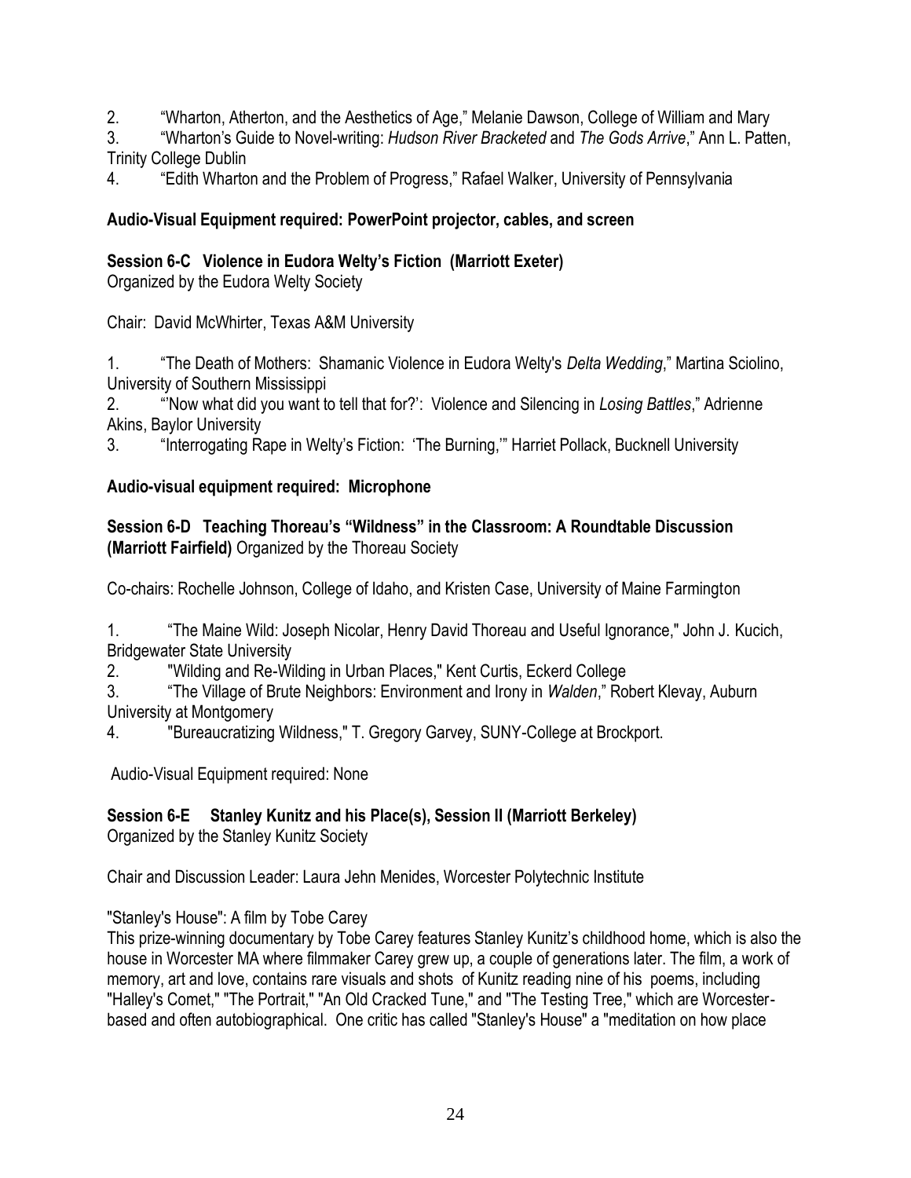2. "Wharton, Atherton, and the Aesthetics of Age," Melanie Dawson, College of William and Mary
3. "Wharton's Guide to Novel-writing: *Hudson River Bracketed* and *The Gods Arrive*," Ann L. Patten, Trinity College Dublin
4. "Edith Wharton and the Problem of Progress," Rafael Walker, University of Pennsylvania

**Audio-Visual Equipment required: PowerPoint projector, cables, and screen**

**Session 6-C Violence in Eudora Welty's Fiction (Marriott Exeter)**
Organized by the Eudora Welty Society

Chair: David McWhirter, Texas A&M University

1. "The Death of Mothers: Shamanic Violence in Eudora Welty's *Delta Wedding*," Martina Sciolino, University of Southern Mississippi
2. "'Now what did you want to tell that for?': Violence and Silencing in *Losing Battles*," Adrienne Akins, Baylor University
3. "Interrogating Rape in Welty's Fiction: 'The Burning,'" Harriet Pollack, Bucknell University

**Audio-visual equipment required: Microphone**

**Session 6-D Teaching Thoreau's "Wildness" in the Classroom: A Roundtable Discussion (Marriott Fairfield)** Organized by the Thoreau Society

Co-chairs: Rochelle Johnson, College of Idaho, and Kristen Case, University of Maine Farmington

1. "The Maine Wild: Joseph Nicolar, Henry David Thoreau and Useful Ignorance," John J. Kucich, Bridgewater State University
2. "Wilding and Re-Wilding in Urban Places," Kent Curtis, Eckerd College
3. "The Village of Brute Neighbors: Environment and Irony in *Walden*," Robert Klevay, Auburn University at Montgomery
4. "Bureaucratizing Wildness," T. Gregory Garvey, SUNY-College at Brockport.

Audio-Visual Equipment required: None

**Session 6-E Stanley Kunitz and his Place(s), Session II (Marriott Berkeley)**
Organized by the Stanley Kunitz Society

Chair and Discussion Leader: Laura Jehn Menides, Worcester Polytechnic Institute

"Stanley's House": A film by Tobe Carey
This prize-winning documentary by Tobe Carey features Stanley Kunitz's childhood home, which is also the house in Worcester MA where filmmaker Carey grew up, a couple of generations later. The film, a work of memory, art and love, contains rare visuals and shots of Kunitz reading nine of his poems, including "Halley's Comet," "The Portrait," "An Old Cracked Tune," and "The Testing Tree," which are Worcester-based and often autobiographical. One critic has called "Stanley's House" a "meditation on how place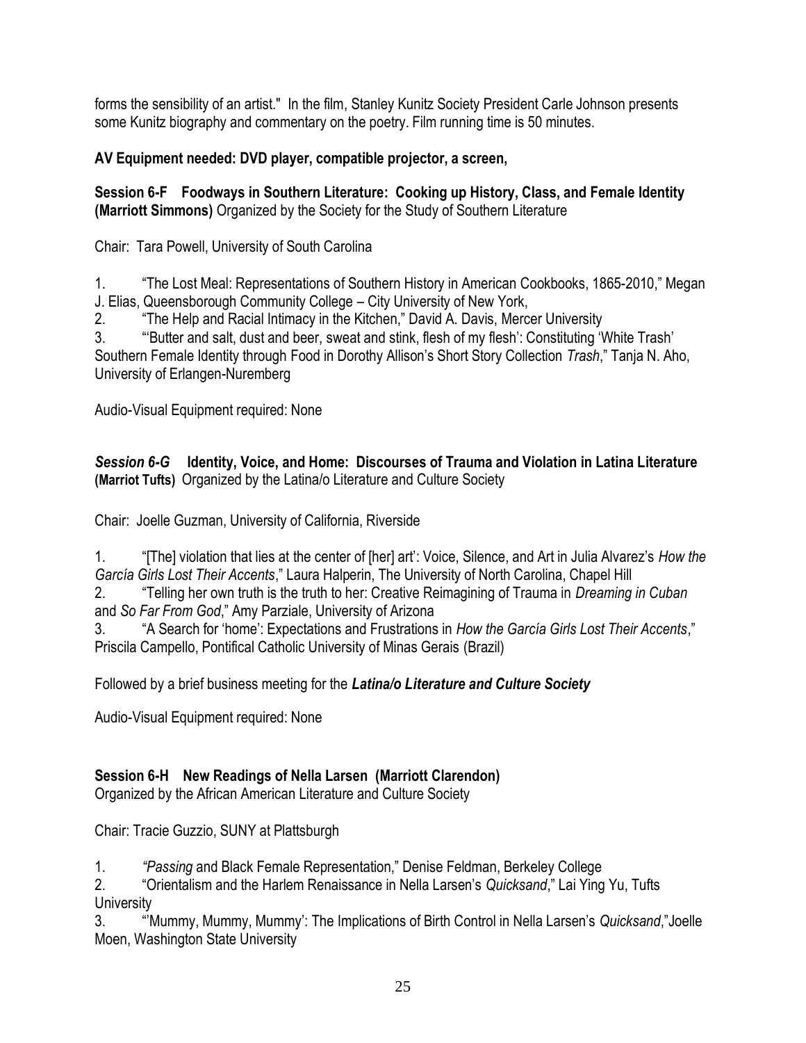forms the sensibility of an artist." In the film, Stanley Kunitz Society President Carle Johnson presents some Kunitz biography and commentary on the poetry. Film running time is 50 minutes.

**AV Equipment needed: DVD player, compatible projector, a screen,**

**Session 6-F Foodways in Southern Literature: Cooking up History, Class, and Female Identity (Marriott Simmons)** Organized by the Society for the Study of Southern Literature

Chair: Tara Powell, University of South Carolina

1. "The Lost Meal: Representations of Southern History in American Cookbooks, 1865-2010," Megan J. Elias, Queensborough Community College – City University of New York,
2. "The Help and Racial Intimacy in the Kitchen," David A. Davis, Mercer University
3. "'Butter and salt, dust and beer, sweat and stink, flesh of my flesh': Constituting 'White Trash' Southern Female Identity through Food in Dorothy Allison's Short Story Collection *Trash*," Tanja N. Aho, University of Erlangen-Nuremberg

Audio-Visual Equipment required: None

***Session 6-G*** **Identity, Voice, and Home: Discourses of Trauma and Violation in Latina Literature (Marriot Tufts)** Organized by the Latina/o Literature and Culture Society

Chair: Joelle Guzman, University of California, Riverside

1. "[The] violation that lies at the center of [her] art': Voice, Silence, and Art in Julia Alvarez's *How the García Girls Lost Their Accents*," Laura Halperin, The University of North Carolina, Chapel Hill
2. "Telling her own truth is the truth to her: Creative Reimagining of Trauma in *Dreaming in Cuban* and *So Far From God*," Amy Parziale, University of Arizona
3. "A Search for 'home': Expectations and Frustrations in *How the García Girls Lost Their Accents*," Priscila Campello, Pontifical Catholic University of Minas Gerais (Brazil)

Followed by a brief business meeting for the ***Latina/o Literature and Culture Society***

Audio-Visual Equipment required: None

**Session 6-H New Readings of Nella Larsen (Marriott Clarendon)**
Organized by the African American Literature and Culture Society

Chair: Tracie Guzzio, SUNY at Plattsburgh

1. *"Passing* and Black Female Representation," Denise Feldman, Berkeley College
2. "Orientalism and the Harlem Renaissance in Nella Larsen's *Quicksand*," Lai Ying Yu, Tufts University
3. "'Mummy, Mummy, Mummy': The Implications of Birth Control in Nella Larsen's *Quicksand*,"Joelle Moen, Washington State University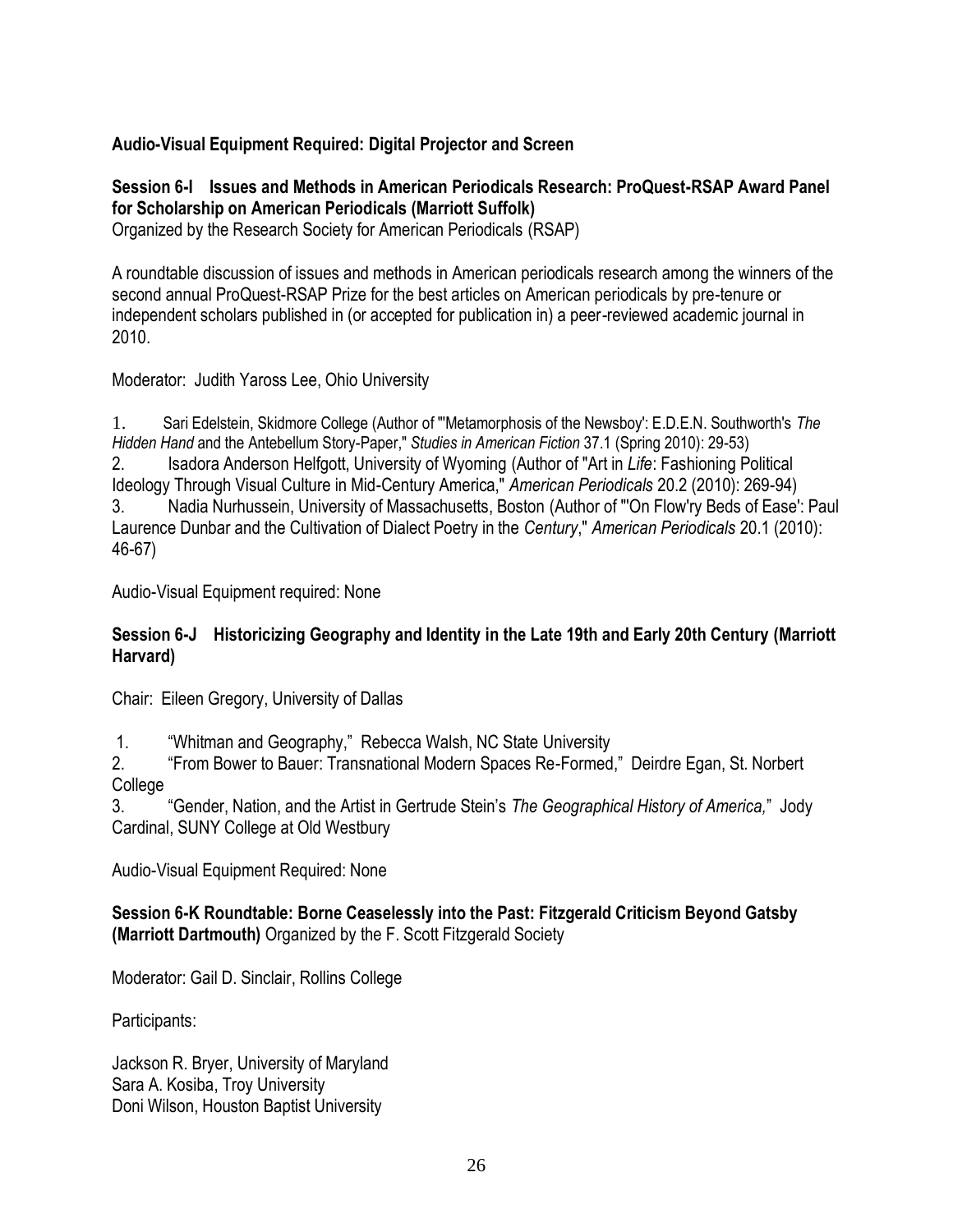**Audio-Visual Equipment Required: Digital Projector and Screen**

**Session 6-I Issues and Methods in American Periodicals Research: ProQuest-RSAP Award Panel for Scholarship on American Periodicals (Marriott Suffolk)**
Organized by the Research Society for American Periodicals (RSAP)

A roundtable discussion of issues and methods in American periodicals research among the winners of the second annual ProQuest-RSAP Prize for the best articles on American periodicals by pre-tenure or independent scholars published in (or accepted for publication in) a peer-reviewed academic journal in 2010.

Moderator: Judith Yaross Lee, Ohio University

1. Sari Edelstein, Skidmore College (Author of "'Metamorphosis of the Newsboy': E.D.E.N. Southworth's *The Hidden Hand* and the Antebellum Story-Paper," *Studies in American Fiction* 37.1 (Spring 2010): 29-53)
2. Isadora Anderson Helfgott, University of Wyoming (Author of "Art in *Life*: Fashioning Political Ideology Through Visual Culture in Mid-Century America," *American Periodicals* 20.2 (2010): 269-94)
3. Nadia Nurhussein, University of Massachusetts, Boston (Author of "'On Flow'ry Beds of Ease': Paul Laurence Dunbar and the Cultivation of Dialect Poetry in the *Century*," *American Periodicals* 20.1 (2010): 46-67)

Audio-Visual Equipment required: None

**Session 6-J Historicizing Geography and Identity in the Late 19th and Early 20th Century (Marriott Harvard)**

Chair: Eileen Gregory, University of Dallas

1. "Whitman and Geography," Rebecca Walsh, NC State University
2. "From Bower to Bauer: Transnational Modern Spaces Re-Formed," Deirdre Egan, St. Norbert College
3. "Gender, Nation, and the Artist in Gertrude Stein's *The Geographical History of America,*" Jody Cardinal, SUNY College at Old Westbury

Audio-Visual Equipment Required: None

**Session 6-K Roundtable: Borne Ceaselessly into the Past: Fitzgerald Criticism Beyond Gatsby (Marriott Dartmouth)** Organized by the F. Scott Fitzgerald Society

Moderator: Gail D. Sinclair, Rollins College

Participants:

Jackson R. Bryer, University of Maryland
Sara A. Kosiba, Troy University
Doni Wilson, Houston Baptist University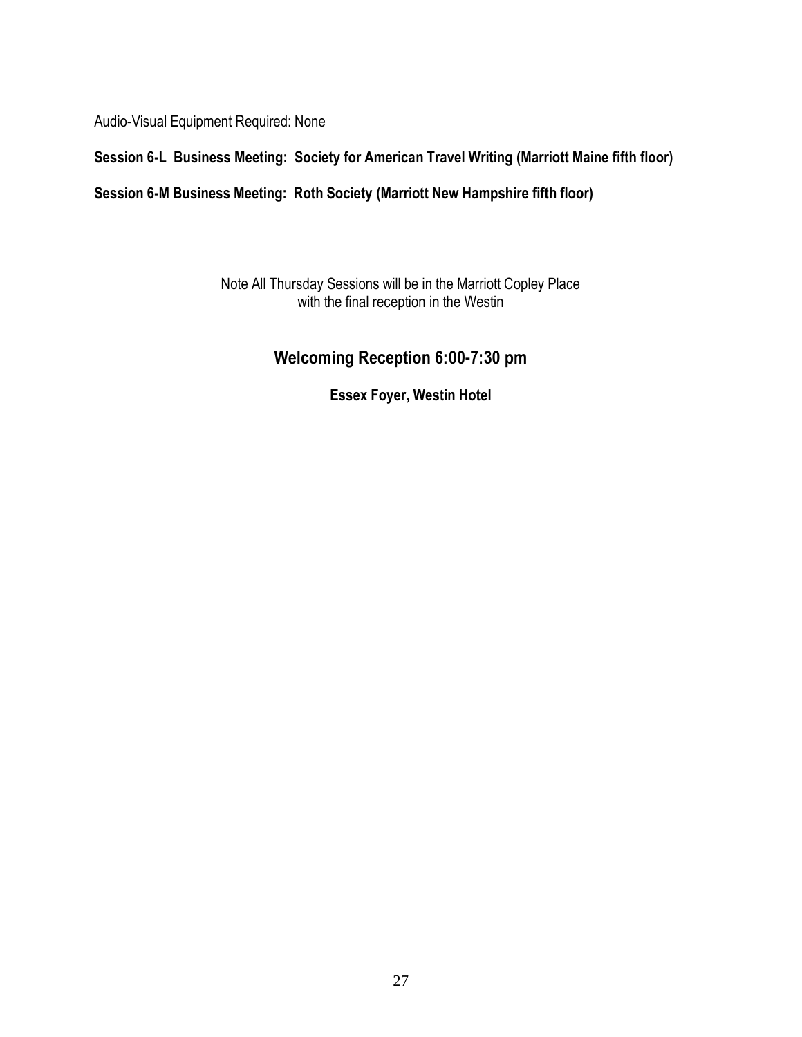Audio-Visual Equipment Required: None

**Session 6-L Business Meeting: Society for American Travel Writing (Marriott Maine fifth floor)**

**Session 6-M Business Meeting: Roth Society (Marriott New Hampshire fifth floor)**

Note All Thursday Sessions will be in the Marriott Copley Place
with the final reception in the Westin

## Welcoming Reception 6:00-7:30 pm

**Essex Foyer, Westin Hotel**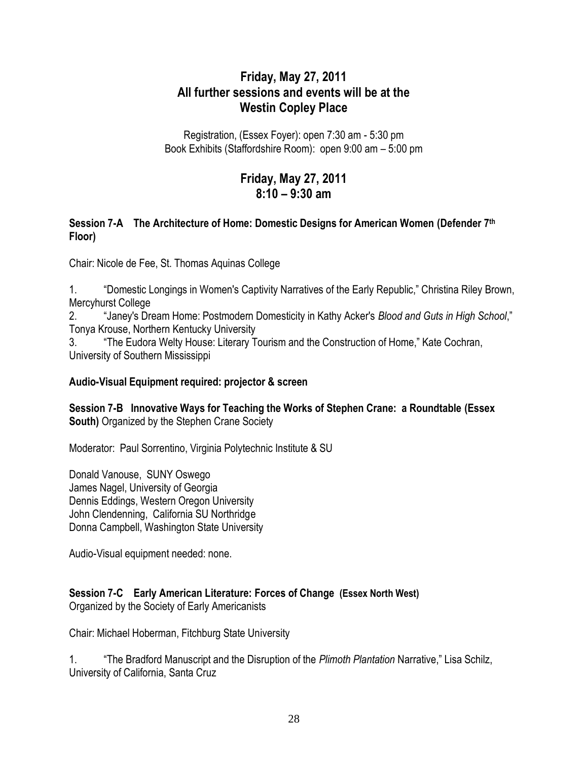## Friday, May 27, 2011
## All further sessions and events will be at the Westin Copley Place

Registration, (Essex Foyer): open 7:30 am - 5:30 pm
Book Exhibits (Staffordshire Room): open 9:00 am – 5:00 pm

## Friday, May 27, 2011
## 8:10 – 9:30 am

**Session 7-A The Architecture of Home: Domestic Designs for American Women (Defender 7th Floor)**

Chair: Nicole de Fee, St. Thomas Aquinas College

1. "Domestic Longings in Women's Captivity Narratives of the Early Republic," Christina Riley Brown, Mercyhurst College
2. "Janey's Dream Home: Postmodern Domesticity in Kathy Acker's *Blood and Guts in High School*," Tonya Krouse, Northern Kentucky University
3. "The Eudora Welty House: Literary Tourism and the Construction of Home," Kate Cochran, University of Southern Mississippi

**Audio-Visual Equipment required: projector & screen**

**Session 7-B Innovative Ways for Teaching the Works of Stephen Crane: a Roundtable (Essex South)** Organized by the Stephen Crane Society

Moderator: Paul Sorrentino, Virginia Polytechnic Institute & SU

Donald Vanouse, SUNY Oswego
James Nagel, University of Georgia
Dennis Eddings, Western Oregon University
John Clendenning, California SU Northridge
Donna Campbell, Washington State University

Audio-Visual equipment needed: none.

**Session 7-C Early American Literature: Forces of Change (Essex North West)**
Organized by the Society of Early Americanists

Chair: Michael Hoberman, Fitchburg State University

1. "The Bradford Manuscript and the Disruption of the *Plimoth Plantation* Narrative," Lisa Schilz, University of California, Santa Cruz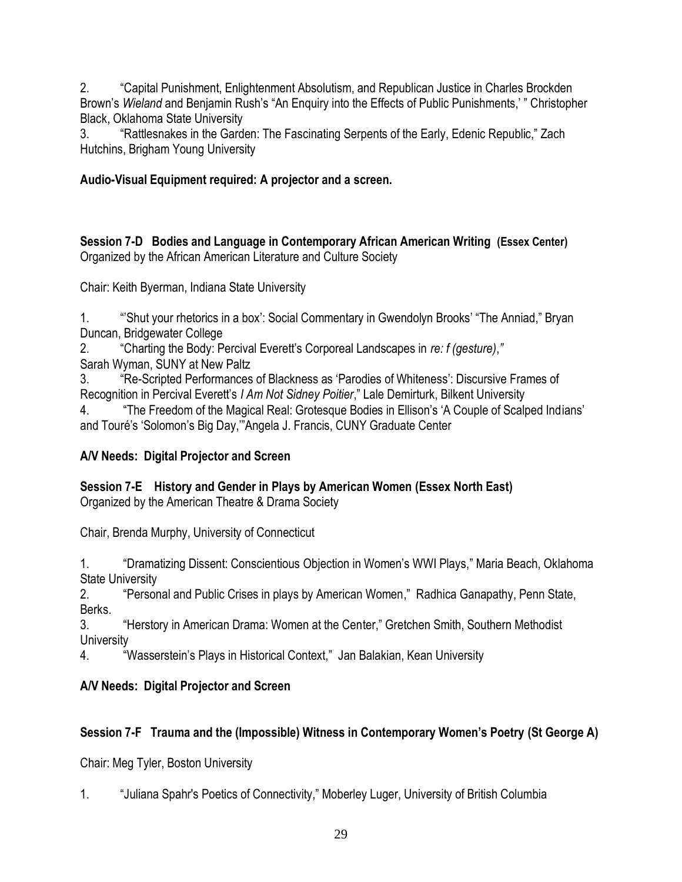2. "Capital Punishment, Enlightenment Absolutism, and Republican Justice in Charles Brockden Brown's *Wieland* and Benjamin Rush's "An Enquiry into the Effects of Public Punishments,' " Christopher Black, Oklahoma State University
3. "Rattlesnakes in the Garden: The Fascinating Serpents of the Early, Edenic Republic," Zach Hutchins, Brigham Young University

**Audio-Visual Equipment required: A projector and a screen.**

**Session 7-D Bodies and Language in Contemporary African American Writing (Essex Center)**
Organized by the African American Literature and Culture Society

Chair: Keith Byerman, Indiana State University

1. "'Shut your rhetorics in a box': Social Commentary in Gwendolyn Brooks' "The Anniad," Bryan Duncan, Bridgewater College
2. "Charting the Body: Percival Everett's Corporeal Landscapes in *re: f (gesture),"* Sarah Wyman, SUNY at New Paltz
3. "Re-Scripted Performances of Blackness as 'Parodies of Whiteness': Discursive Frames of Recognition in Percival Everett's *I Am Not Sidney Poitier*," Lale Demirturk, Bilkent University
4. "The Freedom of the Magical Real: Grotesque Bodies in Ellison's 'A Couple of Scalped Indians' and Touré's 'Solomon's Big Day,'"Angela J. Francis, CUNY Graduate Center

**A/V Needs: Digital Projector and Screen**

**Session 7-E History and Gender in Plays by American Women (Essex North East)**
Organized by the American Theatre & Drama Society

Chair, Brenda Murphy, University of Connecticut

1. "Dramatizing Dissent: Conscientious Objection in Women's WWI Plays," Maria Beach, Oklahoma State University
2. "Personal and Public Crises in plays by American Women," Radhica Ganapathy, Penn State, Berks.
3. "Herstory in American Drama: Women at the Center," Gretchen Smith, Southern Methodist University
4. "Wasserstein's Plays in Historical Context," Jan Balakian, Kean University

**A/V Needs: Digital Projector and Screen**

**Session 7-F Trauma and the (Impossible) Witness in Contemporary Women's Poetry (St George A)**

Chair: Meg Tyler, Boston University

1. "Juliana Spahr's Poetics of Connectivity," Moberley Luger, University of British Columbia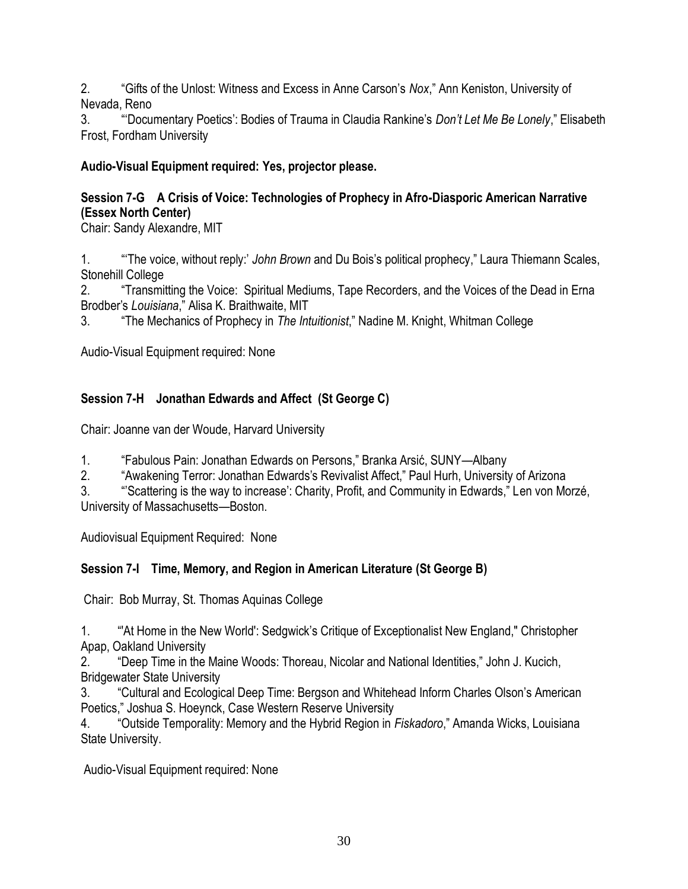2. "Gifts of the Unlost: Witness and Excess in Anne Carson's *Nox*," Ann Keniston, University of Nevada, Reno
3. "'Documentary Poetics': Bodies of Trauma in Claudia Rankine's *Don't Let Me Be Lonely*," Elisabeth Frost, Fordham University

**Audio-Visual Equipment required: Yes, projector please.**

**Session 7-G A Crisis of Voice: Technologies of Prophecy in Afro-Diasporic American Narrative (Essex North Center)**

Chair: Sandy Alexandre, MIT

1. "'The voice, without reply:' *John Brown* and Du Bois's political prophecy," Laura Thiemann Scales, Stonehill College
2. "Transmitting the Voice: Spiritual Mediums, Tape Recorders, and the Voices of the Dead in Erna Brodber's *Louisiana*," Alisa K. Braithwaite, MIT
3. "The Mechanics of Prophecy in *The Intuitionist*," Nadine M. Knight, Whitman College

Audio-Visual Equipment required: None

**Session 7-H Jonathan Edwards and Affect (St George C)**

Chair: Joanne van der Woude, Harvard University

1. "Fabulous Pain: Jonathan Edwards on Persons," Branka Arsić, SUNY—Albany
2. "Awakening Terror: Jonathan Edwards's Revivalist Affect," Paul Hurh, University of Arizona
3. "'Scattering is the way to increase': Charity, Profit, and Community in Edwards," Len von Morzé, University of Massachusetts—Boston.

Audiovisual Equipment Required: None

**Session 7-I Time, Memory, and Region in American Literature (St George B)**

Chair: Bob Murray, St. Thomas Aquinas College

1. "'At Home in the New World': Sedgwick's Critique of Exceptionalist New England," Christopher Apap, Oakland University
2. "Deep Time in the Maine Woods: Thoreau, Nicolar and National Identities," John J. Kucich, Bridgewater State University
3. "Cultural and Ecological Deep Time: Bergson and Whitehead Inform Charles Olson's American Poetics," Joshua S. Hoeynck, Case Western Reserve University
4. "Outside Temporality: Memory and the Hybrid Region in *Fiskadoro*," Amanda Wicks, Louisiana State University.

Audio-Visual Equipment required: None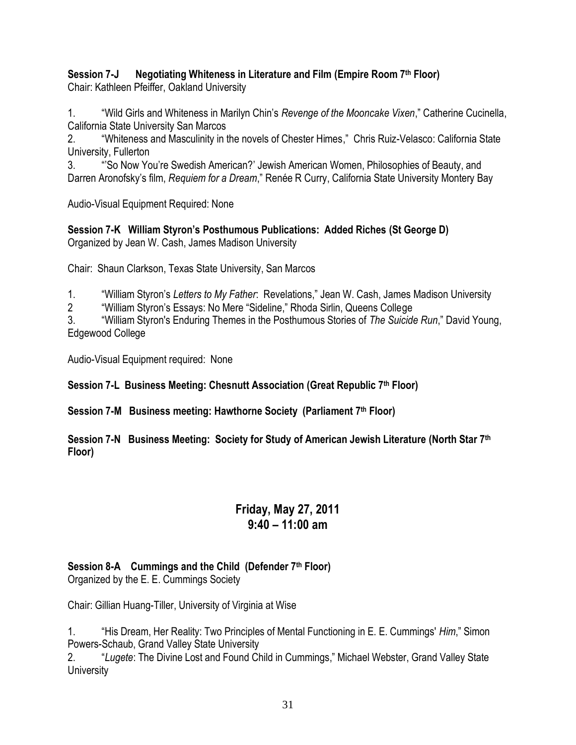**Session 7-J Negotiating Whiteness in Literature and Film (Empire Room 7th Floor)**
Chair: Kathleen Pfeiffer, Oakland University

1. "Wild Girls and Whiteness in Marilyn Chin's *Revenge of the Mooncake Vixen*," Catherine Cucinella, California State University San Marcos
2. "Whiteness and Masculinity in the novels of Chester Himes," Chris Ruiz-Velasco: California State University, Fullerton
3. "'So Now You're Swedish American?' Jewish American Women, Philosophies of Beauty, and Darren Aronofsky's film, *Requiem for a Dream*," Renée R Curry, California State University Montery Bay

Audio-Visual Equipment Required: None

**Session 7-K William Styron's Posthumous Publications: Added Riches (St George D)**
Organized by Jean W. Cash, James Madison University

Chair: Shaun Clarkson, Texas State University, San Marcos

1. "William Styron's *Letters to My Father*: Revelations," Jean W. Cash, James Madison University
2. "William Styron's Essays: No Mere "Sideline," Rhoda Sirlin, Queens College
3. "William Styron's Enduring Themes in the Posthumous Stories of *The Suicide Run*," David Young, Edgewood College

Audio-Visual Equipment required: None

**Session 7-L Business Meeting: Chesnutt Association (Great Republic 7th Floor)**

**Session 7-M Business meeting: Hawthorne Society (Parliament 7th Floor)**

**Session 7-N Business Meeting: Society for Study of American Jewish Literature (North Star 7th Floor)**

## Friday, May 27, 2011
## 9:40 – 11:00 am

**Session 8-A Cummings and the Child (Defender 7th Floor)**
Organized by the E. E. Cummings Society

Chair: Gillian Huang-Tiller, University of Virginia at Wise

1. "His Dream, Her Reality: Two Principles of Mental Functioning in E. E. Cummings' *Him*," Simon Powers-Schaub, Grand Valley State University
2. "*Lugete*: The Divine Lost and Found Child in Cummings," Michael Webster, Grand Valley State University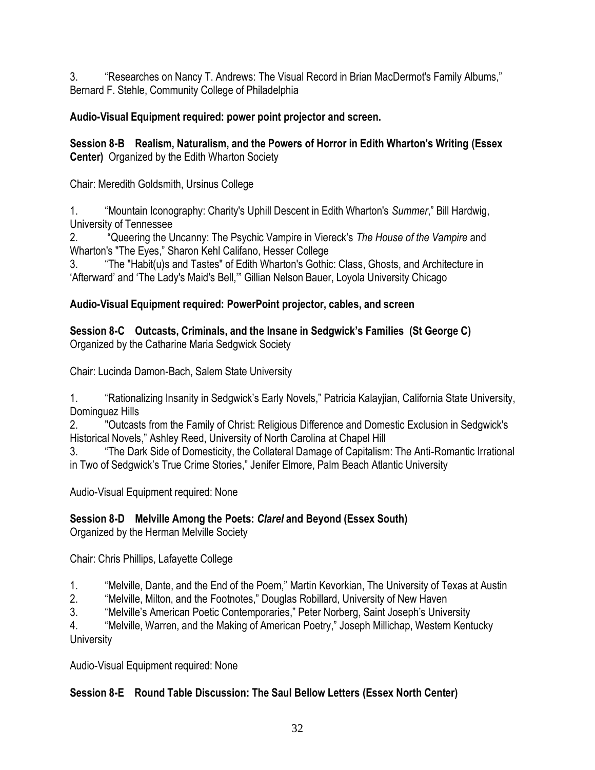3. "Researches on Nancy T. Andrews: The Visual Record in Brian MacDermot's Family Albums," Bernard F. Stehle, Community College of Philadelphia

**Audio-Visual Equipment required: power point projector and screen.**

**Session 8-B Realism, Naturalism, and the Powers of Horror in Edith Wharton's Writing (Essex Center)** Organized by the Edith Wharton Society

Chair: Meredith Goldsmith, Ursinus College

1. "Mountain Iconography: Charity's Uphill Descent in Edith Wharton's *Summer*," Bill Hardwig, University of Tennessee
2. "Queering the Uncanny: The Psychic Vampire in Viereck's *The House of the Vampire* and Wharton's "The Eyes," Sharon Kehl Califano, Hesser College
3. "The "Habit(u)s and Tastes" of Edith Wharton's Gothic: Class, Ghosts, and Architecture in 'Afterward' and 'The Lady's Maid's Bell,'" Gillian Nelson Bauer, Loyola University Chicago

**Audio-Visual Equipment required: PowerPoint projector, cables, and screen**

**Session 8-C Outcasts, Criminals, and the Insane in Sedgwick's Families (St George C)** Organized by the Catharine Maria Sedgwick Society

Chair: Lucinda Damon-Bach, Salem State University

1. "Rationalizing Insanity in Sedgwick's Early Novels," Patricia Kalayjian, California State University, Dominguez Hills
2. "Outcasts from the Family of Christ: Religious Difference and Domestic Exclusion in Sedgwick's Historical Novels," Ashley Reed, University of North Carolina at Chapel Hill
3. "The Dark Side of Domesticity, the Collateral Damage of Capitalism: The Anti-Romantic Irrational in Two of Sedgwick's True Crime Stories," Jenifer Elmore, Palm Beach Atlantic University

Audio-Visual Equipment required: None

**Session 8-D Melville Among the Poets: *Clarel* and Beyond (Essex South)**
Organized by the Herman Melville Society

Chair: Chris Phillips, Lafayette College

1. "Melville, Dante, and the End of the Poem," Martin Kevorkian, The University of Texas at Austin
2. "Melville, Milton, and the Footnotes," Douglas Robillard, University of New Haven
3. "Melville's American Poetic Contemporaries," Peter Norberg, Saint Joseph's University
4. "Melville, Warren, and the Making of American Poetry," Joseph Millichap, Western Kentucky University

Audio-Visual Equipment required: None

**Session 8-E Round Table Discussion: The Saul Bellow Letters (Essex North Center)**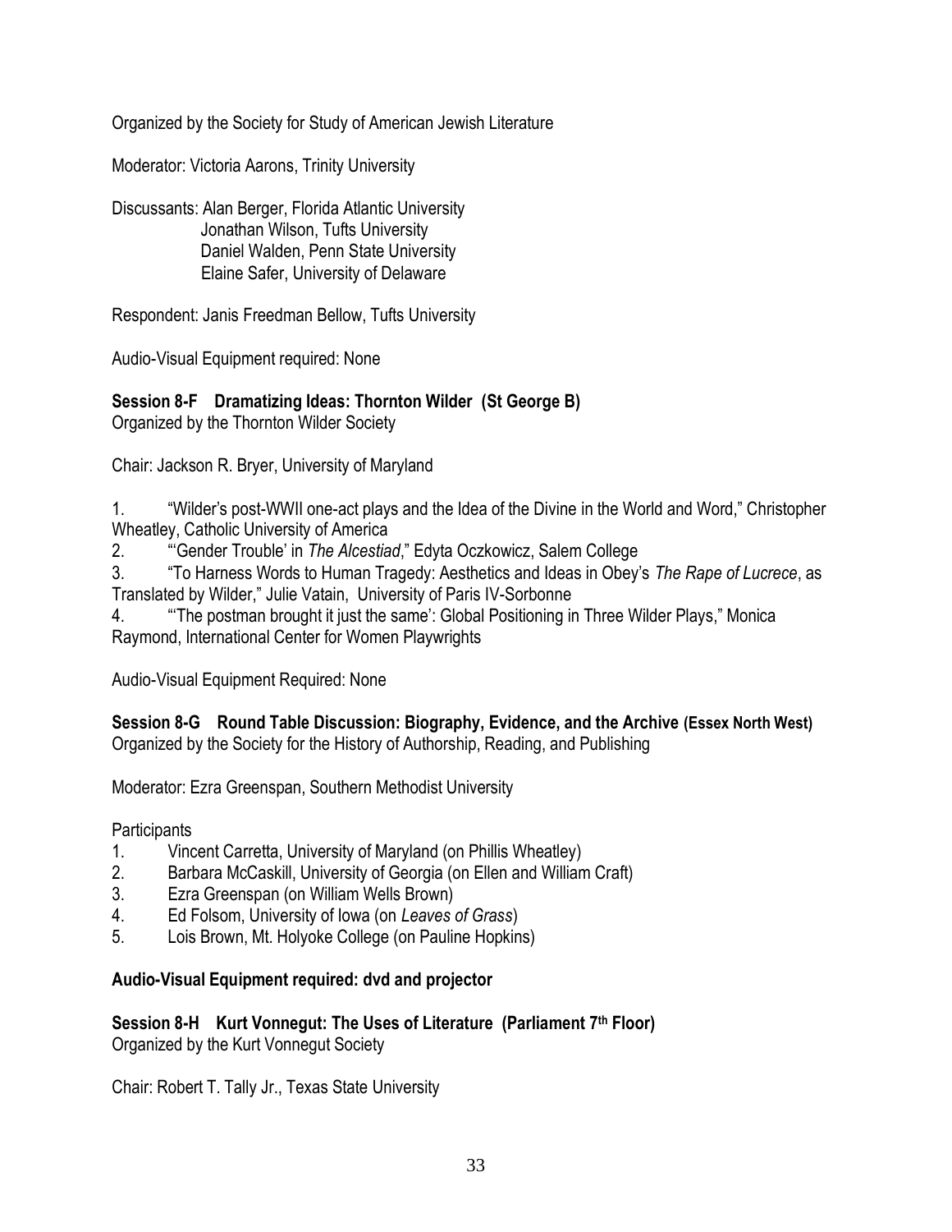Organized by the Society for Study of American Jewish Literature

Moderator: Victoria Aarons, Trinity University

Discussants: Alan Berger, Florida Atlantic University
Jonathan Wilson, Tufts University
Daniel Walden, Penn State University
Elaine Safer, University of Delaware

Respondent: Janis Freedman Bellow, Tufts University

Audio-Visual Equipment required: None

**Session 8-F Dramatizing Ideas: Thornton Wilder (St George B)**
Organized by the Thornton Wilder Society

Chair: Jackson R. Bryer, University of Maryland

1. "Wilder's post-WWII one-act plays and the Idea of the Divine in the World and Word," Christopher Wheatley, Catholic University of America
2. "'Gender Trouble' in *The Alcestiad*," Edyta Oczkowicz, Salem College
3. "To Harness Words to Human Tragedy: Aesthetics and Ideas in Obey's *The Rape of Lucrece*, as Translated by Wilder," Julie Vatain, University of Paris IV-Sorbonne
4. "'The postman brought it just the same': Global Positioning in Three Wilder Plays," Monica Raymond, International Center for Women Playwrights

Audio-Visual Equipment Required: None

**Session 8-G Round Table Discussion: Biography, Evidence, and the Archive (Essex North West)**
Organized by the Society for the History of Authorship, Reading, and Publishing

Moderator: Ezra Greenspan, Southern Methodist University

Participants

1. Vincent Carretta, University of Maryland (on Phillis Wheatley)
2. Barbara McCaskill, University of Georgia (on Ellen and William Craft)
3. Ezra Greenspan (on William Wells Brown)
4. Ed Folsom, University of Iowa (on *Leaves of Grass*)
5. Lois Brown, Mt. Holyoke College (on Pauline Hopkins)

**Audio-Visual Equipment required: dvd and projector**

**Session 8-H Kurt Vonnegut: The Uses of Literature (Parliament 7th Floor)**
Organized by the Kurt Vonnegut Society

Chair: Robert T. Tally Jr., Texas State University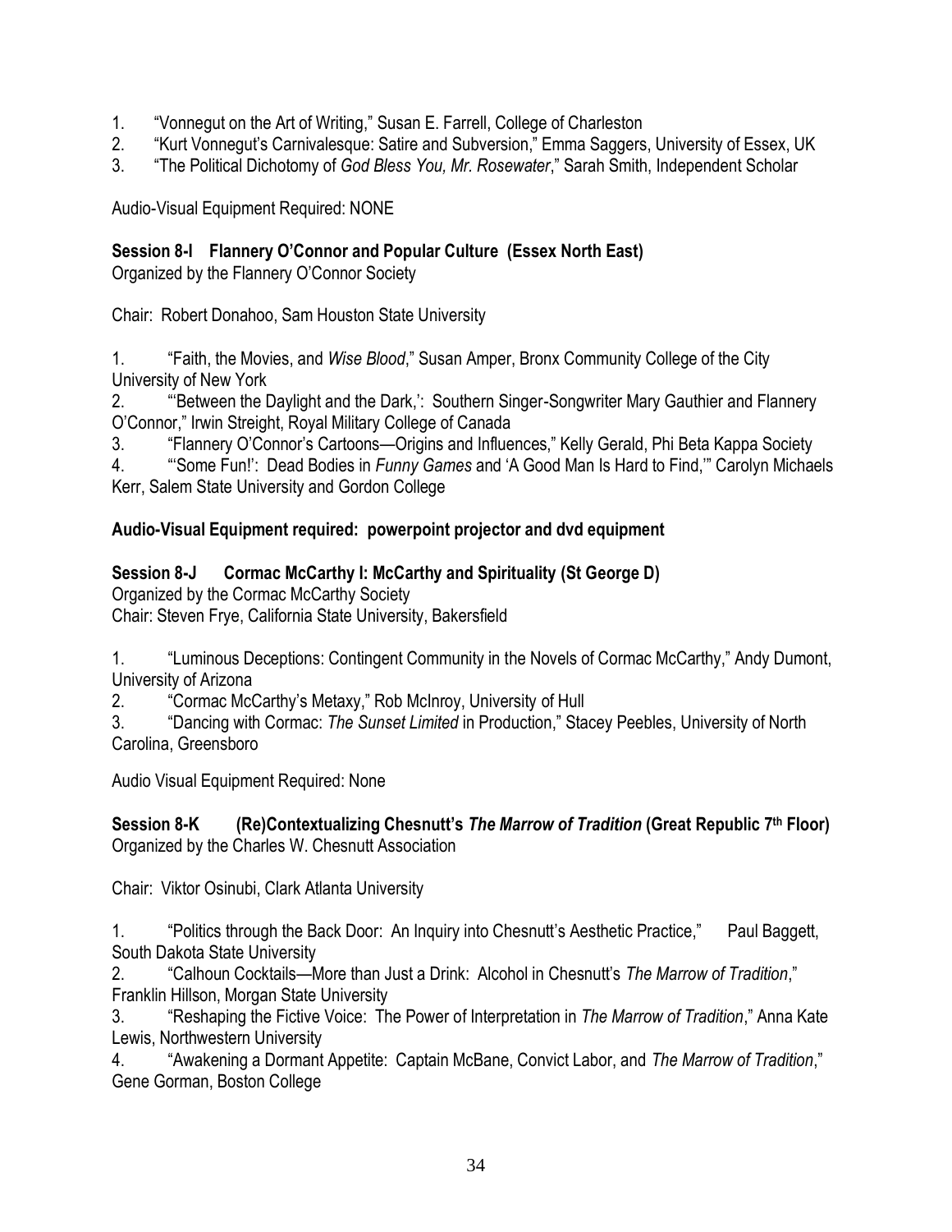1. "Vonnegut on the Art of Writing," Susan E. Farrell, College of Charleston
2. "Kurt Vonnegut's Carnivalesque: Satire and Subversion," Emma Saggers, University of Essex, UK
3. "The Political Dichotomy of *God Bless You, Mr. Rosewater*," Sarah Smith, Independent Scholar

Audio-Visual Equipment Required: NONE

**Session 8-I Flannery O'Connor and Popular Culture (Essex North East)**
Organized by the Flannery O'Connor Society

Chair: Robert Donahoo, Sam Houston State University

1. "Faith, the Movies, and *Wise Blood*," Susan Amper, Bronx Community College of the City University of New York
2. "'Between the Daylight and the Dark,': Southern Singer-Songwriter Mary Gauthier and Flannery O'Connor," Irwin Streight, Royal Military College of Canada
3. "Flannery O'Connor's Cartoons—Origins and Influences," Kelly Gerald, Phi Beta Kappa Society
4. "'Some Fun!': Dead Bodies in *Funny Games* and 'A Good Man Is Hard to Find,'" Carolyn Michaels Kerr, Salem State University and Gordon College

**Audio-Visual Equipment required: powerpoint projector and dvd equipment**

**Session 8-J Cormac McCarthy I: McCarthy and Spirituality (St George D)**
Organized by the Cormac McCarthy Society
Chair: Steven Frye, California State University, Bakersfield

1. "Luminous Deceptions: Contingent Community in the Novels of Cormac McCarthy," Andy Dumont, University of Arizona
2. "Cormac McCarthy's Metaxy," Rob McInroy, University of Hull
3. "Dancing with Cormac: *The Sunset Limited* in Production," Stacey Peebles, University of North Carolina, Greensboro

Audio Visual Equipment Required: None

**Session 8-K (Re)Contextualizing Chesnutt's *The Marrow of Tradition* (Great Republic 7th Floor)**
Organized by the Charles W. Chesnutt Association

Chair: Viktor Osinubi, Clark Atlanta University

1. "Politics through the Back Door: An Inquiry into Chesnutt's Aesthetic Practice," Paul Baggett, South Dakota State University
2. "Calhoun Cocktails—More than Just a Drink: Alcohol in Chesnutt's *The Marrow of Tradition*," Franklin Hillson, Morgan State University
3. "Reshaping the Fictive Voice: The Power of Interpretation in *The Marrow of Tradition*," Anna Kate Lewis, Northwestern University
4. "Awakening a Dormant Appetite: Captain McBane, Convict Labor, and *The Marrow of Tradition*," Gene Gorman, Boston College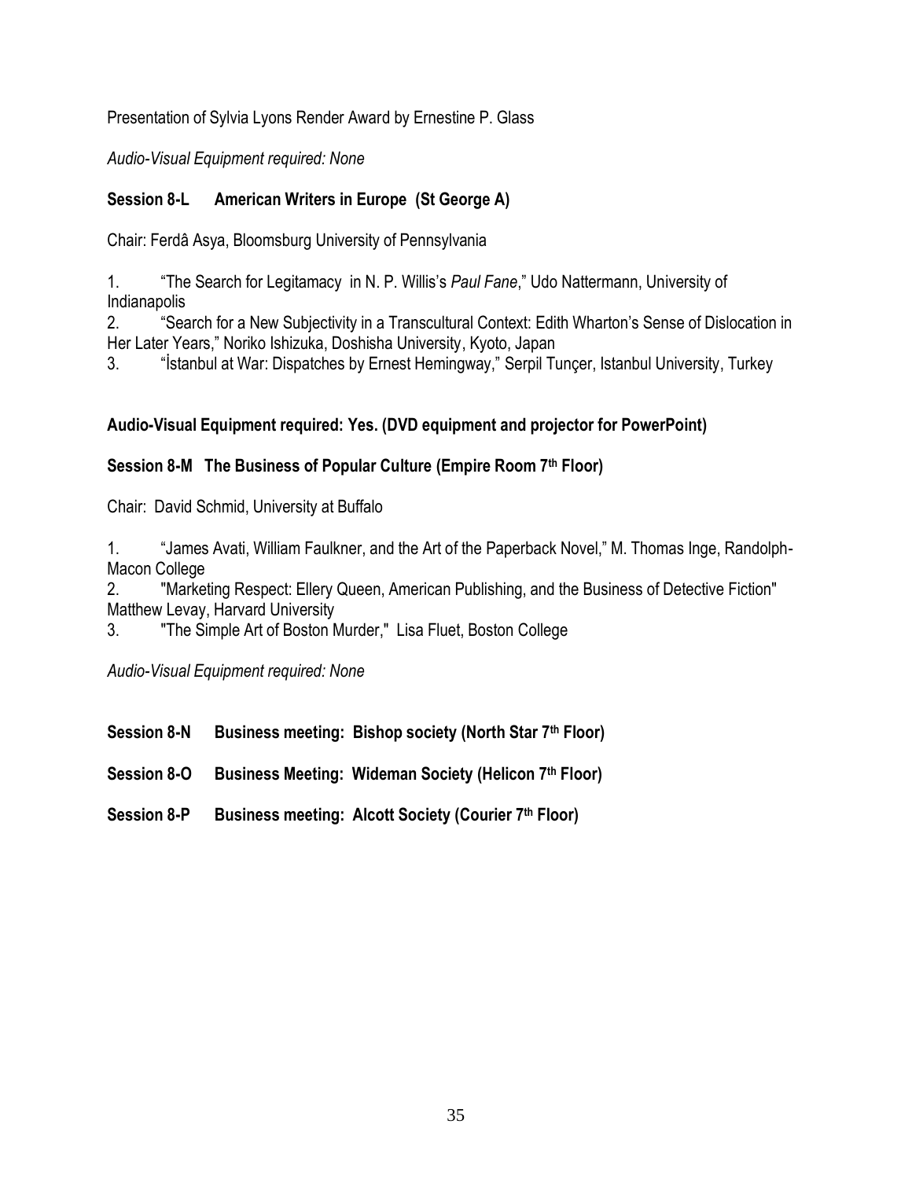Presentation of Sylvia Lyons Render Award by Ernestine P. Glass

*Audio-Visual Equipment required: None*

**Session 8-L American Writers in Europe (St George A)**

Chair: Ferdâ Asya, Bloomsburg University of Pennsylvania

1. "The Search for Legitamacy in N. P. Willis's *Paul Fane*," Udo Nattermann, University of Indianapolis
2. "Search for a New Subjectivity in a Transcultural Context: Edith Wharton's Sense of Dislocation in Her Later Years," Noriko Ishizuka, Doshisha University, Kyoto, Japan
3. "İstanbul at War: Dispatches by Ernest Hemingway," Serpil Tunçer, Istanbul University, Turkey

**Audio-Visual Equipment required: Yes. (DVD equipment and projector for PowerPoint)**

**Session 8-M The Business of Popular Culture (Empire Room 7th Floor)**

Chair: David Schmid, University at Buffalo

1. "James Avati, William Faulkner, and the Art of the Paperback Novel," M. Thomas Inge, Randolph-Macon College
2. "Marketing Respect: Ellery Queen, American Publishing, and the Business of Detective Fiction" Matthew Levay, Harvard University
3. "The Simple Art of Boston Murder," Lisa Fluet, Boston College

*Audio-Visual Equipment required: None*

**Session 8-N Business meeting: Bishop society (North Star 7th Floor)**

**Session 8-O Business Meeting: Wideman Society (Helicon 7th Floor)**

**Session 8-P Business meeting: Alcott Society (Courier 7th Floor)**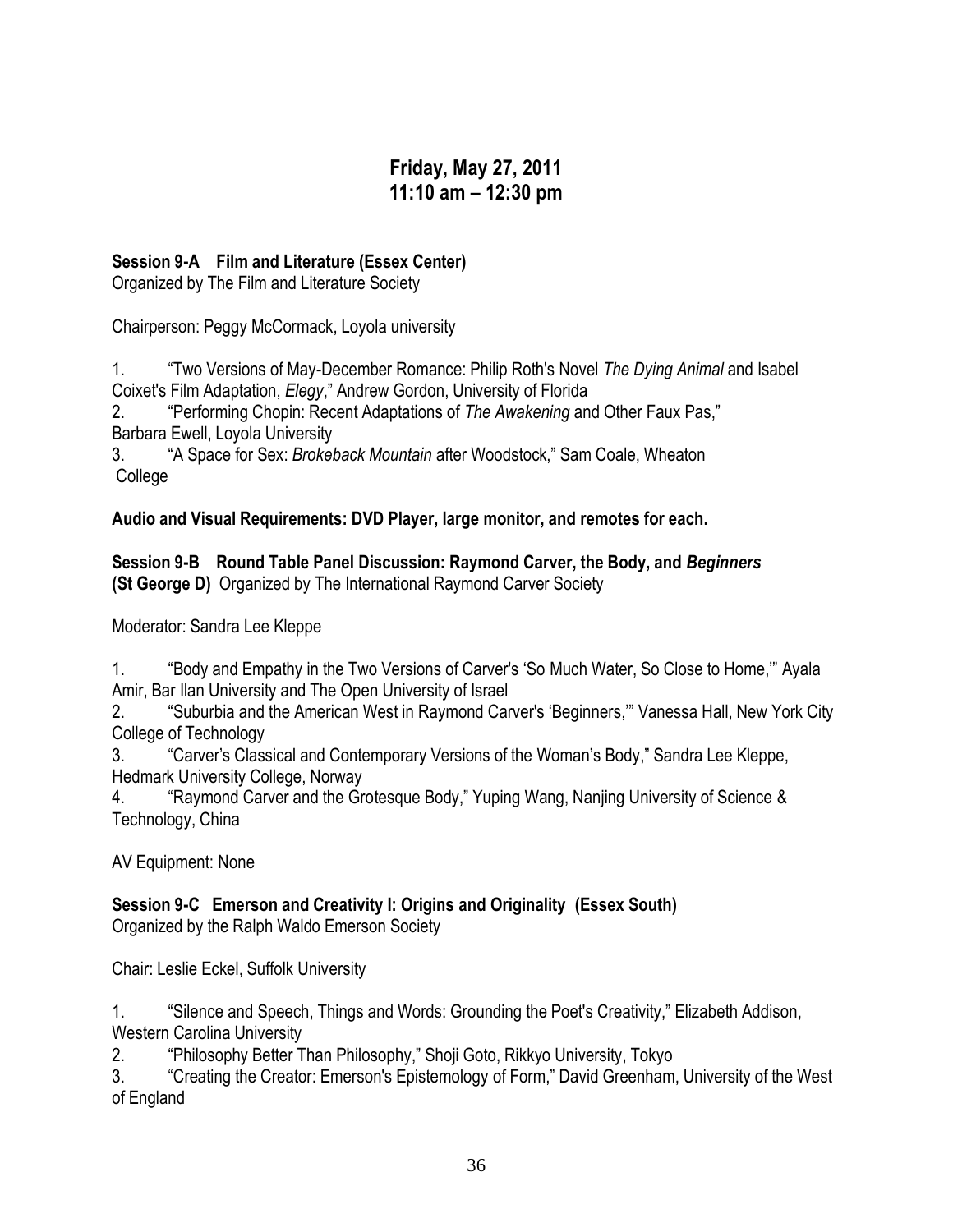## Friday, May 27, 2011
## 11:10 am – 12:30 pm

**Session 9-A Film and Literature (Essex Center)**
Organized by The Film and Literature Society

Chairperson: Peggy McCormack, Loyola university

1. "Two Versions of May-December Romance: Philip Roth's Novel *The Dying Animal* and Isabel Coixet's Film Adaptation, *Elegy*," Andrew Gordon, University of Florida
2. "Performing Chopin: Recent Adaptations of *The Awakening* and Other Faux Pas," Barbara Ewell, Loyola University
3. "A Space for Sex: *Brokeback Mountain* after Woodstock," Sam Coale, Wheaton College

**Audio and Visual Requirements: DVD Player, large monitor, and remotes for each.**

**Session 9-B Round Table Panel Discussion: Raymond Carver, the Body, and *Beginners* (St George D)** Organized by The International Raymond Carver Society

Moderator: Sandra Lee Kleppe

1. "Body and Empathy in the Two Versions of Carver's 'So Much Water, So Close to Home,'" Ayala Amir, Bar Ilan University and The Open University of Israel
2. "Suburbia and the American West in Raymond Carver's 'Beginners,'" Vanessa Hall, New York City College of Technology
3. "Carver's Classical and Contemporary Versions of the Woman's Body," Sandra Lee Kleppe, Hedmark University College, Norway
4. "Raymond Carver and the Grotesque Body," Yuping Wang, Nanjing University of Science & Technology, China

AV Equipment: None

**Session 9-C Emerson and Creativity I: Origins and Originality (Essex South)**
Organized by the Ralph Waldo Emerson Society

Chair: Leslie Eckel, Suffolk University

1. "Silence and Speech, Things and Words: Grounding the Poet's Creativity," Elizabeth Addison, Western Carolina University
2. "Philosophy Better Than Philosophy," Shoji Goto, Rikkyo University, Tokyo
3. "Creating the Creator: Emerson's Epistemology of Form," David Greenham, University of the West of England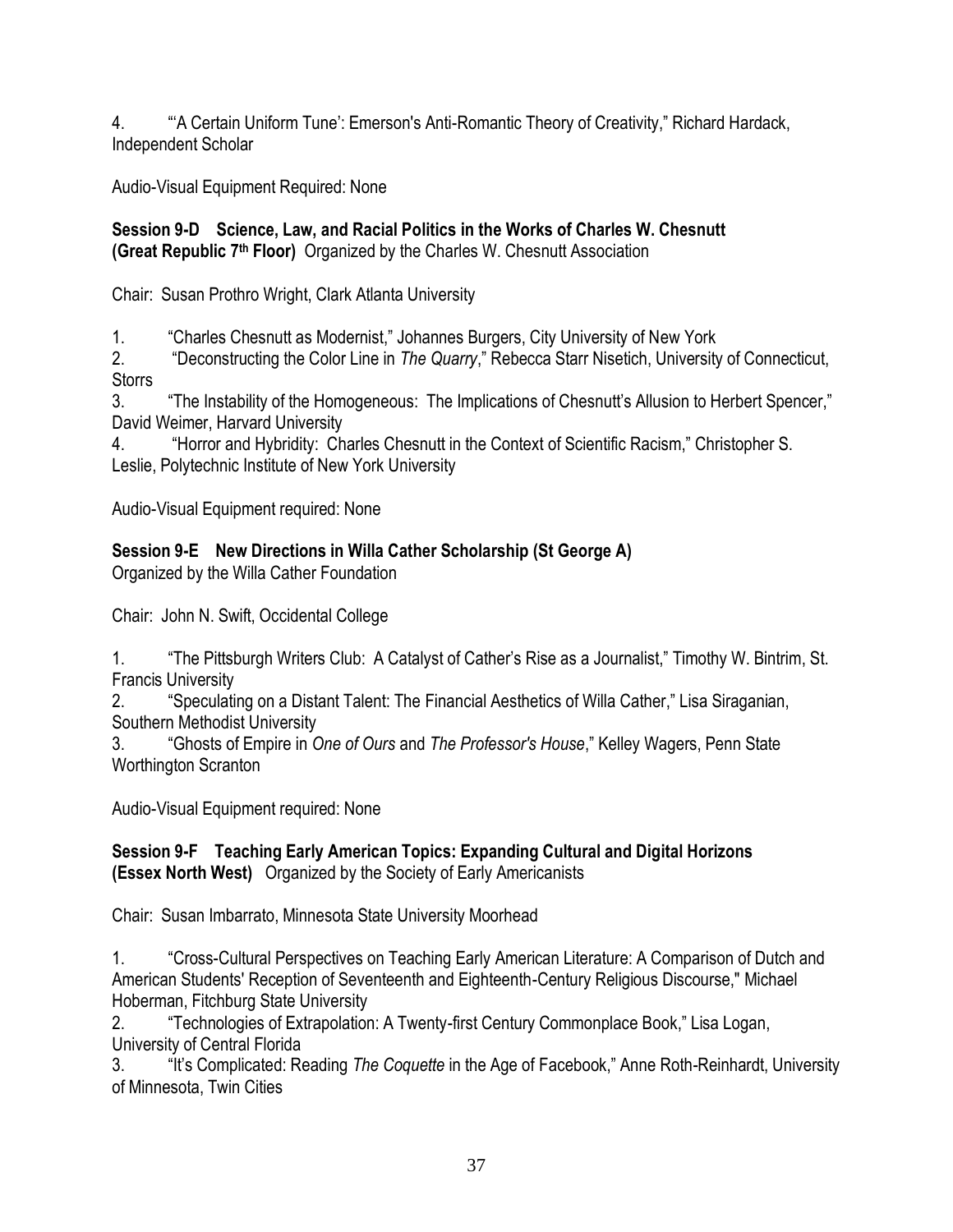4. "'A Certain Uniform Tune': Emerson's Anti-Romantic Theory of Creativity," Richard Hardack, Independent Scholar

Audio-Visual Equipment Required: None

**Session 9-D Science, Law, and Racial Politics in the Works of Charles W. Chesnutt (Great Republic 7th Floor)** Organized by the Charles W. Chesnutt Association

Chair: Susan Prothro Wright, Clark Atlanta University

1. "Charles Chesnutt as Modernist," Johannes Burgers, City University of New York
2. "Deconstructing the Color Line in *The Quarry*," Rebecca Starr Nisetich, University of Connecticut, Storrs
3. "The Instability of the Homogeneous: The Implications of Chesnutt's Allusion to Herbert Spencer," David Weimer, Harvard University
4. "Horror and Hybridity: Charles Chesnutt in the Context of Scientific Racism," Christopher S. Leslie, Polytechnic Institute of New York University

Audio-Visual Equipment required: None

**Session 9-E New Directions in Willa Cather Scholarship (St George A)**
Organized by the Willa Cather Foundation

Chair: John N. Swift, Occidental College

1. "The Pittsburgh Writers Club: A Catalyst of Cather's Rise as a Journalist," Timothy W. Bintrim, St. Francis University
2. "Speculating on a Distant Talent: The Financial Aesthetics of Willa Cather," Lisa Siraganian, Southern Methodist University
3. "Ghosts of Empire in *One of Ours* and *The Professor's House*," Kelley Wagers, Penn State Worthington Scranton

Audio-Visual Equipment required: None

**Session 9-F Teaching Early American Topics: Expanding Cultural and Digital Horizons (Essex North West)** Organized by the Society of Early Americanists

Chair: Susan Imbarrato, Minnesota State University Moorhead

1. "Cross-Cultural Perspectives on Teaching Early American Literature: A Comparison of Dutch and American Students' Reception of Seventeenth and Eighteenth-Century Religious Discourse," Michael Hoberman, Fitchburg State University
2. "Technologies of Extrapolation: A Twenty-first Century Commonplace Book," Lisa Logan, University of Central Florida
3. "It's Complicated: Reading *The Coquette* in the Age of Facebook," Anne Roth-Reinhardt, University of Minnesota, Twin Cities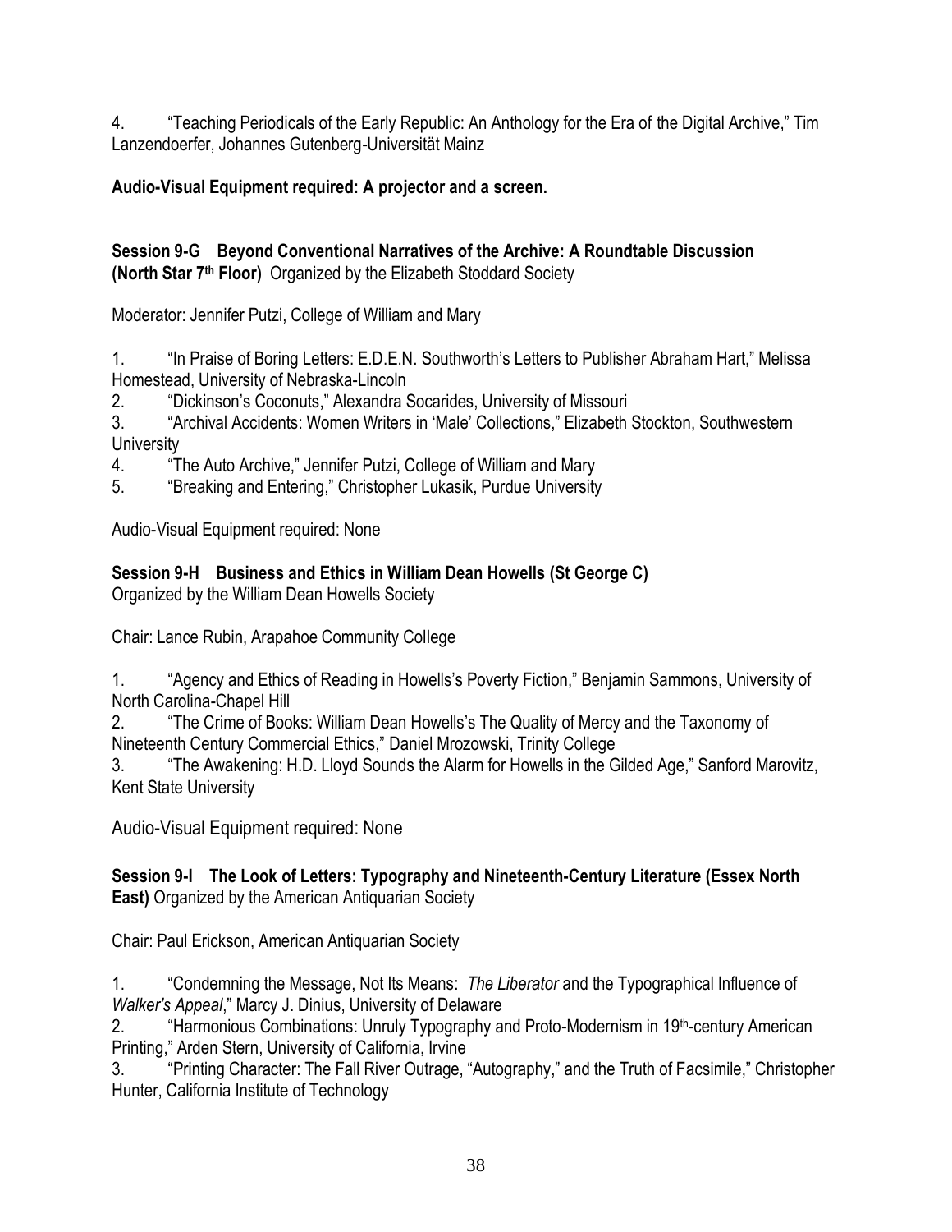4. "Teaching Periodicals of the Early Republic: An Anthology for the Era of the Digital Archive," Tim Lanzendoerfer, Johannes Gutenberg-Universität Mainz

**Audio-Visual Equipment required: A projector and a screen.**

**Session 9-G Beyond Conventional Narratives of the Archive: A Roundtable Discussion (North Star 7th Floor)** Organized by the Elizabeth Stoddard Society

Moderator: Jennifer Putzi, College of William and Mary

1. "In Praise of Boring Letters: E.D.E.N. Southworth's Letters to Publisher Abraham Hart," Melissa Homestead, University of Nebraska-Lincoln
2. "Dickinson's Coconuts," Alexandra Socarides, University of Missouri
3. "Archival Accidents: Women Writers in 'Male' Collections," Elizabeth Stockton, Southwestern University
4. "The Auto Archive," Jennifer Putzi, College of William and Mary
5. "Breaking and Entering," Christopher Lukasik, Purdue University

Audio-Visual Equipment required: None

**Session 9-H Business and Ethics in William Dean Howells (St George C)**
Organized by the William Dean Howells Society

Chair: Lance Rubin, Arapahoe Community College

1. "Agency and Ethics of Reading in Howells's Poverty Fiction," Benjamin Sammons, University of North Carolina-Chapel Hill
2. "The Crime of Books: William Dean Howells's The Quality of Mercy and the Taxonomy of Nineteenth Century Commercial Ethics," Daniel Mrozowski, Trinity College
3. "The Awakening: H.D. Lloyd Sounds the Alarm for Howells in the Gilded Age," Sanford Marovitz, Kent State University

Audio-Visual Equipment required: None

**Session 9-I The Look of Letters: Typography and Nineteenth-Century Literature (Essex North East)** Organized by the American Antiquarian Society

Chair: Paul Erickson, American Antiquarian Society

1. "Condemning the Message, Not Its Means: *The Liberator* and the Typographical Influence of *Walker's Appeal*," Marcy J. Dinius, University of Delaware
2. "Harmonious Combinations: Unruly Typography and Proto-Modernism in 19th-century American Printing," Arden Stern, University of California, Irvine
3. "Printing Character: The Fall River Outrage, "Autography," and the Truth of Facsimile," Christopher Hunter, California Institute of Technology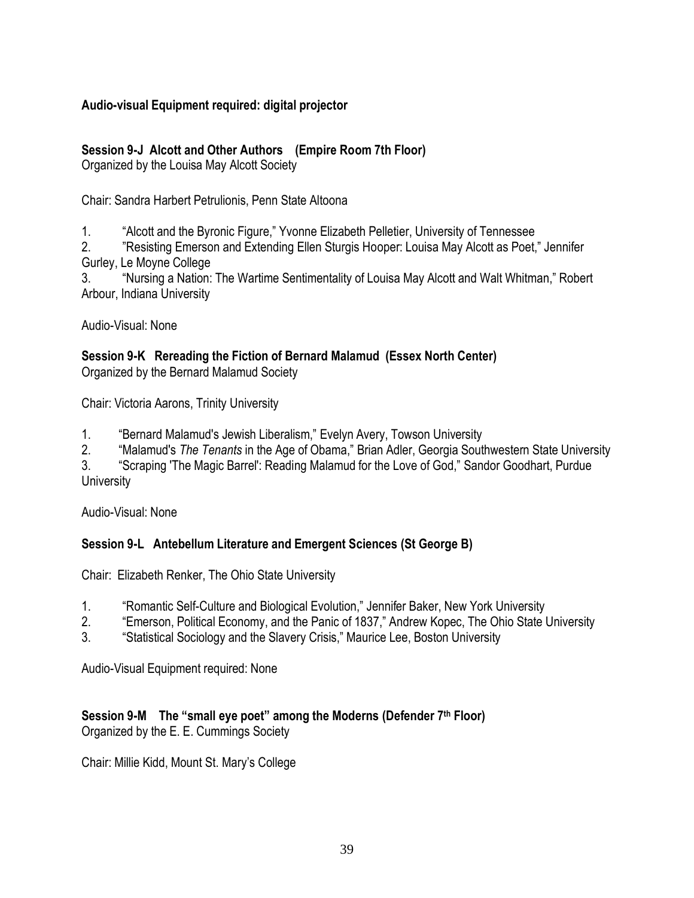**Audio-visual Equipment required: digital projector**

**Session 9-J Alcott and Other Authors (Empire Room 7th Floor)**
Organized by the Louisa May Alcott Society

Chair: Sandra Harbert Petrulionis, Penn State Altoona

1. "Alcott and the Byronic Figure," Yvonne Elizabeth Pelletier, University of Tennessee
2. "Resisting Emerson and Extending Ellen Sturgis Hooper: Louisa May Alcott as Poet," Jennifer Gurley, Le Moyne College
3. "Nursing a Nation: The Wartime Sentimentality of Louisa May Alcott and Walt Whitman," Robert Arbour, Indiana University

Audio-Visual: None

**Session 9-K Rereading the Fiction of Bernard Malamud (Essex North Center)**
Organized by the Bernard Malamud Society

Chair: Victoria Aarons, Trinity University

1. "Bernard Malamud's Jewish Liberalism," Evelyn Avery, Towson University
2. "Malamud's *The Tenants* in the Age of Obama," Brian Adler, Georgia Southwestern State University
3. "Scraping 'The Magic Barrel': Reading Malamud for the Love of God," Sandor Goodhart, Purdue University

Audio-Visual: None

**Session 9-L Antebellum Literature and Emergent Sciences (St George B)**

Chair: Elizabeth Renker, The Ohio State University

1. "Romantic Self-Culture and Biological Evolution," Jennifer Baker, New York University
2. "Emerson, Political Economy, and the Panic of 1837," Andrew Kopec, The Ohio State University
3. "Statistical Sociology and the Slavery Crisis," Maurice Lee, Boston University

Audio-Visual Equipment required: None

**Session 9-M The "small eye poet" among the Moderns (Defender 7th Floor)**
Organized by the E. E. Cummings Society

Chair: Millie Kidd, Mount St. Mary's College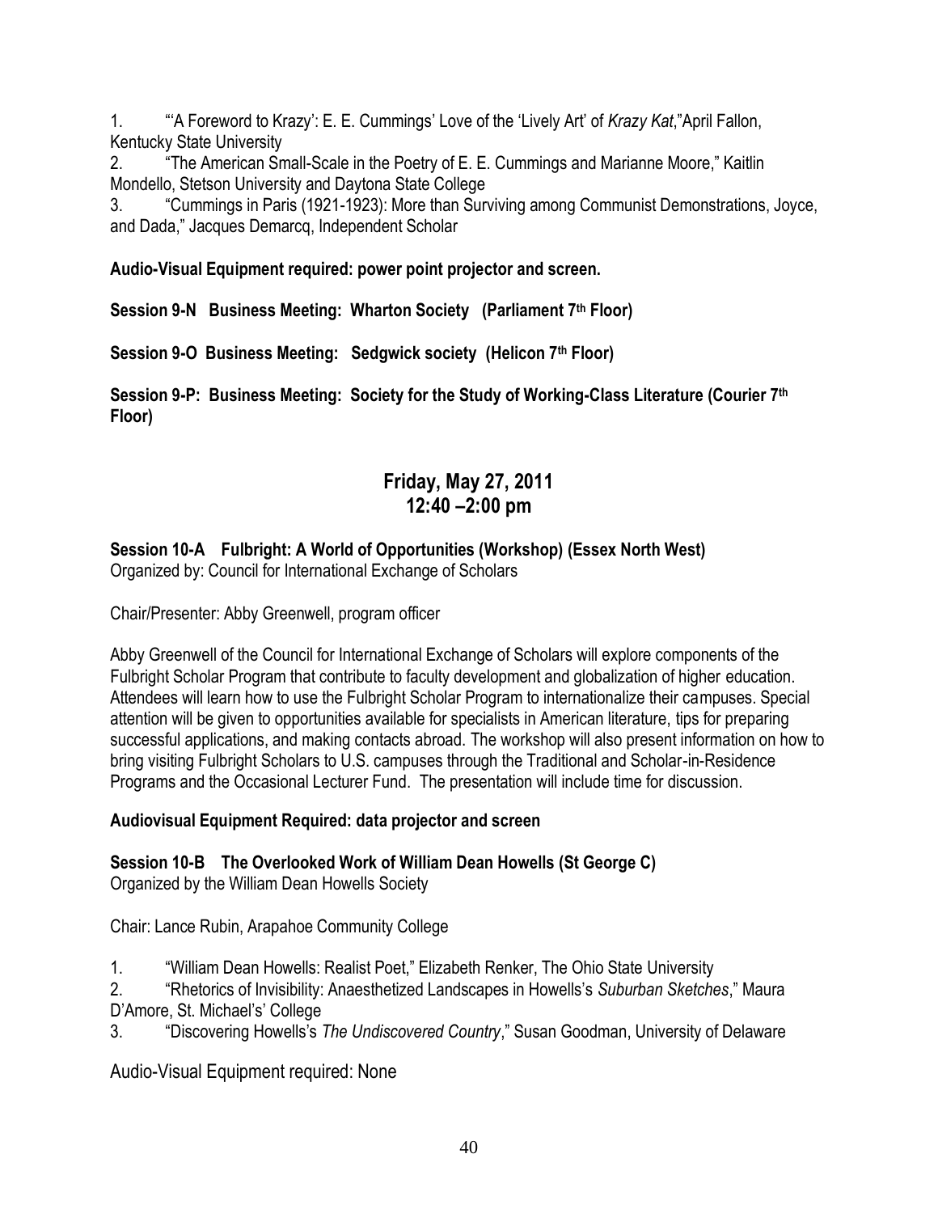1. "'A Foreword to Krazy': E. E. Cummings' Love of the 'Lively Art' of *Krazy Kat*,"April Fallon, Kentucky State University
2. "The American Small-Scale in the Poetry of E. E. Cummings and Marianne Moore," Kaitlin Mondello, Stetson University and Daytona State College
3. "Cummings in Paris (1921-1923): More than Surviving among Communist Demonstrations, Joyce, and Dada," Jacques Demarcq, Independent Scholar

**Audio-Visual Equipment required: power point projector and screen.**

**Session 9-N Business Meeting: Wharton Society (Parliament 7th Floor)**

**Session 9-O Business Meeting: Sedgwick society (Helicon 7th Floor)**

**Session 9-P: Business Meeting: Society for the Study of Working-Class Literature (Courier 7th Floor)**

## Friday, May 27, 2011
## 12:40 –2:00 pm

**Session 10-A Fulbright: A World of Opportunities (Workshop) (Essex North West)**
Organized by: Council for International Exchange of Scholars

Chair/Presenter: Abby Greenwell, program officer

Abby Greenwell of the Council for International Exchange of Scholars will explore components of the Fulbright Scholar Program that contribute to faculty development and globalization of higher education. Attendees will learn how to use the Fulbright Scholar Program to internationalize their campuses. Special attention will be given to opportunities available for specialists in American literature, tips for preparing successful applications, and making contacts abroad. The workshop will also present information on how to bring visiting Fulbright Scholars to U.S. campuses through the Traditional and Scholar-in-Residence Programs and the Occasional Lecturer Fund. The presentation will include time for discussion.

**Audiovisual Equipment Required: data projector and screen**

**Session 10-B The Overlooked Work of William Dean Howells (St George C)**
Organized by the William Dean Howells Society

Chair: Lance Rubin, Arapahoe Community College

1. "William Dean Howells: Realist Poet," Elizabeth Renker, The Ohio State University
2. "Rhetorics of Invisibility: Anaesthetized Landscapes in Howells's *Suburban Sketches*," Maura D'Amore, St. Michael's' College
3. "Discovering Howells's *The Undiscovered Country*," Susan Goodman, University of Delaware

Audio-Visual Equipment required: None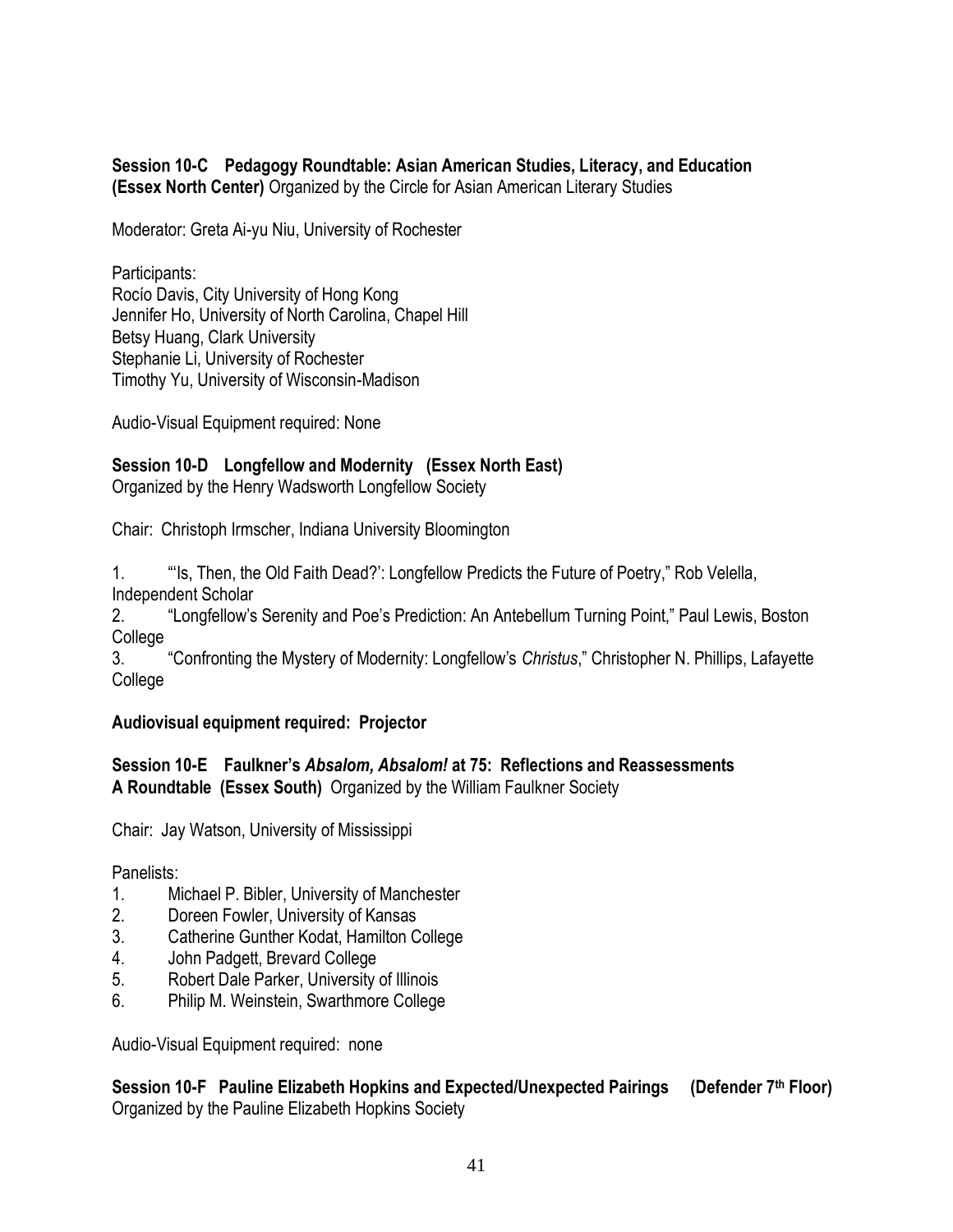**Session 10-C Pedagogy Roundtable: Asian American Studies, Literacy, and Education (Essex North Center)** Organized by the Circle for Asian American Literary Studies

Moderator: Greta Ai-yu Niu, University of Rochester

Participants:
Rocío Davis, City University of Hong Kong
Jennifer Ho, University of North Carolina, Chapel Hill
Betsy Huang, Clark University
Stephanie Li, University of Rochester
Timothy Yu, University of Wisconsin-Madison

Audio-Visual Equipment required: None

**Session 10-D Longfellow and Modernity (Essex North East)**
Organized by the Henry Wadsworth Longfellow Society

Chair: Christoph Irmscher, Indiana University Bloomington

1. "'Is, Then, the Old Faith Dead?': Longfellow Predicts the Future of Poetry," Rob Velella, Independent Scholar
2. "Longfellow's Serenity and Poe's Prediction: An Antebellum Turning Point," Paul Lewis, Boston College
3. "Confronting the Mystery of Modernity: Longfellow's *Christus*," Christopher N. Phillips, Lafayette College

**Audiovisual equipment required: Projector**

**Session 10-E Faulkner's *Absalom, Absalom!* at 75: Reflections and Reassessments A Roundtable (Essex South)** Organized by the William Faulkner Society

Chair: Jay Watson, University of Mississippi

Panelists:
1. Michael P. Bibler, University of Manchester
2. Doreen Fowler, University of Kansas
3. Catherine Gunther Kodat, Hamilton College
4. John Padgett, Brevard College
5. Robert Dale Parker, University of Illinois
6. Philip M. Weinstein, Swarthmore College

Audio-Visual Equipment required: none

**Session 10-F Pauline Elizabeth Hopkins and Expected/Unexpected Pairings (Defender 7th Floor)**
Organized by the Pauline Elizabeth Hopkins Society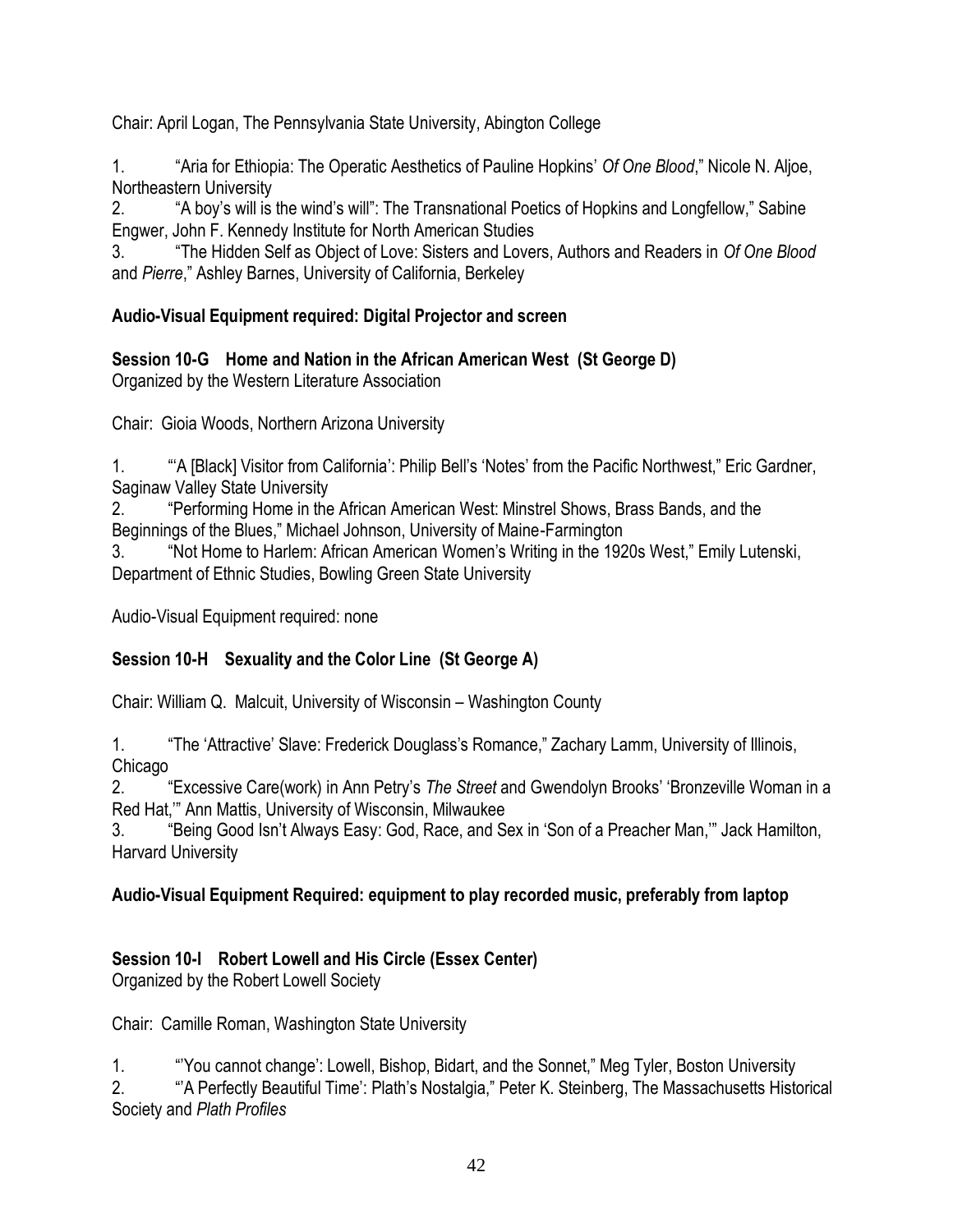Chair: April Logan, The Pennsylvania State University, Abington College

1. "Aria for Ethiopia: The Operatic Aesthetics of Pauline Hopkins' *Of One Blood*," Nicole N. Aljoe, Northeastern University
2. "A boy's will is the wind's will": The Transnational Poetics of Hopkins and Longfellow," Sabine Engwer, John F. Kennedy Institute for North American Studies
3. "The Hidden Self as Object of Love: Sisters and Lovers, Authors and Readers in *Of One Blood* and *Pierre*," Ashley Barnes, University of California, Berkeley

**Audio-Visual Equipment required: Digital Projector and screen**

**Session 10-G Home and Nation in the African American West (St George D)**
Organized by the Western Literature Association

Chair: Gioia Woods, Northern Arizona University

1. "'A [Black] Visitor from California': Philip Bell's 'Notes' from the Pacific Northwest," Eric Gardner, Saginaw Valley State University
2. "Performing Home in the African American West: Minstrel Shows, Brass Bands, and the Beginnings of the Blues," Michael Johnson, University of Maine-Farmington
3. "Not Home to Harlem: African American Women's Writing in the 1920s West," Emily Lutenski, Department of Ethnic Studies, Bowling Green State University

Audio-Visual Equipment required: none

**Session 10-H Sexuality and the Color Line (St George A)**

Chair: William Q. Malcuit, University of Wisconsin – Washington County

1. "The 'Attractive' Slave: Frederick Douglass's Romance," Zachary Lamm, University of Illinois, Chicago
2. "Excessive Care(work) in Ann Petry's *The Street* and Gwendolyn Brooks' 'Bronzeville Woman in a Red Hat,'" Ann Mattis, University of Wisconsin, Milwaukee
3. "Being Good Isn't Always Easy: God, Race, and Sex in 'Son of a Preacher Man,'" Jack Hamilton, Harvard University

**Audio-Visual Equipment Required: equipment to play recorded music, preferably from laptop**

**Session 10-I Robert Lowell and His Circle (Essex Center)**
Organized by the Robert Lowell Society

Chair: Camille Roman, Washington State University

1. "'You cannot change': Lowell, Bishop, Bidart, and the Sonnet," Meg Tyler, Boston University
2. "'A Perfectly Beautiful Time': Plath's Nostalgia," Peter K. Steinberg, The Massachusetts Historical Society and *Plath Profiles*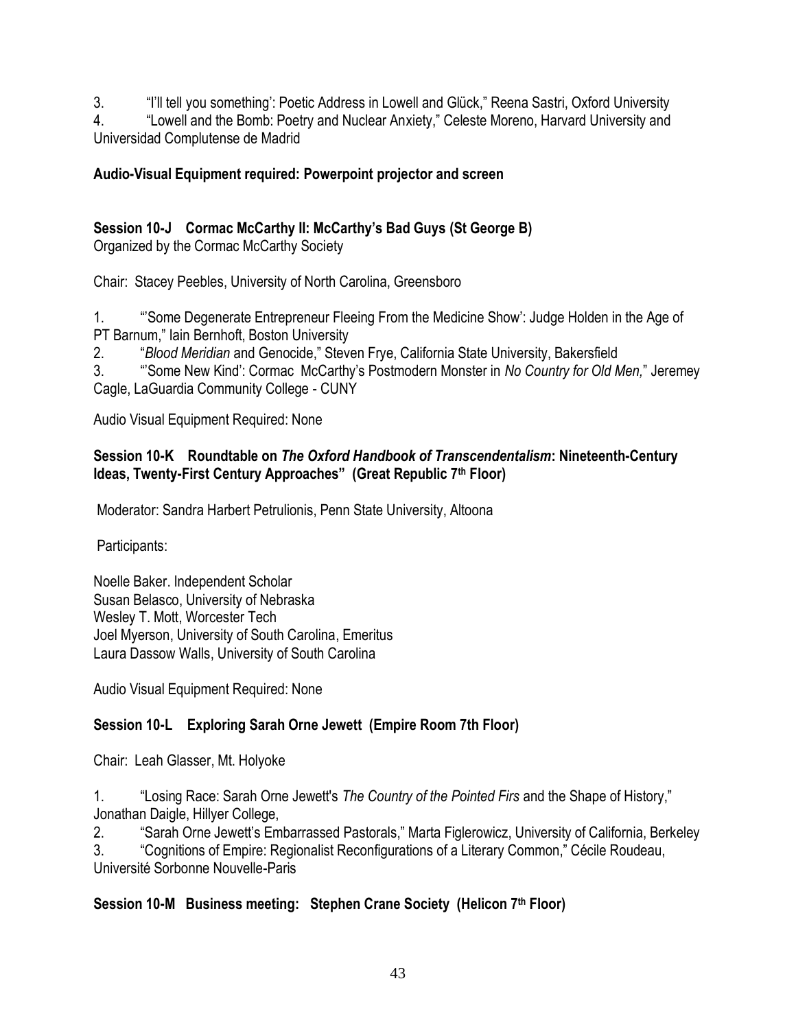3. "I'll tell you something': Poetic Address in Lowell and Glück," Reena Sastri, Oxford University
4. "Lowell and the Bomb: Poetry and Nuclear Anxiety," Celeste Moreno, Harvard University and Universidad Complutense de Madrid

**Audio-Visual Equipment required: Powerpoint projector and screen**

**Session 10-J Cormac McCarthy II: McCarthy's Bad Guys (St George B)**
Organized by the Cormac McCarthy Society

Chair: Stacey Peebles, University of North Carolina, Greensboro

1. "'Some Degenerate Entrepreneur Fleeing From the Medicine Show': Judge Holden in the Age of PT Barnum," Iain Bernhoft, Boston University
2. "*Blood Meridian* and Genocide," Steven Frye, California State University, Bakersfield
3. "'Some New Kind': Cormac McCarthy's Postmodern Monster in *No Country for Old Men,*" Jeremey Cagle, LaGuardia Community College - CUNY

Audio Visual Equipment Required: None

**Session 10-K Roundtable on *The Oxford Handbook of Transcendentalism*: Nineteenth-Century Ideas, Twenty-First Century Approaches" (Great Republic 7th Floor)**

Moderator: Sandra Harbert Petrulionis, Penn State University, Altoona

Participants:

Noelle Baker. Independent Scholar
Susan Belasco, University of Nebraska
Wesley T. Mott, Worcester Tech
Joel Myerson, University of South Carolina, Emeritus
Laura Dassow Walls, University of South Carolina

Audio Visual Equipment Required: None

**Session 10-L Exploring Sarah Orne Jewett (Empire Room 7th Floor)**

Chair: Leah Glasser, Mt. Holyoke

1. "Losing Race: Sarah Orne Jewett's *The Country of the Pointed Firs* and the Shape of History," Jonathan Daigle, Hillyer College,
2. "Sarah Orne Jewett's Embarrassed Pastorals," Marta Figlerowicz, University of California, Berkeley
3. "Cognitions of Empire: Regionalist Reconfigurations of a Literary Common," Cécile Roudeau, Université Sorbonne Nouvelle-Paris

**Session 10-M Business meeting: Stephen Crane Society (Helicon 7th Floor)**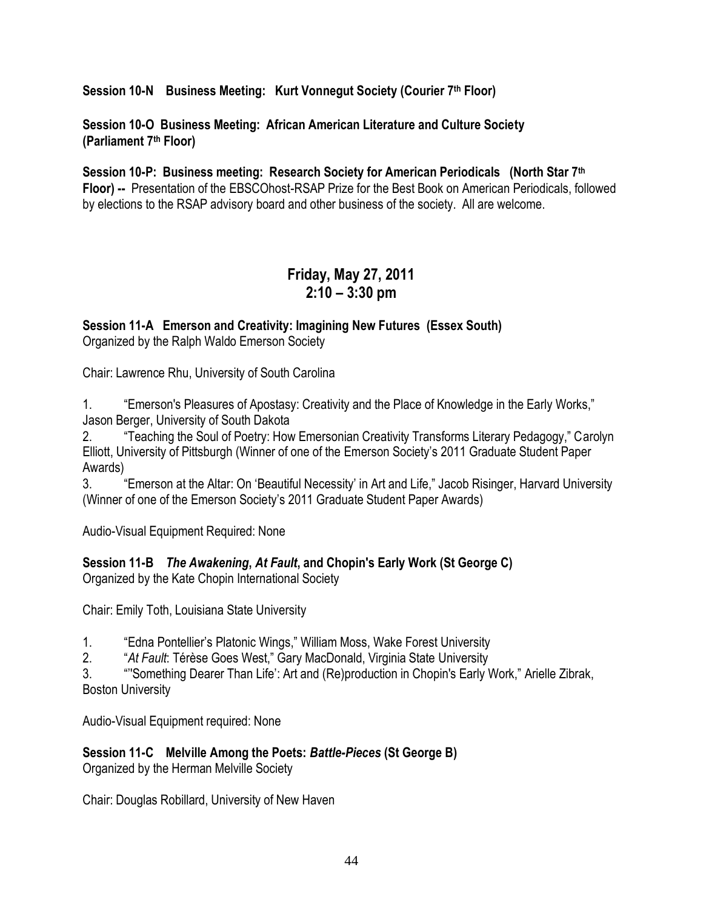**Session 10-N Business Meeting: Kurt Vonnegut Society (Courier 7th Floor)**

**Session 10-O Business Meeting: African American Literature and Culture Society (Parliament 7th Floor)**

**Session 10-P: Business meeting: Research Society for American Periodicals (North Star 7th Floor) --** Presentation of the EBSCOhost-RSAP Prize for the Best Book on American Periodicals, followed by elections to the RSAP advisory board and other business of the society. All are welcome.

## Friday, May 27, 2011
## 2:10 – 3:30 pm

**Session 11-A Emerson and Creativity: Imagining New Futures (Essex South)**
Organized by the Ralph Waldo Emerson Society

Chair: Lawrence Rhu, University of South Carolina

1. "Emerson's Pleasures of Apostasy: Creativity and the Place of Knowledge in the Early Works," Jason Berger, University of South Dakota
2. "Teaching the Soul of Poetry: How Emersonian Creativity Transforms Literary Pedagogy," Carolyn Elliott, University of Pittsburgh (Winner of one of the Emerson Society's 2011 Graduate Student Paper Awards)
3. "Emerson at the Altar: On 'Beautiful Necessity' in Art and Life," Jacob Risinger, Harvard University (Winner of one of the Emerson Society's 2011 Graduate Student Paper Awards)

Audio-Visual Equipment Required: None

**Session 11-B *The Awakening*, *At Fault*, and Chopin's Early Work (St George C)**
Organized by the Kate Chopin International Society

Chair: Emily Toth, Louisiana State University

1. "Edna Pontellier's Platonic Wings," William Moss, Wake Forest University
2. "*At Fault*: Térèse Goes West," Gary MacDonald, Virginia State University
3. "'Something Dearer Than Life': Art and (Re)production in Chopin's Early Work," Arielle Zibrak, Boston University

Audio-Visual Equipment required: None

**Session 11-C Melville Among the Poets: *Battle-Pieces* (St George B)**
Organized by the Herman Melville Society

Chair: Douglas Robillard, University of New Haven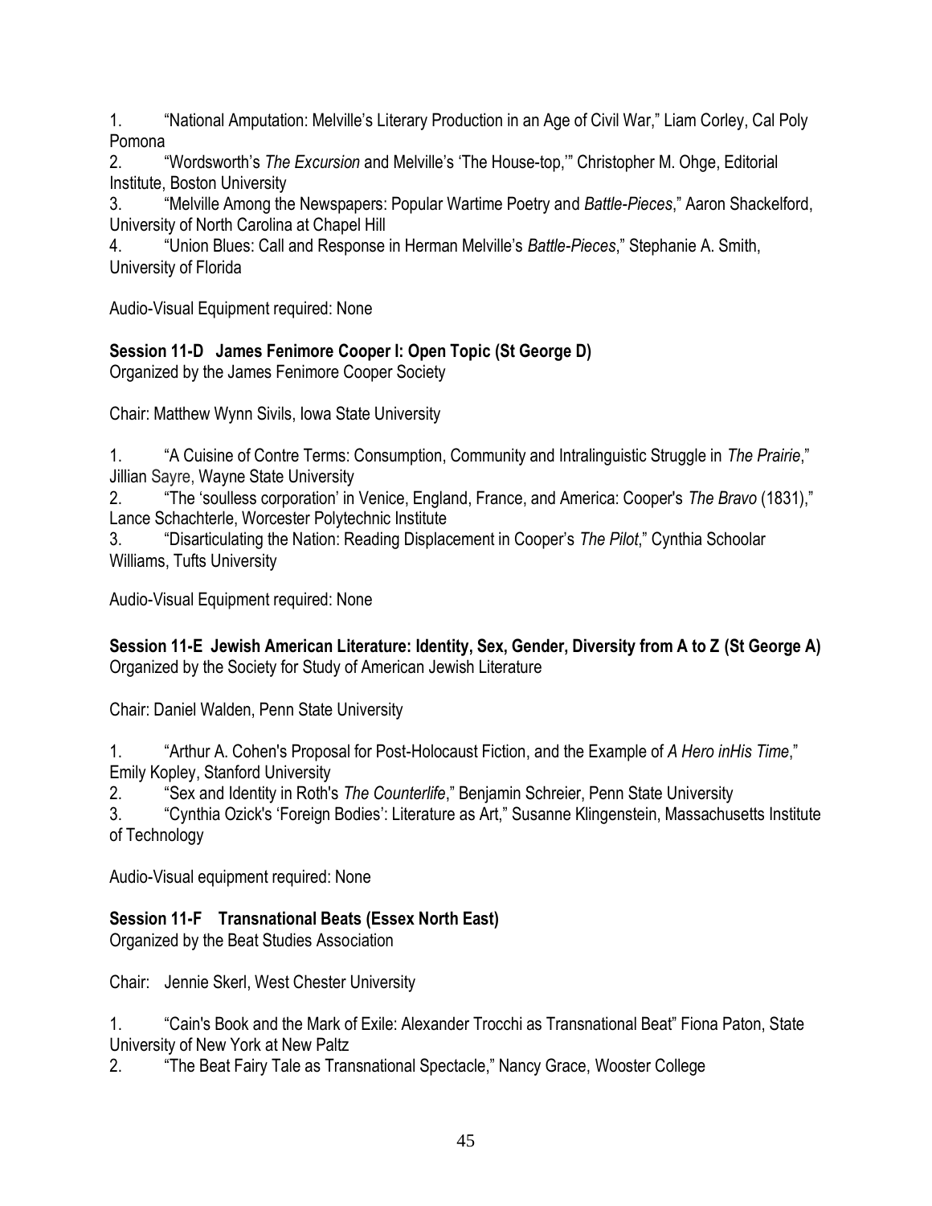1. “National Amputation: Melville’s Literary Production in an Age of Civil War,” Liam Corley, Cal Poly Pomona
2. “Wordsworth’s *The Excursion* and Melville’s ‘The House-top,’” Christopher M. Ohge, Editorial Institute, Boston University
3. “Melville Among the Newspapers: Popular Wartime Poetry and *Battle-Pieces*,” Aaron Shackelford, University of North Carolina at Chapel Hill
4. “Union Blues: Call and Response in Herman Melville’s *Battle-Pieces*,” Stephanie A. Smith, University of Florida

Audio-Visual Equipment required: None

**Session 11-D James Fenimore Cooper I: Open Topic (St George D)**
Organized by the James Fenimore Cooper Society

Chair: Matthew Wynn Sivils, Iowa State University

1. “A Cuisine of Contre Terms: Consumption, Community and Intralinguistic Struggle in *The Prairie*,” Jillian Sayre, Wayne State University
2. “The ‘soulless corporation’ in Venice, England, France, and America: Cooper's *The Bravo* (1831),” Lance Schachterle, Worcester Polytechnic Institute
3. “Disarticulating the Nation: Reading Displacement in Cooper’s *The Pilot*,” Cynthia Schoolar Williams, Tufts University

Audio-Visual Equipment required: None

**Session 11-E Jewish American Literature: Identity, Sex, Gender, Diversity from A to Z (St George A)**
Organized by the Society for Study of American Jewish Literature

Chair: Daniel Walden, Penn State University

1. “Arthur A. Cohen's Proposal for Post-Holocaust Fiction, and the Example of *A Hero inHis Time*,” Emily Kopley, Stanford University
2. “Sex and Identity in Roth's *The Counterlife*,” Benjamin Schreier, Penn State University
3. “Cynthia Ozick's ‘Foreign Bodies’: Literature as Art,” Susanne Klingenstein, Massachusetts Institute of Technology

Audio-Visual equipment required: None

**Session 11-F Transnational Beats (Essex North East)**
Organized by the Beat Studies Association

Chair: Jennie Skerl, West Chester University

1. “Cain's Book and the Mark of Exile: Alexander Trocchi as Transnational Beat” Fiona Paton, State University of New York at New Paltz
2. “The Beat Fairy Tale as Transnational Spectacle,” Nancy Grace, Wooster College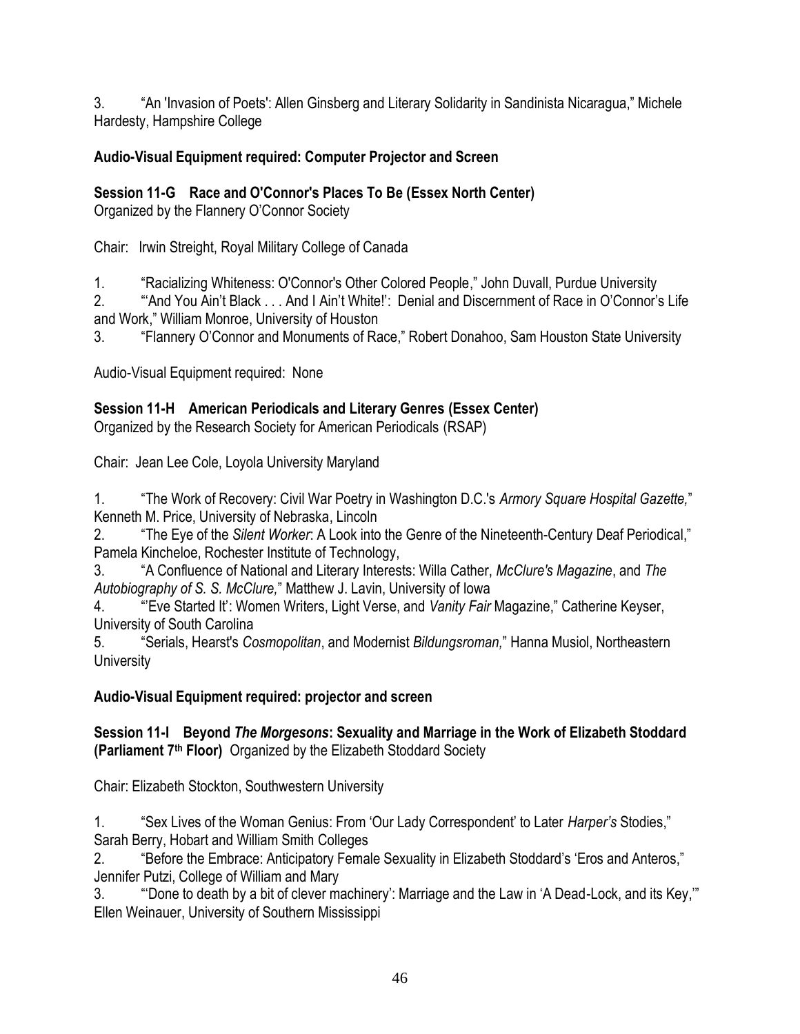3. "An 'Invasion of Poets': Allen Ginsberg and Literary Solidarity in Sandinista Nicaragua," Michele Hardesty, Hampshire College

**Audio-Visual Equipment required: Computer Projector and Screen**

**Session 11-G Race and O'Connor's Places To Be (Essex North Center)**
Organized by the Flannery O'Connor Society

Chair: Irwin Streight, Royal Military College of Canada

1. "Racializing Whiteness: O'Connor's Other Colored People," John Duvall, Purdue University
2. "'And You Ain't Black . . . And I Ain't White!': Denial and Discernment of Race in O'Connor's Life and Work," William Monroe, University of Houston
3. "Flannery O'Connor and Monuments of Race," Robert Donahoo, Sam Houston State University

Audio-Visual Equipment required: None

**Session 11-H American Periodicals and Literary Genres (Essex Center)**
Organized by the Research Society for American Periodicals (RSAP)

Chair: Jean Lee Cole, Loyola University Maryland

1. "The Work of Recovery: Civil War Poetry in Washington D.C.'s *Armory Square Hospital Gazette,*" Kenneth M. Price, University of Nebraska, Lincoln
2. "The Eye of the *Silent Worker*: A Look into the Genre of the Nineteenth-Century Deaf Periodical," Pamela Kincheloe, Rochester Institute of Technology,
3. "A Confluence of National and Literary Interests: Willa Cather, *McClure's Magazine*, and *The Autobiography of S. S. McClure,*" Matthew J. Lavin, University of Iowa
4. "'Eve Started It': Women Writers, Light Verse, and *Vanity Fair* Magazine," Catherine Keyser, University of South Carolina
5. "Serials, Hearst's *Cosmopolitan*, and Modernist *Bildungsroman,*" Hanna Musiol, Northeastern University

**Audio-Visual Equipment required: projector and screen**

**Session 11-I Beyond *The Morgesons*: Sexuality and Marriage in the Work of Elizabeth Stoddard (Parliament 7th Floor)** Organized by the Elizabeth Stoddard Society

Chair: Elizabeth Stockton, Southwestern University

1. "Sex Lives of the Woman Genius: From 'Our Lady Correspondent' to Later *Harper's* Stodies," Sarah Berry, Hobart and William Smith Colleges
2. "Before the Embrace: Anticipatory Female Sexuality in Elizabeth Stoddard's 'Eros and Anteros," Jennifer Putzi, College of William and Mary
3. "'Done to death by a bit of clever machinery': Marriage and the Law in 'A Dead-Lock, and its Key,'" Ellen Weinauer, University of Southern Mississippi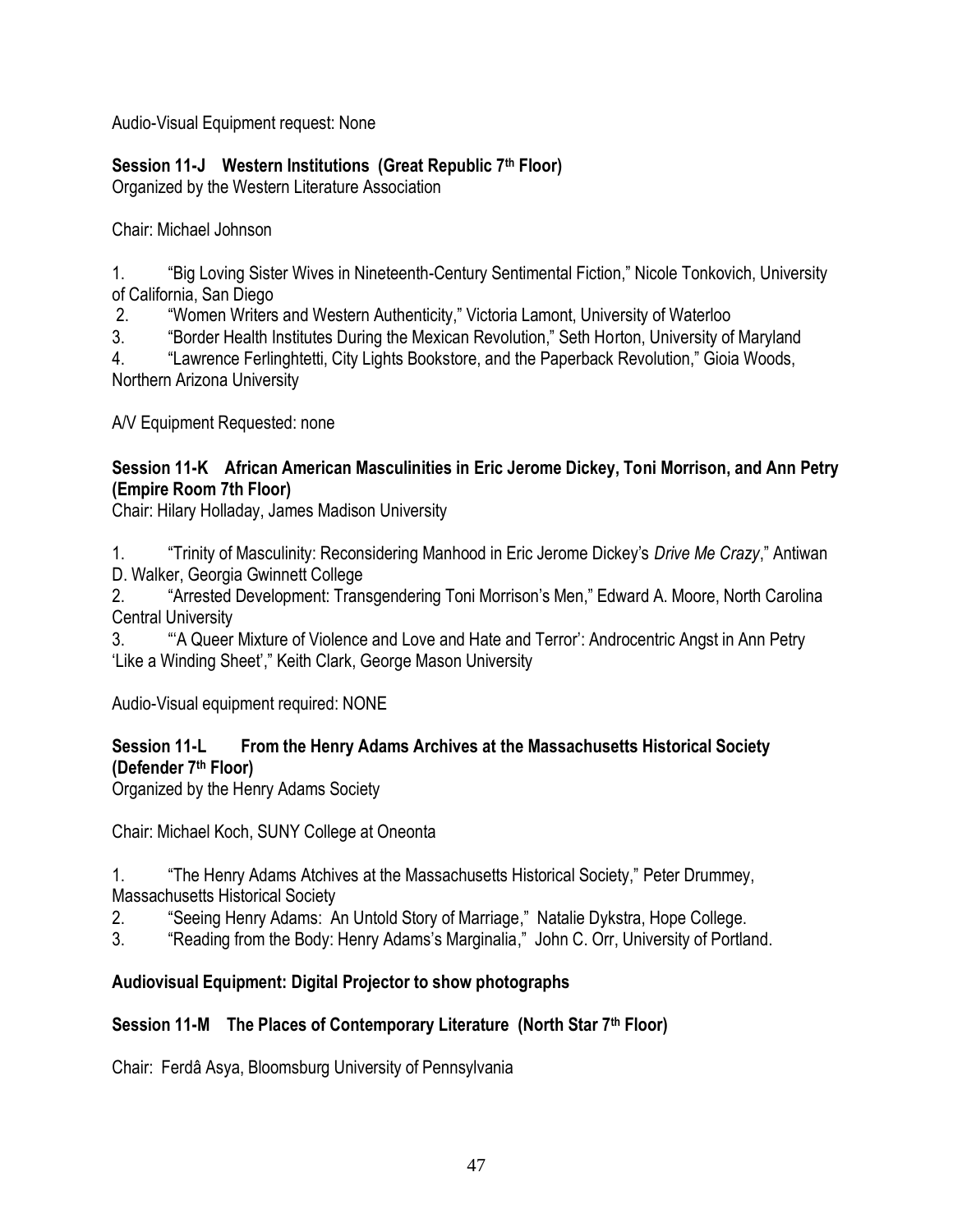Audio-Visual Equipment request: None

**Session 11-J Western Institutions (Great Republic 7th Floor)**
Organized by the Western Literature Association

Chair: Michael Johnson

1. "Big Loving Sister Wives in Nineteenth-Century Sentimental Fiction," Nicole Tonkovich, University of California, San Diego
2. "Women Writers and Western Authenticity," Victoria Lamont, University of Waterloo
3. "Border Health Institutes During the Mexican Revolution," Seth Horton, University of Maryland
4. "Lawrence Ferlinghtetti, City Lights Bookstore, and the Paperback Revolution," Gioia Woods, Northern Arizona University

A/V Equipment Requested: none

**Session 11-K African American Masculinities in Eric Jerome Dickey, Toni Morrison, and Ann Petry (Empire Room 7th Floor)**
Chair: Hilary Holladay, James Madison University

1. "Trinity of Masculinity: Reconsidering Manhood in Eric Jerome Dickey's *Drive Me Crazy*," Antiwan D. Walker, Georgia Gwinnett College
2. "Arrested Development: Transgendering Toni Morrison's Men," Edward A. Moore, North Carolina Central University
3. "'A Queer Mixture of Violence and Love and Hate and Terror': Androcentric Angst in Ann Petry 'Like a Winding Sheet'," Keith Clark, George Mason University

Audio-Visual equipment required: NONE

**Session 11-L From the Henry Adams Archives at the Massachusetts Historical Society (Defender 7th Floor)**
Organized by the Henry Adams Society

Chair: Michael Koch, SUNY College at Oneonta

1. "The Henry Adams Atchives at the Massachusetts Historical Society," Peter Drummey, Massachusetts Historical Society
2. "Seeing Henry Adams: An Untold Story of Marriage," Natalie Dykstra, Hope College.
3. "Reading from the Body: Henry Adams's Marginalia," John C. Orr, University of Portland.

**Audiovisual Equipment: Digital Projector to show photographs**

**Session 11-M The Places of Contemporary Literature (North Star 7th Floor)**

Chair: Ferdâ Asya, Bloomsburg University of Pennsylvania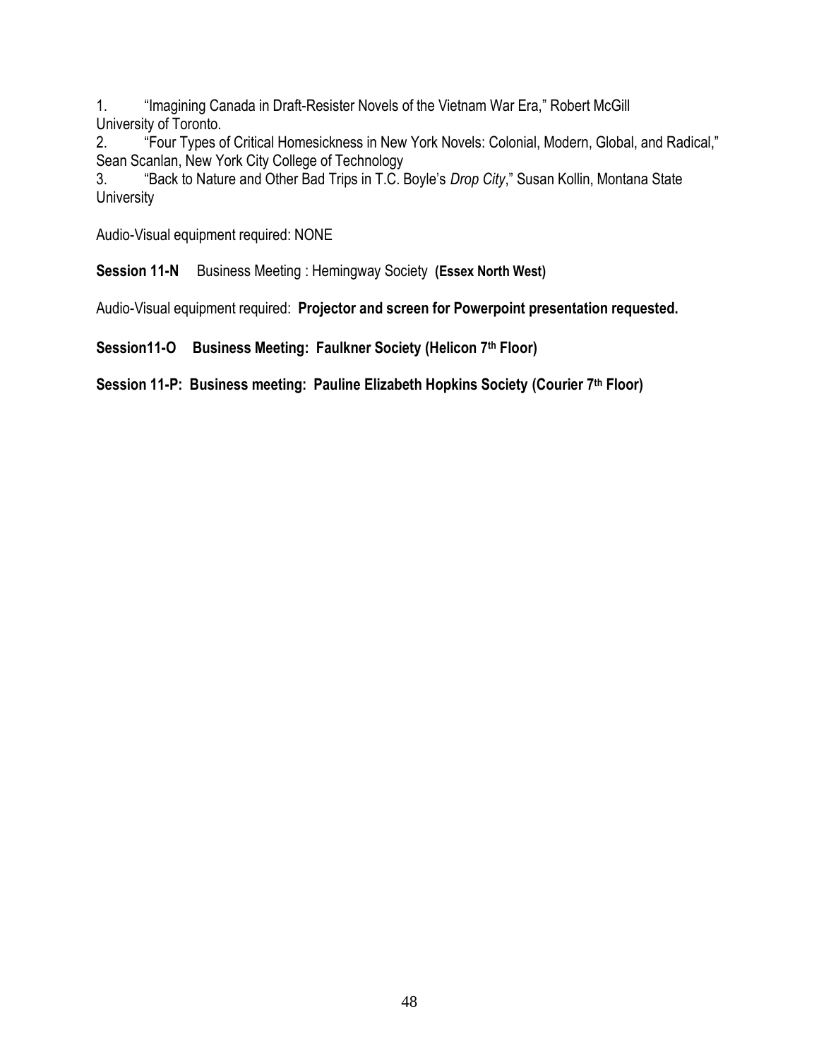1. "Imagining Canada in Draft-Resister Novels of the Vietnam War Era," Robert McGill University of Toronto.
2. "Four Types of Critical Homesickness in New York Novels: Colonial, Modern, Global, and Radical," Sean Scanlan, New York City College of Technology
3. "Back to Nature and Other Bad Trips in T.C. Boyle's *Drop City*," Susan Kollin, Montana State University

Audio-Visual equipment required: NONE

**Session 11-N** Business Meeting : Hemingway Society **(Essex North West)**

Audio-Visual equipment required: **Projector and screen for Powerpoint presentation requested.**

**Session11-O Business Meeting: Faulkner Society (Helicon 7th Floor)**

**Session 11-P: Business meeting: Pauline Elizabeth Hopkins Society (Courier 7th Floor)**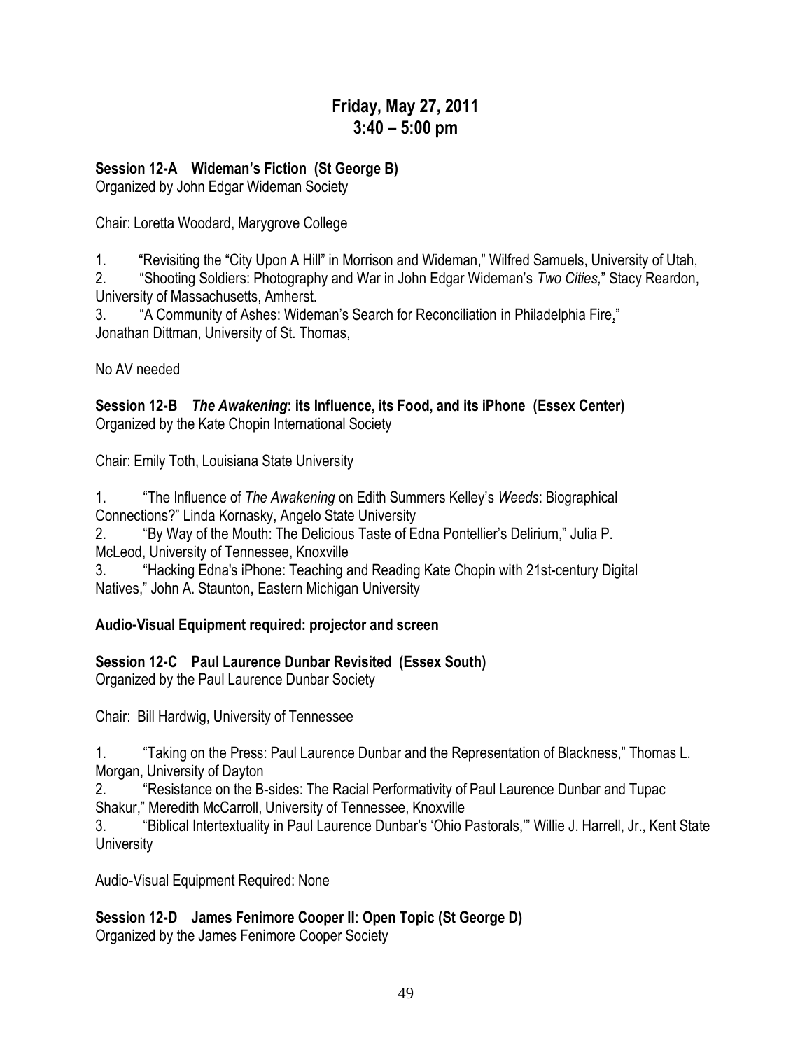# Friday, May 27, 2011
# 3:40 – 5:00 pm

**Session 12-A Wideman's Fiction (St George B)**
Organized by John Edgar Wideman Society

Chair: Loretta Woodard, Marygrove College

1. "Revisiting the "City Upon A Hill" in Morrison and Wideman," Wilfred Samuels, University of Utah,
2. "Shooting Soldiers: Photography and War in John Edgar Wideman's *Two Cities,*" Stacy Reardon, University of Massachusetts, Amherst.
3. "A Community of Ashes: Wideman's Search for Reconciliation in Philadelphia Fire," Jonathan Dittman, University of St. Thomas,

No AV needed

**Session 12-B *The Awakening*: its Influence, its Food, and its iPhone (Essex Center)**
Organized by the Kate Chopin International Society

Chair: Emily Toth, Louisiana State University

1. "The Influence of *The Awakening* on Edith Summers Kelley's *Weeds*: Biographical Connections?" Linda Kornasky, Angelo State University
2. "By Way of the Mouth: The Delicious Taste of Edna Pontellier's Delirium," Julia P. McLeod, University of Tennessee, Knoxville
3. "Hacking Edna's iPhone: Teaching and Reading Kate Chopin with 21st-century Digital Natives," John A. Staunton, Eastern Michigan University

**Audio-Visual Equipment required: projector and screen**

**Session 12-C Paul Laurence Dunbar Revisited (Essex South)**
Organized by the Paul Laurence Dunbar Society

Chair: Bill Hardwig, University of Tennessee

1. "Taking on the Press: Paul Laurence Dunbar and the Representation of Blackness," Thomas L. Morgan, University of Dayton
2. "Resistance on the B-sides: The Racial Performativity of Paul Laurence Dunbar and Tupac Shakur," Meredith McCarroll, University of Tennessee, Knoxville
3. "Biblical Intertextuality in Paul Laurence Dunbar's 'Ohio Pastorals,'" Willie J. Harrell, Jr., Kent State University

Audio-Visual Equipment Required: None

**Session 12-D James Fenimore Cooper II: Open Topic (St George D)**
Organized by the James Fenimore Cooper Society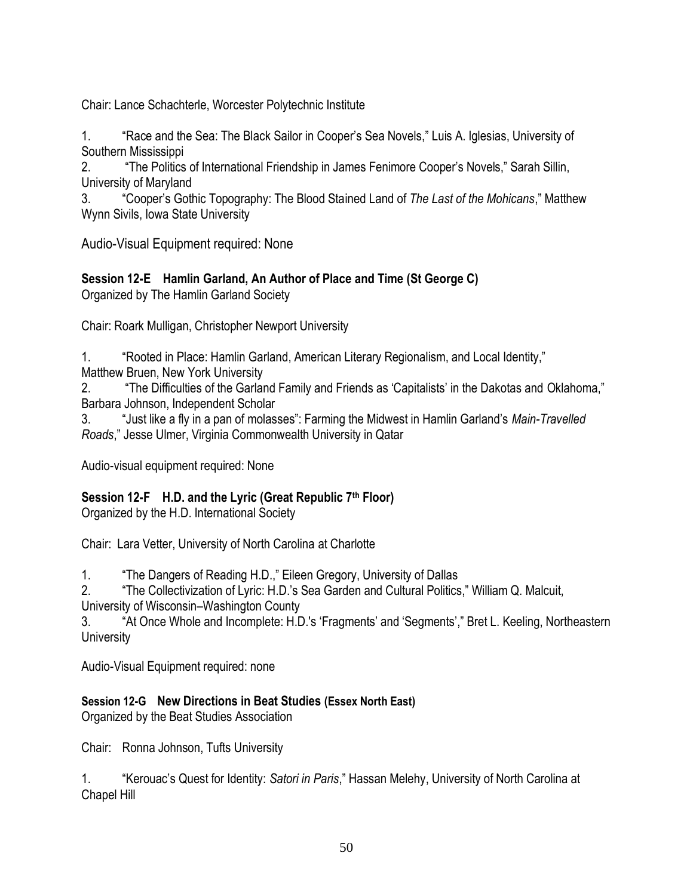Chair: Lance Schachterle, Worcester Polytechnic Institute

1. "Race and the Sea: The Black Sailor in Cooper's Sea Novels," Luis A. Iglesias, University of Southern Mississippi
2. "The Politics of International Friendship in James Fenimore Cooper's Novels," Sarah Sillin, University of Maryland
3. "Cooper's Gothic Topography: The Blood Stained Land of *The Last of the Mohicans*," Matthew Wynn Sivils, Iowa State University

Audio-Visual Equipment required: None

**Session 12-E Hamlin Garland, An Author of Place and Time (St George C)**
Organized by The Hamlin Garland Society

Chair: Roark Mulligan, Christopher Newport University

1. "Rooted in Place: Hamlin Garland, American Literary Regionalism, and Local Identity," Matthew Bruen, New York University
2. "The Difficulties of the Garland Family and Friends as 'Capitalists' in the Dakotas and Oklahoma," Barbara Johnson, Independent Scholar
3. "Just like a fly in a pan of molasses": Farming the Midwest in Hamlin Garland's *Main-Travelled Roads*," Jesse Ulmer, Virginia Commonwealth University in Qatar

Audio-visual equipment required: None

**Session 12-F H.D. and the Lyric (Great Republic 7th Floor)**
Organized by the H.D. International Society

Chair: Lara Vetter, University of North Carolina at Charlotte

1. "The Dangers of Reading H.D.," Eileen Gregory, University of Dallas
2. "The Collectivization of Lyric: H.D.'s Sea Garden and Cultural Politics," William Q. Malcuit, University of Wisconsin–Washington County
3. "At Once Whole and Incomplete: H.D.'s 'Fragments' and 'Segments'," Bret L. Keeling, Northeastern University

Audio-Visual Equipment required: none

**Session 12-G New Directions in Beat Studies (Essex North East)**
Organized by the Beat Studies Association

Chair: Ronna Johnson, Tufts University

1. "Kerouac's Quest for Identity: *Satori in Paris*," Hassan Melehy, University of North Carolina at Chapel Hill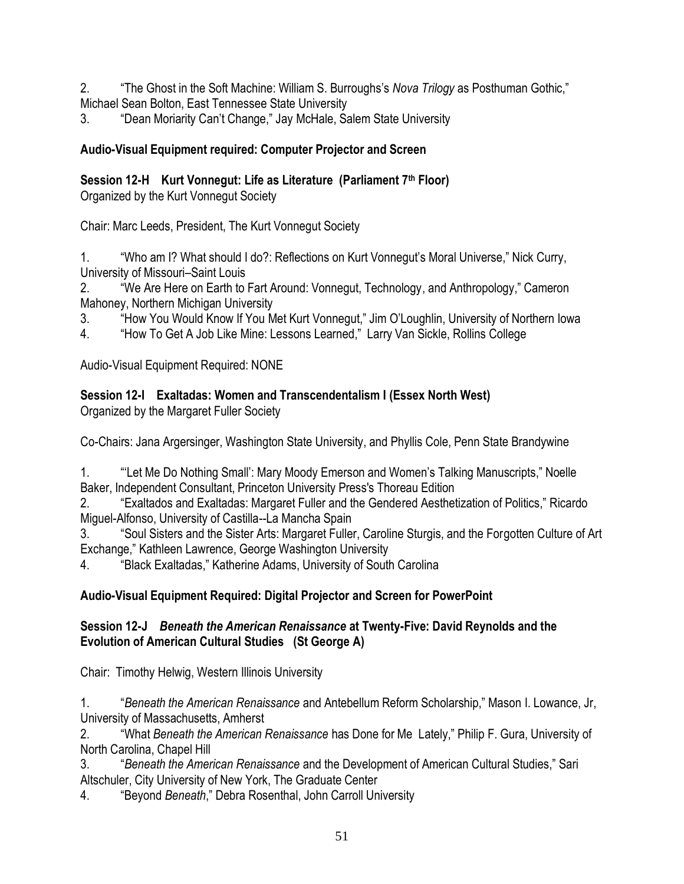2. "The Ghost in the Soft Machine: William S. Burroughs's *Nova Trilogy* as Posthuman Gothic," Michael Sean Bolton, East Tennessee State University
3. "Dean Moriarty Can't Change," Jay McHale, Salem State University

**Audio-Visual Equipment required: Computer Projector and Screen**

**Session 12-H Kurt Vonnegut: Life as Literature (Parliament 7th Floor)**
Organized by the Kurt Vonnegut Society

Chair: Marc Leeds, President, The Kurt Vonnegut Society

1. "Who am I? What should I do?: Reflections on Kurt Vonnegut's Moral Universe," Nick Curry, University of Missouri–Saint Louis
2. "We Are Here on Earth to Fart Around: Vonnegut, Technology, and Anthropology," Cameron Mahoney, Northern Michigan University
3. "How You Would Know If You Met Kurt Vonnegut," Jim O'Loughlin, University of Northern Iowa
4. "How To Get A Job Like Mine: Lessons Learned," Larry Van Sickle, Rollins College

Audio-Visual Equipment Required: NONE

**Session 12-I Exaltadas: Women and Transcendentalism I (Essex North West)**
Organized by the Margaret Fuller Society

Co-Chairs: Jana Argersinger, Washington State University, and Phyllis Cole, Penn State Brandywine

1. "'Let Me Do Nothing Small': Mary Moody Emerson and Women's Talking Manuscripts," Noelle Baker, Independent Consultant, Princeton University Press's Thoreau Edition
2. "Exaltados and Exaltadas: Margaret Fuller and the Gendered Aesthetization of Politics," Ricardo Miguel-Alfonso, University of Castilla--La Mancha Spain
3. "Soul Sisters and the Sister Arts: Margaret Fuller, Caroline Sturgis, and the Forgotten Culture of Art Exchange," Kathleen Lawrence, George Washington University
4. "Black Exaltadas," Katherine Adams, University of South Carolina

**Audio-Visual Equipment Required: Digital Projector and Screen for PowerPoint**

**Session 12-J *Beneath the American Renaissance* at Twenty-Five: David Reynolds and the Evolution of American Cultural Studies (St George A)**

Chair: Timothy Helwig, Western Illinois University

1. "*Beneath the American Renaissance* and Antebellum Reform Scholarship," Mason I. Lowance, Jr, University of Massachusetts, Amherst
2. "What *Beneath the American Renaissance* has Done for Me Lately," Philip F. Gura, University of North Carolina, Chapel Hill
3. "*Beneath the American Renaissance* and the Development of American Cultural Studies," Sari Altschuler, City University of New York, The Graduate Center
4. "Beyond *Beneath*," Debra Rosenthal, John Carroll University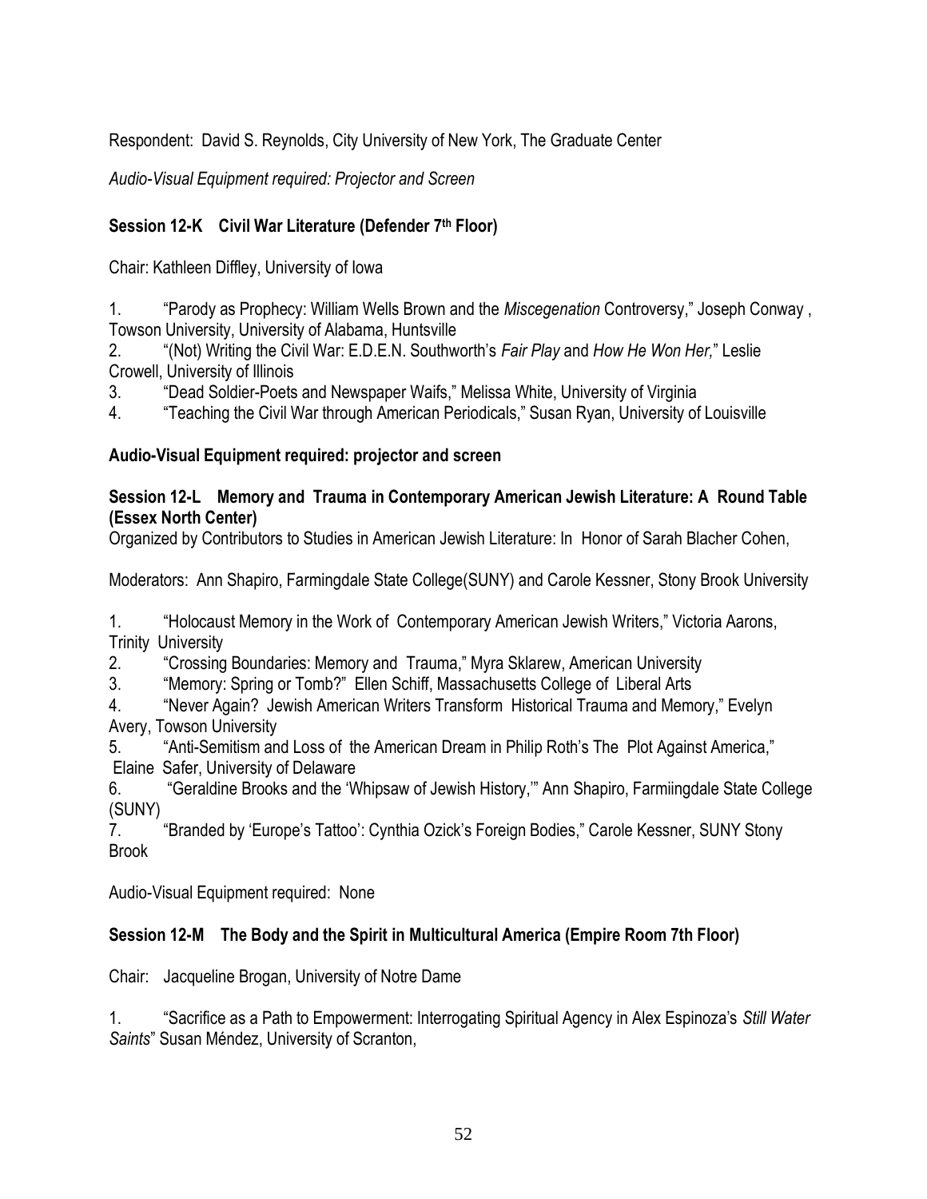Respondent: David S. Reynolds, City University of New York, The Graduate Center

*Audio-Visual Equipment required: Projector and Screen*

**Session 12-K Civil War Literature (Defender 7th Floor)**

Chair: Kathleen Diffley, University of Iowa

1. "Parody as Prophecy: William Wells Brown and the *Miscegenation* Controversy," Joseph Conway , Towson University, University of Alabama, Huntsville
2. "(Not) Writing the Civil War: E.D.E.N. Southworth's *Fair Play* and *How He Won Her,*" Leslie Crowell, University of Illinois
3. "Dead Soldier-Poets and Newspaper Waifs," Melissa White, University of Virginia
4. "Teaching the Civil War through American Periodicals," Susan Ryan, University of Louisville

**Audio-Visual Equipment required: projector and screen**

**Session 12-L Memory and Trauma in Contemporary American Jewish Literature: A Round Table (Essex North Center)**

Organized by Contributors to Studies in American Jewish Literature: In Honor of Sarah Blacher Cohen,

Moderators: Ann Shapiro, Farmingdale State College(SUNY) and Carole Kessner, Stony Brook University

1. "Holocaust Memory in the Work of Contemporary American Jewish Writers," Victoria Aarons, Trinity University
2. "Crossing Boundaries: Memory and Trauma," Myra Sklarew, American University
3. "Memory: Spring or Tomb?" Ellen Schiff, Massachusetts College of Liberal Arts
4. "Never Again? Jewish American Writers Transform Historical Trauma and Memory," Evelyn Avery, Towson University
5. "Anti-Semitism and Loss of the American Dream in Philip Roth's The Plot Against America," Elaine Safer, University of Delaware
6. "Geraldine Brooks and the 'Whipsaw of Jewish History,'" Ann Shapiro, Farmiingdale State College (SUNY)
7. "Branded by 'Europe's Tattoo': Cynthia Ozick's Foreign Bodies," Carole Kessner, SUNY Stony Brook

Audio-Visual Equipment required: None

**Session 12-M The Body and the Spirit in Multicultural America (Empire Room 7th Floor)**

Chair: Jacqueline Brogan, University of Notre Dame

1. "Sacrifice as a Path to Empowerment: Interrogating Spiritual Agency in Alex Espinoza's *Still Water Saints*" Susan Méndez, University of Scranton,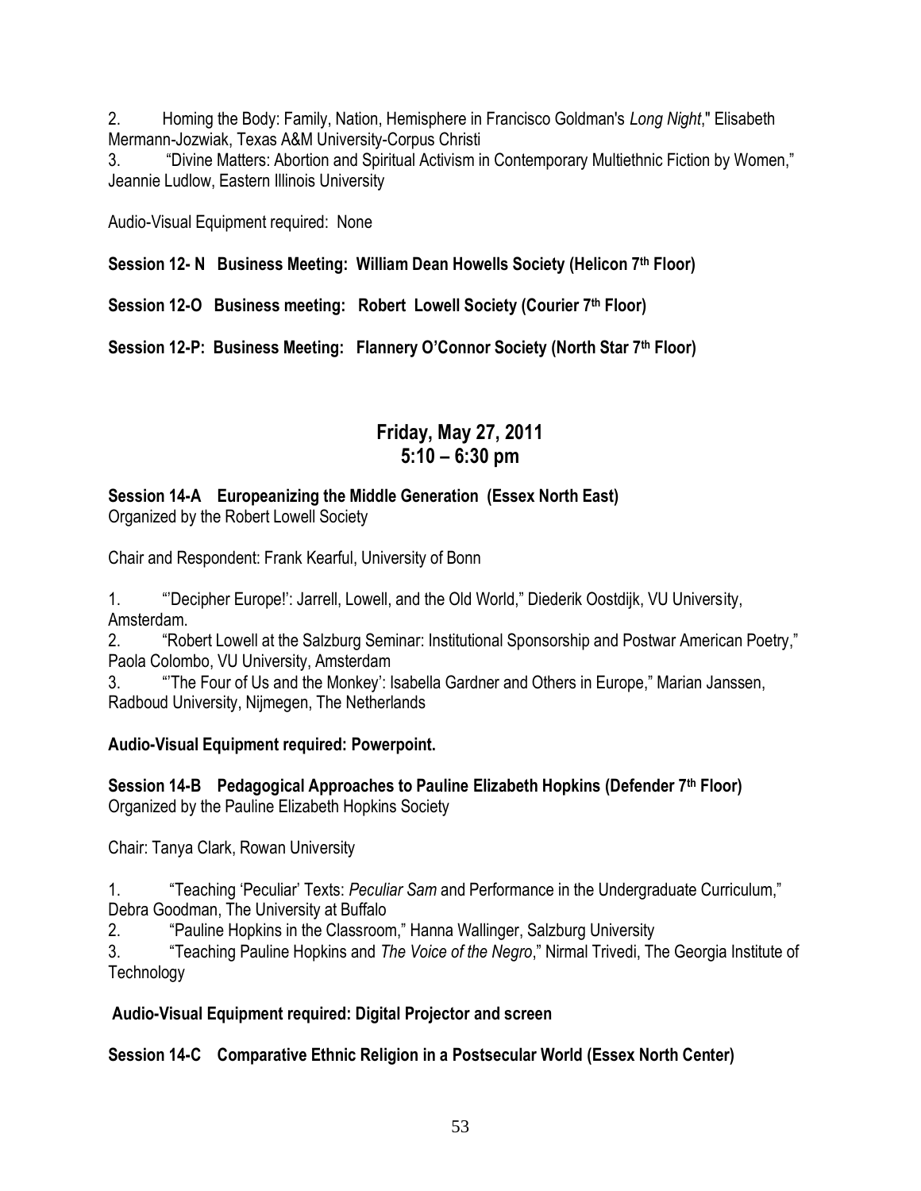2. Homing the Body: Family, Nation, Hemisphere in Francisco Goldman's *Long Night*," Elisabeth Mermann-Jozwiak, Texas A&M University-Corpus Christi
3. "Divine Matters: Abortion and Spiritual Activism in Contemporary Multiethnic Fiction by Women," Jeannie Ludlow, Eastern Illinois University

Audio-Visual Equipment required: None

**Session 12- N Business Meeting: William Dean Howells Society (Helicon 7th Floor)**

**Session 12-O Business meeting: Robert Lowell Society (Courier 7th Floor)**

**Session 12-P: Business Meeting: Flannery O'Connor Society (North Star 7th Floor)**

## Friday, May 27, 2011
## 5:10 – 6:30 pm

**Session 14-A Europeanizing the Middle Generation (Essex North East)**
Organized by the Robert Lowell Society

Chair and Respondent: Frank Kearful, University of Bonn

1. "'Decipher Europe!': Jarrell, Lowell, and the Old World," Diederik Oostdijk, VU University, Amsterdam.
2. "Robert Lowell at the Salzburg Seminar: Institutional Sponsorship and Postwar American Poetry," Paola Colombo, VU University, Amsterdam
3. "'The Four of Us and the Monkey': Isabella Gardner and Others in Europe," Marian Janssen, Radboud University, Nijmegen, The Netherlands

**Audio-Visual Equipment required: Powerpoint.**

**Session 14-B Pedagogical Approaches to Pauline Elizabeth Hopkins (Defender 7th Floor)**
Organized by the Pauline Elizabeth Hopkins Society

Chair: Tanya Clark, Rowan University

1. "Teaching 'Peculiar' Texts: *Peculiar Sam* and Performance in the Undergraduate Curriculum," Debra Goodman, The University at Buffalo
2. "Pauline Hopkins in the Classroom," Hanna Wallinger, Salzburg University
3. "Teaching Pauline Hopkins and *The Voice of the Negro*," Nirmal Trivedi, The Georgia Institute of Technology

**Audio-Visual Equipment required: Digital Projector and screen**

**Session 14-C Comparative Ethnic Religion in a Postsecular World (Essex North Center)**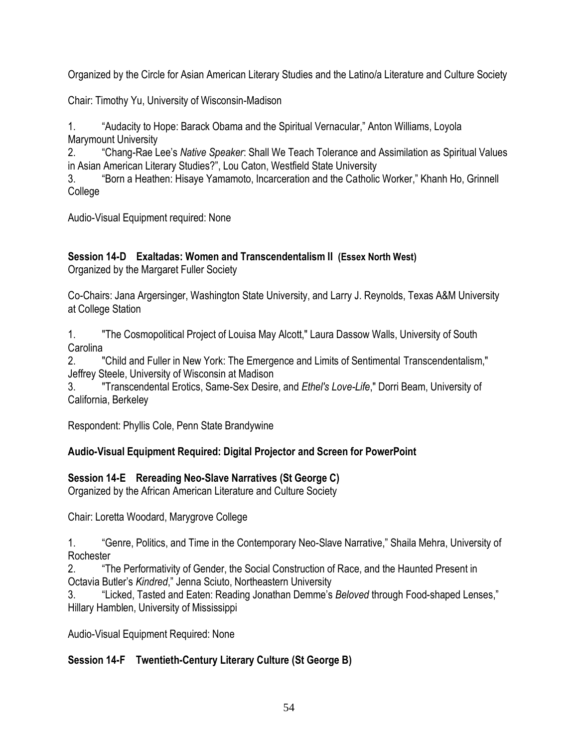Organized by the Circle for Asian American Literary Studies and the Latino/a Literature and Culture Society

Chair: Timothy Yu, University of Wisconsin-Madison

1. "Audacity to Hope: Barack Obama and the Spiritual Vernacular," Anton Williams, Loyola Marymount University
2. "Chang-Rae Lee's *Native Speaker*: Shall We Teach Tolerance and Assimilation as Spiritual Values in Asian American Literary Studies?", Lou Caton, Westfield State University
3. "Born a Heathen: Hisaye Yamamoto, Incarceration and the Catholic Worker," Khanh Ho, Grinnell College

Audio-Visual Equipment required: None

**Session 14-D Exaltadas: Women and Transcendentalism II (Essex North West)**
Organized by the Margaret Fuller Society

Co-Chairs: Jana Argersinger, Washington State University, and Larry J. Reynolds, Texas A&M University at College Station

1. "The Cosmopolitical Project of Louisa May Alcott," Laura Dassow Walls, University of South Carolina
2. "Child and Fuller in New York: The Emergence and Limits of Sentimental Transcendentalism," Jeffrey Steele, University of Wisconsin at Madison
3. "Transcendental Erotics, Same-Sex Desire, and *Ethel's Love-Life*," Dorri Beam, University of California, Berkeley

Respondent: Phyllis Cole, Penn State Brandywine

**Audio-Visual Equipment Required: Digital Projector and Screen for PowerPoint**

**Session 14-E Rereading Neo-Slave Narratives (St George C)**
Organized by the African American Literature and Culture Society

Chair: Loretta Woodard, Marygrove College

1. "Genre, Politics, and Time in the Contemporary Neo-Slave Narrative," Shaila Mehra, University of Rochester
2. "The Performativity of Gender, the Social Construction of Race, and the Haunted Present in Octavia Butler's *Kindred*," Jenna Sciuto, Northeastern University
3. "Licked, Tasted and Eaten: Reading Jonathan Demme's *Beloved* through Food-shaped Lenses," Hillary Hamblen, University of Mississippi

Audio-Visual Equipment Required: None

**Session 14-F Twentieth-Century Literary Culture (St George B)**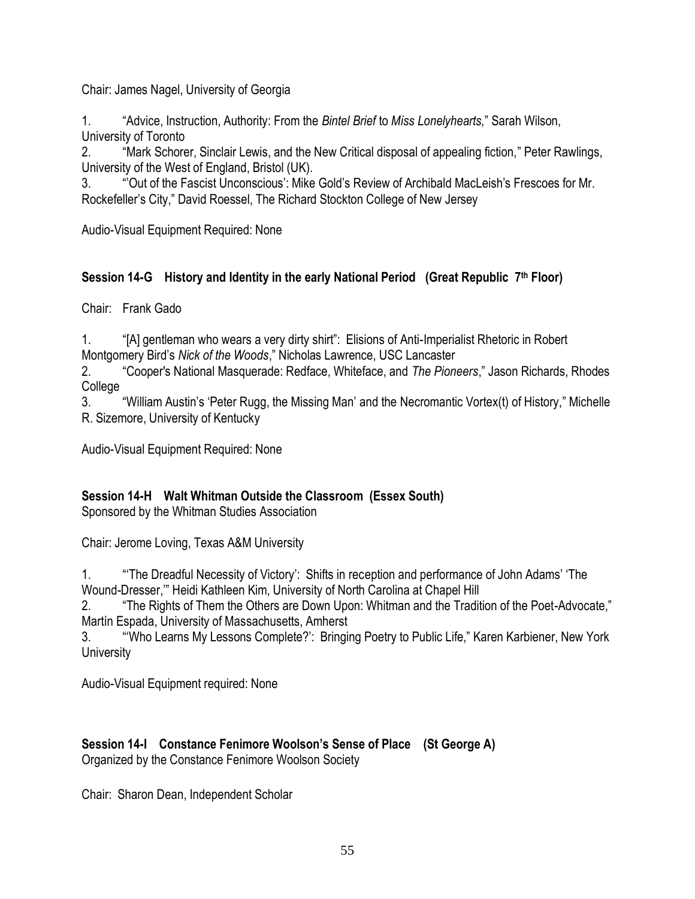Chair: James Nagel, University of Georgia

1. "Advice, Instruction, Authority: From the *Bintel Brief* to *Miss Lonelyhearts,*" Sarah Wilson, University of Toronto
2. "Mark Schorer, Sinclair Lewis, and the New Critical disposal of appealing fiction," Peter Rawlings, University of the West of England, Bristol (UK).
3. "'Out of the Fascist Unconscious': Mike Gold's Review of Archibald MacLeish's Frescoes for Mr. Rockefeller's City," David Roessel, The Richard Stockton College of New Jersey

Audio-Visual Equipment Required: None

**Session 14-G History and Identity in the early National Period (Great Republic 7th Floor)**

Chair: Frank Gado

1. "[A] gentleman who wears a very dirty shirt": Elisions of Anti-Imperialist Rhetoric in Robert Montgomery Bird's *Nick of the Woods*," Nicholas Lawrence, USC Lancaster
2. "Cooper's National Masquerade: Redface, Whiteface, and *The Pioneers*," Jason Richards, Rhodes College
3. "William Austin's 'Peter Rugg, the Missing Man' and the Necromantic Vortex(t) of History," Michelle R. Sizemore, University of Kentucky

Audio-Visual Equipment Required: None

**Session 14-H Walt Whitman Outside the Classroom (Essex South)**
Sponsored by the Whitman Studies Association

Chair: Jerome Loving, Texas A&M University

1. "'The Dreadful Necessity of Victory': Shifts in reception and performance of John Adams' 'The Wound-Dresser,'" Heidi Kathleen Kim, University of North Carolina at Chapel Hill
2. "The Rights of Them the Others are Down Upon: Whitman and the Tradition of the Poet-Advocate," Martín Espada, University of Massachusetts, Amherst
3. "'Who Learns My Lessons Complete?': Bringing Poetry to Public Life," Karen Karbiener, New York University

Audio-Visual Equipment required: None

**Session 14-I Constance Fenimore Woolson's Sense of Place (St George A)**
Organized by the Constance Fenimore Woolson Society

Chair: Sharon Dean, Independent Scholar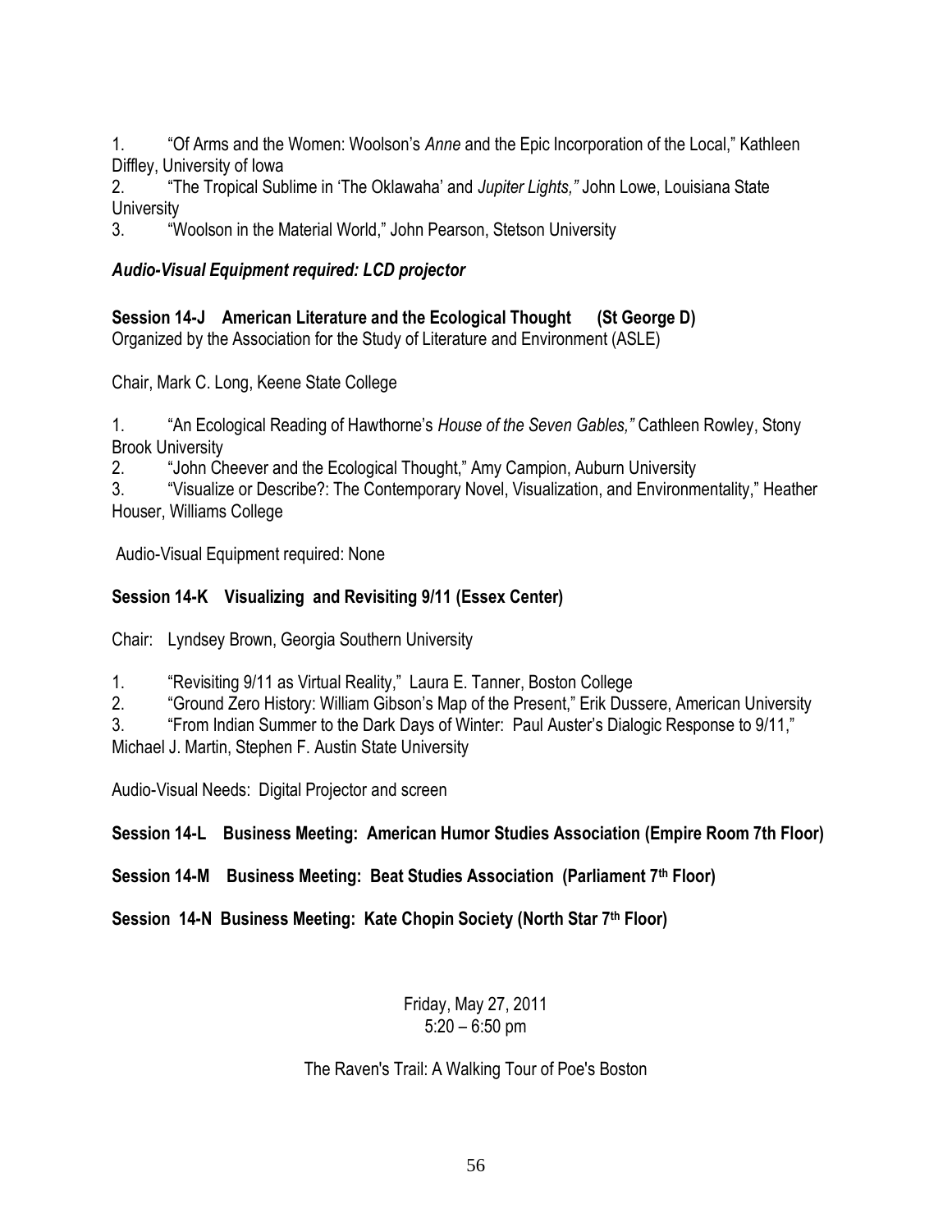1. "Of Arms and the Women: Woolson's *Anne* and the Epic Incorporation of the Local," Kathleen Diffley, University of Iowa
2. "The Tropical Sublime in 'The Oklawaha' and *Jupiter Lights,"* John Lowe, Louisiana State University
3. "Woolson in the Material World," John Pearson, Stetson University

***Audio-Visual Equipment required: LCD projector***

**Session 14-J American Literature and the Ecological Thought (St George D)**

Organized by the Association for the Study of Literature and Environment (ASLE)

Chair, Mark C. Long, Keene State College

1. "An Ecological Reading of Hawthorne's *House of the Seven Gables,"* Cathleen Rowley, Stony Brook University
2. "John Cheever and the Ecological Thought," Amy Campion, Auburn University
3. "Visualize or Describe?: The Contemporary Novel, Visualization, and Environmentality," Heather Houser, Williams College

Audio-Visual Equipment required: None

**Session 14-K Visualizing and Revisiting 9/11 (Essex Center)**

Chair: Lyndsey Brown, Georgia Southern University

1. "Revisiting 9/11 as Virtual Reality," Laura E. Tanner, Boston College
2. "Ground Zero History: William Gibson's Map of the Present," Erik Dussere, American University
3. "From Indian Summer to the Dark Days of Winter: Paul Auster's Dialogic Response to 9/11," Michael J. Martin, Stephen F. Austin State University

Audio-Visual Needs: Digital Projector and screen

**Session 14-L Business Meeting: American Humor Studies Association (Empire Room 7th Floor)**

**Session 14-M Business Meeting: Beat Studies Association (Parliament 7th Floor)**

**Session 14-N Business Meeting: Kate Chopin Society (North Star 7th Floor)**

Friday, May 27, 2011
5:20 – 6:50 pm

The Raven's Trail: A Walking Tour of Poe's Boston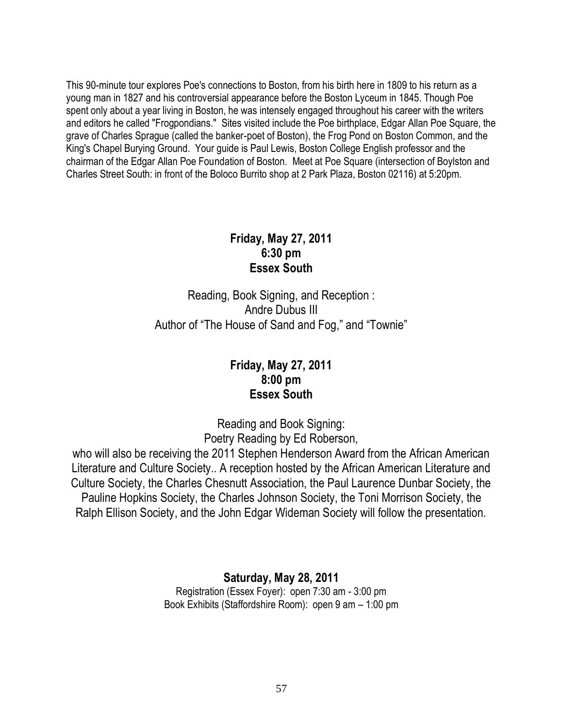This 90-minute tour explores Poe's connections to Boston, from his birth here in 1809 to his return as a young man in 1827 and his controversial appearance before the Boston Lyceum in 1845. Though Poe spent only about a year living in Boston, he was intensely engaged throughout his career with the writers and editors he called "Frogpondians." Sites visited include the Poe birthplace, Edgar Allan Poe Square, the grave of Charles Sprague (called the banker-poet of Boston), the Frog Pond on Boston Common, and the King's Chapel Burying Ground. Your guide is Paul Lewis, Boston College English professor and the chairman of the Edgar Allan Poe Foundation of Boston. Meet at Poe Square (intersection of Boylston and Charles Street South: in front of the Boloco Burrito shop at 2 Park Plaza, Boston 02116) at 5:20pm.

**Friday, May 27, 2011**
**6:30 pm**
**Essex South**

Reading, Book Signing, and Reception :
Andre Dubus III
Author of "The House of Sand and Fog," and "Townie"

**Friday, May 27, 2011**
**8:00 pm**
**Essex South**

Reading and Book Signing:
Poetry Reading by Ed Roberson,
who will also be receiving the 2011 Stephen Henderson Award from the African American Literature and Culture Society.. A reception hosted by the African American Literature and Culture Society, the Charles Chesnutt Association, the Paul Laurence Dunbar Society, the Pauline Hopkins Society, the Charles Johnson Society, the Toni Morrison Society, the Ralph Ellison Society, and the John Edgar Wideman Society will follow the presentation.

**Saturday, May 28, 2011**

Registration (Essex Foyer): open 7:30 am - 3:00 pm
Book Exhibits (Staffordshire Room): open 9 am – 1:00 pm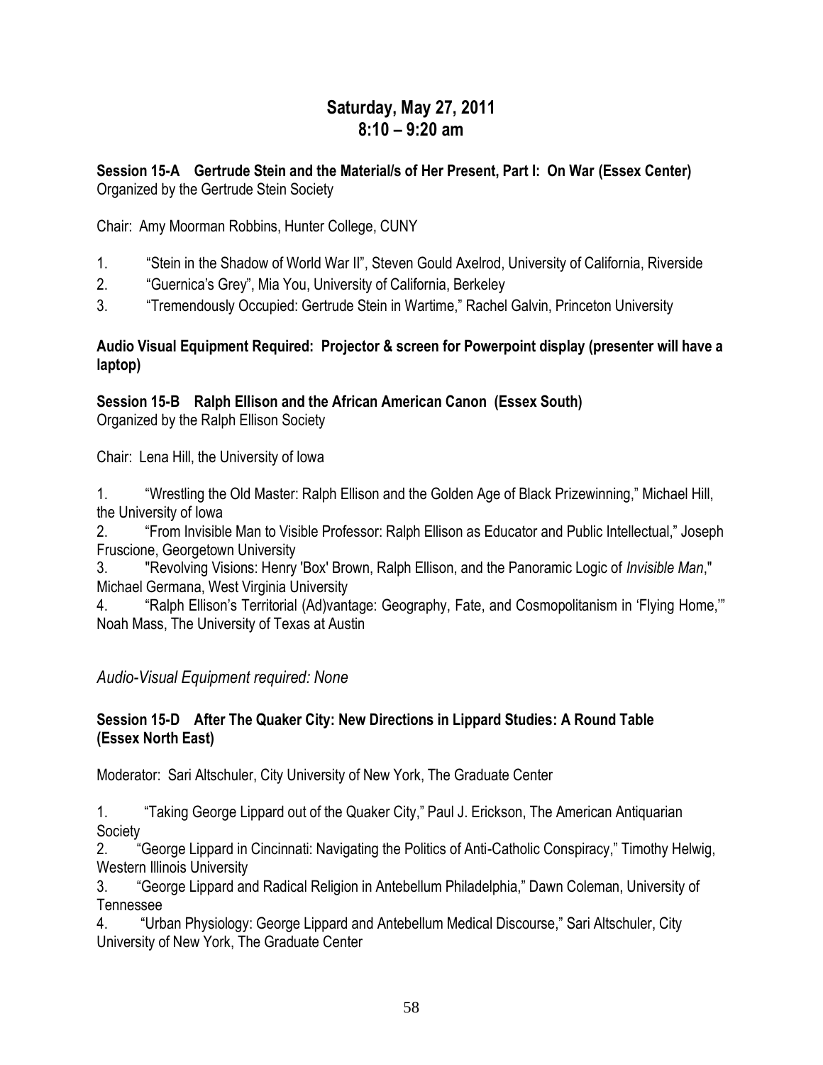## Saturday, May 27, 2011
## 8:10 – 9:20 am

**Session 15-A Gertrude Stein and the Material/s of Her Present, Part I: On War (Essex Center)**
Organized by the Gertrude Stein Society

Chair: Amy Moorman Robbins, Hunter College, CUNY

1. "Stein in the Shadow of World War II", Steven Gould Axelrod, University of California, Riverside
2. "Guernica's Grey", Mia You, University of California, Berkeley
3. "Tremendously Occupied: Gertrude Stein in Wartime," Rachel Galvin, Princeton University

**Audio Visual Equipment Required: Projector & screen for Powerpoint display (presenter will have a laptop)**

**Session 15-B Ralph Ellison and the African American Canon (Essex South)**
Organized by the Ralph Ellison Society

Chair: Lena Hill, the University of Iowa

1. "Wrestling the Old Master: Ralph Ellison and the Golden Age of Black Prizewinning," Michael Hill, the University of Iowa
2. "From Invisible Man to Visible Professor: Ralph Ellison as Educator and Public Intellectual," Joseph Fruscione, Georgetown University
3. "Revolving Visions: Henry 'Box' Brown, Ralph Ellison, and the Panoramic Logic of *Invisible Man*," Michael Germana, West Virginia University
4. "Ralph Ellison's Territorial (Ad)vantage: Geography, Fate, and Cosmopolitanism in 'Flying Home,'" Noah Mass, The University of Texas at Austin

*Audio-Visual Equipment required: None*

**Session 15-D After The Quaker City: New Directions in Lippard Studies: A Round Table (Essex North East)**

Moderator: Sari Altschuler, City University of New York, The Graduate Center

1. "Taking George Lippard out of the Quaker City," Paul J. Erickson, The American Antiquarian Society
2. "George Lippard in Cincinnati: Navigating the Politics of Anti-Catholic Conspiracy," Timothy Helwig, Western Illinois University
3. "George Lippard and Radical Religion in Antebellum Philadelphia," Dawn Coleman, University of Tennessee
4. "Urban Physiology: George Lippard and Antebellum Medical Discourse," Sari Altschuler, City University of New York, The Graduate Center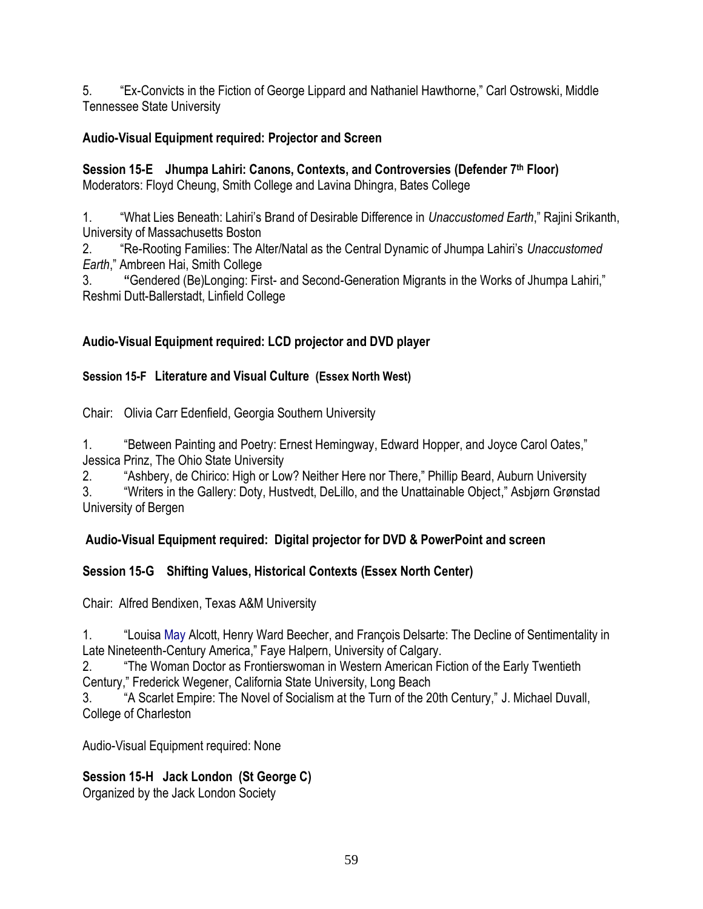5. “Ex-Convicts in the Fiction of George Lippard and Nathaniel Hawthorne,” Carl Ostrowski, Middle Tennessee State University

**Audio-Visual Equipment required: Projector and Screen**

**Session 15-E Jhumpa Lahiri: Canons, Contexts, and Controversies (Defender 7th Floor)**
Moderators: Floyd Cheung, Smith College and Lavina Dhingra, Bates College

1. “What Lies Beneath: Lahiri’s Brand of Desirable Difference in *Unaccustomed Earth*,” Rajini Srikanth, University of Massachusetts Boston
2. “Re-Rooting Families: The Alter/Natal as the Central Dynamic of Jhumpa Lahiri’s *Unaccustomed Earth*,” Ambreen Hai, Smith College
3. **“**Gendered (Be)Longing: First- and Second-Generation Migrants in the Works of Jhumpa Lahiri,” Reshmi Dutt-Ballerstadt, Linfield College

**Audio-Visual Equipment required: LCD projector and DVD player**

**Session 15-F Literature and Visual Culture (Essex North West)**

Chair: Olivia Carr Edenfield, Georgia Southern University

1. “Between Painting and Poetry: Ernest Hemingway, Edward Hopper, and Joyce Carol Oates,” Jessica Prinz, The Ohio State University
2. “Ashbery, de Chirico: High or Low? Neither Here nor There,” Phillip Beard, Auburn University
3. “Writers in the Gallery: Doty, Hustvedt, DeLillo, and the Unattainable Object,” Asbjørn Grønstad University of Bergen

**Audio-Visual Equipment required: Digital projector for DVD & PowerPoint and screen**

**Session 15-G Shifting Values, Historical Contexts (Essex North Center)**

Chair: Alfred Bendixen, Texas A&M University

1. “Louisa May Alcott, Henry Ward Beecher, and François Delsarte: The Decline of Sentimentality in Late Nineteenth-Century America,” Faye Halpern, University of Calgary.
2. “The Woman Doctor as Frontierswoman in Western American Fiction of the Early Twentieth Century,” Frederick Wegener, California State University, Long Beach
3. “A Scarlet Empire: The Novel of Socialism at the Turn of the 20th Century,” J. Michael Duvall, College of Charleston

Audio-Visual Equipment required: None

**Session 15-H Jack London (St George C)**
Organized by the Jack London Society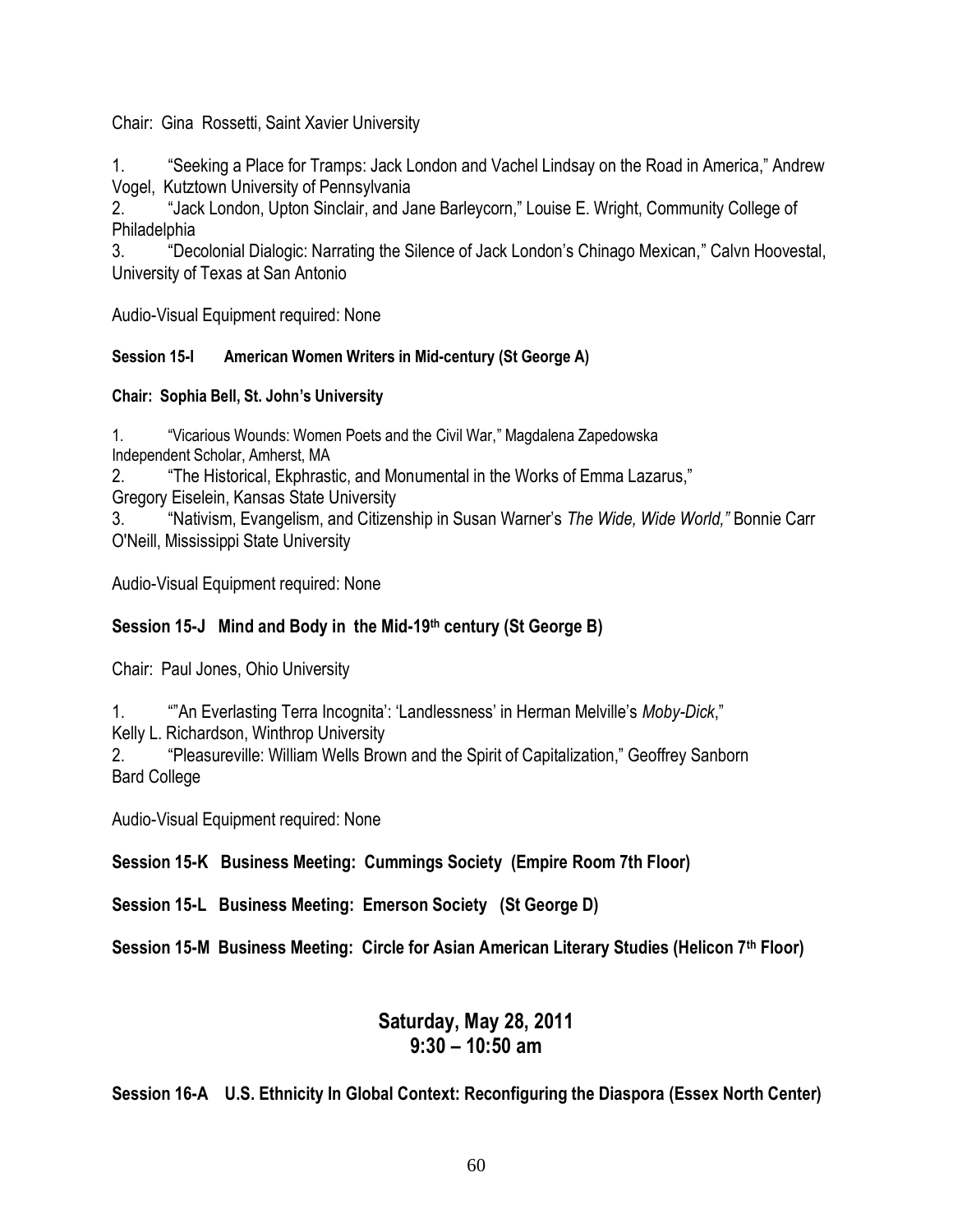Chair: Gina Rossetti, Saint Xavier University

1. "Seeking a Place for Tramps: Jack London and Vachel Lindsay on the Road in America," Andrew Vogel, Kutztown University of Pennsylvania
2. "Jack London, Upton Sinclair, and Jane Barleycorn," Louise E. Wright, Community College of Philadelphia
3. "Decolonial Dialogic: Narrating the Silence of Jack London's Chinago Mexican," Calvn Hoovestal, University of Texas at San Antonio

Audio-Visual Equipment required: None

**Session 15-I American Women Writers in Mid-century (St George A)**

**Chair: Sophia Bell, St. John's University**

1. "Vicarious Wounds: Women Poets and the Civil War," Magdalena Zapedowska Independent Scholar, Amherst, MA
2. "The Historical, Ekphrastic, and Monumental in the Works of Emma Lazarus," Gregory Eiselein, Kansas State University
3. "Nativism, Evangelism, and Citizenship in Susan Warner's *The Wide, Wide World,"* Bonnie Carr O'Neill, Mississippi State University

Audio-Visual Equipment required: None

**Session 15-J Mind and Body in the Mid-19th century (St George B)**

Chair: Paul Jones, Ohio University

1. ""An Everlasting Terra Incognita': 'Landlessness' in Herman Melville's *Moby-Dick*," Kelly L. Richardson, Winthrop University
2. "Pleasureville: William Wells Brown and the Spirit of Capitalization," Geoffrey Sanborn Bard College

Audio-Visual Equipment required: None

**Session 15-K Business Meeting: Cummings Society (Empire Room 7th Floor)**

**Session 15-L Business Meeting: Emerson Society (St George D)**

**Session 15-M Business Meeting: Circle for Asian American Literary Studies (Helicon 7th Floor)**

## Saturday, May 28, 2011
## 9:30 – 10:50 am

**Session 16-A U.S. Ethnicity In Global Context: Reconfiguring the Diaspora (Essex North Center)**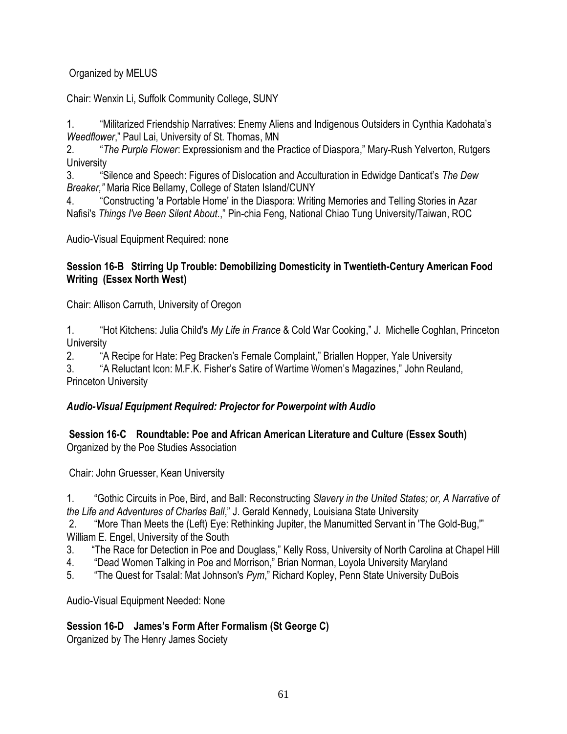Organized by MELUS

Chair: Wenxin Li, Suffolk Community College, SUNY

1. "Militarized Friendship Narratives: Enemy Aliens and Indigenous Outsiders in Cynthia Kadohata's *Weedflower*," Paul Lai, University of St. Thomas, MN
2. "*The Purple Flower*: Expressionism and the Practice of Diaspora," Mary-Rush Yelverton, Rutgers University
3. "Silence and Speech: Figures of Dislocation and Acculturation in Edwidge Danticat's *The Dew Breaker,"* Maria Rice Bellamy, College of Staten Island/CUNY
4. "Constructing 'a Portable Home' in the Diaspora: Writing Memories and Telling Stories in Azar Nafisi's *Things I've Been Silent About*.," Pin-chia Feng, National Chiao Tung University/Taiwan, ROC

Audio-Visual Equipment Required: none

**Session 16-B Stirring Up Trouble: Demobilizing Domesticity in Twentieth-Century American Food Writing (Essex North West)**

Chair: Allison Carruth, University of Oregon

1. "Hot Kitchens: Julia Child's *My Life in France* & Cold War Cooking," J. Michelle Coghlan, Princeton University
2. "A Recipe for Hate: Peg Bracken's Female Complaint," Briallen Hopper, Yale University
3. "A Reluctant Icon: M.F.K. Fisher's Satire of Wartime Women's Magazines," John Reuland, Princeton University

***Audio-Visual Equipment Required: Projector for Powerpoint with Audio***

**Session 16-C Roundtable: Poe and African American Literature and Culture (Essex South)**
Organized by the Poe Studies Association

Chair: John Gruesser, Kean University

1. "Gothic Circuits in Poe, Bird, and Ball: Reconstructing *Slavery in the United States; or, A Narrative of the Life and Adventures of Charles Ball*," J. Gerald Kennedy, Louisiana State University
2. "More Than Meets the (Left) Eye: Rethinking Jupiter, the Manumitted Servant in 'The Gold-Bug,'" William E. Engel, University of the South
3. "The Race for Detection in Poe and Douglass," Kelly Ross, University of North Carolina at Chapel Hill
4. "Dead Women Talking in Poe and Morrison," Brian Norman, Loyola University Maryland
5. "The Quest for Tsalal: Mat Johnson's *Pym*," Richard Kopley, Penn State University DuBois

Audio-Visual Equipment Needed: None

**Session 16-D James's Form After Formalism (St George C)**
Organized by The Henry James Society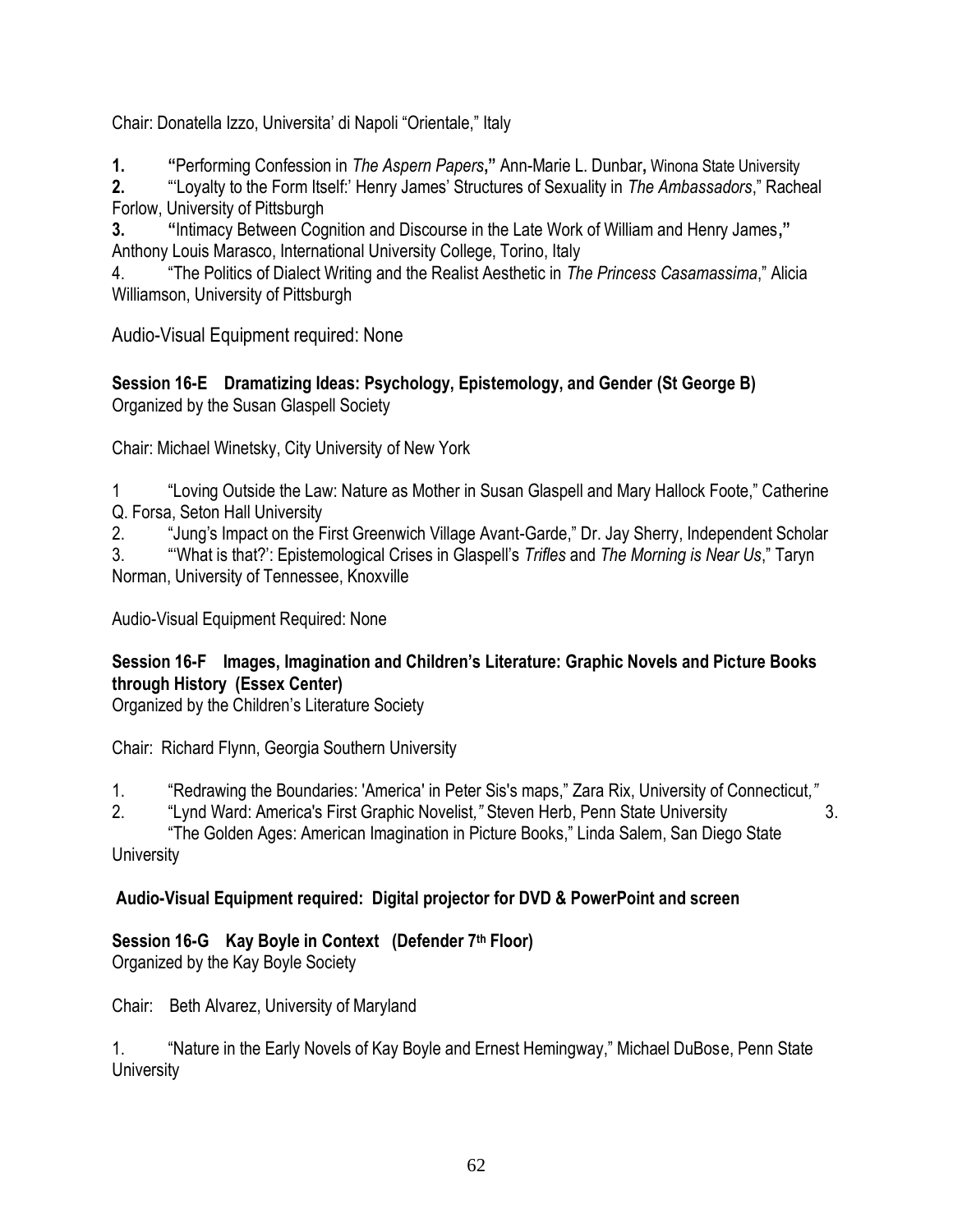Chair: Donatella Izzo, Universita' di Napoli "Orientale," Italy

**1.** **"**Performing Confession in *The Aspern Papers***,"** Ann-Marie L. Dunbar**,** Winona State University

**2.** "'Loyalty to the Form Itself:' Henry James' Structures of Sexuality in *The Ambassadors*," Racheal Forlow, University of Pittsburgh

**3.** **"**Intimacy Between Cognition and Discourse in the Late Work of William and Henry James**,"** Anthony Louis Marasco, International University College, Torino, Italy

4. "The Politics of Dialect Writing and the Realist Aesthetic in *The Princess Casamassima*," Alicia Williamson, University of Pittsburgh

Audio-Visual Equipment required: None

**Session 16-E Dramatizing Ideas: Psychology, Epistemology, and Gender (St George B)**
Organized by the Susan Glaspell Society

Chair: Michael Winetsky, City University of New York

1 "Loving Outside the Law: Nature as Mother in Susan Glaspell and Mary Hallock Foote," Catherine Q. Forsa, Seton Hall University

2. "Jung's Impact on the First Greenwich Village Avant-Garde," Dr. Jay Sherry, Independent Scholar

3. "'What is that?': Epistemological Crises in Glaspell's *Trifles* and *The Morning is Near Us*," Taryn Norman, University of Tennessee, Knoxville

Audio-Visual Equipment Required: None

**Session 16-F Images, Imagination and Children's Literature: Graphic Novels and Picture Books through History (Essex Center)**
Organized by the Children's Literature Society

Chair: Richard Flynn, Georgia Southern University

1. "Redrawing the Boundaries: 'America' in Peter Sis's maps," Zara Rix, University of Connecticut,*"*

2. "Lynd Ward: America's First Graphic Novelist,*"* Steven Herb, Penn State University

3. "The Golden Ages: American Imagination in Picture Books," Linda Salem, San Diego State University

**Audio-Visual Equipment required: Digital projector for DVD & PowerPoint and screen**

**Session 16-G Kay Boyle in Context (Defender 7th Floor)**
Organized by the Kay Boyle Society

Chair: Beth Alvarez, University of Maryland

1. "Nature in the Early Novels of Kay Boyle and Ernest Hemingway," Michael DuBose, Penn State University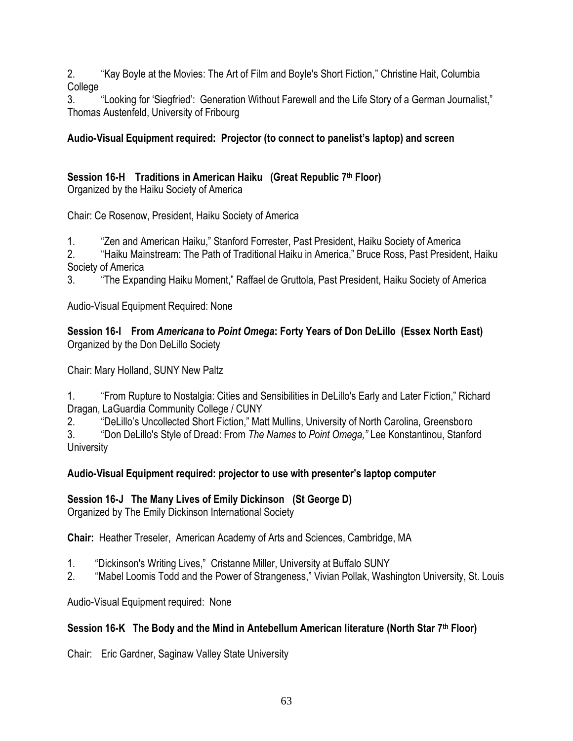2. "Kay Boyle at the Movies: The Art of Film and Boyle's Short Fiction," Christine Hait, Columbia College
3. "Looking for 'Siegfried': Generation Without Farewell and the Life Story of a German Journalist," Thomas Austenfeld, University of Fribourg

**Audio-Visual Equipment required: Projector (to connect to panelist's laptop) and screen**

**Session 16-H Traditions in American Haiku (Great Republic 7th Floor)**
Organized by the Haiku Society of America

Chair: Ce Rosenow, President, Haiku Society of America

1. "Zen and American Haiku," Stanford Forrester, Past President, Haiku Society of America
2. "Haiku Mainstream: The Path of Traditional Haiku in America," Bruce Ross, Past President, Haiku Society of America
3. "The Expanding Haiku Moment," Raffael de Gruttola, Past President, Haiku Society of America

Audio-Visual Equipment Required: None

**Session 16-I From *Americana* to *Point Omega*: Forty Years of Don DeLillo (Essex North East)**
Organized by the Don DeLillo Society

Chair: Mary Holland, SUNY New Paltz

1. "From Rupture to Nostalgia: Cities and Sensibilities in DeLillo's Early and Later Fiction," Richard Dragan, LaGuardia Community College / CUNY
2. "DeLillo's Uncollected Short Fiction," Matt Mullins, University of North Carolina, Greensboro
3. "Don DeLillo's Style of Dread: From *The Names* to *Point Omega,"* Lee Konstantinou, Stanford University

**Audio-Visual Equipment required: projector to use with presenter's laptop computer**

**Session 16-J The Many Lives of Emily Dickinson (St George D)**
Organized by The Emily Dickinson International Society

**Chair:** Heather Treseler, American Academy of Arts and Sciences, Cambridge, MA

1. "Dickinson's Writing Lives," Cristanne Miller, University at Buffalo SUNY
2. "Mabel Loomis Todd and the Power of Strangeness," Vivian Pollak, Washington University, St. Louis

Audio-Visual Equipment required: None

**Session 16-K The Body and the Mind in Antebellum American literature (North Star 7th Floor)**

Chair: Eric Gardner, Saginaw Valley State University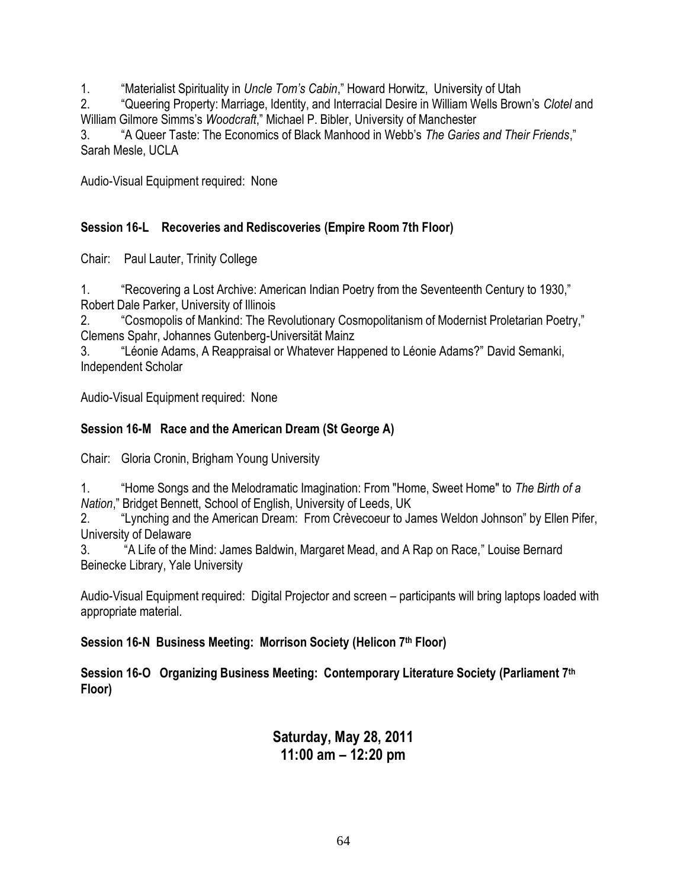1. "Materialist Spirituality in *Uncle Tom's Cabin*," Howard Horwitz, University of Utah
2. "Queering Property: Marriage, Identity, and Interracial Desire in William Wells Brown's *Clotel* and William Gilmore Simms's *Woodcraft*," Michael P. Bibler, University of Manchester
3. "A Queer Taste: The Economics of Black Manhood in Webb's *The Garies and Their Friends*," Sarah Mesle, UCLA

Audio-Visual Equipment required: None

**Session 16-L Recoveries and Rediscoveries (Empire Room 7th Floor)**

Chair: Paul Lauter, Trinity College

1. "Recovering a Lost Archive: American Indian Poetry from the Seventeenth Century to 1930," Robert Dale Parker, University of Illinois
2. "Cosmopolis of Mankind: The Revolutionary Cosmopolitanism of Modernist Proletarian Poetry," Clemens Spahr, Johannes Gutenberg-Universität Mainz
3. "Léonie Adams, A Reappraisal or Whatever Happened to Léonie Adams?" David Semanki, Independent Scholar

Audio-Visual Equipment required: None

**Session 16-M Race and the American Dream (St George A)**

Chair: Gloria Cronin, Brigham Young University

1. "Home Songs and the Melodramatic Imagination: From "Home, Sweet Home" to *The Birth of a Nation*," Bridget Bennett, School of English, University of Leeds, UK
2. "Lynching and the American Dream: From Crèvecoeur to James Weldon Johnson" by Ellen Pifer, University of Delaware
3. "A Life of the Mind: James Baldwin, Margaret Mead, and A Rap on Race," Louise Bernard Beinecke Library, Yale University

Audio-Visual Equipment required: Digital Projector and screen – participants will bring laptops loaded with appropriate material.

**Session 16-N Business Meeting: Morrison Society (Helicon 7th Floor)**

**Session 16-O Organizing Business Meeting: Contemporary Literature Society (Parliament 7th Floor)**

## Saturday, May 28, 2011
## 11:00 am – 12:20 pm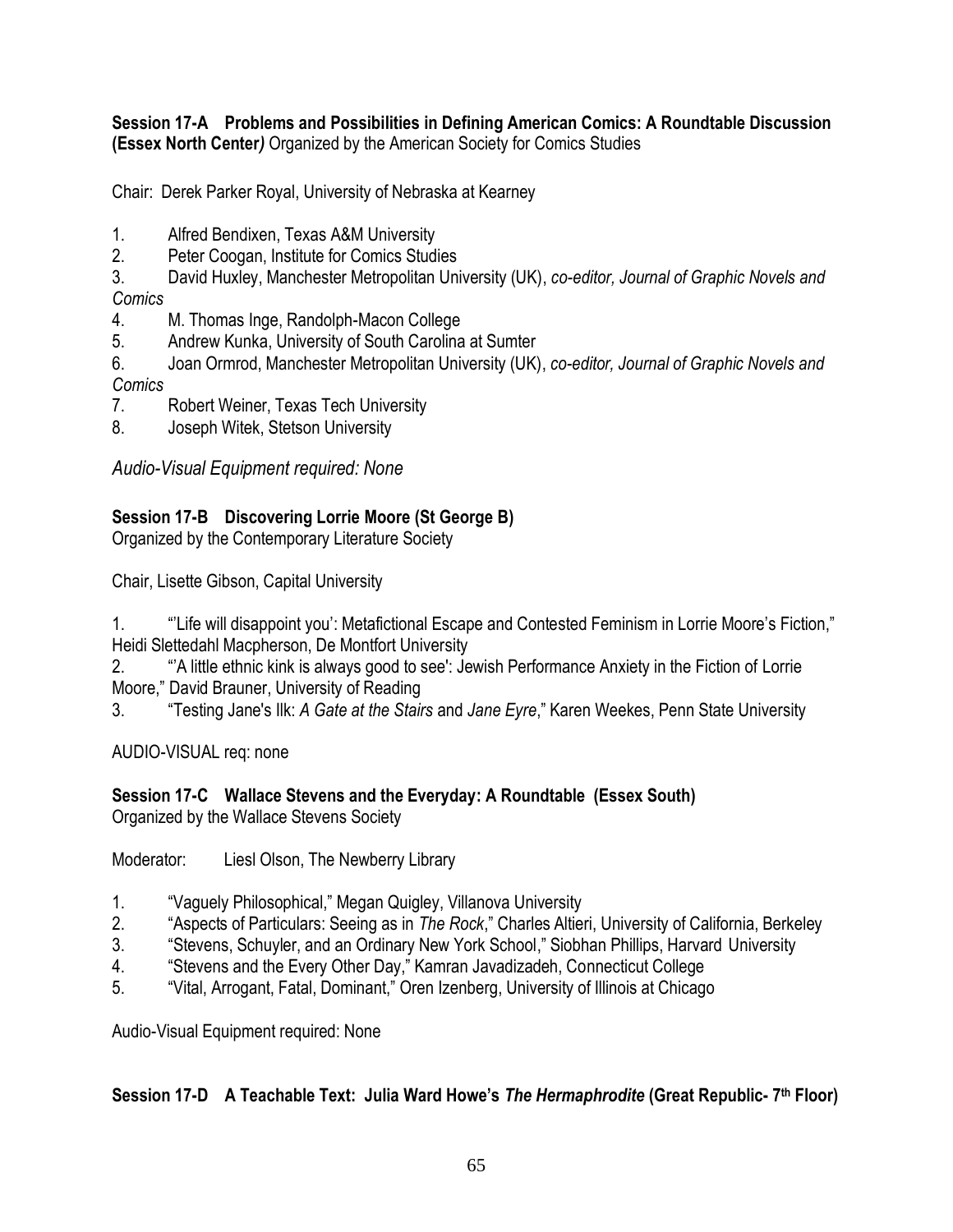**Session 17-A Problems and Possibilities in Defining American Comics: A Roundtable Discussion (Essex North Center)** Organized by the American Society for Comics Studies

Chair: Derek Parker Royal, University of Nebraska at Kearney

1. Alfred Bendixen, Texas A&M University
2. Peter Coogan, Institute for Comics Studies
3. David Huxley, Manchester Metropolitan University (UK), *co-editor, Journal of Graphic Novels and Comics*
4. M. Thomas Inge, Randolph-Macon College
5. Andrew Kunka, University of South Carolina at Sumter
6. Joan Ormrod, Manchester Metropolitan University (UK), *co-editor, Journal of Graphic Novels and Comics*
7. Robert Weiner, Texas Tech University
8. Joseph Witek, Stetson University

*Audio-Visual Equipment required: None*

**Session 17-B Discovering Lorrie Moore (St George B)**
Organized by the Contemporary Literature Society

Chair, Lisette Gibson, Capital University

1. "'Life will disappoint you': Metafictional Escape and Contested Feminism in Lorrie Moore's Fiction," Heidi Slettedahl Macpherson, De Montfort University
2. "'A little ethnic kink is always good to see': Jewish Performance Anxiety in the Fiction of Lorrie Moore," David Brauner, University of Reading
3. "Testing Jane's Ilk: *A Gate at the Stairs* and *Jane Eyre*," Karen Weekes, Penn State University

AUDIO-VISUAL req: none

**Session 17-C Wallace Stevens and the Everyday: A Roundtable (Essex South)**
Organized by the Wallace Stevens Society

Moderator: Liesl Olson, The Newberry Library

1. "Vaguely Philosophical," Megan Quigley, Villanova University
2. "Aspects of Particulars: Seeing as in *The Rock*," Charles Altieri, University of California, Berkeley
3. "Stevens, Schuyler, and an Ordinary New York School," Siobhan Phillips, Harvard University
4. "Stevens and the Every Other Day," Kamran Javadizadeh, Connecticut College
5. "Vital, Arrogant, Fatal, Dominant," Oren Izenberg, University of Illinois at Chicago

Audio-Visual Equipment required: None

**Session 17-D A Teachable Text: Julia Ward Howe's *The Hermaphrodite* (Great Republic- 7th Floor)**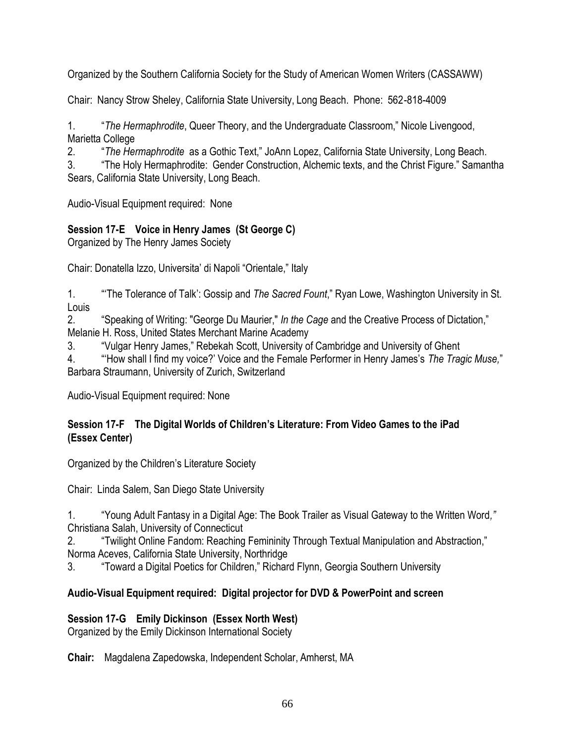Organized by the Southern California Society for the Study of American Women Writers (CASSAWW)

Chair: Nancy Strow Sheley, California State University, Long Beach. Phone: 562-818-4009

1. "*The Hermaphrodite*, Queer Theory, and the Undergraduate Classroom," Nicole Livengood, Marietta College
2. "*The Hermaphrodite* as a Gothic Text," JoAnn Lopez, California State University, Long Beach.
3. "The Holy Hermaphrodite: Gender Construction, Alchemic texts, and the Christ Figure." Samantha Sears, California State University, Long Beach.

Audio-Visual Equipment required: None

**Session 17-E Voice in Henry James (St George C)**

Organized by The Henry James Society

Chair: Donatella Izzo, Universita' di Napoli "Orientale," Italy

1. "'The Tolerance of Talk': Gossip and *The Sacred Fount*," Ryan Lowe, Washington University in St. Louis
2. "Speaking of Writing: "George Du Maurier," *In the Cage* and the Creative Process of Dictation," Melanie H. Ross, United States Merchant Marine Academy
3. "Vulgar Henry James," Rebekah Scott, University of Cambridge and University of Ghent
4. "'How shall I find my voice?' Voice and the Female Performer in Henry James's *The Tragic Muse,*" Barbara Straumann, University of Zurich, Switzerland

Audio-Visual Equipment required: None

**Session 17-F The Digital Worlds of Children's Literature: From Video Games to the iPad (Essex Center)**

Organized by the Children's Literature Society

Chair: Linda Salem, San Diego State University

1. "Young Adult Fantasy in a Digital Age: The Book Trailer as Visual Gateway to the Written Word," Christiana Salah, University of Connecticut
2. "Twilight Online Fandom: Reaching Femininity Through Textual Manipulation and Abstraction," Norma Aceves, California State University, Northridge
3. "Toward a Digital Poetics for Children," Richard Flynn, Georgia Southern University

**Audio-Visual Equipment required: Digital projector for DVD & PowerPoint and screen**

**Session 17-G Emily Dickinson (Essex North West)**

Organized by the Emily Dickinson International Society

**Chair:** Magdalena Zapedowska, Independent Scholar, Amherst, MA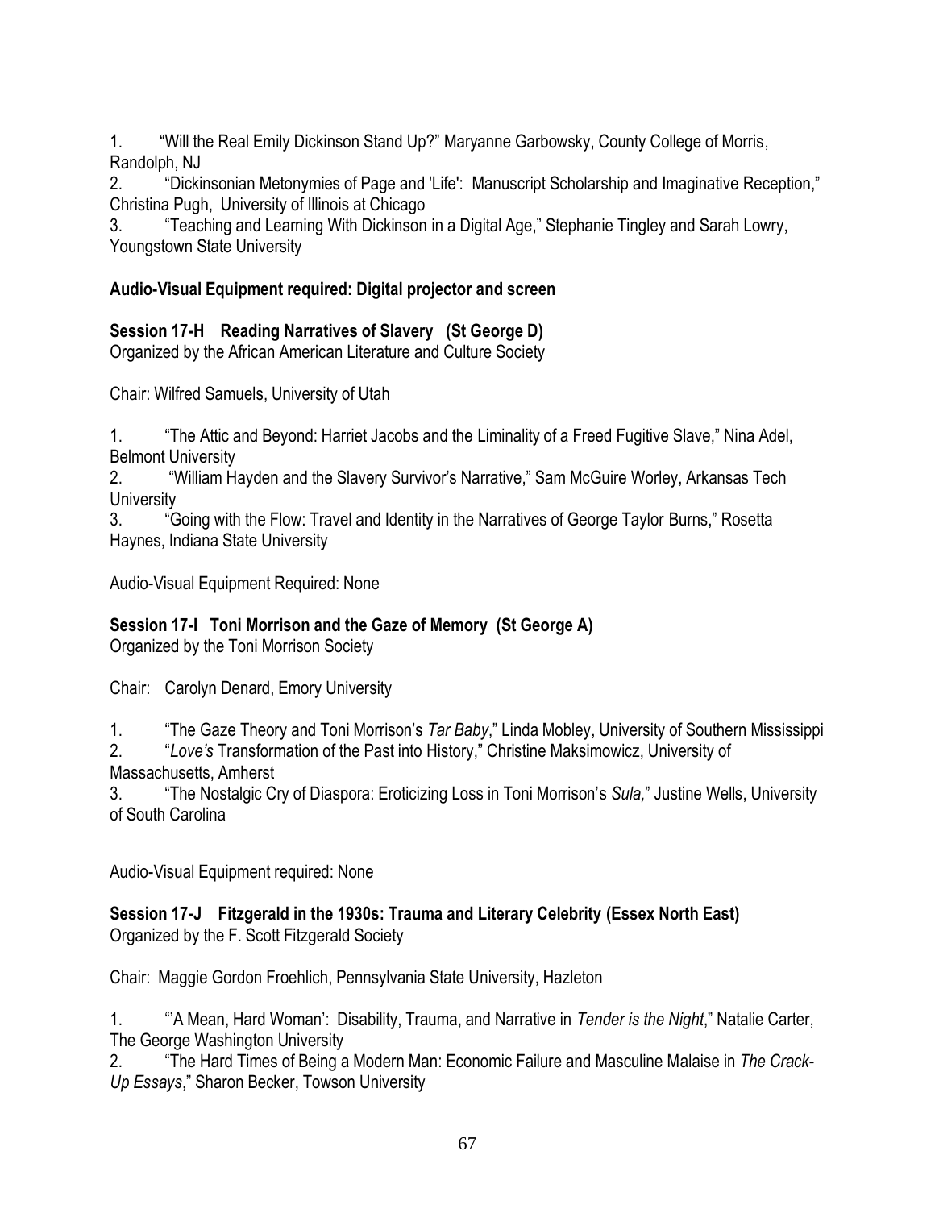1. "Will the Real Emily Dickinson Stand Up?" Maryanne Garbowsky, County College of Morris, Randolph, NJ
2. "Dickinsonian Metonymies of Page and 'Life': Manuscript Scholarship and Imaginative Reception," Christina Pugh, University of Illinois at Chicago
3. "Teaching and Learning With Dickinson in a Digital Age," Stephanie Tingley and Sarah Lowry, Youngstown State University

**Audio-Visual Equipment required: Digital projector and screen**

**Session 17-H Reading Narratives of Slavery (St George D)**
Organized by the African American Literature and Culture Society

Chair: Wilfred Samuels, University of Utah

1. "The Attic and Beyond: Harriet Jacobs and the Liminality of a Freed Fugitive Slave," Nina Adel, Belmont University
2. "William Hayden and the Slavery Survivor's Narrative," Sam McGuire Worley, Arkansas Tech University
3. "Going with the Flow: Travel and Identity in the Narratives of George Taylor Burns," Rosetta Haynes, Indiana State University

Audio-Visual Equipment Required: None

**Session 17-I Toni Morrison and the Gaze of Memory (St George A)**
Organized by the Toni Morrison Society

Chair: Carolyn Denard, Emory University

1. "The Gaze Theory and Toni Morrison's *Tar Baby*," Linda Mobley, University of Southern Mississippi
2. "*Love's* Transformation of the Past into History," Christine Maksimowicz, University of Massachusetts, Amherst
3. "The Nostalgic Cry of Diaspora: Eroticizing Loss in Toni Morrison's *Sula,*" Justine Wells, University of South Carolina

Audio-Visual Equipment required: None

**Session 17-J Fitzgerald in the 1930s: Trauma and Literary Celebrity (Essex North East)**
Organized by the F. Scott Fitzgerald Society

Chair: Maggie Gordon Froehlich, Pennsylvania State University, Hazleton

1. "'A Mean, Hard Woman': Disability, Trauma, and Narrative in *Tender is the Night*," Natalie Carter, The George Washington University
2. "The Hard Times of Being a Modern Man: Economic Failure and Masculine Malaise in *The Crack-Up Essays*," Sharon Becker, Towson University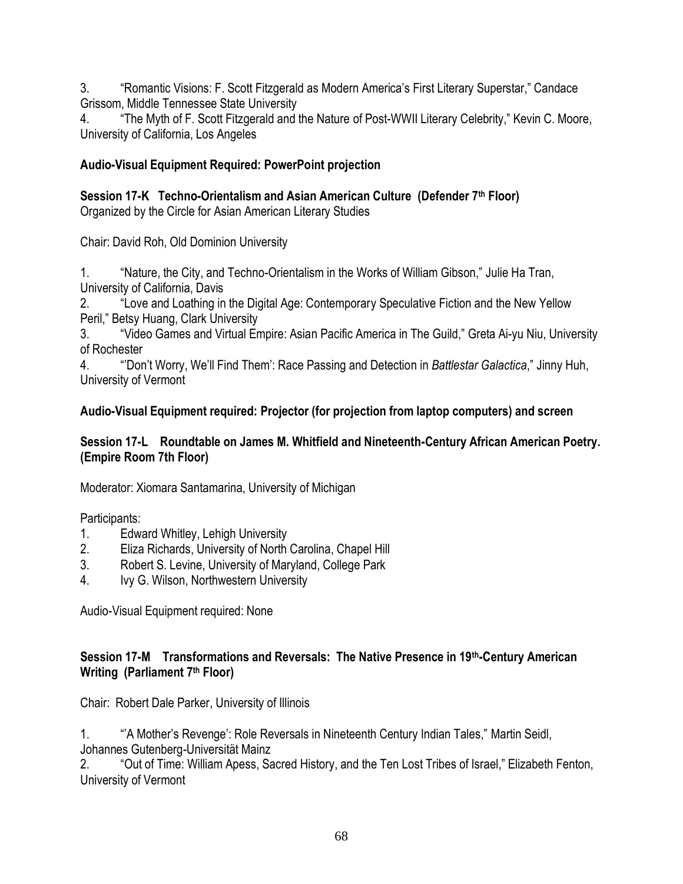3. "Romantic Visions: F. Scott Fitzgerald as Modern America's First Literary Superstar," Candace Grissom, Middle Tennessee State University
4. "The Myth of F. Scott Fitzgerald and the Nature of Post-WWII Literary Celebrity," Kevin C. Moore, University of California, Los Angeles

**Audio-Visual Equipment Required: PowerPoint projection**

**Session 17-K Techno-Orientalism and Asian American Culture (Defender 7th Floor)**
Organized by the Circle for Asian American Literary Studies

Chair: David Roh, Old Dominion University

1. "Nature, the City, and Techno-Orientalism in the Works of William Gibson," Julie Ha Tran, University of California, Davis
2. "Love and Loathing in the Digital Age: Contemporary Speculative Fiction and the New Yellow Peril," Betsy Huang, Clark University
3. "Video Games and Virtual Empire: Asian Pacific America in The Guild," Greta Ai-yu Niu, University of Rochester
4. "'Don't Worry, We'll Find Them': Race Passing and Detection in *Battlestar Galactica*," Jinny Huh, University of Vermont

**Audio-Visual Equipment required: Projector (for projection from laptop computers) and screen**

**Session 17-L Roundtable on James M. Whitfield and Nineteenth-Century African American Poetry. (Empire Room 7th Floor)**

Moderator: Xiomara Santamarina, University of Michigan

Participants:
1. Edward Whitley, Lehigh University
2. Eliza Richards, University of North Carolina, Chapel Hill
3. Robert S. Levine, University of Maryland, College Park
4. Ivy G. Wilson, Northwestern University

Audio-Visual Equipment required: None

**Session 17-M Transformations and Reversals: The Native Presence in 19th-Century American Writing (Parliament 7th Floor)**

Chair: Robert Dale Parker, University of Illinois

1. "'A Mother's Revenge': Role Reversals in Nineteenth Century Indian Tales," Martin Seidl, Johannes Gutenberg-Universität Mainz
2. "Out of Time: William Apess, Sacred History, and the Ten Lost Tribes of Israel," Elizabeth Fenton, University of Vermont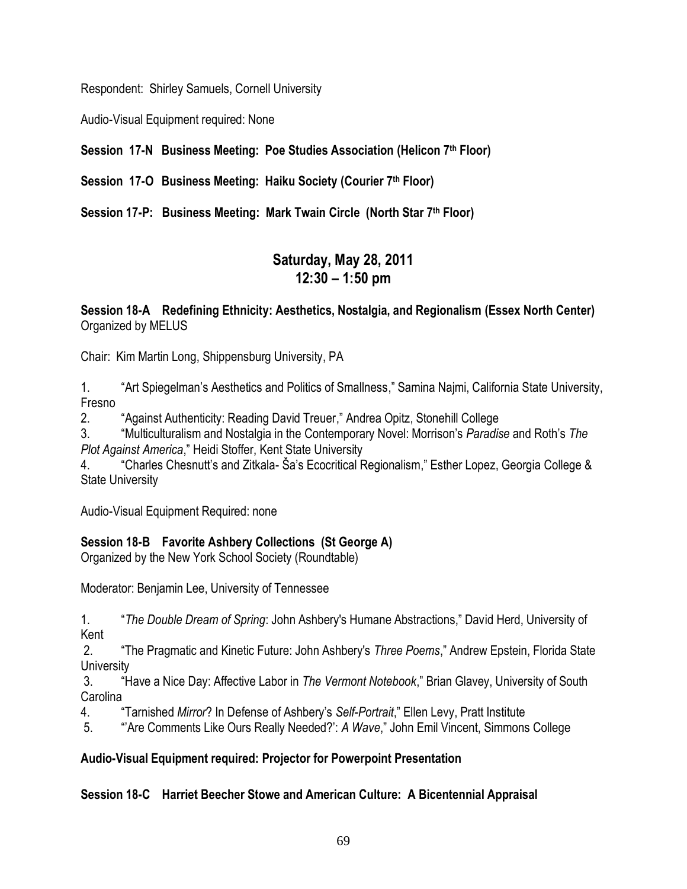Respondent: Shirley Samuels, Cornell University

Audio-Visual Equipment required: None

**Session 17-N Business Meeting: Poe Studies Association (Helicon 7th Floor)**

**Session 17-O Business Meeting: Haiku Society (Courier 7th Floor)**

**Session 17-P: Business Meeting: Mark Twain Circle (North Star 7th Floor)**

## Saturday, May 28, 2011
## 12:30 – 1:50 pm

**Session 18-A Redefining Ethnicity: Aesthetics, Nostalgia, and Regionalism (Essex North Center)**
Organized by MELUS

Chair: Kim Martin Long, Shippensburg University, PA

1. "Art Spiegelman's Aesthetics and Politics of Smallness," Samina Najmi, California State University, Fresno
2. "Against Authenticity: Reading David Treuer," Andrea Opitz, Stonehill College
3. "Multiculturalism and Nostalgia in the Contemporary Novel: Morrison's *Paradise* and Roth's *The Plot Against America*," Heidi Stoffer, Kent State University
4. "Charles Chesnutt's and Zitkala- Ša's Ecocritical Regionalism," Esther Lopez, Georgia College & State University

Audio-Visual Equipment Required: none

**Session 18-B Favorite Ashbery Collections (St George A)**
Organized by the New York School Society (Roundtable)

Moderator: Benjamin Lee, University of Tennessee

1. "*The Double Dream of Spring*: John Ashbery's Humane Abstractions," David Herd, University of Kent
2. "The Pragmatic and Kinetic Future: John Ashbery's *Three Poems*," Andrew Epstein, Florida State University
3. "Have a Nice Day: Affective Labor in *The Vermont Notebook*," Brian Glavey, University of South Carolina
4. "Tarnished *Mirror*? In Defense of Ashbery's *Self-Portrait*," Ellen Levy, Pratt Institute
5. "'Are Comments Like Ours Really Needed?': *A Wave*," John Emil Vincent, Simmons College

**Audio-Visual Equipment required: Projector for Powerpoint Presentation**

**Session 18-C Harriet Beecher Stowe and American Culture: A Bicentennial Appraisal**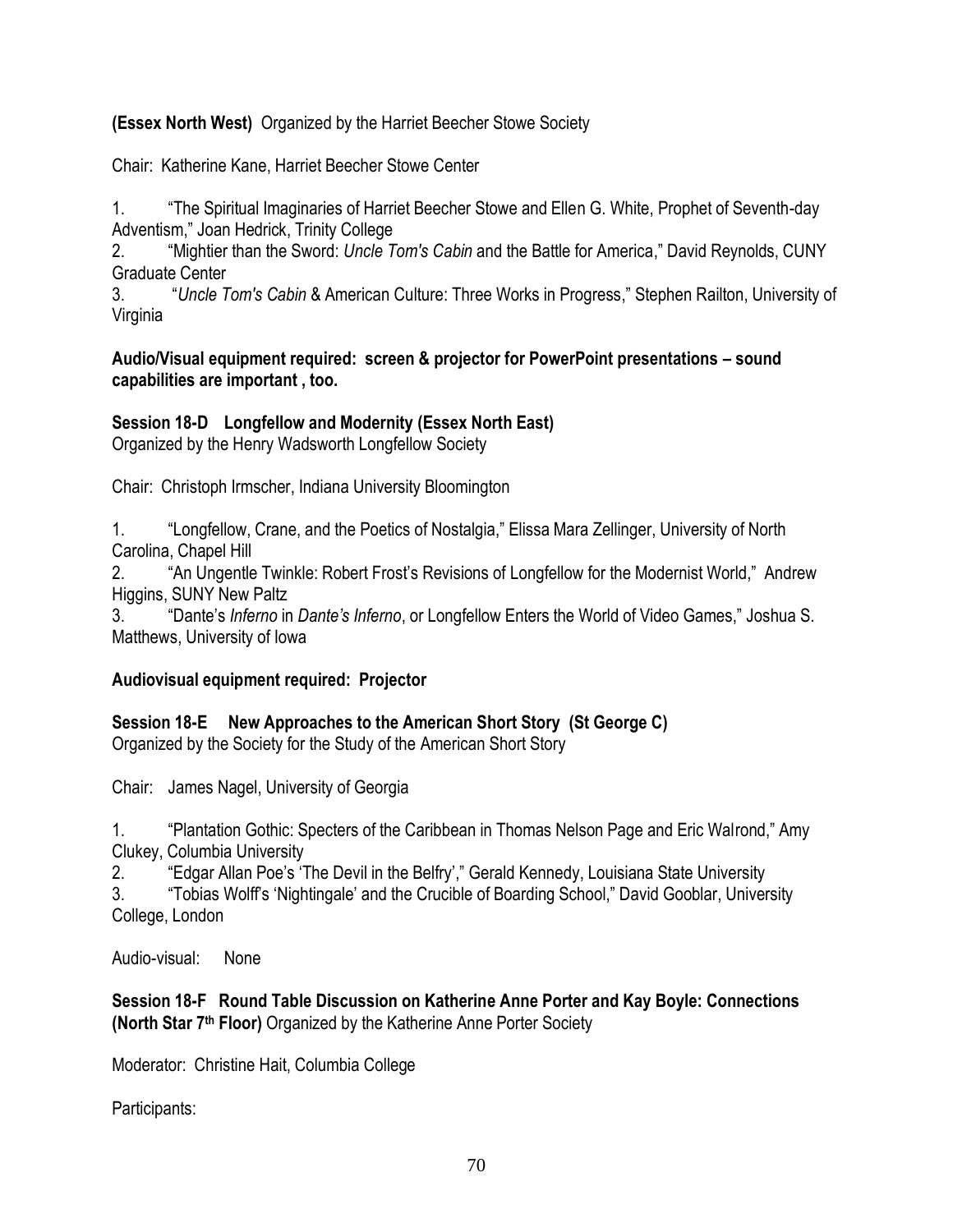**(Essex North West)** Organized by the Harriet Beecher Stowe Society

Chair: Katherine Kane, Harriet Beecher Stowe Center

1. "The Spiritual Imaginaries of Harriet Beecher Stowe and Ellen G. White, Prophet of Seventh-day Adventism," Joan Hedrick, Trinity College
2. "Mightier than the Sword: *Uncle Tom's Cabin* and the Battle for America," David Reynolds, CUNY Graduate Center
3. "*Uncle Tom's Cabin* & American Culture: Three Works in Progress," Stephen Railton, University of Virginia

**Audio/Visual equipment required: screen & projector for PowerPoint presentations – sound capabilities are important , too.**

**Session 18-D Longfellow and Modernity (Essex North East)**
Organized by the Henry Wadsworth Longfellow Society

Chair: Christoph Irmscher, Indiana University Bloomington

1. "Longfellow, Crane, and the Poetics of Nostalgia," Elissa Mara Zellinger, University of North Carolina, Chapel Hill
2. "An Ungentle Twinkle: Robert Frost's Revisions of Longfellow for the Modernist World," Andrew Higgins, SUNY New Paltz
3. "Dante's *Inferno* in *Dante's Inferno*, or Longfellow Enters the World of Video Games," Joshua S. Matthews, University of Iowa

**Audiovisual equipment required: Projector**

**Session 18-E New Approaches to the American Short Story (St George C)**
Organized by the Society for the Study of the American Short Story

Chair: James Nagel, University of Georgia

1. "Plantation Gothic: Specters of the Caribbean in Thomas Nelson Page and Eric Walrond," Amy Clukey, Columbia University
2. "Edgar Allan Poe's 'The Devil in the Belfry'," Gerald Kennedy, Louisiana State University
3. "Tobias Wolff's 'Nightingale' and the Crucible of Boarding School," David Gooblar, University College, London

Audio-visual: None

**Session 18-F Round Table Discussion on Katherine Anne Porter and Kay Boyle: Connections (North Star 7th Floor)** Organized by the Katherine Anne Porter Society

Moderator: Christine Hait, Columbia College

Participants: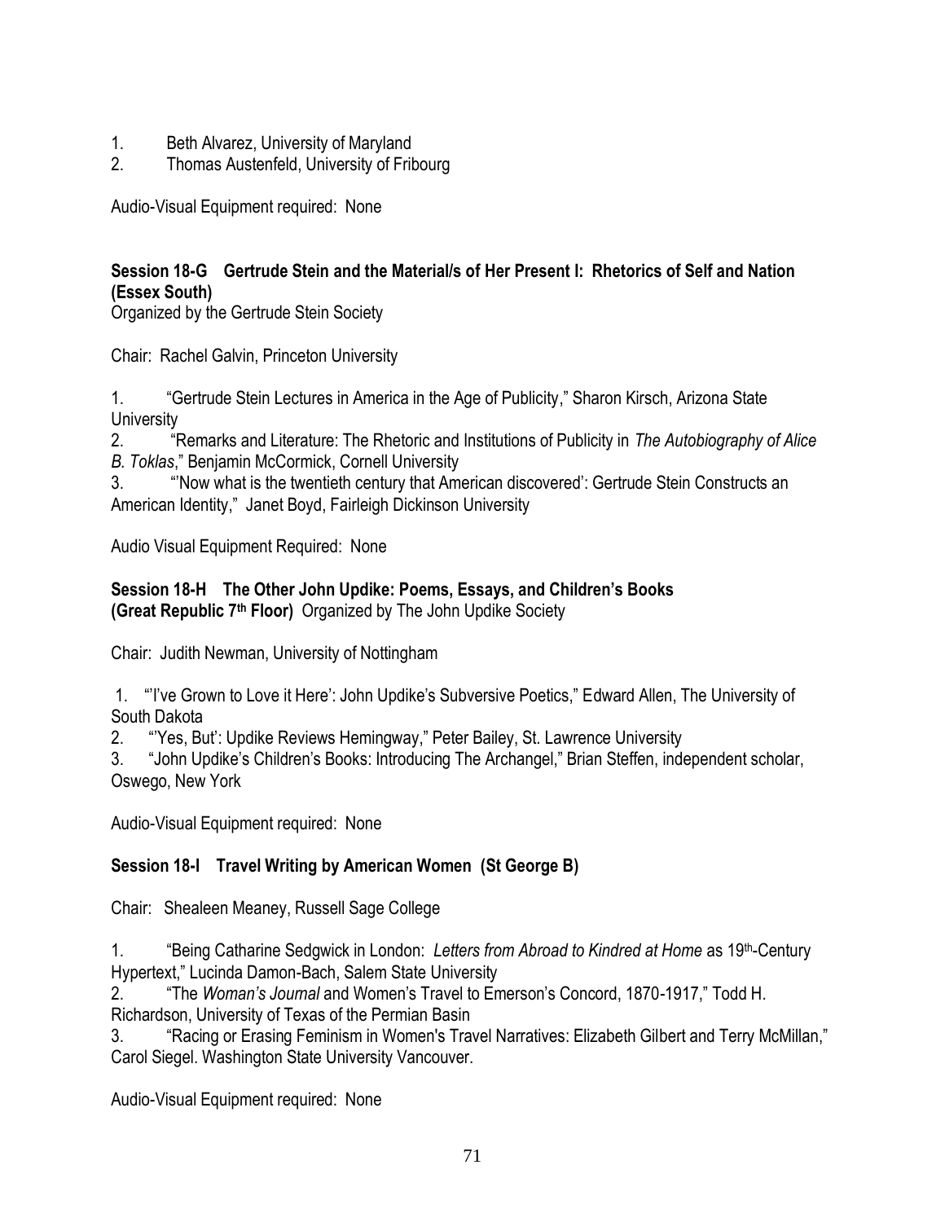1. Beth Alvarez, University of Maryland
2. Thomas Austenfeld, University of Fribourg

Audio-Visual Equipment required: None

**Session 18-G Gertrude Stein and the Material/s of Her Present I: Rhetorics of Self and Nation (Essex South)**
Organized by the Gertrude Stein Society

Chair: Rachel Galvin, Princeton University

1. "Gertrude Stein Lectures in America in the Age of Publicity," Sharon Kirsch, Arizona State University
2. "Remarks and Literature: The Rhetoric and Institutions of Publicity in *The Autobiography of Alice B. Toklas*," Benjamin McCormick, Cornell University
3. "'Now what is the twentieth century that American discovered': Gertrude Stein Constructs an American Identity," Janet Boyd, Fairleigh Dickinson University

Audio Visual Equipment Required: None

**Session 18-H The Other John Updike: Poems, Essays, and Children's Books (Great Republic 7th Floor)** Organized by The John Updike Society

Chair: Judith Newman, University of Nottingham

1. "'I've Grown to Love it Here': John Updike's Subversive Poetics," Edward Allen, The University of South Dakota
2. "'Yes, But': Updike Reviews Hemingway," Peter Bailey, St. Lawrence University
3. "John Updike's Children's Books: Introducing The Archangel," Brian Steffen, independent scholar, Oswego, New York

Audio-Visual Equipment required: None

**Session 18-I Travel Writing by American Women (St George B)**

Chair: Shealeen Meaney, Russell Sage College

1. "Being Catharine Sedgwick in London: *Letters from Abroad to Kindred at Home* as 19th-Century Hypertext," Lucinda Damon-Bach, Salem State University
2. "The *Woman's Journal* and Women's Travel to Emerson's Concord, 1870-1917," Todd H. Richardson, University of Texas of the Permian Basin
3. "Racing or Erasing Feminism in Women's Travel Narratives: Elizabeth Gilbert and Terry McMillan," Carol Siegel. Washington State University Vancouver.

Audio-Visual Equipment required: None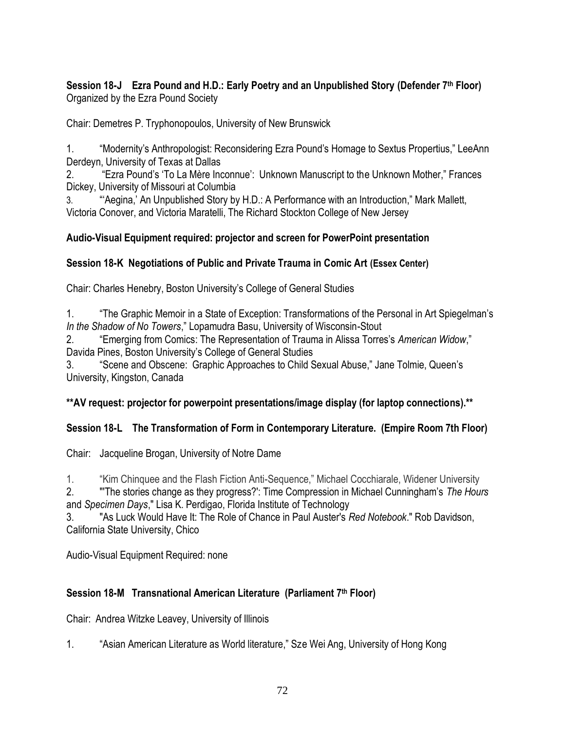**Session 18-J Ezra Pound and H.D.: Early Poetry and an Unpublished Story (Defender 7th Floor)**
Organized by the Ezra Pound Society

Chair: Demetres P. Tryphonopoulos, University of New Brunswick

1. "Modernity's Anthropologist: Reconsidering Ezra Pound's Homage to Sextus Propertius," LeeAnn Derdeyn, University of Texas at Dallas
2. "Ezra Pound's 'To La Mère Inconnue': Unknown Manuscript to the Unknown Mother," Frances Dickey, University of Missouri at Columbia
3. "'Aegina,' An Unpublished Story by H.D.: A Performance with an Introduction," Mark Mallett, Victoria Conover, and Victoria Maratelli, The Richard Stockton College of New Jersey

**Audio-Visual Equipment required: projector and screen for PowerPoint presentation**

**Session 18-K Negotiations of Public and Private Trauma in Comic Art (Essex Center)**

Chair: Charles Henebry, Boston University's College of General Studies

1. "The Graphic Memoir in a State of Exception: Transformations of the Personal in Art Spiegelman's *In the Shadow of No Towers*," Lopamudra Basu, University of Wisconsin-Stout
2. "Emerging from Comics: The Representation of Trauma in Alissa Torres's *American Widow*," Davida Pines, Boston University's College of General Studies
3. "Scene and Obscene: Graphic Approaches to Child Sexual Abuse," Jane Tolmie, Queen's University, Kingston, Canada

**\*\*AV request: projector for powerpoint presentations/image display (for laptop connections).\*\***

**Session 18-L The Transformation of Form in Contemporary Literature. (Empire Room 7th Floor)**

Chair: Jacqueline Brogan, University of Notre Dame

1. "Kim Chinquee and the Flash Fiction Anti-Sequence," Michael Cocchiarale, Widener University
2. "'The stories change as they progress?': Time Compression in Michael Cunningham's *The Hours* and *Specimen Days*," Lisa K. Perdigao, Florida Institute of Technology
3. "As Luck Would Have It: The Role of Chance in Paul Auster's *Red Notebook*." Rob Davidson, California State University, Chico

Audio-Visual Equipment Required: none

**Session 18-M Transnational American Literature (Parliament 7th Floor)**

Chair: Andrea Witzke Leavey, University of Illinois

1. "Asian American Literature as World literature," Sze Wei Ang, University of Hong Kong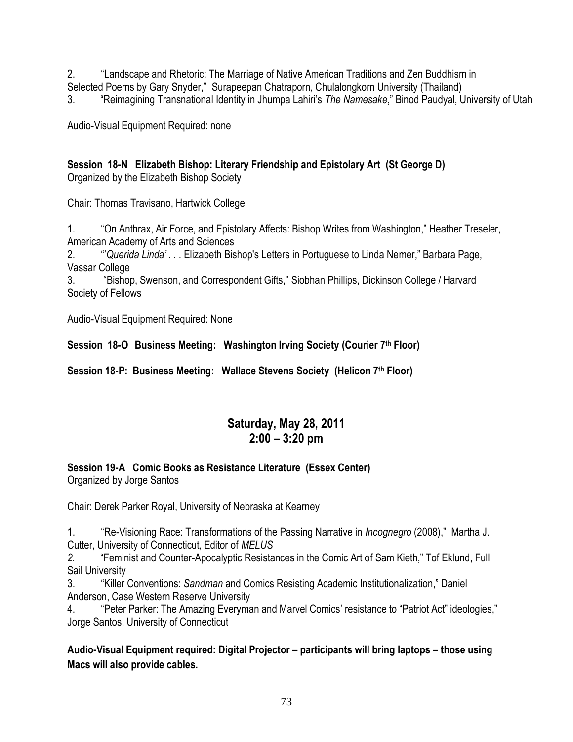2. "Landscape and Rhetoric: The Marriage of Native American Traditions and Zen Buddhism in Selected Poems by Gary Snyder," Surapeepan Chatraporn, Chulalongkorn University (Thailand)
3. "Reimagining Transnational Identity in Jhumpa Lahiri's *The Namesake*," Binod Paudyal, University of Utah

Audio-Visual Equipment Required: none

**Session 18-N Elizabeth Bishop: Literary Friendship and Epistolary Art (St George D)**
Organized by the Elizabeth Bishop Society

Chair: Thomas Travisano, Hartwick College

1. "On Anthrax, Air Force, and Epistolary Affects: Bishop Writes from Washington," Heather Treseler, American Academy of Arts and Sciences
2. "'*Querida Linda'* . . . Elizabeth Bishop's Letters in Portuguese to Linda Nemer," Barbara Page, Vassar College
3. "Bishop, Swenson, and Correspondent Gifts," Siobhan Phillips, Dickinson College / Harvard Society of Fellows

Audio-Visual Equipment Required: None

**Session 18-O Business Meeting: Washington Irving Society (Courier 7th Floor)**

**Session 18-P: Business Meeting: Wallace Stevens Society (Helicon 7th Floor)**

## Saturday, May 28, 2011
## 2:00 – 3:20 pm

**Session 19-A Comic Books as Resistance Literature (Essex Center)**
Organized by Jorge Santos

Chair: Derek Parker Royal, University of Nebraska at Kearney

1. "Re-Visioning Race: Transformations of the Passing Narrative in *Incognegro* (2008)," Martha J. Cutter, University of Connecticut, Editor of *MELUS*
2. "Feminist and Counter-Apocalyptic Resistances in the Comic Art of Sam Kieth," Tof Eklund, Full Sail University
3. "Killer Conventions: *Sandman* and Comics Resisting Academic Institutionalization," Daniel Anderson, Case Western Reserve University
4. "Peter Parker: The Amazing Everyman and Marvel Comics' resistance to "Patriot Act" ideologies," Jorge Santos, University of Connecticut

**Audio-Visual Equipment required: Digital Projector – participants will bring laptops – those using Macs will also provide cables.**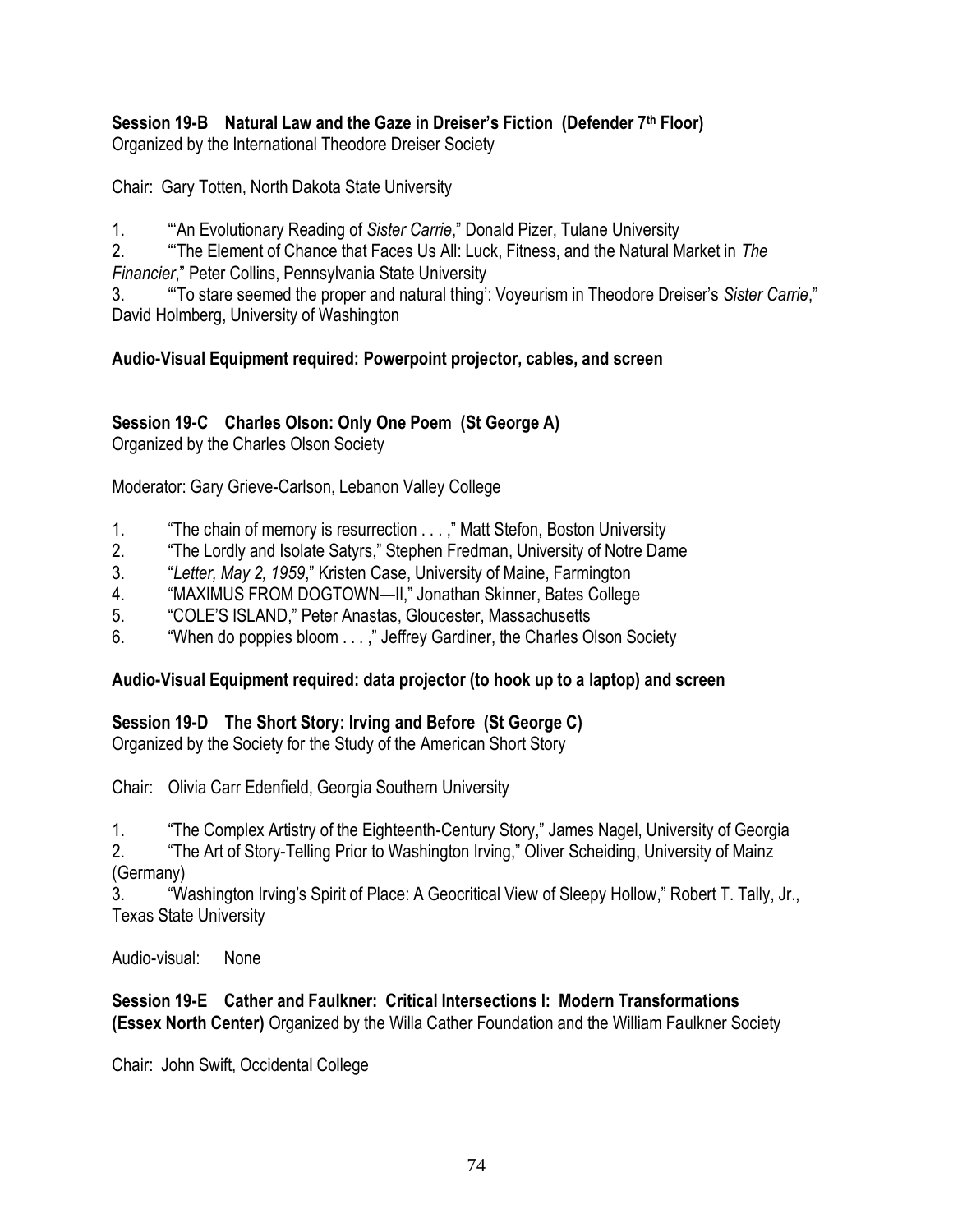**Session 19-B Natural Law and the Gaze in Dreiser's Fiction (Defender 7th Floor)**
Organized by the International Theodore Dreiser Society

Chair: Gary Totten, North Dakota State University

1. "'An Evolutionary Reading of *Sister Carrie*," Donald Pizer, Tulane University
2. "'The Element of Chance that Faces Us All: Luck, Fitness, and the Natural Market in *The Financier*," Peter Collins, Pennsylvania State University
3. "'To stare seemed the proper and natural thing': Voyeurism in Theodore Dreiser's *Sister Carrie*," David Holmberg, University of Washington

**Audio-Visual Equipment required: Powerpoint projector, cables, and screen**

**Session 19-C Charles Olson: Only One Poem (St George A)**
Organized by the Charles Olson Society

Moderator: Gary Grieve-Carlson, Lebanon Valley College

1. "The chain of memory is resurrection . . . ," Matt Stefon, Boston University
2. "The Lordly and Isolate Satyrs," Stephen Fredman, University of Notre Dame
3. "*Letter, May 2, 1959*," Kristen Case, University of Maine, Farmington
4. "MAXIMUS FROM DOGTOWN—II," Jonathan Skinner, Bates College
5. "COLE'S ISLAND," Peter Anastas, Gloucester, Massachusetts
6. "When do poppies bloom . . . ," Jeffrey Gardiner, the Charles Olson Society

**Audio-Visual Equipment required: data projector (to hook up to a laptop) and screen**

**Session 19-D The Short Story: Irving and Before (St George C)**
Organized by the Society for the Study of the American Short Story

Chair: Olivia Carr Edenfield, Georgia Southern University

1. "The Complex Artistry of the Eighteenth-Century Story," James Nagel, University of Georgia
2. "The Art of Story-Telling Prior to Washington Irving," Oliver Scheiding, University of Mainz (Germany)
3. "Washington Irving's Spirit of Place: A Geocritical View of Sleepy Hollow," Robert T. Tally, Jr., Texas State University

Audio-visual: None

**Session 19-E Cather and Faulkner: Critical Intersections I: Modern Transformations (Essex North Center)** Organized by the Willa Cather Foundation and the William Faulkner Society

Chair: John Swift, Occidental College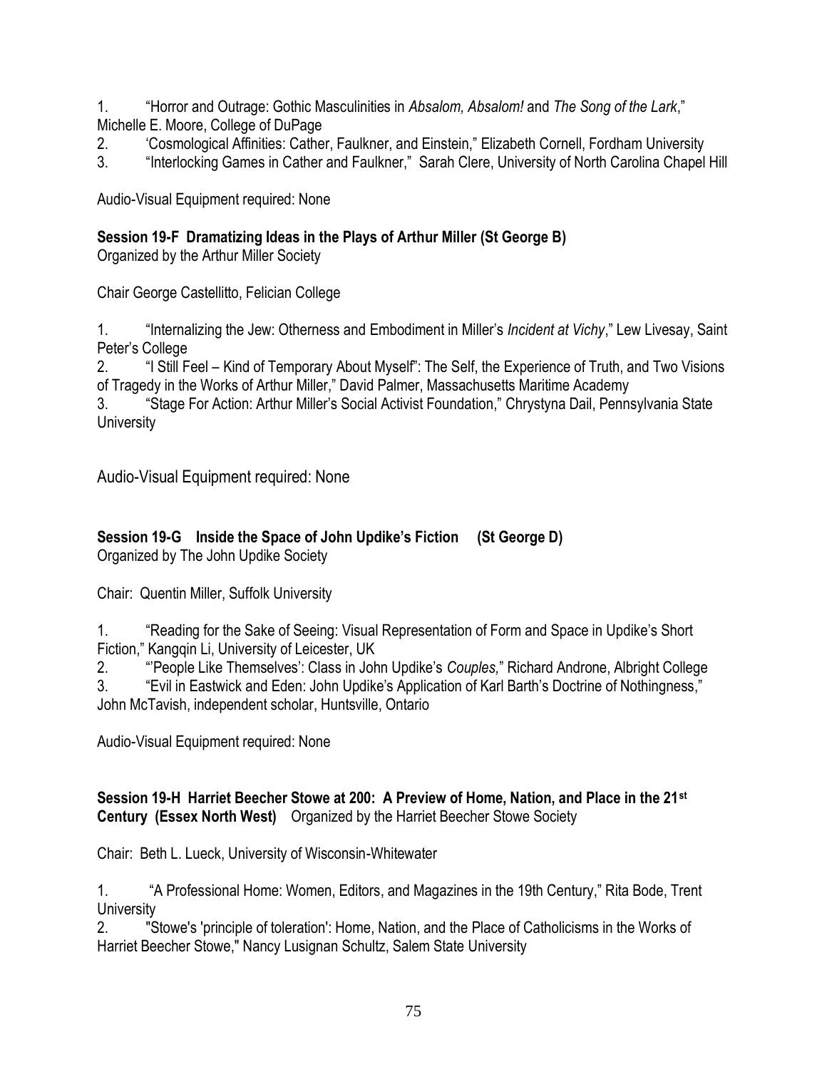1. "Horror and Outrage: Gothic Masculinities in *Absalom, Absalom!* and *The Song of the Lark*," Michelle E. Moore, College of DuPage
2. 'Cosmological Affinities: Cather, Faulkner, and Einstein," Elizabeth Cornell, Fordham University
3. "Interlocking Games in Cather and Faulkner," Sarah Clere, University of North Carolina Chapel Hill

Audio-Visual Equipment required: None

**Session 19-F Dramatizing Ideas in the Plays of Arthur Miller (St George B)**
Organized by the Arthur Miller Society

Chair George Castellitto, Felician College

1. "Internalizing the Jew: Otherness and Embodiment in Miller's *Incident at Vichy*," Lew Livesay, Saint Peter's College
2. "I Still Feel – Kind of Temporary About Myself": The Self, the Experience of Truth, and Two Visions of Tragedy in the Works of Arthur Miller," David Palmer, Massachusetts Maritime Academy
3. "Stage For Action: Arthur Miller's Social Activist Foundation," Chrystyna Dail, Pennsylvania State University

Audio-Visual Equipment required: None

**Session 19-G Inside the Space of John Updike's Fiction (St George D)**
Organized by The John Updike Society

Chair: Quentin Miller, Suffolk University

1. "Reading for the Sake of Seeing: Visual Representation of Form and Space in Updike's Short Fiction," Kangqin Li, University of Leicester, UK
2. "'People Like Themselves': Class in John Updike's *Couples,*" Richard Androne, Albright College
3. "Evil in Eastwick and Eden: John Updike's Application of Karl Barth's Doctrine of Nothingness," John McTavish, independent scholar, Huntsville, Ontario

Audio-Visual Equipment required: None

**Session 19-H Harriet Beecher Stowe at 200: A Preview of Home, Nation, and Place in the 21st Century (Essex North West)** Organized by the Harriet Beecher Stowe Society

Chair: Beth L. Lueck, University of Wisconsin-Whitewater

1. "A Professional Home: Women, Editors, and Magazines in the 19th Century," Rita Bode, Trent University
2. "Stowe's 'principle of toleration': Home, Nation, and the Place of Catholicisms in the Works of Harriet Beecher Stowe," Nancy Lusignan Schultz, Salem State University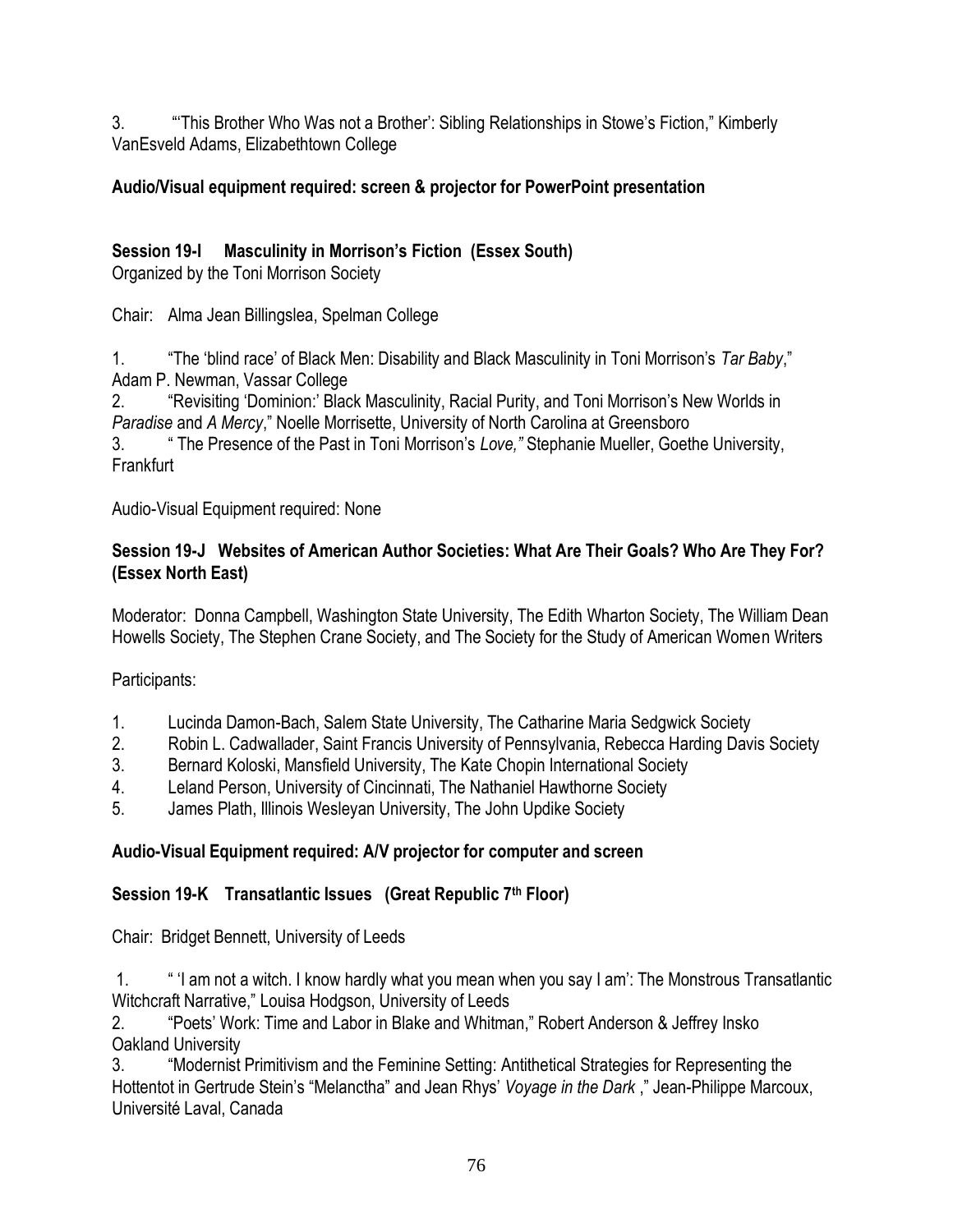3. "'This Brother Who Was not a Brother': Sibling Relationships in Stowe's Fiction," Kimberly VanEsveld Adams, Elizabethtown College

**Audio/Visual equipment required: screen & projector for PowerPoint presentation**

**Session 19-I Masculinity in Morrison's Fiction (Essex South)**
Organized by the Toni Morrison Society

Chair: Alma Jean Billingslea, Spelman College

1. "The 'blind race' of Black Men: Disability and Black Masculinity in Toni Morrison's *Tar Baby*," Adam P. Newman, Vassar College
2. "Revisiting 'Dominion:' Black Masculinity, Racial Purity, and Toni Morrison's New Worlds in *Paradise* and *A Mercy*," Noelle Morrisette, University of North Carolina at Greensboro
3. " The Presence of the Past in Toni Morrison's *Love,"* Stephanie Mueller, Goethe University, Frankfurt

Audio-Visual Equipment required: None

**Session 19-J Websites of American Author Societies: What Are Their Goals? Who Are They For? (Essex North East)**

Moderator: Donna Campbell, Washington State University, The Edith Wharton Society, The William Dean Howells Society, The Stephen Crane Society, and The Society for the Study of American Women Writers

Participants:

1. Lucinda Damon-Bach, Salem State University, The Catharine Maria Sedgwick Society
2. Robin L. Cadwallader, Saint Francis University of Pennsylvania, Rebecca Harding Davis Society
3. Bernard Koloski, Mansfield University, The Kate Chopin International Society
4. Leland Person, University of Cincinnati, The Nathaniel Hawthorne Society
5. James Plath, Illinois Wesleyan University, The John Updike Society

**Audio-Visual Equipment required: A/V projector for computer and screen**

**Session 19-K Transatlantic Issues (Great Republic 7th Floor)**

Chair: Bridget Bennett, University of Leeds

1. " 'I am not a witch. I know hardly what you mean when you say I am': The Monstrous Transatlantic Witchcraft Narrative," Louisa Hodgson, University of Leeds
2. "Poets' Work: Time and Labor in Blake and Whitman," Robert Anderson & Jeffrey Insko Oakland University
3. "Modernist Primitivism and the Feminine Setting: Antithetical Strategies for Representing the Hottentot in Gertrude Stein's "Melanctha" and Jean Rhys' *Voyage in the Dark* ," Jean-Philippe Marcoux, Université Laval, Canada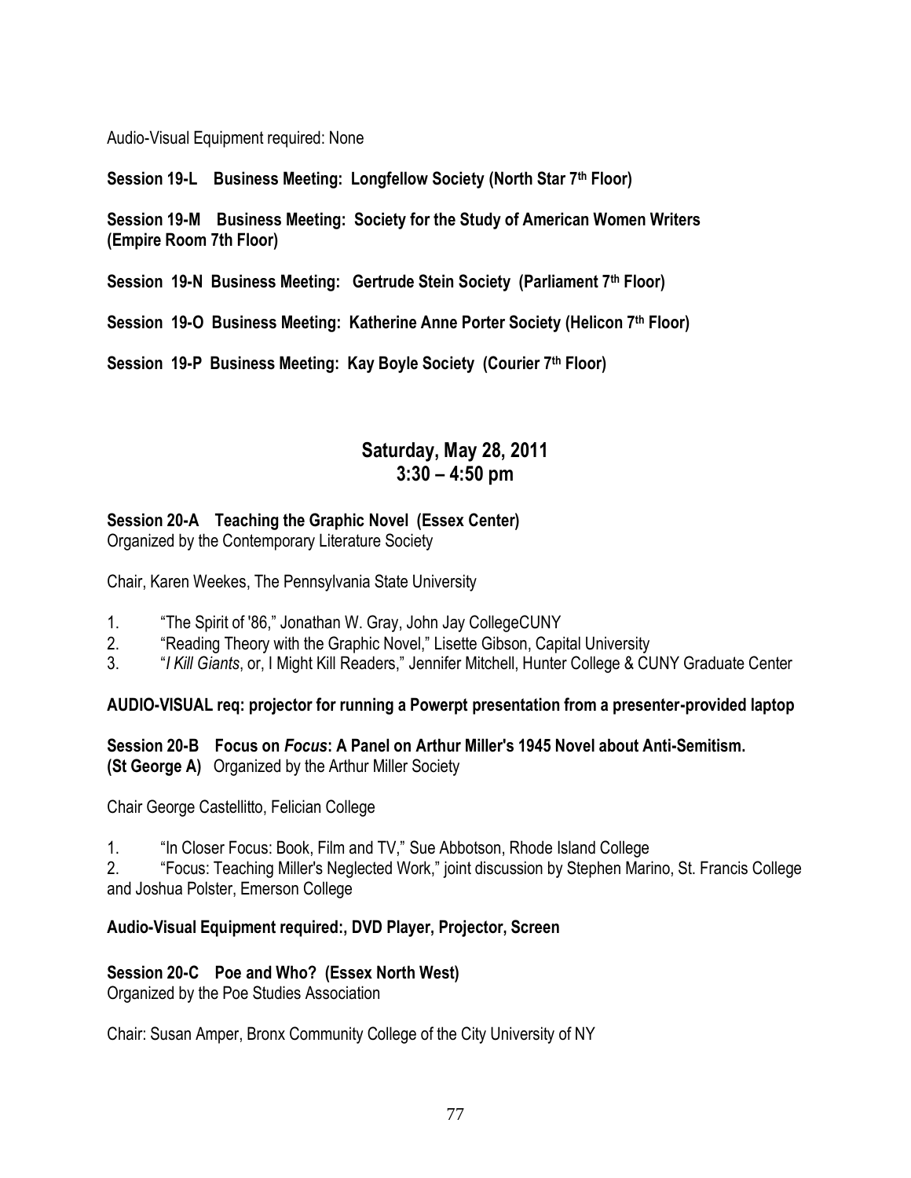Audio-Visual Equipment required: None

**Session 19-L Business Meeting: Longfellow Society (North Star 7th Floor)**

**Session 19-M Business Meeting: Society for the Study of American Women Writers (Empire Room 7th Floor)**

**Session 19-N Business Meeting: Gertrude Stein Society (Parliament 7th Floor)**

**Session 19-O Business Meeting: Katherine Anne Porter Society (Helicon 7th Floor)**

**Session 19-P Business Meeting: Kay Boyle Society (Courier 7th Floor)**

## Saturday, May 28, 2011
## 3:30 – 4:50 pm

**Session 20-A Teaching the Graphic Novel (Essex Center)**
Organized by the Contemporary Literature Society

Chair, Karen Weekes, The Pennsylvania State University

1. "The Spirit of '86," Jonathan W. Gray, John Jay CollegeCUNY
2. "Reading Theory with the Graphic Novel," Lisette Gibson, Capital University
3. "*I Kill Giants*, or, I Might Kill Readers," Jennifer Mitchell, Hunter College & CUNY Graduate Center

**AUDIO-VISUAL req: projector for running a Powerpt presentation from a presenter-provided laptop**

**Session 20-B Focus on *Focus*: A Panel on Arthur Miller's 1945 Novel about Anti-Semitism. (St George A)** Organized by the Arthur Miller Society

Chair George Castellitto, Felician College

1. "In Closer Focus: Book, Film and TV," Sue Abbotson, Rhode Island College
2. "Focus: Teaching Miller's Neglected Work," joint discussion by Stephen Marino, St. Francis College and Joshua Polster, Emerson College

**Audio-Visual Equipment required:, DVD Player, Projector, Screen**

**Session 20-C Poe and Who? (Essex North West)**
Organized by the Poe Studies Association

Chair: Susan Amper, Bronx Community College of the City University of NY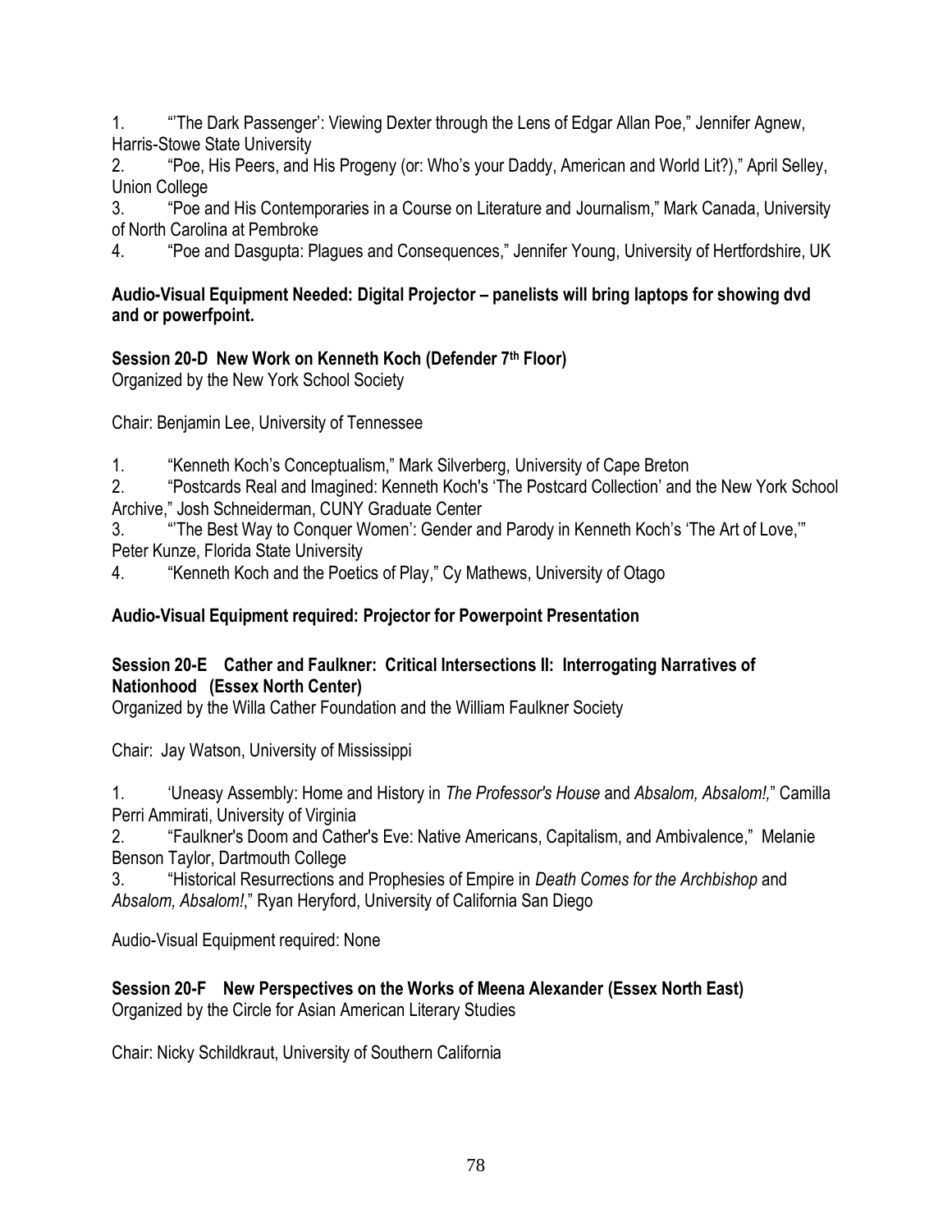1. "'The Dark Passenger': Viewing Dexter through the Lens of Edgar Allan Poe," Jennifer Agnew, Harris-Stowe State University
2. "Poe, His Peers, and His Progeny (or: Who's your Daddy, American and World Lit?)," April Selley, Union College
3. "Poe and His Contemporaries in a Course on Literature and Journalism," Mark Canada, University of North Carolina at Pembroke
4. "Poe and Dasgupta: Plagues and Consequences," Jennifer Young, University of Hertfordshire, UK

**Audio-Visual Equipment Needed: Digital Projector – panelists will bring laptops for showing dvd and or powerfpoint.**

**Session 20-D New Work on Kenneth Koch (Defender 7th Floor)**
Organized by the New York School Society

Chair: Benjamin Lee, University of Tennessee

1. "Kenneth Koch's Conceptualism," Mark Silverberg, University of Cape Breton
2. "Postcards Real and Imagined: Kenneth Koch's 'The Postcard Collection' and the New York School Archive," Josh Schneiderman, CUNY Graduate Center
3. "'The Best Way to Conquer Women': Gender and Parody in Kenneth Koch's 'The Art of Love,'" Peter Kunze, Florida State University
4. "Kenneth Koch and the Poetics of Play," Cy Mathews, University of Otago

**Audio-Visual Equipment required: Projector for Powerpoint Presentation**

**Session 20-E Cather and Faulkner: Critical Intersections II: Interrogating Narratives of Nationhood (Essex North Center)**
Organized by the Willa Cather Foundation and the William Faulkner Society

Chair: Jay Watson, University of Mississippi

1. 'Uneasy Assembly: Home and History in *The Professor's House* and *Absalom, Absalom!,*" Camilla Perri Ammirati, University of Virginia
2. "Faulkner's Doom and Cather's Eve: Native Americans, Capitalism, and Ambivalence," Melanie Benson Taylor, Dartmouth College
3. "Historical Resurrections and Prophesies of Empire in *Death Comes for the Archbishop* and *Absalom, Absalom!*," Ryan Heryford, University of California San Diego

Audio-Visual Equipment required: None

**Session 20-F New Perspectives on the Works of Meena Alexander (Essex North East)**
Organized by the Circle for Asian American Literary Studies

Chair: Nicky Schildkraut, University of Southern California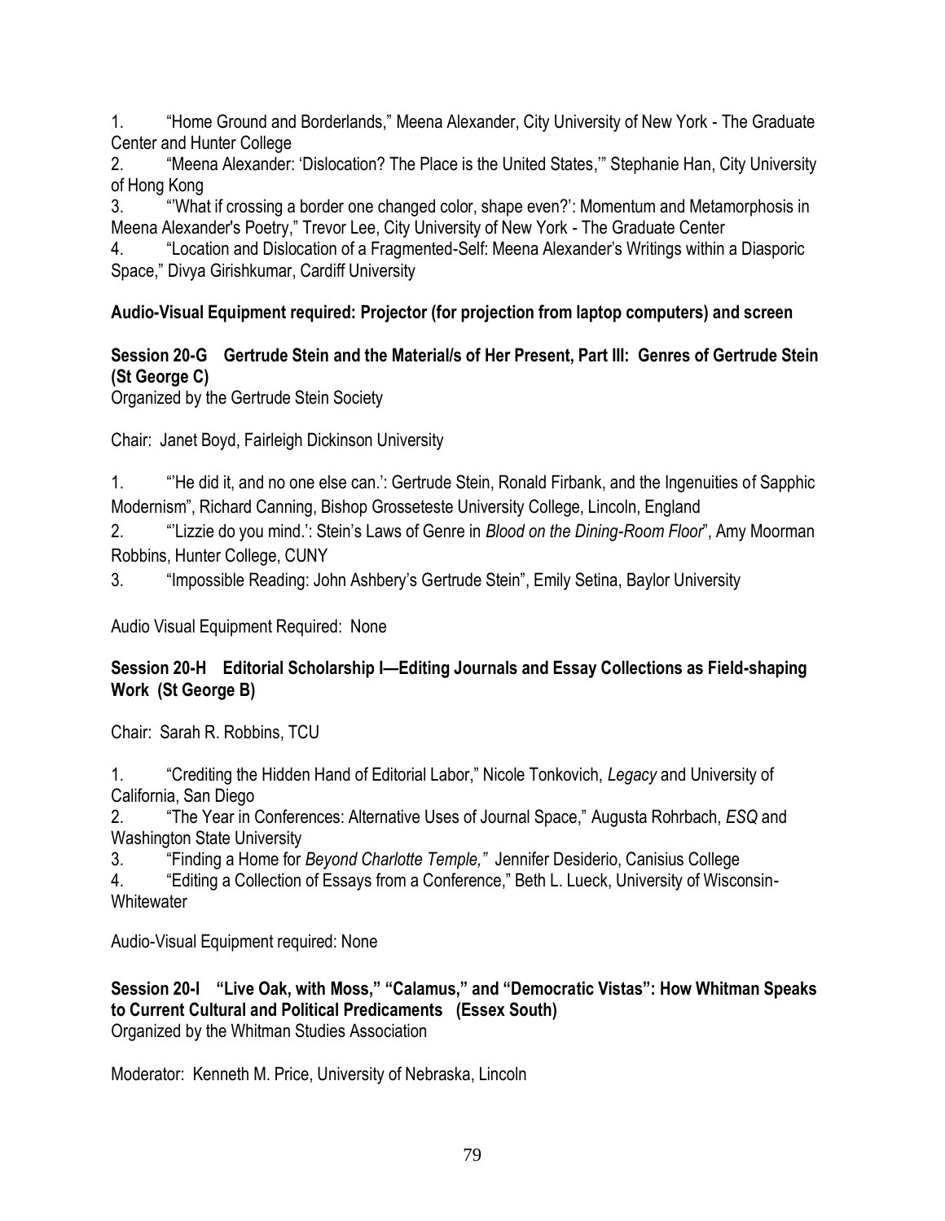1. "Home Ground and Borderlands," Meena Alexander, City University of New York - The Graduate Center and Hunter College
2. "Meena Alexander: 'Dislocation? The Place is the United States,'" Stephanie Han, City University of Hong Kong
3. "'What if crossing a border one changed color, shape even?': Momentum and Metamorphosis in Meena Alexander's Poetry," Trevor Lee, City University of New York - The Graduate Center
4. "Location and Dislocation of a Fragmented-Self: Meena Alexander's Writings within a Diasporic Space," Divya Girishkumar, Cardiff University

**Audio-Visual Equipment required: Projector (for projection from laptop computers) and screen**

**Session 20-G Gertrude Stein and the Material/s of Her Present, Part III: Genres of Gertrude Stein (St George C)**

Organized by the Gertrude Stein Society

Chair: Janet Boyd, Fairleigh Dickinson University

1. "'He did it, and no one else can.': Gertrude Stein, Ronald Firbank, and the Ingenuities of Sapphic Modernism", Richard Canning, Bishop Grosseteste University College, Lincoln, England
2. "'Lizzie do you mind.': Stein's Laws of Genre in *Blood on the Dining-Room Floor*", Amy Moorman Robbins, Hunter College, CUNY
3. "Impossible Reading: John Ashbery's Gertrude Stein", Emily Setina, Baylor University

Audio Visual Equipment Required: None

**Session 20-H Editorial Scholarship I—Editing Journals and Essay Collections as Field-shaping Work (St George B)**

Chair: Sarah R. Robbins, TCU

1. "Crediting the Hidden Hand of Editorial Labor," Nicole Tonkovich, *Legacy* and University of California, San Diego
2. "The Year in Conferences: Alternative Uses of Journal Space," Augusta Rohrbach, *ESQ* and Washington State University
3. "Finding a Home for *Beyond Charlotte Temple,"* Jennifer Desiderio, Canisius College
4. "Editing a Collection of Essays from a Conference," Beth L. Lueck, University of Wisconsin-Whitewater

Audio-Visual Equipment required: None

**Session 20-I "Live Oak, with Moss," "Calamus," and "Democratic Vistas": How Whitman Speaks to Current Cultural and Political Predicaments (Essex South)**

Organized by the Whitman Studies Association

Moderator: Kenneth M. Price, University of Nebraska, Lincoln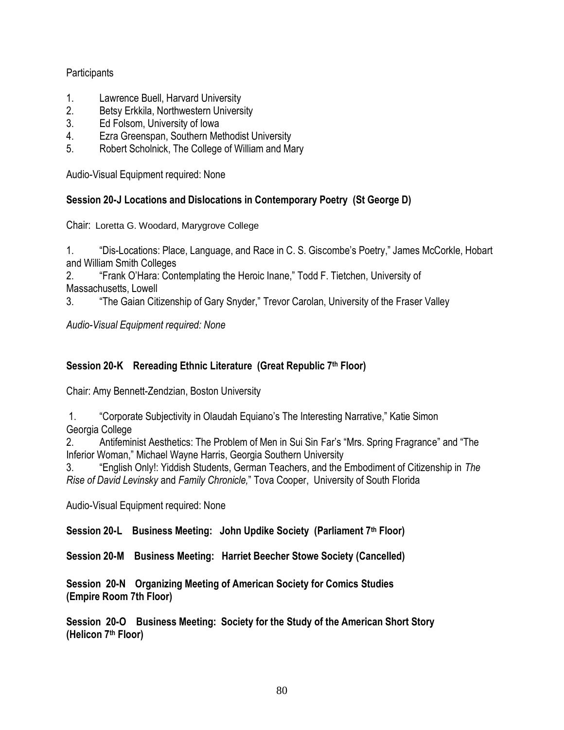Participants

1. Lawrence Buell, Harvard University
2. Betsy Erkkila, Northwestern University
3. Ed Folsom, University of Iowa
4. Ezra Greenspan, Southern Methodist University
5. Robert Scholnick, The College of William and Mary

Audio-Visual Equipment required: None

**Session 20-J Locations and Dislocations in Contemporary Poetry (St George D)**

Chair: Loretta G. Woodard, Marygrove College

1. "Dis-Locations: Place, Language, and Race in C. S. Giscombe's Poetry," James McCorkle, Hobart and William Smith Colleges
2. "Frank O'Hara: Contemplating the Heroic Inane," Todd F. Tietchen, University of Massachusetts, Lowell
3. "The Gaian Citizenship of Gary Snyder," Trevor Carolan, University of the Fraser Valley

*Audio-Visual Equipment required: None*

**Session 20-K Rereading Ethnic Literature (Great Republic 7th Floor)**

Chair: Amy Bennett-Zendzian, Boston University

1. "Corporate Subjectivity in Olaudah Equiano's The Interesting Narrative," Katie Simon Georgia College
2. Antifeminist Aesthetics: The Problem of Men in Sui Sin Far's "Mrs. Spring Fragrance" and "The Inferior Woman," Michael Wayne Harris, Georgia Southern University
3. "English Only!: Yiddish Students, German Teachers, and the Embodiment of Citizenship in *The Rise of David Levinsky* and *Family Chronicle,*" Tova Cooper, University of South Florida

Audio-Visual Equipment required: None

**Session 20-L Business Meeting: John Updike Society (Parliament 7th Floor)**

**Session 20-M Business Meeting: Harriet Beecher Stowe Society (Cancelled)**

**Session 20-N Organizing Meeting of American Society for Comics Studies (Empire Room 7th Floor)**

**Session 20-O Business Meeting: Society for the Study of the American Short Story (Helicon 7th Floor)**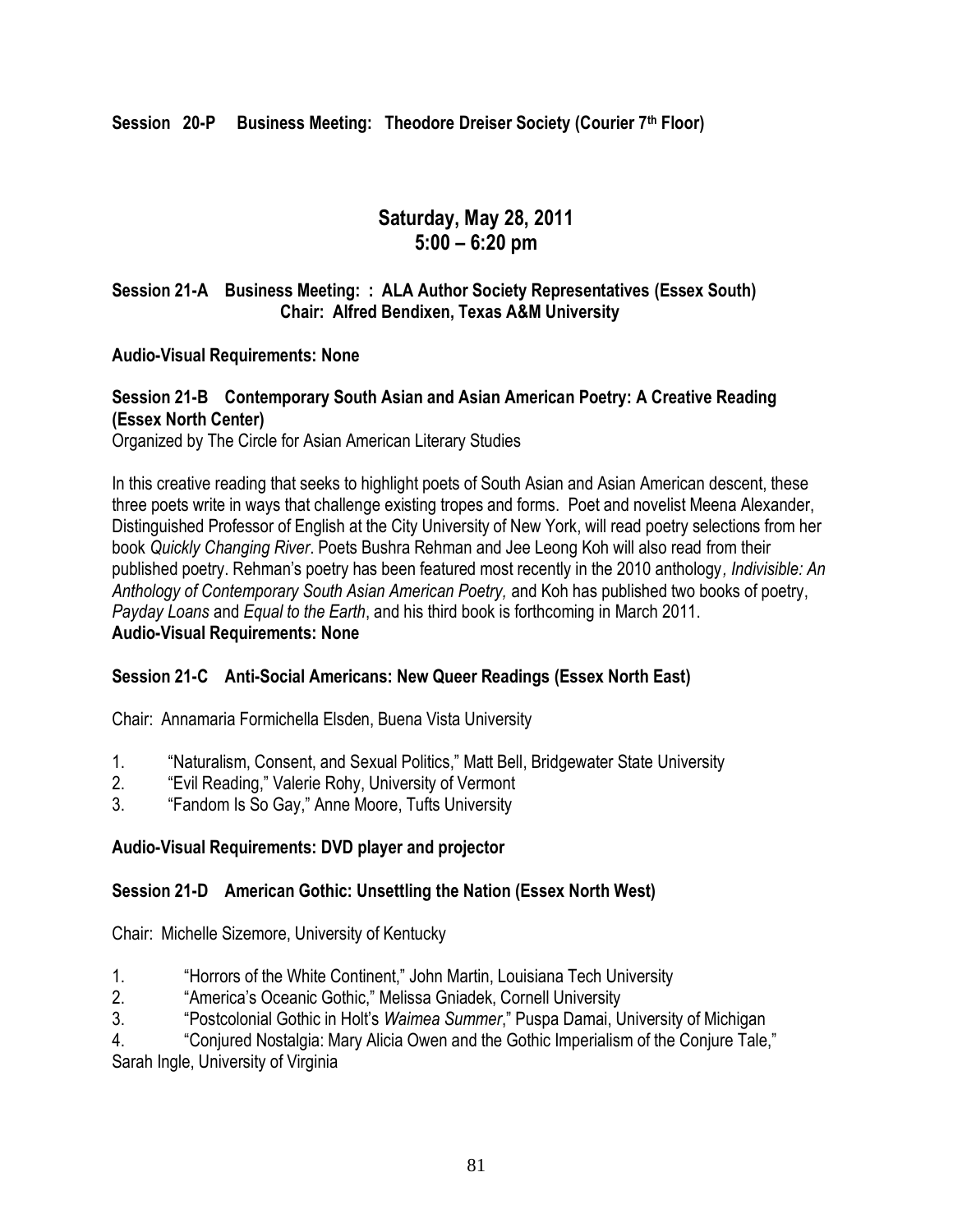**Session 20-P Business Meeting: Theodore Dreiser Society (Courier 7th Floor)**

## Saturday, May 28, 2011
## 5:00 – 6:20 pm

**Session 21-A Business Meeting: : ALA Author Society Representatives (Essex South)**
**Chair: Alfred Bendixen, Texas A&M University**

**Audio-Visual Requirements: None**

**Session 21-B Contemporary South Asian and Asian American Poetry: A Creative Reading (Essex North Center)**

Organized by The Circle for Asian American Literary Studies

In this creative reading that seeks to highlight poets of South Asian and Asian American descent, these three poets write in ways that challenge existing tropes and forms. Poet and novelist Meena Alexander, Distinguished Professor of English at the City University of New York, will read poetry selections from her book *Quickly Changing River*. Poets Bushra Rehman and Jee Leong Koh will also read from their published poetry. Rehman's poetry has been featured most recently in the 2010 anthology*, Indivisible: An Anthology of Contemporary South Asian American Poetry,* and Koh has published two books of poetry, *Payday Loans* and *Equal to the Earth*, and his third book is forthcoming in March 2011.

**Audio-Visual Requirements: None**

**Session 21-C Anti-Social Americans: New Queer Readings (Essex North East)**

Chair: Annamaria Formichella Elsden, Buena Vista University

1. "Naturalism, Consent, and Sexual Politics," Matt Bell, Bridgewater State University
2. "Evil Reading," Valerie Rohy, University of Vermont
3. "Fandom Is So Gay," Anne Moore, Tufts University

**Audio-Visual Requirements: DVD player and projector**

**Session 21-D American Gothic: Unsettling the Nation (Essex North West)**

Chair: Michelle Sizemore, University of Kentucky

1. "Horrors of the White Continent," John Martin, Louisiana Tech University
2. "America's Oceanic Gothic," Melissa Gniadek, Cornell University
3. "Postcolonial Gothic in Holt's *Waimea Summer*," Puspa Damai, University of Michigan
4. "Conjured Nostalgia: Mary Alicia Owen and the Gothic Imperialism of the Conjure Tale," Sarah Ingle, University of Virginia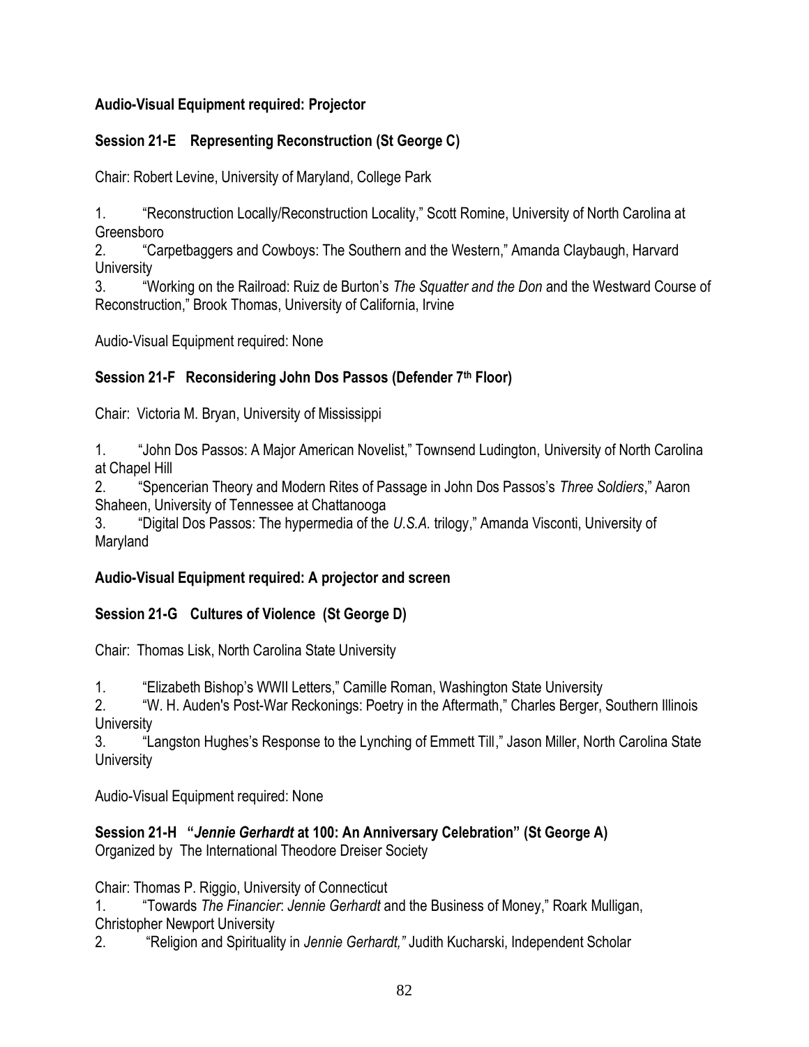**Audio-Visual Equipment required: Projector**

### Session 21-E Representing Reconstruction (St George C)

Chair: Robert Levine, University of Maryland, College Park

1. "Reconstruction Locally/Reconstruction Locality," Scott Romine, University of North Carolina at Greensboro
2. "Carpetbaggers and Cowboys: The Southern and the Western," Amanda Claybaugh, Harvard University
3. "Working on the Railroad: Ruiz de Burton's *The Squatter and the Don* and the Westward Course of Reconstruction," Brook Thomas, University of California, Irvine

Audio-Visual Equipment required: None

### Session 21-F Reconsidering John Dos Passos (Defender 7th Floor)

Chair: Victoria M. Bryan, University of Mississippi

1. "John Dos Passos: A Major American Novelist," Townsend Ludington, University of North Carolina at Chapel Hill
2. "Spencerian Theory and Modern Rites of Passage in John Dos Passos's *Three Soldiers*," Aaron Shaheen, University of Tennessee at Chattanooga
3. "Digital Dos Passos: The hypermedia of the *U.S.A.* trilogy," Amanda Visconti, University of Maryland

**Audio-Visual Equipment required: A projector and screen**

### Session 21-G Cultures of Violence (St George D)

Chair: Thomas Lisk, North Carolina State University

1. "Elizabeth Bishop's WWII Letters," Camille Roman, Washington State University
2. "W. H. Auden's Post-War Reckonings: Poetry in the Aftermath," Charles Berger, Southern Illinois University
3. "Langston Hughes's Response to the Lynching of Emmett Till," Jason Miller, North Carolina State University

Audio-Visual Equipment required: None

### Session 21-H "*Jennie Gerhardt* at 100: An Anniversary Celebration" (St George A)

Organized by The International Theodore Dreiser Society

Chair: Thomas P. Riggio, University of Connecticut

1. "Towards *The Financier*: *Jennie Gerhardt* and the Business of Money," Roark Mulligan, Christopher Newport University
2. "Religion and Spirituality in *Jennie Gerhardt,"* Judith Kucharski, Independent Scholar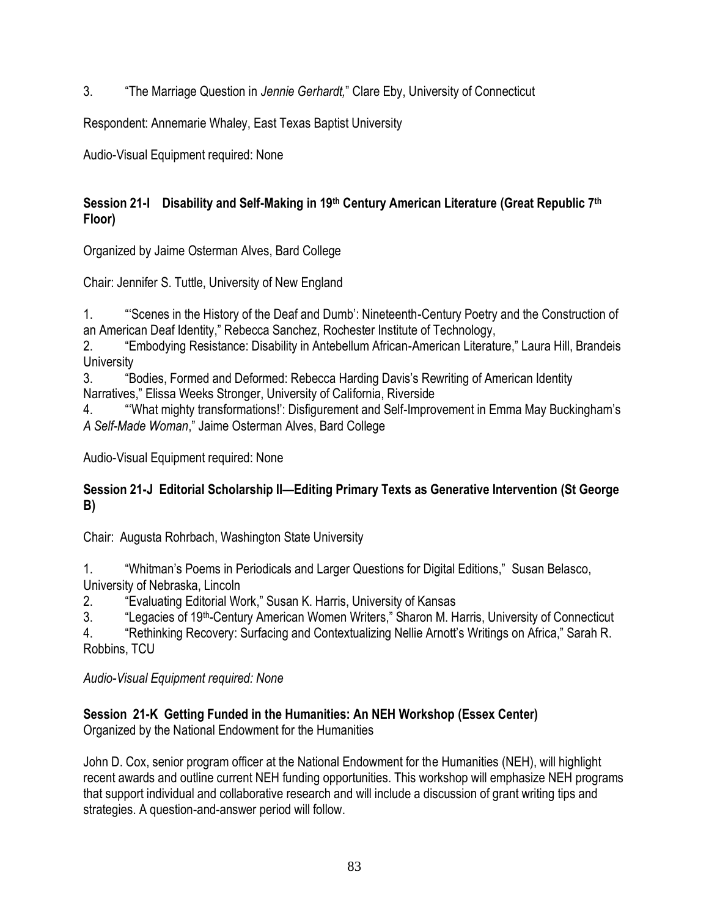3. "The Marriage Question in *Jennie Gerhardt,*" Clare Eby, University of Connecticut

Respondent: Annemarie Whaley, East Texas Baptist University

Audio-Visual Equipment required: None

**Session 21-I Disability and Self-Making in 19th Century American Literature (Great Republic 7th Floor)**

Organized by Jaime Osterman Alves, Bard College

Chair: Jennifer S. Tuttle, University of New England

1. "'Scenes in the History of the Deaf and Dumb': Nineteenth-Century Poetry and the Construction of an American Deaf Identity," Rebecca Sanchez, Rochester Institute of Technology,
2. "Embodying Resistance: Disability in Antebellum African-American Literature," Laura Hill, Brandeis University
3. "Bodies, Formed and Deformed: Rebecca Harding Davis's Rewriting of American Identity Narratives," Elissa Weeks Stronger, University of California, Riverside
4. "'What mighty transformations!': Disfigurement and Self-Improvement in Emma May Buckingham's *A Self-Made Woman*," Jaime Osterman Alves, Bard College

Audio-Visual Equipment required: None

**Session 21-J Editorial Scholarship II—Editing Primary Texts as Generative Intervention (St George B)**

Chair: Augusta Rohrbach, Washington State University

1. "Whitman's Poems in Periodicals and Larger Questions for Digital Editions," Susan Belasco, University of Nebraska, Lincoln
2. "Evaluating Editorial Work," Susan K. Harris, University of Kansas
3. "Legacies of 19th-Century American Women Writers," Sharon M. Harris, University of Connecticut
4. "Rethinking Recovery: Surfacing and Contextualizing Nellie Arnott's Writings on Africa," Sarah R. Robbins, TCU

*Audio-Visual Equipment required: None*

**Session 21-K Getting Funded in the Humanities: An NEH Workshop (Essex Center)**
Organized by the National Endowment for the Humanities

John D. Cox, senior program officer at the National Endowment for the Humanities (NEH), will highlight recent awards and outline current NEH funding opportunities. This workshop will emphasize NEH programs that support individual and collaborative research and will include a discussion of grant writing tips and strategies. A question-and-answer period will follow.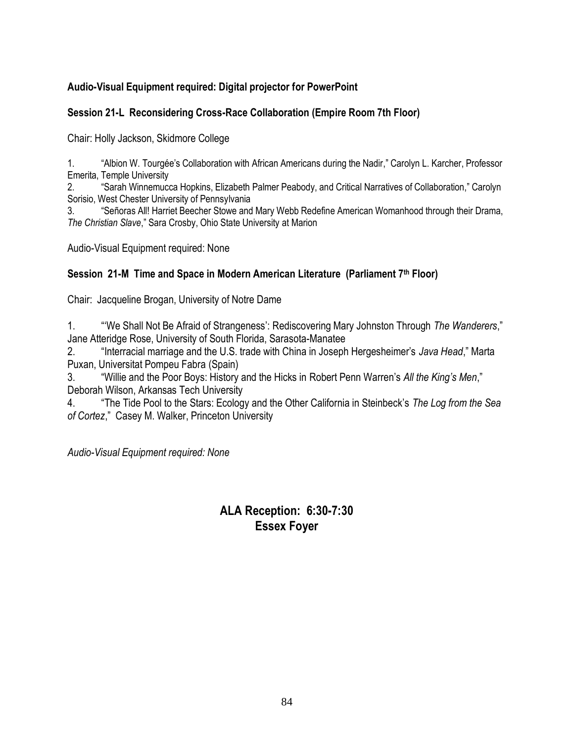**Audio-Visual Equipment required: Digital projector for PowerPoint**

### Session 21-L Reconsidering Cross-Race Collaboration (Empire Room 7th Floor)

Chair: Holly Jackson, Skidmore College

1. "Albion W. Tourgée's Collaboration with African Americans during the Nadir," Carolyn L. Karcher, Professor Emerita, Temple University
2. "Sarah Winnemucca Hopkins, Elizabeth Palmer Peabody, and Critical Narratives of Collaboration," Carolyn Sorisio, West Chester University of Pennsylvania
3. "Señoras All! Harriet Beecher Stowe and Mary Webb Redefine American Womanhood through their Drama, *The Christian Slave*," Sara Crosby, Ohio State University at Marion

Audio-Visual Equipment required: None

### Session 21-M Time and Space in Modern American Literature (Parliament 7th Floor)

Chair: Jacqueline Brogan, University of Notre Dame

1. "'We Shall Not Be Afraid of Strangeness': Rediscovering Mary Johnston Through *The Wanderers*," Jane Atteridge Rose, University of South Florida, Sarasota-Manatee
2. "Interracial marriage and the U.S. trade with China in Joseph Hergesheimer's *Java Head*," Marta Puxan, Universitat Pompeu Fabra (Spain)
3. "Willie and the Poor Boys: History and the Hicks in Robert Penn Warren's *All the King's Men*," Deborah Wilson, Arkansas Tech University
4. "The Tide Pool to the Stars: Ecology and the Other California in Steinbeck's *The Log from the Sea of Cortez*," Casey M. Walker, Princeton University

*Audio-Visual Equipment required: None*

## ALA Reception: 6:30-7:30
## Essex Foyer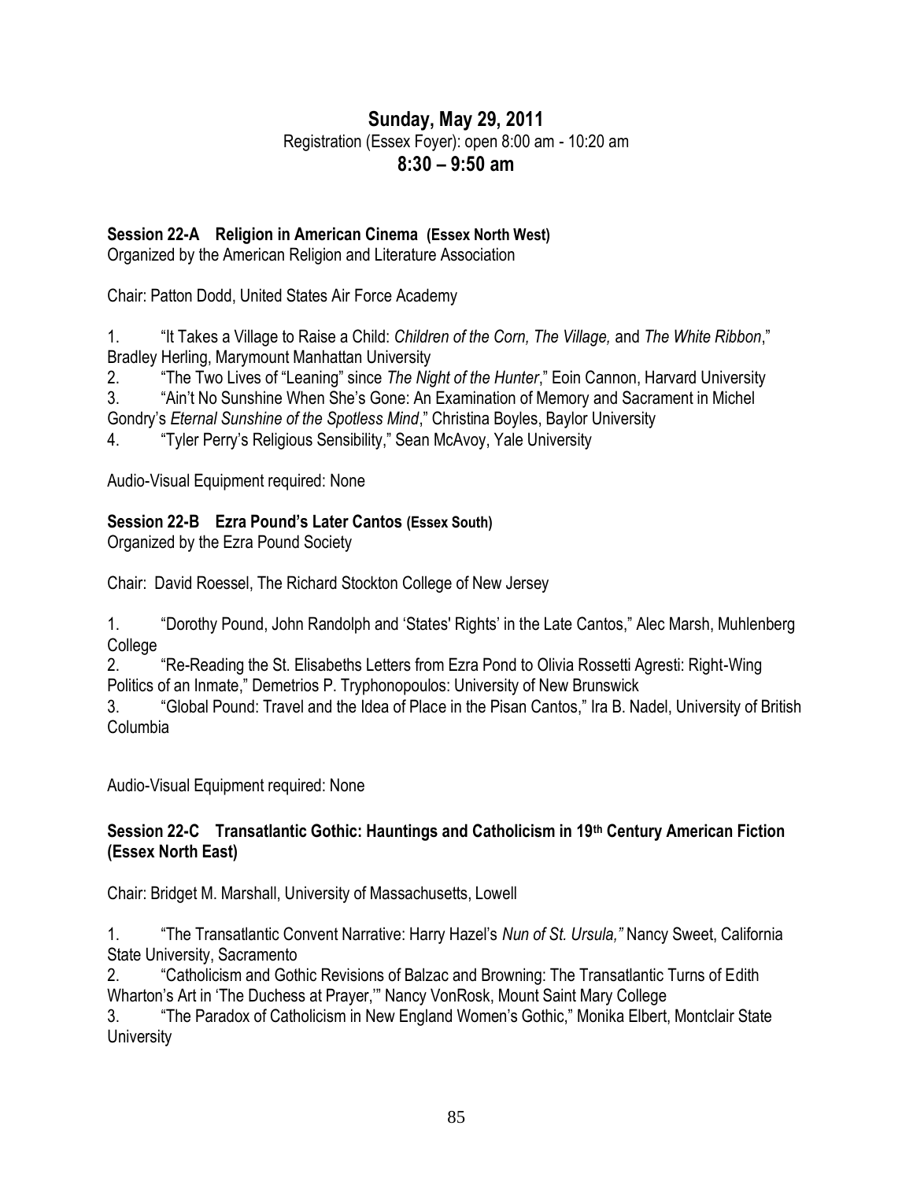## Sunday, May 29, 2011

Registration (Essex Foyer): open 8:00 am - 10:20 am

## 8:30 – 9:50 am

**Session 22-A Religion in American Cinema (Essex North West)**

Organized by the American Religion and Literature Association

Chair: Patton Dodd, United States Air Force Academy

1. "It Takes a Village to Raise a Child: *Children of the Corn, The Village,* and *The White Ribbon*," Bradley Herling, Marymount Manhattan University
2. "The Two Lives of "Leaning" since *The Night of the Hunter*," Eoin Cannon, Harvard University
3. "Ain't No Sunshine When She's Gone: An Examination of Memory and Sacrament in Michel Gondry's *Eternal Sunshine of the Spotless Mind*," Christina Boyles, Baylor University
4. "Tyler Perry's Religious Sensibility," Sean McAvoy, Yale University

Audio-Visual Equipment required: None

**Session 22-B Ezra Pound's Later Cantos (Essex South)**

Organized by the Ezra Pound Society

Chair: David Roessel, The Richard Stockton College of New Jersey

1. "Dorothy Pound, John Randolph and 'States' Rights' in the Late Cantos," Alec Marsh, Muhlenberg College
2. "Re-Reading the St. Elisabeths Letters from Ezra Pond to Olivia Rossetti Agresti: Right-Wing Politics of an Inmate," Demetrios P. Tryphonopoulos: University of New Brunswick
3. "Global Pound: Travel and the Idea of Place in the Pisan Cantos," Ira B. Nadel, University of British Columbia

Audio-Visual Equipment required: None

**Session 22-C Transatlantic Gothic: Hauntings and Catholicism in 19th Century American Fiction (Essex North East)**

Chair: Bridget M. Marshall, University of Massachusetts, Lowell

1. "The Transatlantic Convent Narrative: Harry Hazel's *Nun of St. Ursula,"* Nancy Sweet, California State University, Sacramento
2. "Catholicism and Gothic Revisions of Balzac and Browning: The Transatlantic Turns of Edith Wharton's Art in 'The Duchess at Prayer,'" Nancy VonRosk, Mount Saint Mary College
3. "The Paradox of Catholicism in New England Women's Gothic," Monika Elbert, Montclair State University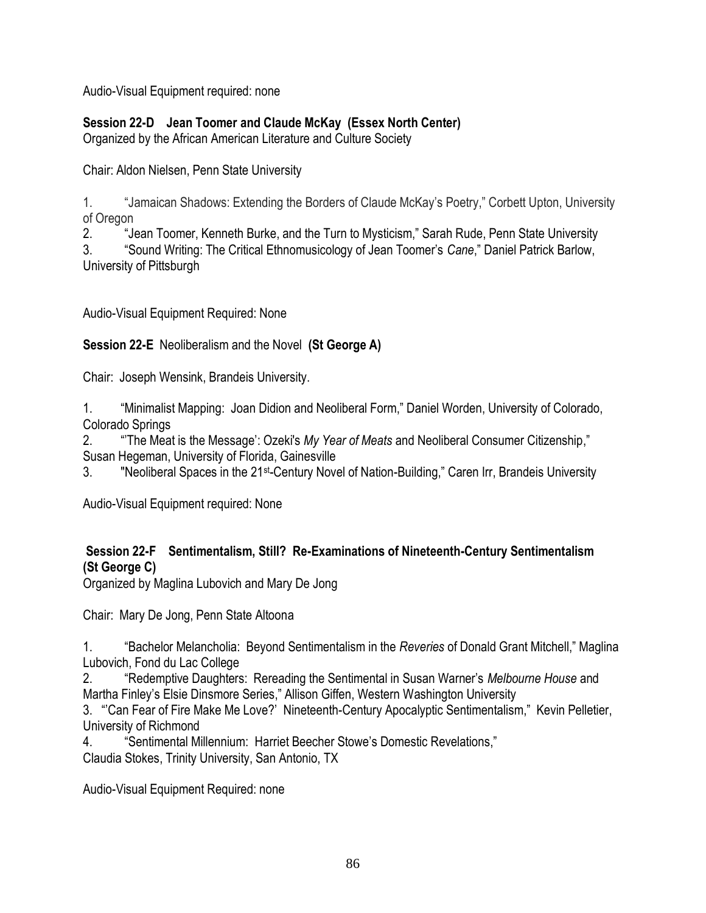Audio-Visual Equipment required: none

**Session 22-D Jean Toomer and Claude McKay (Essex North Center)**
Organized by the African American Literature and Culture Society

Chair: Aldon Nielsen, Penn State University

1. "Jamaican Shadows: Extending the Borders of Claude McKay's Poetry," Corbett Upton, University of Oregon
2. "Jean Toomer, Kenneth Burke, and the Turn to Mysticism," Sarah Rude, Penn State University
3. "Sound Writing: The Critical Ethnomusicology of Jean Toomer's *Cane*," Daniel Patrick Barlow, University of Pittsburgh

Audio-Visual Equipment Required: None

**Session 22-E** Neoliberalism and the Novel **(St George A)**

Chair: Joseph Wensink, Brandeis University.

1. "Minimalist Mapping: Joan Didion and Neoliberal Form," Daniel Worden, University of Colorado, Colorado Springs
2. "'The Meat is the Message': Ozeki's *My Year of Meats* and Neoliberal Consumer Citizenship," Susan Hegeman, University of Florida, Gainesville
3. "Neoliberal Spaces in the 21st-Century Novel of Nation-Building," Caren Irr, Brandeis University

Audio-Visual Equipment required: None

**Session 22-F Sentimentalism, Still? Re-Examinations of Nineteenth-Century Sentimentalism (St George C)**
Organized by Maglina Lubovich and Mary De Jong

Chair: Mary De Jong, Penn State Altoona

1. "Bachelor Melancholia: Beyond Sentimentalism in the *Reveries* of Donald Grant Mitchell," Maglina Lubovich, Fond du Lac College
2. "Redemptive Daughters: Rereading the Sentimental in Susan Warner's *Melbourne House* and Martha Finley's Elsie Dinsmore Series," Allison Giffen, Western Washington University
3. "'Can Fear of Fire Make Me Love?' Nineteenth-Century Apocalyptic Sentimentalism," Kevin Pelletier, University of Richmond
4. "Sentimental Millennium: Harriet Beecher Stowe's Domestic Revelations," Claudia Stokes, Trinity University, San Antonio, TX

Audio-Visual Equipment Required: none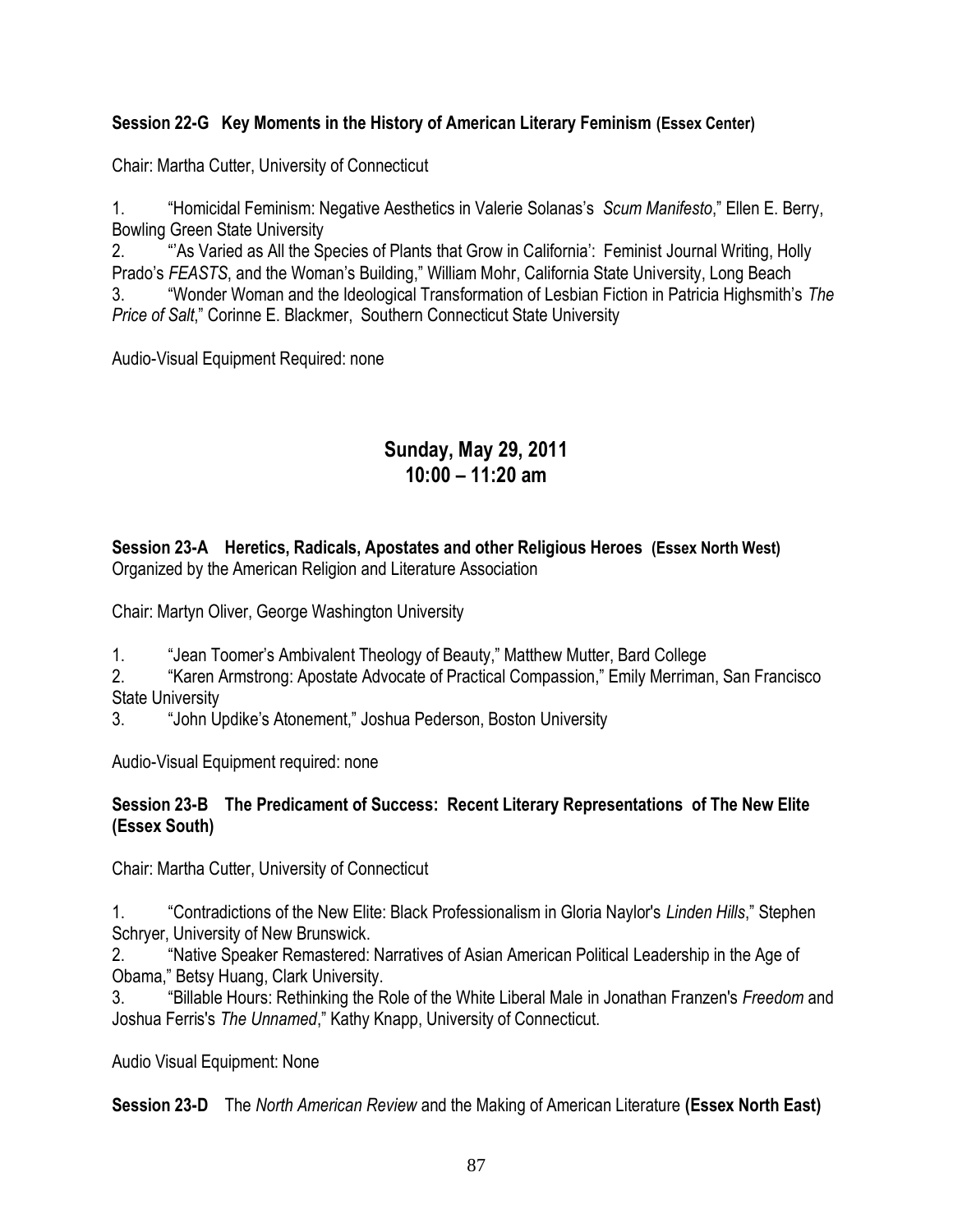**Session 22-G Key Moments in the History of American Literary Feminism (Essex Center)**

Chair: Martha Cutter, University of Connecticut

1. "Homicidal Feminism: Negative Aesthetics in Valerie Solanas's *Scum Manifesto*," Ellen E. Berry, Bowling Green State University
2. "'As Varied as All the Species of Plants that Grow in California': Feminist Journal Writing, Holly Prado's *FEASTS*, and the Woman's Building," William Mohr, California State University, Long Beach
3. "Wonder Woman and the Ideological Transformation of Lesbian Fiction in Patricia Highsmith's *The Price of Salt*," Corinne E. Blackmer, Southern Connecticut State University

Audio-Visual Equipment Required: none

## Sunday, May 29, 2011
## 10:00 – 11:20 am

**Session 23-A Heretics, Radicals, Apostates and other Religious Heroes (Essex North West)**
Organized by the American Religion and Literature Association

Chair: Martyn Oliver, George Washington University

1. "Jean Toomer's Ambivalent Theology of Beauty," Matthew Mutter, Bard College
2. "Karen Armstrong: Apostate Advocate of Practical Compassion," Emily Merriman, San Francisco State University
3. "John Updike's Atonement," Joshua Pederson, Boston University

Audio-Visual Equipment required: none

**Session 23-B The Predicament of Success: Recent Literary Representations of The New Elite (Essex South)**

Chair: Martha Cutter, University of Connecticut

1. "Contradictions of the New Elite: Black Professionalism in Gloria Naylor's *Linden Hills*," Stephen Schryer, University of New Brunswick.
2. "Native Speaker Remastered: Narratives of Asian American Political Leadership in the Age of Obama," Betsy Huang, Clark University.
3. "Billable Hours: Rethinking the Role of the White Liberal Male in Jonathan Franzen's *Freedom* and Joshua Ferris's *The Unnamed*," Kathy Knapp, University of Connecticut.

Audio Visual Equipment: None

**Session 23-D** The *North American Review* and the Making of American Literature **(Essex North East)**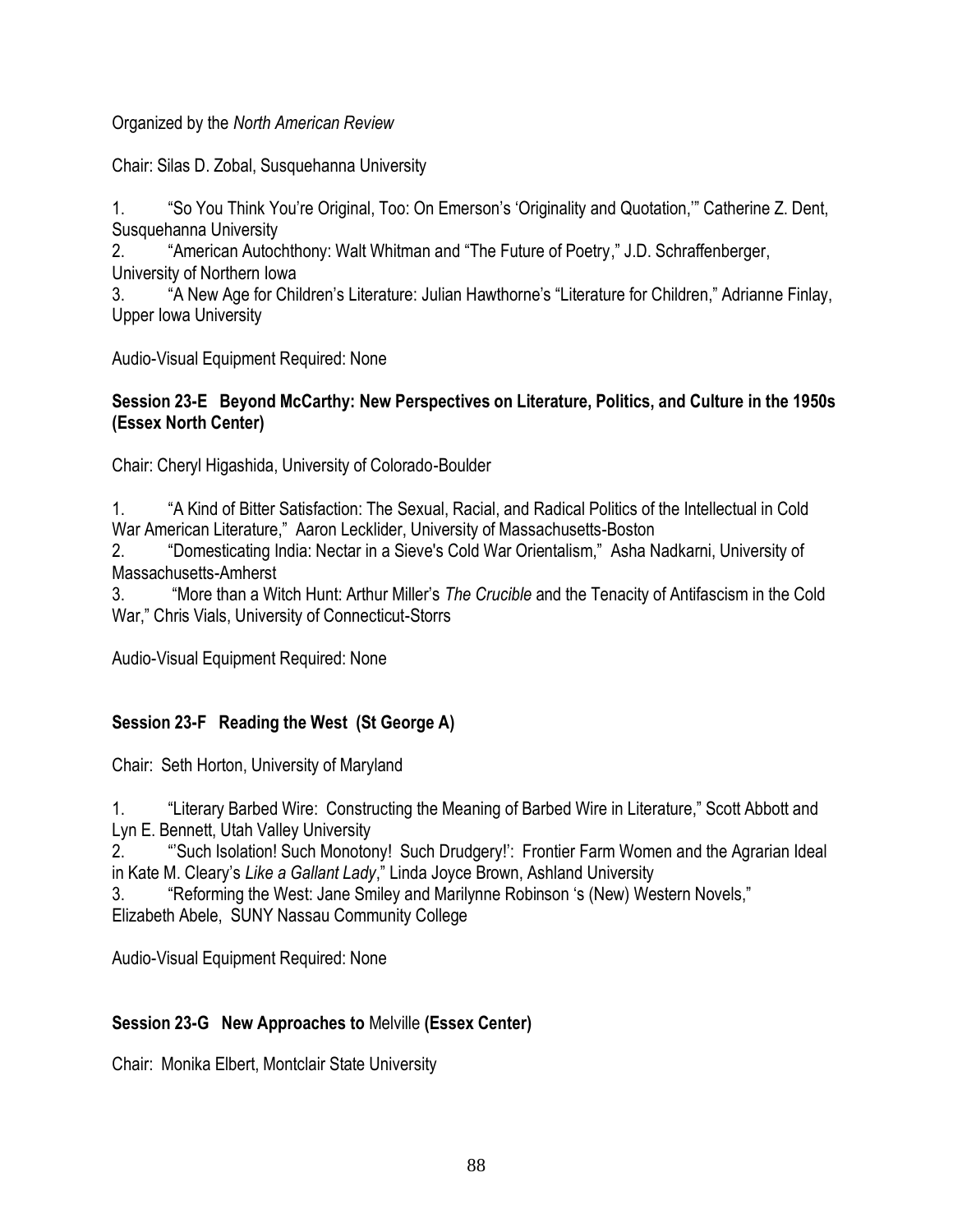Organized by the *North American Review*

Chair: Silas D. Zobal, Susquehanna University

1. "So You Think You're Original, Too: On Emerson's 'Originality and Quotation,'" Catherine Z. Dent, Susquehanna University
2. "American Autochthony: Walt Whitman and "The Future of Poetry," J.D. Schraffenberger, University of Northern Iowa
3. "A New Age for Children's Literature: Julian Hawthorne's "Literature for Children," Adrianne Finlay, Upper Iowa University

Audio-Visual Equipment Required: None

**Session 23-E Beyond McCarthy: New Perspectives on Literature, Politics, and Culture in the 1950s (Essex North Center)**

Chair: Cheryl Higashida, University of Colorado-Boulder

1. "A Kind of Bitter Satisfaction: The Sexual, Racial, and Radical Politics of the Intellectual in Cold War American Literature," Aaron Lecklider, University of Massachusetts-Boston
2. "Domesticating India: Nectar in a Sieve's Cold War Orientalism," Asha Nadkarni, University of Massachusetts-Amherst
3. "More than a Witch Hunt: Arthur Miller's *The Crucible* and the Tenacity of Antifascism in the Cold War," Chris Vials, University of Connecticut-Storrs

Audio-Visual Equipment Required: None

**Session 23-F Reading the West (St George A)**

Chair: Seth Horton, University of Maryland

1. "Literary Barbed Wire: Constructing the Meaning of Barbed Wire in Literature," Scott Abbott and Lyn E. Bennett, Utah Valley University
2. "'Such Isolation! Such Monotony! Such Drudgery!': Frontier Farm Women and the Agrarian Ideal in Kate M. Cleary's *Like a Gallant Lady*," Linda Joyce Brown, Ashland University
3. "Reforming the West: Jane Smiley and Marilynne Robinson 's (New) Western Novels," Elizabeth Abele, SUNY Nassau Community College

Audio-Visual Equipment Required: None

**Session 23-G New Approaches to** Melville **(Essex Center)**

Chair: Monika Elbert, Montclair State University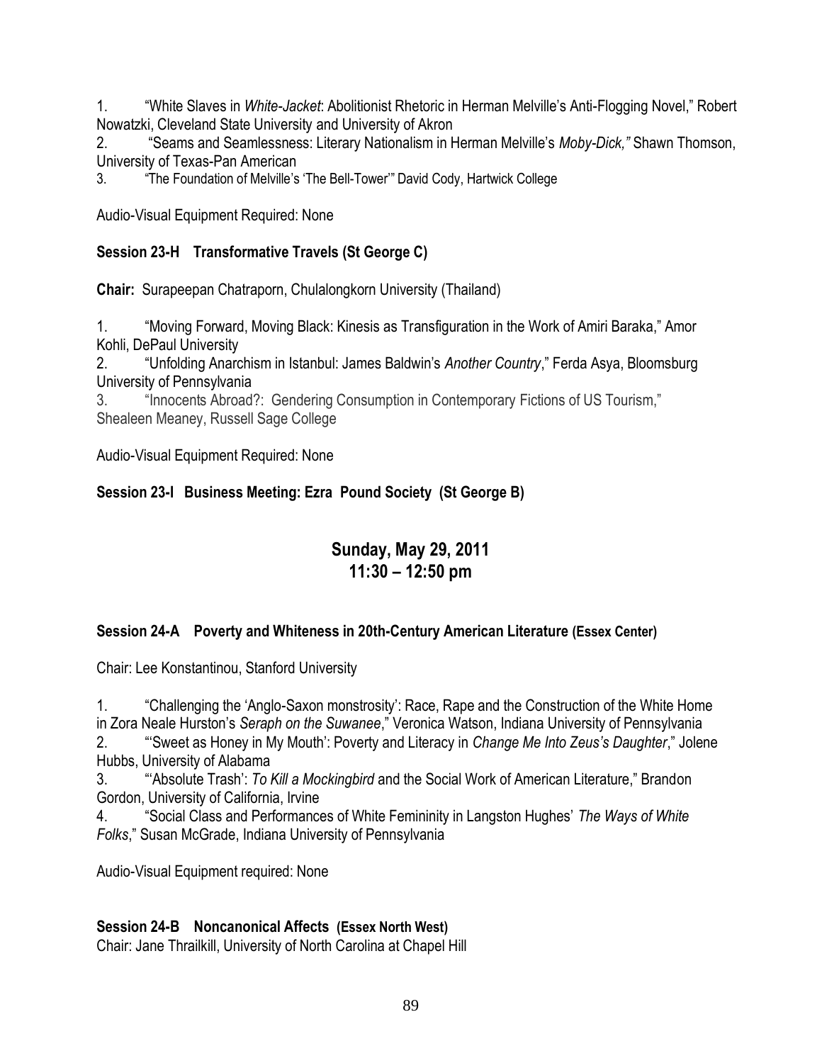1. "White Slaves in *White-Jacket*: Abolitionist Rhetoric in Herman Melville's Anti-Flogging Novel," Robert Nowatzki, Cleveland State University and University of Akron
2. "Seams and Seamlessness: Literary Nationalism in Herman Melville's *Moby-Dick,"* Shawn Thomson, University of Texas-Pan American
3. "The Foundation of Melville's 'The Bell-Tower'" David Cody, Hartwick College

Audio-Visual Equipment Required: None

### Session 23-H Transformative Travels (St George C)

**Chair:** Surapeepan Chatraporn, Chulalongkorn University (Thailand)

1. "Moving Forward, Moving Black: Kinesis as Transfiguration in the Work of Amiri Baraka," Amor Kohli, DePaul University
2. "Unfolding Anarchism in Istanbul: James Baldwin's *Another Country*," Ferda Asya, Bloomsburg University of Pennsylvania
3. "Innocents Abroad?: Gendering Consumption in Contemporary Fictions of US Tourism," Shealeen Meaney, Russell Sage College

Audio-Visual Equipment Required: None

### Session 23-I Business Meeting: Ezra Pound Society (St George B)

## Sunday, May 29, 2011
## 11:30 – 12:50 pm

### Session 24-A Poverty and Whiteness in 20th-Century American Literature (Essex Center)

Chair: Lee Konstantinou, Stanford University

1. "Challenging the 'Anglo-Saxon monstrosity': Race, Rape and the Construction of the White Home in Zora Neale Hurston's *Seraph on the Suwanee*," Veronica Watson, Indiana University of Pennsylvania
2. "'Sweet as Honey in My Mouth': Poverty and Literacy in *Change Me Into Zeus's Daughter*," Jolene Hubbs, University of Alabama
3. "'Absolute Trash': *To Kill a Mockingbird* and the Social Work of American Literature," Brandon Gordon, University of California, Irvine
4. "Social Class and Performances of White Femininity in Langston Hughes' *The Ways of White Folks*," Susan McGrade, Indiana University of Pennsylvania

Audio-Visual Equipment required: None

### Session 24-B Noncanonical Affects (Essex North West)

Chair: Jane Thrailkill, University of North Carolina at Chapel Hill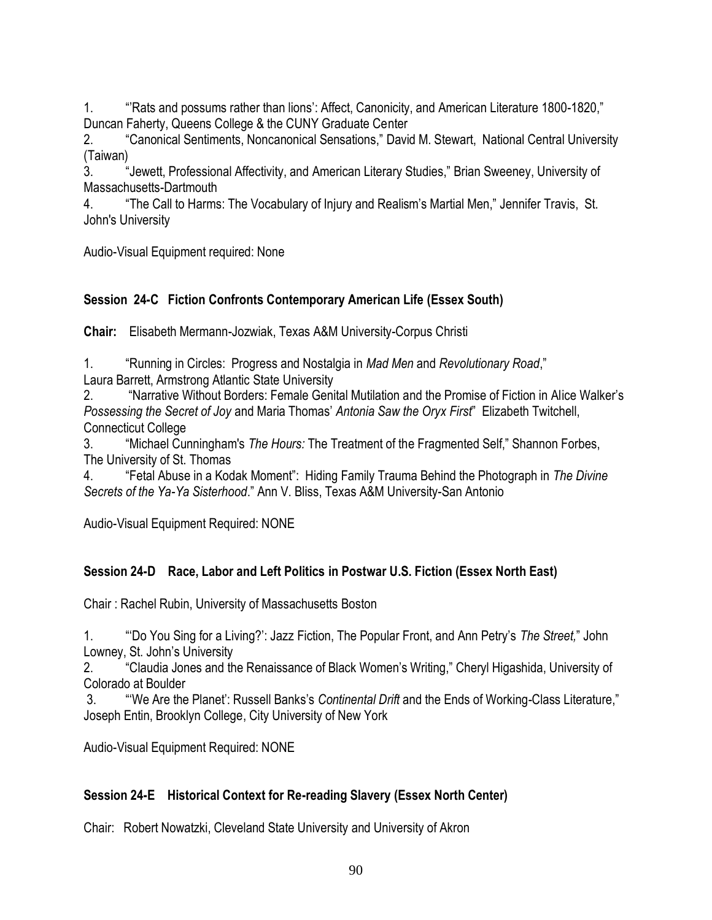1. "'Rats and possums rather than lions': Affect, Canonicity, and American Literature 1800-1820," Duncan Faherty, Queens College & the CUNY Graduate Center
2. "Canonical Sentiments, Noncanonical Sensations," David M. Stewart, National Central University (Taiwan)
3. "Jewett, Professional Affectivity, and American Literary Studies," Brian Sweeney, University of Massachusetts-Dartmouth
4. "The Call to Harms: The Vocabulary of Injury and Realism's Martial Men," Jennifer Travis, St. John's University

Audio-Visual Equipment required: None

### Session 24-C Fiction Confronts Contemporary American Life (Essex South)

**Chair:** Elisabeth Mermann-Jozwiak, Texas A&M University-Corpus Christi

1. "Running in Circles: Progress and Nostalgia in *Mad Men* and *Revolutionary Road*," Laura Barrett, Armstrong Atlantic State University
2. "Narrative Without Borders: Female Genital Mutilation and the Promise of Fiction in Alice Walker's *Possessing the Secret of Joy* and Maria Thomas' *Antonia Saw the Oryx First*" Elizabeth Twitchell, Connecticut College
3. "Michael Cunningham's *The Hours:* The Treatment of the Fragmented Self," Shannon Forbes, The University of St. Thomas
4. "Fetal Abuse in a Kodak Moment": Hiding Family Trauma Behind the Photograph in *The Divine Secrets of the Ya-Ya Sisterhood*." Ann V. Bliss, Texas A&M University-San Antonio

Audio-Visual Equipment Required: NONE

### Session 24-D Race, Labor and Left Politics in Postwar U.S. Fiction (Essex North East)

Chair : Rachel Rubin, University of Massachusetts Boston

1. "'Do You Sing for a Living?': Jazz Fiction, The Popular Front, and Ann Petry's *The Street,*" John Lowney, St. John's University
2. "Claudia Jones and the Renaissance of Black Women's Writing," Cheryl Higashida, University of Colorado at Boulder
3. "'We Are the Planet': Russell Banks's *Continental Drift* and the Ends of Working-Class Literature," Joseph Entin, Brooklyn College, City University of New York

Audio-Visual Equipment Required: NONE

### Session 24-E Historical Context for Re-reading Slavery (Essex North Center)

Chair: Robert Nowatzki, Cleveland State University and University of Akron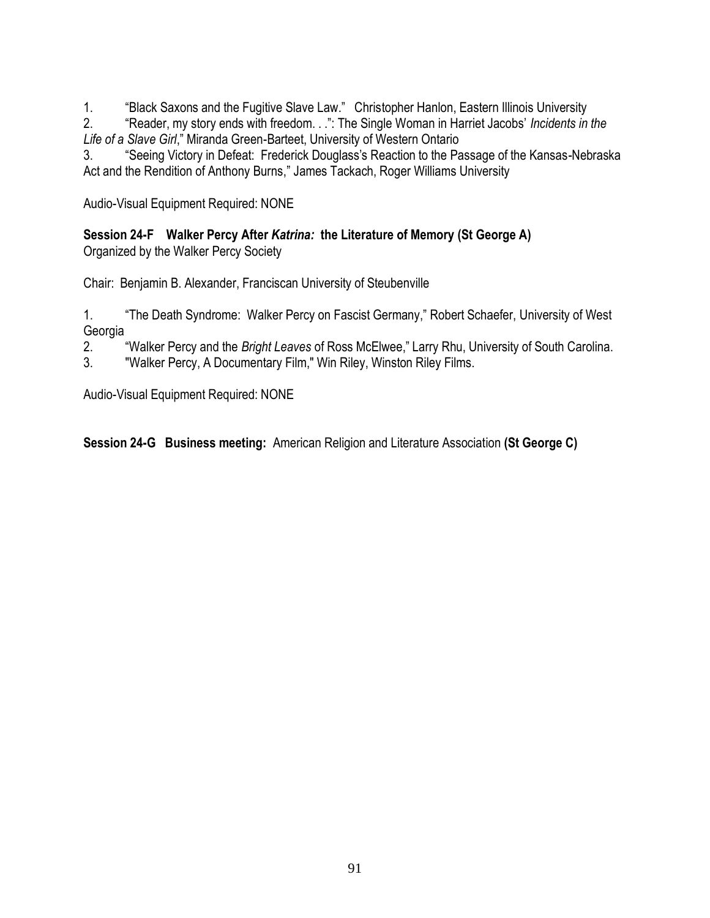1. "Black Saxons and the Fugitive Slave Law." Christopher Hanlon, Eastern Illinois University
2. "Reader, my story ends with freedom. . .": The Single Woman in Harriet Jacobs' *Incidents in the Life of a Slave Girl*," Miranda Green-Barteet, University of Western Ontario
3. "Seeing Victory in Defeat: Frederick Douglass's Reaction to the Passage of the Kansas-Nebraska Act and the Rendition of Anthony Burns," James Tackach, Roger Williams University

Audio-Visual Equipment Required: NONE

**Session 24-F Walker Percy After *Katrina:* the Literature of Memory (St George A)**
Organized by the Walker Percy Society

Chair: Benjamin B. Alexander, Franciscan University of Steubenville

1. "The Death Syndrome: Walker Percy on Fascist Germany," Robert Schaefer, University of West Georgia
2. "Walker Percy and the *Bright Leaves* of Ross McElwee," Larry Rhu, University of South Carolina.
3. "Walker Percy, A Documentary Film," Win Riley, Winston Riley Films.

Audio-Visual Equipment Required: NONE

**Session 24-G Business meeting:** American Religion and Literature Association **(St George C)**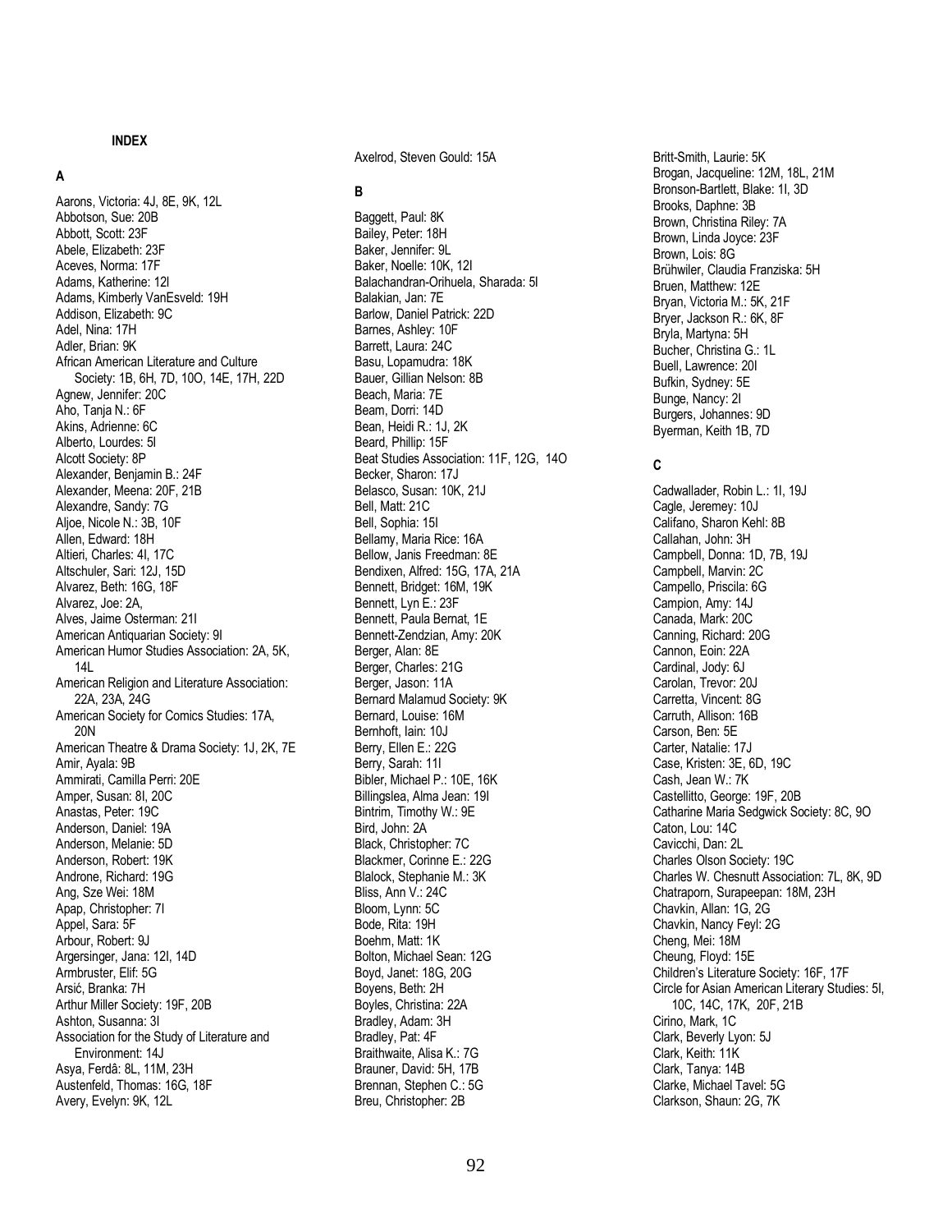**INDEX**

## A

Aarons, Victoria: 4J, 8E, 9K, 12L
Abbotson, Sue: 20B
Abbott, Scott: 23F
Abele, Elizabeth: 23F
Aceves, Norma: 17F
Adams, Katherine: 12I
Adams, Kimberly VanEsveld: 19H
Addison, Elizabeth: 9C
Adel, Nina: 17H
Adler, Brian: 9K
African American Literature and Culture Society: 1B, 6H, 7D, 10O, 14E, 17H, 22D
Agnew, Jennifer: 20C
Aho, Tanja N.: 6F
Akins, Adrienne: 6C
Alberto, Lourdes: 5I
Alcott Society: 8P
Alexander, Benjamin B.: 24F
Alexander, Meena: 20F, 21B
Alexandre, Sandy: 7G
Aljoe, Nicole N.: 3B, 10F
Allen, Edward: 18H
Altieri, Charles: 4I, 17C
Altschuler, Sari: 12J, 15D
Alvarez, Beth: 16G, 18F
Alvarez, Joe: 2A,
Alves, Jaime Osterman: 21I
American Antiquarian Society: 9I
American Humor Studies Association: 2A, 5K, 14L
American Religion and Literature Association: 22A, 23A, 24G
American Society for Comics Studies: 17A, 20N
American Theatre & Drama Society: 1J, 2K, 7E
Amir, Ayala: 9B
Ammirati, Camilla Perri: 20E
Amper, Susan: 8I, 20C
Anastas, Peter: 19C
Anderson, Daniel: 19A
Anderson, Melanie: 5D
Anderson, Robert: 19K
Androne, Richard: 19G
Ang, Sze Wei: 18M
Apap, Christopher: 7I
Appel, Sara: 5F
Arbour, Robert: 9J
Argersinger, Jana: 12I, 14D
Armbruster, Elif: 5G
Arsić, Branka: 7H
Arthur Miller Society: 19F, 20B
Ashton, Susanna: 3I
Association for the Study of Literature and Environment: 14J
Asya, Ferdâ: 8L, 11M, 23H
Austenfeld, Thomas: 16G, 18F
Avery, Evelyn: 9K, 12L
Axelrod, Steven Gould: 15A

## B

Baggett, Paul: 8K
Bailey, Peter: 18H
Baker, Jennifer: 9L
Baker, Noelle: 10K, 12I
Balachandran-Orihuela, Sharada: 5I
Balakian, Jan: 7E
Barlow, Daniel Patrick: 22D
Barnes, Ashley: 10F
Barrett, Laura: 24C
Basu, Lopamudra: 18K
Bauer, Gillian Nelson: 8B
Beach, Maria: 7E
Beam, Dorri: 14D
Bean, Heidi R.: 1J, 2K
Beard, Phillip: 15F
Beat Studies Association: 11F, 12G, 14O
Becker, Sharon: 17J
Belasco, Susan: 10K, 21J
Bell, Matt: 21C
Bell, Sophia: 15I
Bellamy, Maria Rice: 16A
Bellow, Janis Freedman: 8E
Bendixen, Alfred: 15G, 17A, 21A
Bennett, Bridget: 16M, 19K
Bennett, Lyn E.: 23F
Bennett, Paula Bernat, 1E
Bennett-Zendzian, Amy: 20K
Berger, Alan: 8E
Berger, Charles: 21G
Berger, Jason: 11A
Bernard Malamud Society: 9K
Bernard, Louise: 16M
Bernhoft, Iain: 10J
Berry, Ellen E.: 22G
Berry, Sarah: 11I
Bibler, Michael P.: 10E, 16K
Billingslea, Alma Jean: 19I
Bintrim, Timothy W.: 9E
Bird, John: 2A
Black, Christopher: 7C
Blackmer, Corinne E.: 22G
Blalock, Stephanie M.: 3K
Bliss, Ann V.: 24C
Bloom, Lynn: 5C
Bode, Rita: 19H
Boehm, Matt: 1K
Bolton, Michael Sean: 12G
Boyd, Janet: 18G, 20G
Boyens, Beth: 2H
Boyles, Christina: 22A
Bradley, Adam: 3H
Bradley, Pat: 4F
Braithwaite, Alisa K.: 7G
Brauner, David: 5H, 17B
Brennan, Stephen C.: 5G
Breu, Christopher: 2B
Britt-Smith, Laurie: 5K
Brogan, Jacqueline: 12M, 18L, 21M
Bronson-Bartlett, Blake: 1I, 3D
Brooks, Daphne: 3B
Brown, Christina Riley: 7A
Brown, Linda Joyce: 23F
Brown, Lois: 8G
Brühwiler, Claudia Franziska: 5H
Bruen, Matthew: 12E
Bryan, Victoria M.: 5K, 21F
Bryer, Jackson R.: 6K, 8F
Bryla, Martyna: 5H
Bucher, Christina G.: 1L
Buell, Lawrence: 20I
Bufkin, Sydney: 5E
Bunge, Nancy: 2I
Burgers, Johannes: 9D
Byerman, Keith 1B, 7D

## C

Cadwallader, Robin L.: 1I, 19J
Cagle, Jeremey: 10J
Califano, Sharon Kehl: 8B
Callahan, John: 3H
Campbell, Donna: 1D, 7B, 19J
Campbell, Marvin: 2C
Campello, Priscila: 6G
Campion, Amy: 14J
Canada, Mark: 20C
Canning, Richard: 20G
Cannon, Eoin: 22A
Cardinal, Jody: 6J
Carolan, Trevor: 20J
Carretta, Vincent: 8G
Carruth, Allison: 16B
Carson, Ben: 5E
Carter, Natalie: 17J
Case, Kristen: 3E, 6D, 19C
Cash, Jean W.: 7K
Castellitto, George: 19F, 20B
Catharine Maria Sedgwick Society: 8C, 9O
Caton, Lou: 14C
Cavicchi, Dan: 2L
Charles Olson Society: 19C
Charles W. Chesnutt Association: 7L, 8K, 9D
Chatraporn, Surapeepan: 18M, 23H
Chavkin, Allan: 1G, 2G
Chavkin, Nancy Feyl: 2G
Cheng, Mei: 18M
Cheung, Floyd: 15E
Children's Literature Society: 16F, 17F
Circle for Asian American Literary Studies: 5I, 10C, 14C, 17K, 20F, 21B
Cirino, Mark, 1C
Clark, Beverly Lyon: 5J
Clark, Keith: 11K
Clark, Tanya: 14B
Clarke, Michael Tavel: 5G
Clarkson, Shaun: 2G, 7K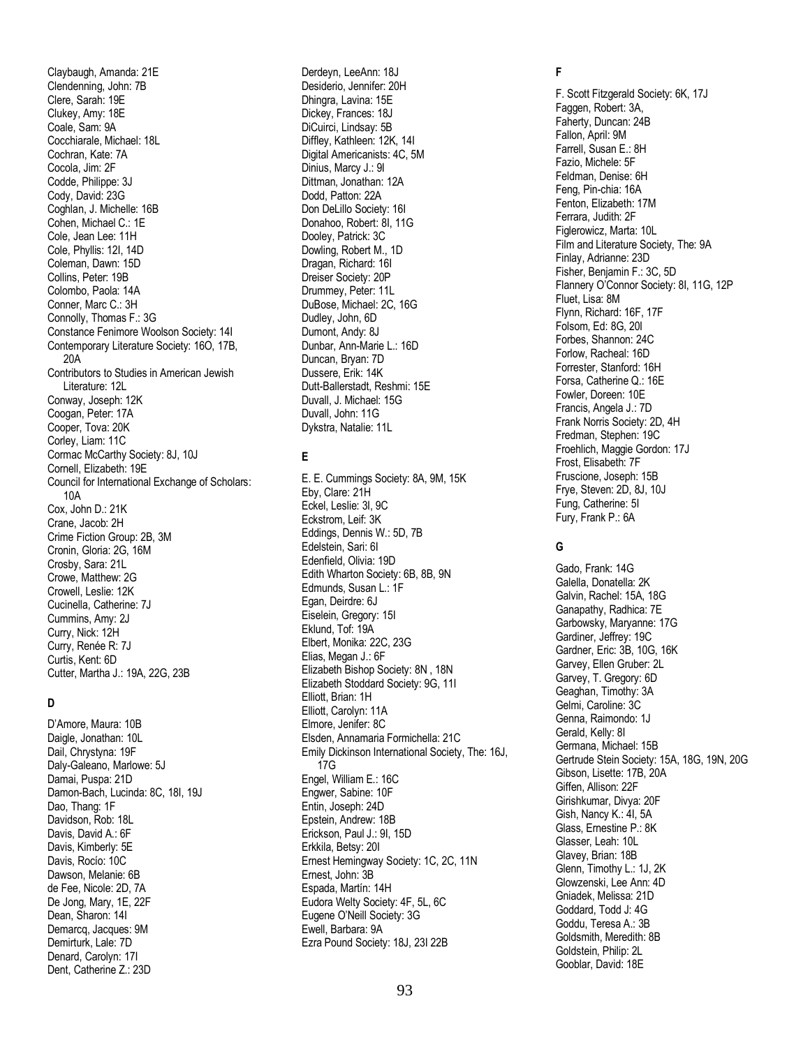Claybaugh, Amanda: 21E
Clendenning, John: 7B
Clere, Sarah: 19E
Clukey, Amy: 18E
Coale, Sam: 9A
Cocchiarale, Michael: 18L
Cochran, Kate: 7A
Cocola, Jim: 2F
Codde, Philippe: 3J
Cody, David: 23G
Coghlan, J. Michelle: 16B
Cohen, Michael C.: 1E
Cole, Jean Lee: 11H
Cole, Phyllis: 12I, 14D
Coleman, Dawn: 15D
Collins, Peter: 19B
Colombo, Paola: 14A
Conner, Marc C.: 3H
Connolly, Thomas F.: 3G
Constance Fenimore Woolson Society: 14I
Contemporary Literature Society: 16O, 17B, 20A
Contributors to Studies in American Jewish Literature: 12L
Conway, Joseph: 12K
Coogan, Peter: 17A
Cooper, Tova: 20K
Corley, Liam: 11C
Cormac McCarthy Society: 8J, 10J
Cornell, Elizabeth: 19E
Council for International Exchange of Scholars: 10A
Cox, John D.: 21K
Crane, Jacob: 2H
Crime Fiction Group: 2B, 3M
Cronin, Gloria: 2G, 16M
Crosby, Sara: 21L
Crowe, Matthew: 2G
Crowell, Leslie: 12K
Cucinella, Catherine: 7J
Cummins, Amy: 2J
Curry, Nick: 12H
Curry, Renée R: 7J
Curtis, Kent: 6D
Cutter, Martha J.: 19A, 22G, 23B

### D

D'Amore, Maura: 10B
Daigle, Jonathan: 10L
Dail, Chrystyna: 19F
Daly-Galeano, Marlowe: 5J
Damai, Puspa: 21D
Damon-Bach, Lucinda: 8C, 18I, 19J
Dao, Thang: 1F
Davidson, Rob: 18L
Davis, David A.: 6F
Davis, Kimberly: 5E
Davis, Rocío: 10C
Dawson, Melanie: 6B
de Fee, Nicole: 2D, 7A
De Jong, Mary, 1E, 22F
Dean, Sharon: 14I
Demarcq, Jacques: 9M
Demirturk, Lale: 7D
Denard, Carolyn: 17I
Dent, Catherine Z.: 23D
Derdeyn, LeeAnn: 18J
Desiderio, Jennifer: 20H
Dhingra, Lavina: 15E
Dickey, Frances: 18J
DiCuirci, Lindsay: 5B
Diffley, Kathleen: 12K, 14I
Digital Americanists: 4C, 5M
Dinius, Marcy J.: 9I
Dittman, Jonathan: 12A
Dodd, Patton: 22A
Don DeLillo Society: 16I
Donahoo, Robert: 8I, 11G
Dooley, Patrick: 3C
Dowling, Robert M., 1D
Dragan, Richard: 16I
Dreiser Society: 20P
Drummey, Peter: 11L
DuBose, Michael: 2C, 16G
Dudley, John, 6D
Dumont, Andy: 8J
Dunbar, Ann-Marie L.: 16D
Duncan, Bryan: 7D
Dussere, Erik: 14K
Dutt-Ballerstadt, Reshmi: 15E
Duvall, J. Michael: 15G
Duvall, John: 11G
Dykstra, Natalie: 11L

### E

E. E. Cummings Society: 8A, 9M, 15K
Eby, Clare: 21H
Eckel, Leslie: 3I, 9C
Eckstrom, Leif: 3K
Eddings, Dennis W.: 5D, 7B
Edelstein, Sari: 6I
Edenfield, Olivia: 19D
Edith Wharton Society: 6B, 8B, 9N
Edmunds, Susan L.: 1F
Egan, Deirdre: 6J
Eiselein, Gregory: 15I
Eklund, Tof: 19A
Elbert, Monika: 22C, 23G
Elias, Megan J.: 6F
Elizabeth Bishop Society: 8N , 18N
Elizabeth Stoddard Society: 9G, 11I
Elliott, Brian: 1H
Elliott, Carolyn: 11A
Elmore, Jenifer: 8C
Elsden, Annamaria Formichella: 21C
Emily Dickinson International Society, The: 16J, 17G
Engel, William E.: 16C
Engwer, Sabine: 10F
Entin, Joseph: 24D
Epstein, Andrew: 18B
Erickson, Paul J.: 9I, 15D
Erkkila, Betsy: 20I
Ernest Hemingway Society: 1C, 2C, 11N
Ernest, John: 3B
Espada, Martín: 14H
Eudora Welty Society: 4F, 5L, 6C
Eugene O'Neill Society: 3G
Ewell, Barbara: 9A
Ezra Pound Society: 18J, 23I 22B

### F

F. Scott Fitzgerald Society: 6K, 17J
Faggen, Robert: 3A,
Faherty, Duncan: 24B
Fallon, April: 9M
Farrell, Susan E.: 8H
Fazio, Michele: 5F
Feldman, Denise: 6H
Feng, Pin-chia: 16A
Fenton, Elizabeth: 17M
Ferrara, Judith: 2F
Figlerowicz, Marta: 10L
Film and Literature Society, The: 9A
Finlay, Adrianne: 23D
Fisher, Benjamin F.: 3C, 5D
Flannery O'Connor Society: 8I, 11G, 12P
Fluet, Lisa: 8M
Flynn, Richard: 16F, 17F
Folsom, Ed: 8G, 20I
Forbes, Shannon: 24C
Forlow, Racheal: 16D
Forrester, Stanford: 16H
Forsa, Catherine Q.: 16E
Fowler, Doreen: 10E
Francis, Angela J.: 7D
Frank Norris Society: 2D, 4H
Fredman, Stephen: 19C
Froehlich, Maggie Gordon: 17J
Frost, Elisabeth: 7F
Fruscione, Joseph: 15B
Frye, Steven: 2D, 8J, 10J
Fung, Catherine: 5I
Fury, Frank P.: 6A

### G

Gado, Frank: 14G
Galella, Donatella: 2K
Galvin, Rachel: 15A, 18G
Ganapathy, Radhica: 7E
Garbowsky, Maryanne: 17G
Gardiner, Jeffrey: 19C
Gardner, Eric: 3B, 10G, 16K
Garvey, Ellen Gruber: 2L
Garvey, T. Gregory: 6D
Geaghan, Timothy: 3A
Gelmi, Caroline: 3C
Genna, Raimondo: 1J
Gerald, Kelly: 8I
Germana, Michael: 15B
Gertrude Stein Society: 15A, 18G, 19N, 20G
Gibson, Lisette: 17B, 20A
Giffen, Allison: 22F
Girishkumar, Divya: 20F
Gish, Nancy K.: 4I, 5A
Glass, Ernestine P.: 8K
Glasser, Leah: 10L
Glavey, Brian: 18B
Glenn, Timothy L.: 1J, 2K
Glowzenski, Lee Ann: 4D
Gniadek, Melissa: 21D
Goddard, Todd J: 4G
Goddu, Teresa A.: 3B
Goldsmith, Meredith: 8B
Goldstein, Philip: 2L
Gooblar, David: 18E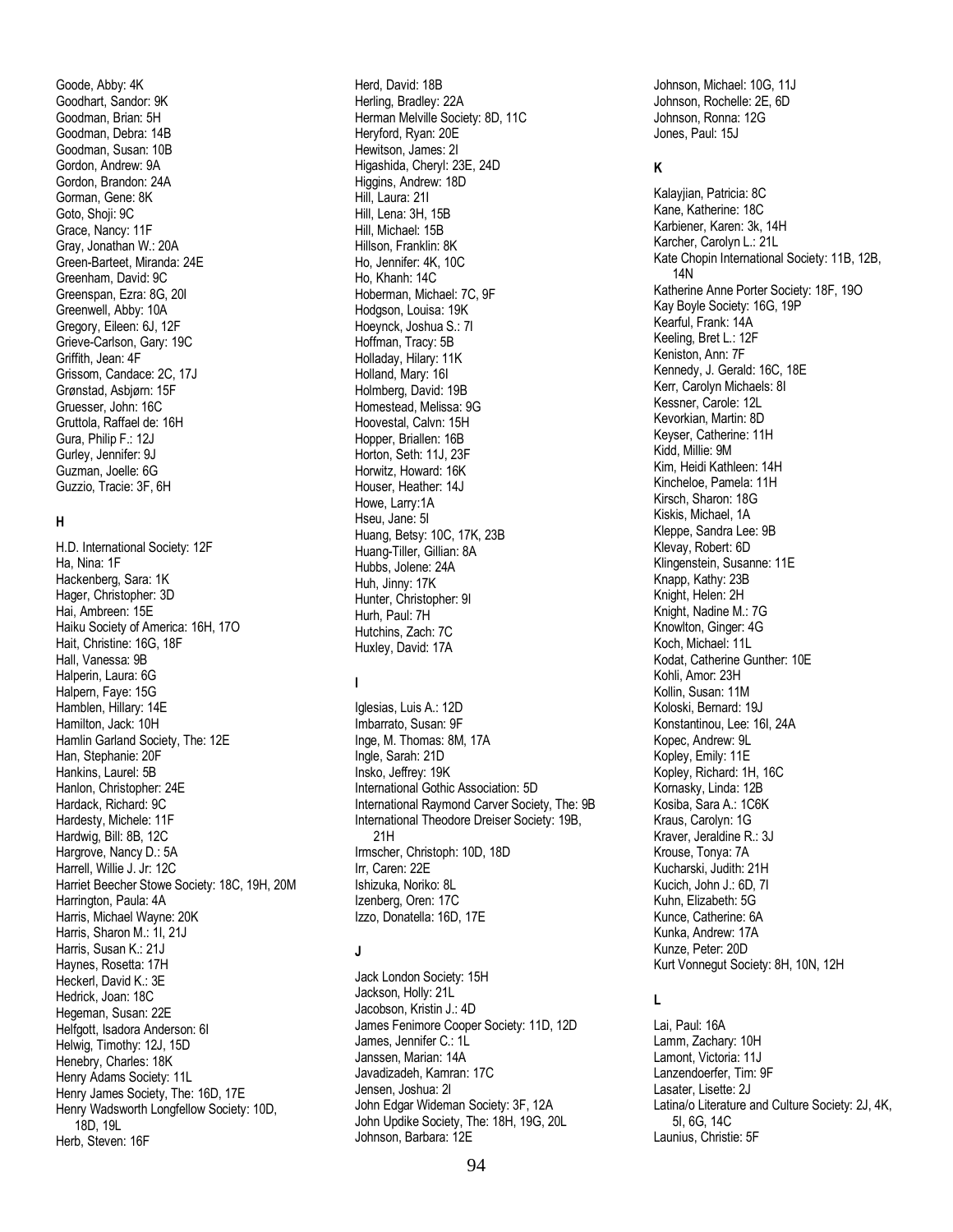Goode, Abby: 4K
Goodhart, Sandor: 9K
Goodman, Brian: 5H
Goodman, Debra: 14B
Goodman, Susan: 10B
Gordon, Andrew: 9A
Gordon, Brandon: 24A
Gorman, Gene: 8K
Goto, Shoji: 9C
Grace, Nancy: 11F
Gray, Jonathan W.: 20A
Green-Barteet, Miranda: 24E
Greenham, David: 9C
Greenspan, Ezra: 8G, 20I
Greenwell, Abby: 10A
Gregory, Eileen: 6J, 12F
Grieve-Carlson, Gary: 19C
Griffith, Jean: 4F
Grissom, Candace: 2C, 17J
Grønstad, Asbjørn: 15F
Gruesser, John: 16C
Gruttola, Raffael de: 16H
Gura, Philip F.: 12J
Gurley, Jennifer: 9J
Guzman, Joelle: 6G
Guzzio, Tracie: 3F, 6H

**H**

H.D. International Society: 12F
Ha, Nina: 1F
Hackenberg, Sara: 1K
Hager, Christopher: 3D
Hai, Ambreen: 15E
Haiku Society of America: 16H, 17O
Hait, Christine: 16G, 18F
Hall, Vanessa: 9B
Halperin, Laura: 6G
Halpern, Faye: 15G
Hamblen, Hillary: 14E
Hamilton, Jack: 10H
Hamlin Garland Society, The: 12E
Han, Stephanie: 20F
Hankins, Laurel: 5B
Hanlon, Christopher: 24E
Hardack, Richard: 9C
Hardesty, Michele: 11F
Hardwig, Bill: 8B, 12C
Hargrove, Nancy D.: 5A
Harrell, Willie J. Jr: 12C
Harriet Beecher Stowe Society: 18C, 19H, 20M
Harrington, Paula: 4A
Harris, Michael Wayne: 20K
Harris, Sharon M.: 1I, 21J
Harris, Susan K.: 21J
Haynes, Rosetta: 17H
Heckerl, David K.: 3E
Hedrick, Joan: 18C
Hegeman, Susan: 22E
Helfgott, Isadora Anderson: 6I
Helwig, Timothy: 12J, 15D
Henebry, Charles: 18K
Henry Adams Society: 11L
Henry James Society, The: 16D, 17E
Henry Wadsworth Longfellow Society: 10D, 18D, 19L
Herb, Steven: 16F
Herd, David: 18B
Herling, Bradley: 22A
Herman Melville Society: 8D, 11C
Heryford, Ryan: 20E
Hewitson, James: 2I
Higashida, Cheryl: 23E, 24D
Higgins, Andrew: 18D
Hill, Laura: 21I
Hill, Lena: 3H, 15B
Hill, Michael: 15B
Hillson, Franklin: 8K
Ho, Jennifer: 4K, 10C
Ho, Khanh: 14C
Hoberman, Michael: 7C, 9F
Hodgson, Louisa: 19K
Hoeynck, Joshua S.: 7I
Hoffman, Tracy: 5B
Holladay, Hilary: 11K
Holland, Mary: 16I
Holmberg, David: 19B
Homestead, Melissa: 9G
Hoovestal, Calvn: 15H
Hopper, Briallen: 16B
Horton, Seth: 11J, 23F
Horwitz, Howard: 16K
Houser, Heather: 14J
Howe, Larry:1A
Hseu, Jane: 5I
Huang, Betsy: 10C, 17K, 23B
Huang-Tiller, Gillian: 8A
Hubbs, Jolene: 24A
Huh, Jinny: 17K
Hunter, Christopher: 9I
Hurh, Paul: 7H
Hutchins, Zach: 7C
Huxley, David: 17A

**I**

Iglesias, Luis A.: 12D
Imbarrato, Susan: 9F
Inge, M. Thomas: 8M, 17A
Ingle, Sarah: 21D
Insko, Jeffrey: 19K
International Gothic Association: 5D
International Raymond Carver Society, The: 9B
International Theodore Dreiser Society: 19B, 21H
Irmscher, Christoph: 10D, 18D
Irr, Caren: 22E
Ishizuka, Noriko: 8L
Izenberg, Oren: 17C
Izzo, Donatella: 16D, 17E

**J**

Jack London Society: 15H
Jackson, Holly: 21L
Jacobson, Kristin J.: 4D
James Fenimore Cooper Society: 11D, 12D
James, Jennifer C.: 1L
Janssen, Marian: 14A
Javadizadeh, Kamran: 17C
Jensen, Joshua: 2I
John Edgar Wideman Society: 3F, 12A
John Updike Society, The: 18H, 19G, 20L
Johnson, Barbara: 12E
Johnson, Michael: 10G, 11J
Johnson, Rochelle: 2E, 6D
Johnson, Ronna: 12G
Jones, Paul: 15J

**K**

Kalayjian, Patricia: 8C
Kane, Katherine: 18C
Karbiener, Karen: 3k, 14H
Karcher, Carolyn L.: 21L
Kate Chopin International Society: 11B, 12B, 14N
Katherine Anne Porter Society: 18F, 19O
Kay Boyle Society: 16G, 19P
Kearful, Frank: 14A
Keeling, Bret L.: 12F
Keniston, Ann: 7F
Kennedy, J. Gerald: 16C, 18E
Kerr, Carolyn Michaels: 8I
Kessner, Carole: 12L
Kevorkian, Martin: 8D
Keyser, Catherine: 11H
Kidd, Millie: 9M
Kim, Heidi Kathleen: 14H
Kincheloe, Pamela: 11H
Kirsch, Sharon: 18G
Kiskis, Michael, 1A
Kleppe, Sandra Lee: 9B
Klevay, Robert: 6D
Klingenstein, Susanne: 11E
Knapp, Kathy: 23B
Knight, Helen: 2H
Knight, Nadine M.: 7G
Knowlton, Ginger: 4G
Koch, Michael: 11L
Kodat, Catherine Gunther: 10E
Kohli, Amor: 23H
Kollin, Susan: 11M
Koloski, Bernard: 19J
Konstantinou, Lee: 16I, 24A
Kopec, Andrew: 9L
Kopley, Emily: 11E
Kopley, Richard: 1H, 16C
Kornasky, Linda: 12B
Kosiba, Sara A.: 1C6K
Kraus, Carolyn: 1G
Kraver, Jeraldine R.: 3J
Krouse, Tonya: 7A
Kucharski, Judith: 21H
Kucich, John J.: 6D, 7I
Kuhn, Elizabeth: 5G
Kunce, Catherine: 6A
Kunka, Andrew: 17A
Kunze, Peter: 20D
Kurt Vonnegut Society: 8H, 10N, 12H

**L**

Lai, Paul: 16A
Lamm, Zachary: 10H
Lamont, Victoria: 11J
Lanzendoerfer, Tim: 9F
Lasater, Lisette: 2J
Latina/o Literature and Culture Society: 2J, 4K, 5I, 6G, 14C
Launius, Christie: 5F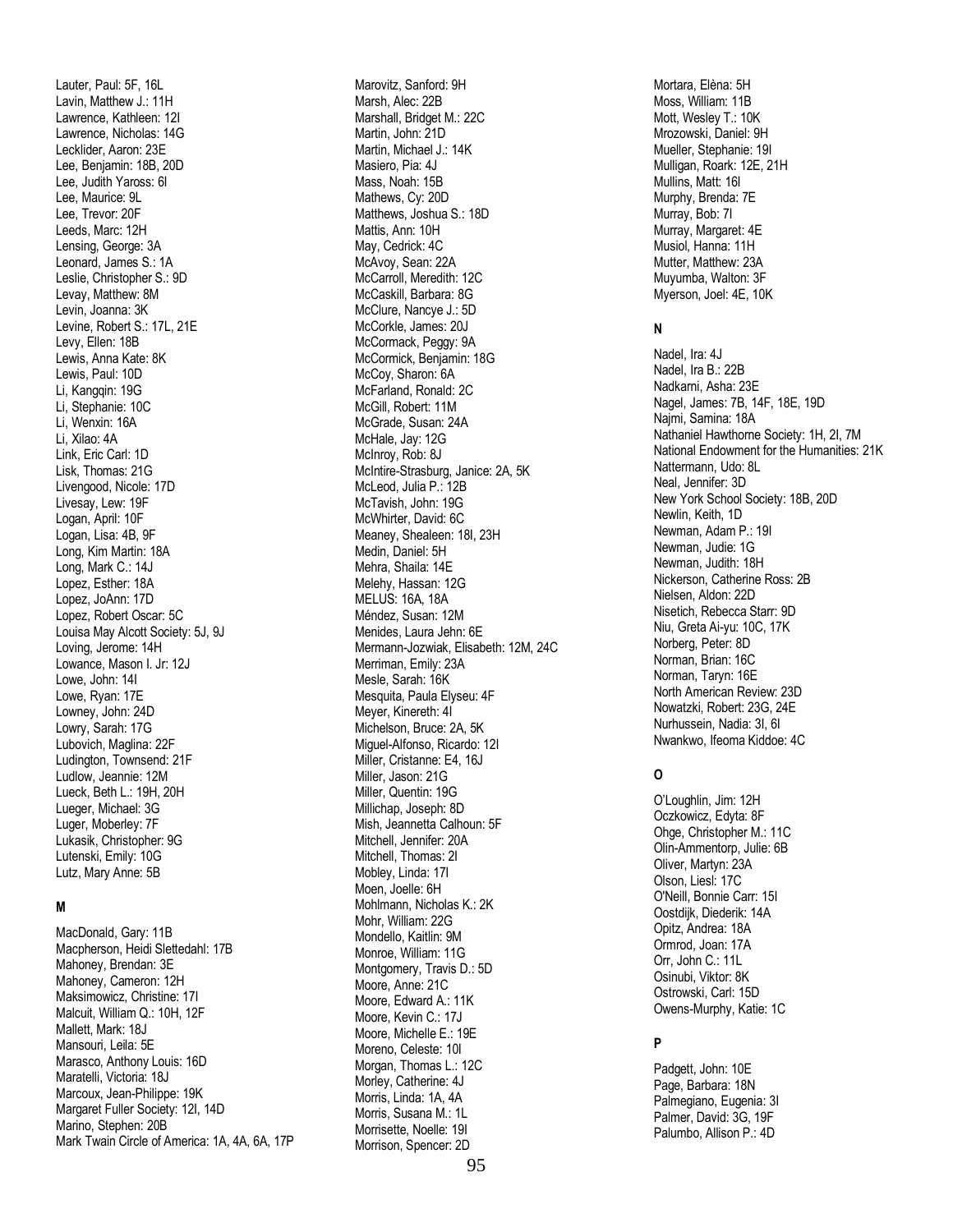Lauter, Paul: 5F, 16L
Lavin, Matthew J.: 11H
Lawrence, Kathleen: 12I
Lawrence, Nicholas: 14G
Lecklider, Aaron: 23E
Lee, Benjamin: 18B, 20D
Lee, Judith Yaross: 6I
Lee, Maurice: 9L
Lee, Trevor: 20F
Leeds, Marc: 12H
Lensing, George: 3A
Leonard, James S.: 1A
Leslie, Christopher S.: 9D
Levay, Matthew: 8M
Levin, Joanna: 3K
Levine, Robert S.: 17L, 21E
Levy, Ellen: 18B
Lewis, Anna Kate: 8K
Lewis, Paul: 10D
Li, Kangqin: 19G
Li, Stephanie: 10C
Li, Wenxin: 16A
Li, Xilao: 4A
Link, Eric Carl: 1D
Lisk, Thomas: 21G
Livengood, Nicole: 17D
Livesay, Lew: 19F
Logan, April: 10F
Logan, Lisa: 4B, 9F
Long, Kim Martin: 18A
Long, Mark C.: 14J
Lopez, Esther: 18A
Lopez, JoAnn: 17D
Lopez, Robert Oscar: 5C
Louisa May Alcott Society: 5J, 9J
Loving, Jerome: 14H
Lowance, Mason I. Jr: 12J
Lowe, John: 14I
Lowe, Ryan: 17E
Lowney, John: 24D
Lowry, Sarah: 17G
Lubovich, Maglina: 22F
Ludington, Townsend: 21F
Ludlow, Jeannie: 12M
Lueck, Beth L.: 19H, 20H
Lueger, Michael: 3G
Luger, Moberley: 7F
Lukasik, Christopher: 9G
Lutenski, Emily: 10G
Lutz, Mary Anne: 5B

**M**

MacDonald, Gary: 11B
Macpherson, Heidi Slettedahl: 17B
Mahoney, Brendan: 3E
Mahoney, Cameron: 12H
Maksimowicz, Christine: 17I
Malcuit, William Q.: 10H, 12F
Mallett, Mark: 18J
Mansouri, Leila: 5E
Marasco, Anthony Louis: 16D
Maratelli, Victoria: 18J
Marcoux, Jean-Philippe: 19K
Margaret Fuller Society: 12I, 14D
Marino, Stephen: 20B
Mark Twain Circle of America: 1A, 4A, 6A, 17P
Marovitz, Sanford: 9H
Marsh, Alec: 22B
Marshall, Bridget M.: 22C
Martin, John: 21D
Martin, Michael J.: 14K
Masiero, Pia: 4J
Mass, Noah: 15B
Mathews, Cy: 20D
Matthews, Joshua S.: 18D
Mattis, Ann: 10H
May, Cedrick: 4C
McAvoy, Sean: 22A
McCarroll, Meredith: 12C
McCaskill, Barbara: 8G
McClure, Nancye J.: 5D
McCorkle, James: 20J
McCormack, Peggy: 9A
McCormick, Benjamin: 18G
McCoy, Sharon: 6A
McFarland, Ronald: 2C
McGill, Robert: 11M
McGrade, Susan: 24A
McHale, Jay: 12G
McInroy, Rob: 8J
McIntire-Strasburg, Janice: 2A, 5K
McLeod, Julia P.: 12B
McTavish, John: 19G
McWhirter, David: 6C
Meaney, Shealeen: 18I, 23H
Medin, Daniel: 5H
Mehra, Shaila: 14E
Melehy, Hassan: 12G
MELUS: 16A, 18A
Méndez, Susan: 12M
Menides, Laura Jehn: 6E
Mermann-Jozwiak, Elisabeth: 12M, 24C
Merriman, Emily: 23A
Mesle, Sarah: 16K
Mesquita, Paula Elyseu: 4F
Meyer, Kinereth: 4I
Michelson, Bruce: 2A, 5K
Miguel-Alfonso, Ricardo: 12I
Miller, Cristanne: E4, 16J
Miller, Jason: 21G
Miller, Quentin: 19G
Millichap, Joseph: 8D
Mish, Jeannetta Calhoun: 5F
Mitchell, Jennifer: 20A
Mitchell, Thomas: 2I
Mobley, Linda: 17I
Moen, Joelle: 6H
Mohlmann, Nicholas K.: 2K
Mohr, William: 22G
Mondello, Kaitlin: 9M
Monroe, William: 11G
Montgomery, Travis D.: 5D
Moore, Anne: 21C
Moore, Edward A.: 11K
Moore, Kevin C.: 17J
Moore, Michelle E.: 19E
Moreno, Celeste: 10I
Morgan, Thomas L.: 12C
Morley, Catherine: 4J
Morris, Linda: 1A, 4A
Morris, Susana M.: 1L
Morrisette, Noelle: 19I
Morrison, Spencer: 2D
Mortara, Elèna: 5H
Moss, William: 11B
Mott, Wesley T.: 10K
Mrozowski, Daniel: 9H
Mueller, Stephanie: 19I
Mulligan, Roark: 12E, 21H
Mullins, Matt: 16I
Murphy, Brenda: 7E
Murray, Bob: 7I
Murray, Margaret: 4E
Musiol, Hanna: 11H
Mutter, Matthew: 23A
Muyumba, Walton: 3F
Myerson, Joel: 4E, 10K

**N**

Nadel, Ira: 4J
Nadel, Ira B.: 22B
Nadkarni, Asha: 23E
Nagel, James: 7B, 14F, 18E, 19D
Najmi, Samina: 18A
Nathaniel Hawthorne Society: 1H, 2I, 7M
National Endowment for the Humanities: 21K
Nattermann, Udo: 8L
Neal, Jennifer: 3D
New York School Society: 18B, 20D
Newlin, Keith, 1D
Newman, Adam P.: 19I
Newman, Judie: 1G
Newman, Judith: 18H
Nickerson, Catherine Ross: 2B
Nielsen, Aldon: 22D
Nisetich, Rebecca Starr: 9D
Niu, Greta Ai-yu: 10C, 17K
Norberg, Peter: 8D
Norman, Brian: 16C
Norman, Taryn: 16E
North American Review: 23D
Nowatzki, Robert: 23G, 24E
Nurhussein, Nadia: 3I, 6I
Nwankwo, Ifeoma Kiddoe: 4C

**O**

O'Loughlin, Jim: 12H
Oczkowicz, Edyta: 8F
Ohge, Christopher M.: 11C
Olin-Ammentorp, Julie: 6B
Oliver, Martyn: 23A
Olson, Liesl: 17C
O'Neill, Bonnie Carr: 15I
Oostdijk, Diederik: 14A
Opitz, Andrea: 18A
Ormrod, Joan: 17A
Orr, John C.: 11L
Osinubi, Viktor: 8K
Ostrowski, Carl: 15D
Owens-Murphy, Katie: 1C

**P**

Padgett, John: 10E
Page, Barbara: 18N
Palmegiano, Eugenia: 3I
Palmer, David: 3G, 19F
Palumbo, Allison P.: 4D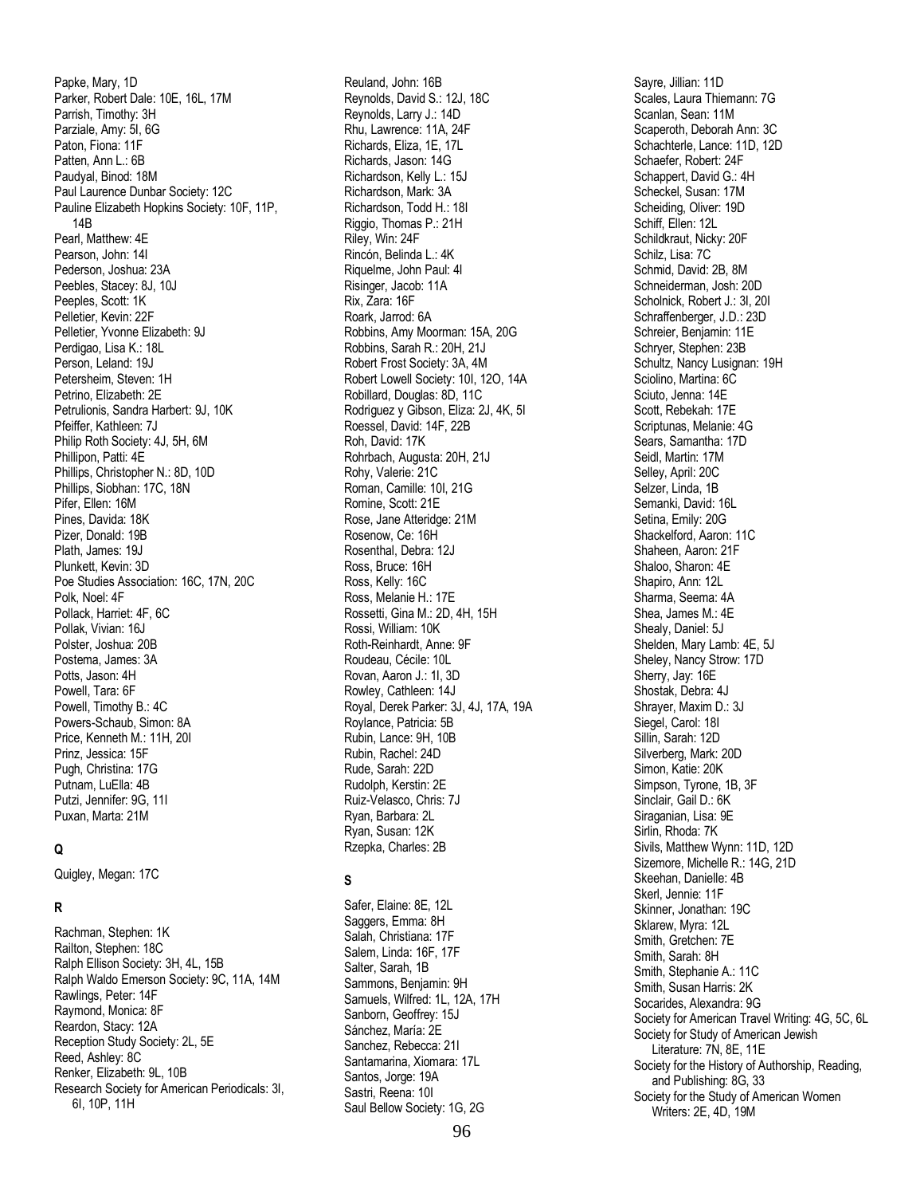Papke, Mary, 1D
Parker, Robert Dale: 10E, 16L, 17M
Parrish, Timothy: 3H
Parziale, Amy: 5I, 6G
Paton, Fiona: 11F
Patten, Ann L.: 6B
Paudyal, Binod: 18M
Paul Laurence Dunbar Society: 12C
Pauline Elizabeth Hopkins Society: 10F, 11P, 14B
Pearl, Matthew: 4E
Pearson, John: 14I
Pederson, Joshua: 23A
Peebles, Stacey: 8J, 10J
Peeples, Scott: 1K
Pelletier, Kevin: 22F
Pelletier, Yvonne Elizabeth: 9J
Perdigao, Lisa K.: 18L
Person, Leland: 19J
Petersheim, Steven: 1H
Petrino, Elizabeth: 2E
Petrulionis, Sandra Harbert: 9J, 10K
Pfeiffer, Kathleen: 7J
Philip Roth Society: 4J, 5H, 6M
Phillipon, Patti: 4E
Phillips, Christopher N.: 8D, 10D
Phillips, Siobhan: 17C, 18N
Pifer, Ellen: 16M
Pines, Davida: 18K
Pizer, Donald: 19B
Plath, James: 19J
Plunkett, Kevin: 3D
Poe Studies Association: 16C, 17N, 20C
Polk, Noel: 4F
Pollack, Harriet: 4F, 6C
Pollak, Vivian: 16J
Polster, Joshua: 20B
Postema, James: 3A
Potts, Jason: 4H
Powell, Tara: 6F
Powell, Timothy B.: 4C
Powers-Schaub, Simon: 8A
Price, Kenneth M.: 11H, 20I
Prinz, Jessica: 15F
Pugh, Christina: 17G
Putnam, LuElla: 4B
Putzi, Jennifer: 9G, 11I
Puxan, Marta: 21M

**Q**

Quigley, Megan: 17C

**R**

Rachman, Stephen: 1K
Railton, Stephen: 18C
Ralph Ellison Society: 3H, 4L, 15B
Ralph Waldo Emerson Society: 9C, 11A, 14M
Rawlings, Peter: 14F
Raymond, Monica: 8F
Reardon, Stacy: 12A
Reception Study Society: 2L, 5E
Reed, Ashley: 8C
Renker, Elizabeth: 9L, 10B
Research Society for American Periodicals: 3I, 6I, 10P, 11H
Reuland, John: 16B
Reynolds, David S.: 12J, 18C
Reynolds, Larry J.: 14D
Rhu, Lawrence: 11A, 24F
Richards, Eliza, 1E, 17L
Richards, Jason: 14G
Richardson, Kelly L.: 15J
Richardson, Mark: 3A
Richardson, Todd H.: 18I
Riggio, Thomas P.: 21H
Riley, Win: 24F
Rincón, Belinda L.: 4K
Riquelme, John Paul: 4I
Risinger, Jacob: 11A
Rix, Zara: 16F
Roark, Jarrod: 6A
Robbins, Amy Moorman: 15A, 20G
Robbins, Sarah R.: 20H, 21J
Robert Frost Society: 3A, 4M
Robert Lowell Society: 10I, 12O, 14A
Robillard, Douglas: 8D, 11C
Rodriguez y Gibson, Eliza: 2J, 4K, 5I
Roessel, David: 14F, 22B
Roh, David: 17K
Rohrbach, Augusta: 20H, 21J
Rohy, Valerie: 21C
Roman, Camille: 10I, 21G
Romine, Scott: 21E
Rose, Jane Atteridge: 21M
Rosenow, Ce: 16H
Rosenthal, Debra: 12J
Ross, Bruce: 16H
Ross, Kelly: 16C
Ross, Melanie H.: 17E
Rossetti, Gina M.: 2D, 4H, 15H
Rossi, William: 10K
Roth-Reinhardt, Anne: 9F
Roudeau, Cécile: 10L
Rovan, Aaron J.: 1I, 3D
Rowley, Cathleen: 14J
Royal, Derek Parker: 3J, 4J, 17A, 19A
Roylance, Patricia: 5B
Rubin, Lance: 9H, 10B
Rubin, Rachel: 24D
Rude, Sarah: 22D
Rudolph, Kerstin: 2E
Ruiz-Velasco, Chris: 7J
Ryan, Barbara: 2L
Ryan, Susan: 12K
Rzepka, Charles: 2B

**S**

Safer, Elaine: 8E, 12L
Saggers, Emma: 8H
Salah, Christiana: 17F
Salem, Linda: 16F, 17F
Salter, Sarah, 1B
Sammons, Benjamin: 9H
Samuels, Wilfred: 1L, 12A, 17H
Sanborn, Geoffrey: 15J
Sánchez, María: 2E
Sanchez, Rebecca: 21I
Santamarina, Xiomara: 17L
Santos, Jorge: 19A
Sastri, Reena: 10I
Saul Bellow Society: 1G, 2G
Sayre, Jillian: 11D
Scales, Laura Thiemann: 7G
Scanlan, Sean: 11M
Scaperoth, Deborah Ann: 3C
Schachterle, Lance: 11D, 12D
Schaefer, Robert: 24F
Schappert, David G.: 4H
Scheckel, Susan: 17M
Scheiding, Oliver: 19D
Schiff, Ellen: 12L
Schildkraut, Nicky: 20F
Schilz, Lisa: 7C
Schmid, David: 2B, 8M
Schneiderman, Josh: 20D
Scholnick, Robert J.: 3I, 20I
Schraffenberger, J.D.: 23D
Schreier, Benjamin: 11E
Schryer, Stephen: 23B
Schultz, Nancy Lusignan: 19H
Sciolino, Martina: 6C
Sciuto, Jenna: 14E
Scott, Rebekah: 17E
Scriptunas, Melanie: 4G
Sears, Samantha: 17D
Seidl, Martin: 17M
Selley, April: 20C
Selzer, Linda, 1B
Semanki, David: 16L
Setina, Emily: 20G
Shackelford, Aaron: 11C
Shaheen, Aaron: 21F
Shaloo, Sharon: 4E
Shapiro, Ann: 12L
Sharma, Seema: 4A
Shea, James M.: 4E
Shealy, Daniel: 5J
Shelden, Mary Lamb: 4E, 5J
Sheley, Nancy Strow: 17D
Sherry, Jay: 16E
Shostak, Debra: 4J
Shrayer, Maxim D.: 3J
Siegel, Carol: 18I
Sillin, Sarah: 12D
Silverberg, Mark: 20D
Simon, Katie: 20K
Simpson, Tyrone, 1B, 3F
Sinclair, Gail D.: 6K
Siraganian, Lisa: 9E
Sirlin, Rhoda: 7K
Sivils, Matthew Wynn: 11D, 12D
Sizemore, Michelle R.: 14G, 21D
Skeehan, Danielle: 4B
Skerl, Jennie: 11F
Skinner, Jonathan: 19C
Sklarew, Myra: 12L
Smith, Gretchen: 7E
Smith, Sarah: 8H
Smith, Stephanie A.: 11C
Smith, Susan Harris: 2K
Socarides, Alexandra: 9G
Society for American Travel Writing: 4G, 5C, 6L
Society for Study of American Jewish Literature: 7N, 8E, 11E
Society for the History of Authorship, Reading, and Publishing: 8G, 33
Society for the Study of American Women Writers: 2E, 4D, 19M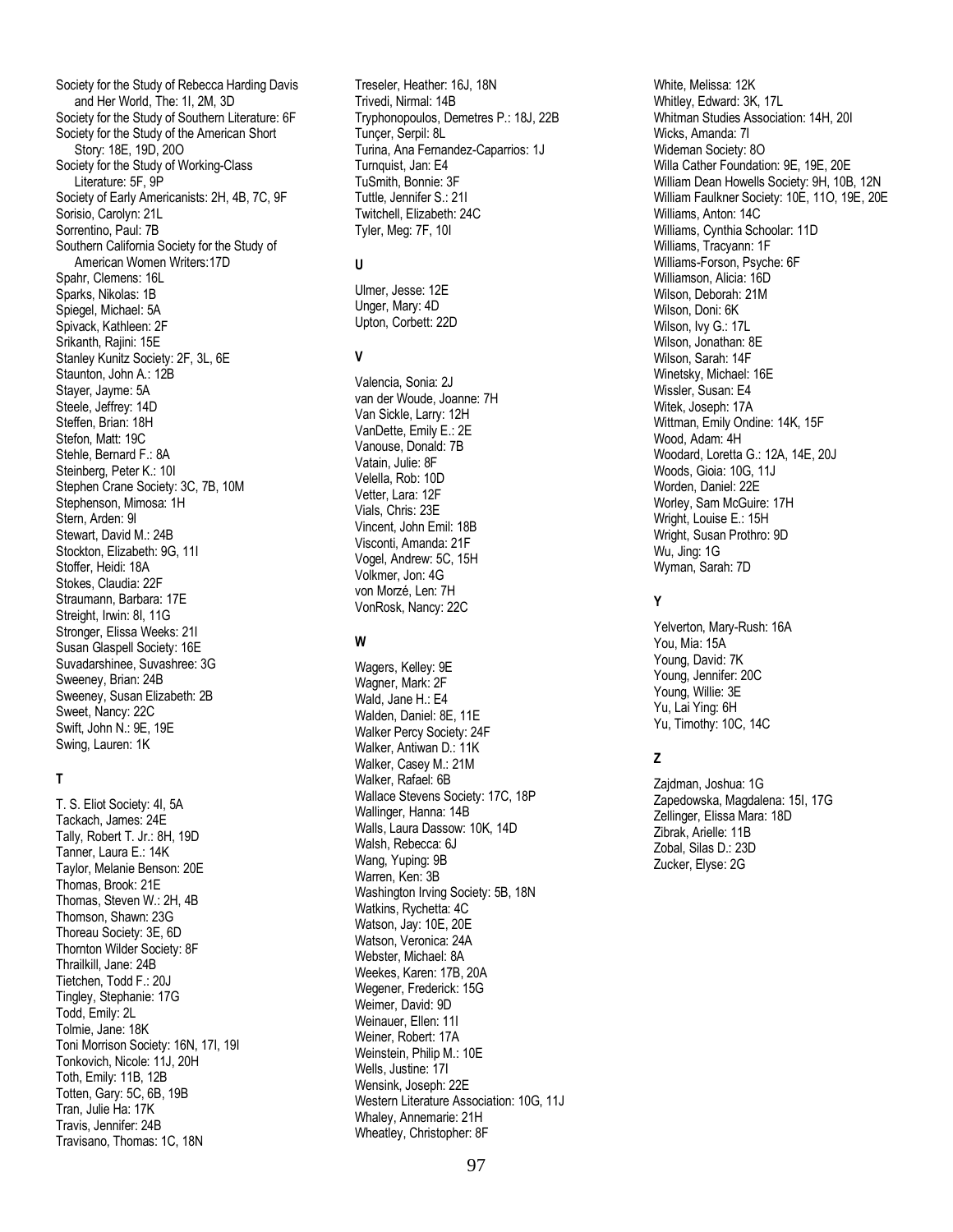Society for the Study of Rebecca Harding Davis and Her World, The: 1I, 2M, 3D
Society for the Study of Southern Literature: 6F
Society for the Study of the American Short Story: 18E, 19D, 20O
Society for the Study of Working-Class Literature: 5F, 9P
Society of Early Americanists: 2H, 4B, 7C, 9F
Sorisio, Carolyn: 21L
Sorrentino, Paul: 7B
Southern California Society for the Study of American Women Writers:17D
Spahr, Clemens: 16L
Sparks, Nikolas: 1B
Spiegel, Michael: 5A
Spivack, Kathleen: 2F
Srikanth, Rajini: 15E
Stanley Kunitz Society: 2F, 3L, 6E
Staunton, John A.: 12B
Stayer, Jayme: 5A
Steele, Jeffrey: 14D
Steffen, Brian: 18H
Stefon, Matt: 19C
Stehle, Bernard F.: 8A
Steinberg, Peter K.: 10I
Stephen Crane Society: 3C, 7B, 10M
Stephenson, Mimosa: 1H
Stern, Arden: 9I
Stewart, David M.: 24B
Stockton, Elizabeth: 9G, 11I
Stoffer, Heidi: 18A
Stokes, Claudia: 22F
Straumann, Barbara: 17E
Streight, Irwin: 8I, 11G
Stronger, Elissa Weeks: 21I
Susan Glaspell Society: 16E
Suvadarshinee, Suvashree: 3G
Sweeney, Brian: 24B
Sweeney, Susan Elizabeth: 2B
Sweet, Nancy: 22C
Swift, John N.: 9E, 19E
Swing, Lauren: 1K

**T**

T. S. Eliot Society: 4I, 5A
Tackach, James: 24E
Tally, Robert T. Jr.: 8H, 19D
Tanner, Laura E.: 14K
Taylor, Melanie Benson: 20E
Thomas, Brook: 21E
Thomas, Steven W.: 2H, 4B
Thomson, Shawn: 23G
Thoreau Society: 3E, 6D
Thornton Wilder Society: 8F
Thrailkill, Jane: 24B
Tietchen, Todd F.: 20J
Tingley, Stephanie: 17G
Todd, Emily: 2L
Tolmie, Jane: 18K
Toni Morrison Society: 16N, 17I, 19I
Tonkovich, Nicole: 11J, 20H
Toth, Emily: 11B, 12B
Totten, Gary: 5C, 6B, 19B
Tran, Julie Ha: 17K
Travis, Jennifer: 24B
Travisano, Thomas: 1C, 18N
Treseler, Heather: 16J, 18N
Trivedi, Nirmal: 14B
Tryphonopoulos, Demetres P.: 18J, 22B
Tunçer, Serpil: 8L
Turina, Ana Fernandez-Caparrios: 1J
Turnquist, Jan: E4
TuSmith, Bonnie: 3F
Tuttle, Jennifer S.: 21I
Twitchell, Elizabeth: 24C
Tyler, Meg: 7F, 10I

**U**

Ulmer, Jesse: 12E
Unger, Mary: 4D
Upton, Corbett: 22D

**V**

Valencia, Sonia: 2J
van der Woude, Joanne: 7H
Van Sickle, Larry: 12H
VanDette, Emily E.: 2E
Vanouse, Donald: 7B
Vatain, Julie: 8F
Velella, Rob: 10D
Vetter, Lara: 12F
Vials, Chris: 23E
Vincent, John Emil: 18B
Visconti, Amanda: 21F
Vogel, Andrew: 5C, 15H
Volkmer, Jon: 4G
von Morzé, Len: 7H
VonRosk, Nancy: 22C

**W**

Wagers, Kelley: 9E
Wagner, Mark: 2F
Wald, Jane H.: E4
Walden, Daniel: 8E, 11E
Walker Percy Society: 24F
Walker, Antiwan D.: 11K
Walker, Casey M.: 21M
Walker, Rafael: 6B
Wallace Stevens Society: 17C, 18P
Wallinger, Hanna: 14B
Walls, Laura Dassow: 10K, 14D
Walsh, Rebecca: 6J
Wang, Yuping: 9B
Warren, Ken: 3B
Washington Irving Society: 5B, 18N
Watkins, Rychetta: 4C
Watson, Jay: 10E, 20E
Watson, Veronica: 24A
Webster, Michael: 8A
Weekes, Karen: 17B, 20A
Wegener, Frederick: 15G
Weimer, David: 9D
Weinauer, Ellen: 11I
Weiner, Robert: 17A
Weinstein, Philip M.: 10E
Wells, Justine: 17I
Wensink, Joseph: 22E
Western Literature Association: 10G, 11J
Whaley, Annemarie: 21H
Wheatley, Christopher: 8F
White, Melissa: 12K
Whitley, Edward: 3K, 17L
Whitman Studies Association: 14H, 20I
Wicks, Amanda: 7I
Wideman Society: 8O
Willa Cather Foundation: 9E, 19E, 20E
William Dean Howells Society: 9H, 10B, 12N
William Faulkner Society: 10E, 11O, 19E, 20E
Williams, Anton: 14C
Williams, Cynthia Schoolar: 11D
Williams, Tracyann: 1F
Williams-Forson, Psyche: 6F
Williamson, Alicia: 16D
Wilson, Deborah: 21M
Wilson, Doni: 6K
Wilson, Ivy G.: 17L
Wilson, Jonathan: 8E
Wilson, Sarah: 14F
Winetsky, Michael: 16E
Wissler, Susan: E4
Witek, Joseph: 17A
Wittman, Emily Ondine: 14K, 15F
Wood, Adam: 4H
Woodard, Loretta G.: 12A, 14E, 20J
Woods, Gioia: 10G, 11J
Worden, Daniel: 22E
Worley, Sam McGuire: 17H
Wright, Louise E.: 15H
Wright, Susan Prothro: 9D
Wu, Jing: 1G
Wyman, Sarah: 7D

**Y**

Yelverton, Mary-Rush: 16A
You, Mia: 15A
Young, David: 7K
Young, Jennifer: 20C
Young, Willie: 3E
Yu, Lai Ying: 6H
Yu, Timothy: 10C, 14C

**Z**

Zajdman, Joshua: 1G
Zapedowska, Magdalena: 15I, 17G
Zellinger, Elissa Mara: 18D
Zibrak, Arielle: 11B
Zobal, Silas D.: 23D
Zucker, Elyse: 2G